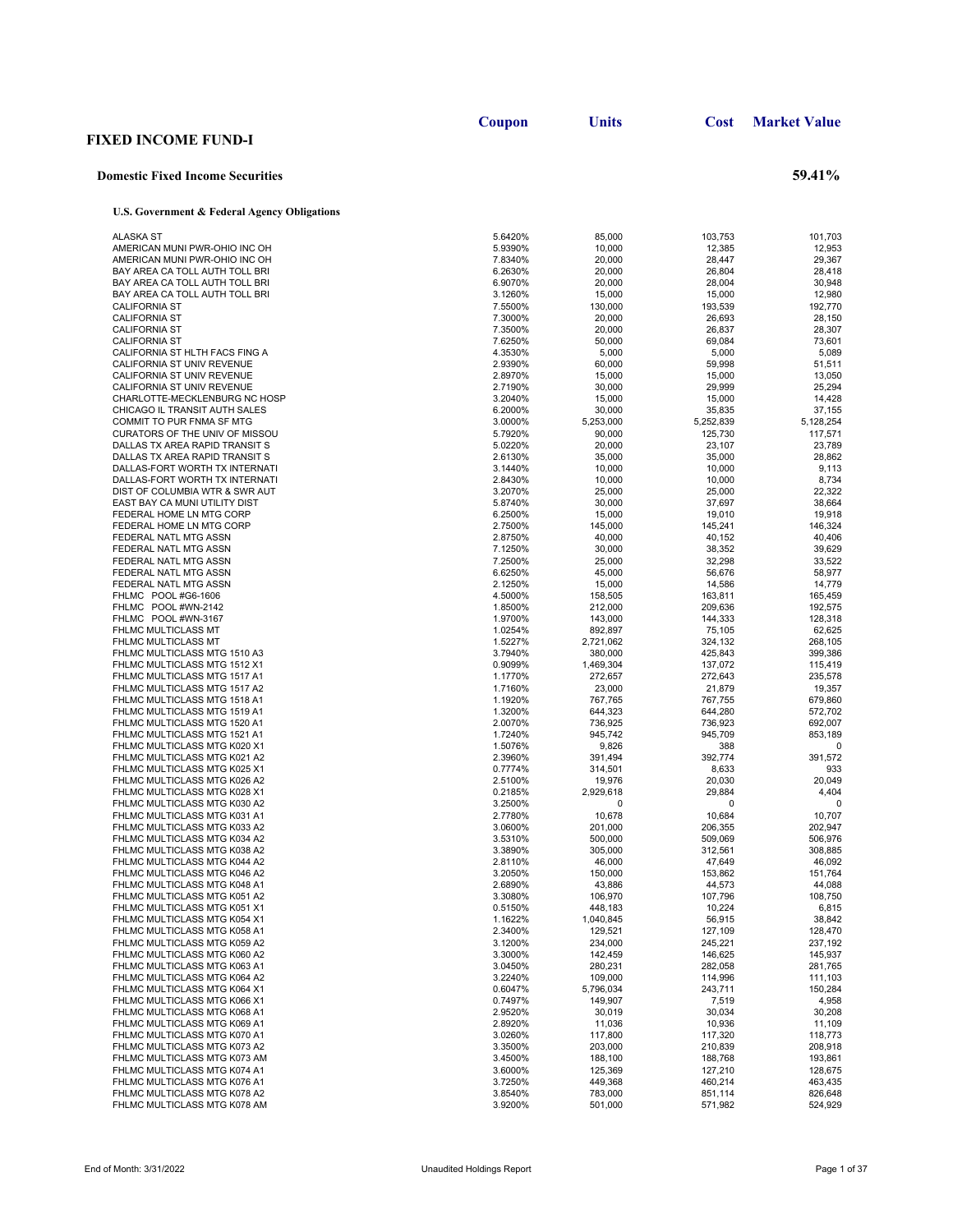# FIXED INCOME FUND-I

## Domestic Fixed Income Securities — 59.41%

### U.S. Government & Federal Agency Obligations

| | Coupon | Units | Cost | Market Value |
|---|---|---|---|---|
| ALASKA ST | 5.6420% | 85,000 | 103,753 | 101,703 |
| AMERICAN MUNI PWR-OHIO INC OH | 5.9390% | 10,000 | 12,385 | 12,953 |
| AMERICAN MUNI PWR-OHIO INC OH | 7.8340% | 20,000 | 28,447 | 29,367 |
| BAY AREA CA TOLL AUTH TOLL BRI | 6.2630% | 20,000 | 26,804 | 28,418 |
| BAY AREA CA TOLL AUTH TOLL BRI | 6.9070% | 20,000 | 28,004 | 30,948 |
| BAY AREA CA TOLL AUTH TOLL BRI | 3.1260% | 15,000 | 15,000 | 12,980 |
| CALIFORNIA ST | 7.5500% | 130,000 | 193,539 | 192,770 |
| CALIFORNIA ST | 7.3000% | 20,000 | 26,693 | 28,150 |
| CALIFORNIA ST | 7.3500% | 20,000 | 26,837 | 28,307 |
| CALIFORNIA ST | 7.6250% | 50,000 | 69,084 | 73,601 |
| CALIFORNIA ST HLTH FACS FING A | 4.3530% | 5,000 | 5,000 | 5,089 |
| CALIFORNIA ST UNIV REVENUE | 2.9390% | 60,000 | 59,998 | 51,511 |
| CALIFORNIA ST UNIV REVENUE | 2.8970% | 15,000 | 15,000 | 13,050 |
| CALIFORNIA ST UNIV REVENUE | 2.7190% | 30,000 | 29,999 | 25,294 |
| CHARLOTTE-MECKLENBURG NC HOSP | 3.2040% | 15,000 | 15,000 | 14,428 |
| CHICAGO IL TRANSIT AUTH SALES | 6.2000% | 30,000 | 35,835 | 37,155 |
| COMMIT TO PUR FNMA SF MTG | 3.0000% | 5,253,000 | 5,252,839 | 5,128,254 |
| CURATORS OF THE UNIV OF MISSOU | 5.7920% | 90,000 | 125,730 | 117,571 |
| DALLAS TX AREA RAPID TRANSIT S | 5.0220% | 20,000 | 23,107 | 23,789 |
| DALLAS TX AREA RAPID TRANSIT S | 2.6130% | 35,000 | 35,000 | 28,862 |
| DALLAS-FORT WORTH TX INTERNATI | 3.1440% | 10,000 | 10,000 | 9,113 |
| DALLAS-FORT WORTH TX INTERNATI | 2.8430% | 10,000 | 10,000 | 8,734 |
| DIST OF COLUMBIA WTR & SWR AUT | 3.2070% | 25,000 | 25,000 | 22,322 |
| EAST BAY CA MUNI UTILITY DIST | 5.8740% | 30,000 | 37,697 | 38,664 |
| FEDERAL HOME LN MTG CORP | 6.2500% | 15,000 | 19,010 | 19,918 |
| FEDERAL HOME LN MTG CORP | 2.7500% | 145,000 | 145,241 | 146,324 |
| FEDERAL NATL MTG ASSN | 2.8750% | 40,000 | 40,152 | 40,406 |
| FEDERAL NATL MTG ASSN | 7.1250% | 30,000 | 38,352 | 39,629 |
| FEDERAL NATL MTG ASSN | 7.2500% | 25,000 | 32,298 | 33,522 |
| FEDERAL NATL MTG ASSN | 6.6250% | 45,000 | 56,676 | 58,977 |
| FEDERAL NATL MTG ASSN | 2.1250% | 15,000 | 14,586 | 14,779 |
| FHLMC POOL #G6-1606 | 4.5000% | 158,505 | 163,811 | 165,459 |
| FHLMC POOL #WN-2142 | 1.8500% | 212,000 | 209,636 | 192,575 |
| FHLMC POOL #WN-3167 | 1.9700% | 143,000 | 144,333 | 128,318 |
| FHLMC MULTICLASS MT | 1.0254% | 892,897 | 75,105 | 62,625 |
| FHLMC MULTICLASS MT | 1.5227% | 2,721,062 | 324,132 | 268,105 |
| FHLMC MULTICLASS MTG 1510 A3 | 3.7940% | 380,000 | 425,843 | 399,386 |
| FHLMC MULTICLASS MTG 1512 X1 | 0.9099% | 1,469,304 | 137,072 | 115,419 |
| FHLMC MULTICLASS MTG 1517 A1 | 1.1770% | 272,657 | 272,643 | 235,578 |
| FHLMC MULTICLASS MTG 1517 A2 | 1.7160% | 23,000 | 21,879 | 19,357 |
| FHLMC MULTICLASS MTG 1518 A1 | 1.1920% | 767,765 | 767,755 | 679,860 |
| FHLMC MULTICLASS MTG 1519 A1 | 1.3200% | 644,323 | 644,280 | 572,702 |
| FHLMC MULTICLASS MTG 1520 A1 | 2.0070% | 736,925 | 736,923 | 692,007 |
| FHLMC MULTICLASS MTG 1521 A1 | 1.7240% | 945,742 | 945,709 | 853,189 |
| FHLMC MULTICLASS MTG K020 X1 | 1.5076% | 9,826 | 388 | 0 |
| FHLMC MULTICLASS MTG K021 A2 | 2.3960% | 391,494 | 392,774 | 391,572 |
| FHLMC MULTICLASS MTG K025 X1 | 0.7774% | 314,501 | 8,633 | 933 |
| FHLMC MULTICLASS MTG K026 A2 | 2.5100% | 19,976 | 20,030 | 20,049 |
| FHLMC MULTICLASS MTG K028 X1 | 0.2185% | 2,929,618 | 29,884 | 4,404 |
| FHLMC MULTICLASS MTG K030 A2 | 3.2500% | 0 | 0 | 0 |
| FHLMC MULTICLASS MTG K031 A1 | 2.7780% | 10,678 | 10,684 | 10,707 |
| FHLMC MULTICLASS MTG K033 A2 | 3.0600% | 201,000 | 206,355 | 202,947 |
| FHLMC MULTICLASS MTG K034 A2 | 3.5310% | 500,000 | 509,069 | 506,976 |
| FHLMC MULTICLASS MTG K038 A2 | 3.3890% | 305,000 | 312,561 | 308,885 |
| FHLMC MULTICLASS MTG K044 A2 | 2.8110% | 46,000 | 47,649 | 46,092 |
| FHLMC MULTICLASS MTG K046 A2 | 3.2050% | 150,000 | 153,862 | 151,764 |
| FHLMC MULTICLASS MTG K048 A1 | 2.6890% | 43,886 | 44,573 | 44,088 |
| FHLMC MULTICLASS MTG K051 A2 | 3.3080% | 106,970 | 107,796 | 108,750 |
| FHLMC MULTICLASS MTG K051 X1 | 0.5150% | 448,183 | 10,224 | 6,815 |
| FHLMC MULTICLASS MTG K054 X1 | 1.1622% | 1,040,845 | 56,915 | 38,842 |
| FHLMC MULTICLASS MTG K058 A1 | 2.3400% | 129,521 | 127,109 | 128,470 |
| FHLMC MULTICLASS MTG K059 A2 | 3.1200% | 234,000 | 245,221 | 237,192 |
| FHLMC MULTICLASS MTG K060 A2 | 3.3000% | 142,459 | 146,625 | 145,937 |
| FHLMC MULTICLASS MTG K063 A1 | 3.0450% | 280,231 | 282,058 | 281,765 |
| FHLMC MULTICLASS MTG K064 A2 | 3.2240% | 109,000 | 114,996 | 111,103 |
| FHLMC MULTICLASS MTG K064 X1 | 0.6047% | 5,796,034 | 243,711 | 150,284 |
| FHLMC MULTICLASS MTG K066 X1 | 0.7497% | 149,907 | 7,519 | 4,958 |
| FHLMC MULTICLASS MTG K068 A1 | 2.9520% | 30,019 | 30,034 | 30,208 |
| FHLMC MULTICLASS MTG K069 A1 | 2.8920% | 11,036 | 10,936 | 11,109 |
| FHLMC MULTICLASS MTG K070 A1 | 3.0260% | 117,800 | 117,320 | 118,773 |
| FHLMC MULTICLASS MTG K073 A2 | 3.3500% | 203,000 | 210,839 | 208,918 |
| FHLMC MULTICLASS MTG K073 AM | 3.4500% | 188,100 | 188,768 | 193,861 |
| FHLMC MULTICLASS MTG K074 A1 | 3.6000% | 125,369 | 127,210 | 128,675 |
| FHLMC MULTICLASS MTG K076 A1 | 3.7250% | 449,368 | 460,214 | 463,435 |
| FHLMC MULTICLASS MTG K078 A2 | 3.8540% | 783,000 | 851,114 | 826,648 |
| FHLMC MULTICLASS MTG K078 AM | 3.9200% | 501,000 | 571,982 | 524,929 |

End of Month: 3/31/2022 — Unaudited Holdings Report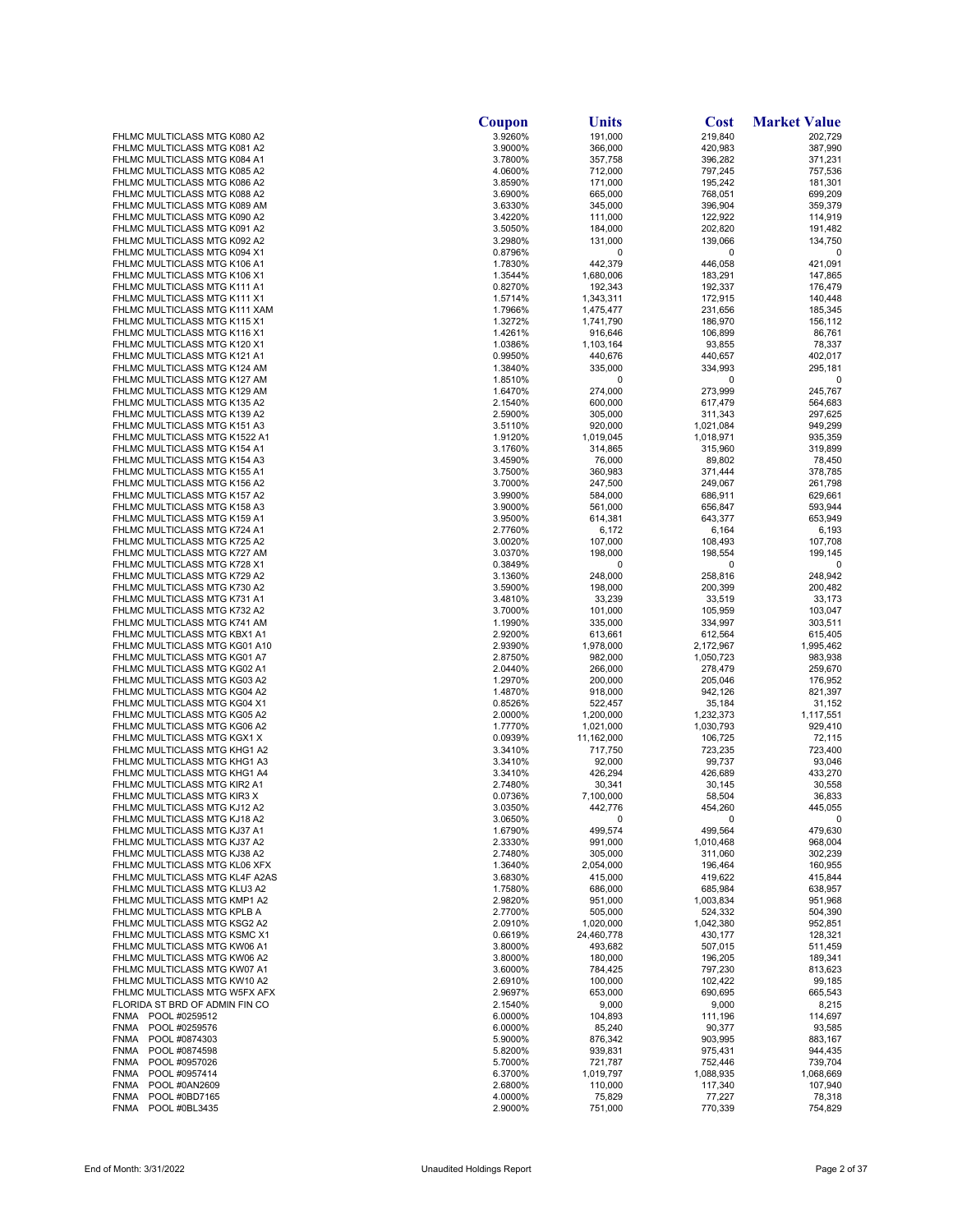| | Coupon | Units | Cost | Market Value |
|---|---|---|---|---|
| FHLMC MULTICLASS MTG K080 A2 | 3.9260% | 191,000 | 219,840 | 202,729 |
| FHLMC MULTICLASS MTG K081 A2 | 3.9000% | 366,000 | 420,983 | 387,990 |
| FHLMC MULTICLASS MTG K084 A1 | 3.7800% | 357,758 | 396,282 | 371,231 |
| FHLMC MULTICLASS MTG K085 A2 | 4.0600% | 712,000 | 797,245 | 757,536 |
| FHLMC MULTICLASS MTG K086 A2 | 3.8590% | 171,000 | 195,242 | 181,301 |
| FHLMC MULTICLASS MTG K088 A2 | 3.6900% | 665,000 | 768,051 | 699,209 |
| FHLMC MULTICLASS MTG K089 AM | 3.6330% | 345,000 | 396,904 | 359,379 |
| FHLMC MULTICLASS MTG K090 A2 | 3.4220% | 111,000 | 122,922 | 114,919 |
| FHLMC MULTICLASS MTG K091 A2 | 3.5050% | 184,000 | 202,820 | 191,482 |
| FHLMC MULTICLASS MTG K092 A2 | 3.2980% | 131,000 | 139,066 | 134,750 |
| FHLMC MULTICLASS MTG K094 X1 | 0.8796% | 0 | 0 | 0 |
| FHLMC MULTICLASS MTG K106 A1 | 1.7830% | 442,379 | 446,058 | 421,091 |
| FHLMC MULTICLASS MTG K106 X1 | 1.3544% | 1,680,006 | 183,291 | 147,865 |
| FHLMC MULTICLASS MTG K111 A1 | 0.8270% | 192,343 | 192,337 | 176,479 |
| FHLMC MULTICLASS MTG K111 X1 | 1.5714% | 1,343,311 | 172,915 | 140,448 |
| FHLMC MULTICLASS MTG K111 XAM | 1.7966% | 1,475,477 | 231,656 | 185,345 |
| FHLMC MULTICLASS MTG K115 X1 | 1.3272% | 1,741,790 | 186,970 | 156,112 |
| FHLMC MULTICLASS MTG K116 X1 | 1.4261% | 916,646 | 106,899 | 86,761 |
| FHLMC MULTICLASS MTG K120 X1 | 1.0386% | 1,103,164 | 93,855 | 78,337 |
| FHLMC MULTICLASS MTG K121 A1 | 0.9950% | 440,676 | 440,657 | 402,017 |
| FHLMC MULTICLASS MTG K124 AM | 1.3840% | 335,000 | 334,993 | 295,181 |
| FHLMC MULTICLASS MTG K127 AM | 1.8510% | 0 | 0 | 0 |
| FHLMC MULTICLASS MTG K129 AM | 1.6470% | 274,000 | 273,999 | 245,767 |
| FHLMC MULTICLASS MTG K135 A2 | 2.1540% | 600,000 | 617,479 | 564,683 |
| FHLMC MULTICLASS MTG K139 A2 | 2.5900% | 305,000 | 311,343 | 297,625 |
| FHLMC MULTICLASS MTG K151 A3 | 3.5110% | 920,000 | 1,021,084 | 949,299 |
| FHLMC MULTICLASS MTG K1522 A1 | 1.9120% | 1,019,045 | 1,018,971 | 935,359 |
| FHLMC MULTICLASS MTG K154 A1 | 3.1760% | 314,865 | 315,960 | 319,899 |
| FHLMC MULTICLASS MTG K154 A3 | 3.4590% | 76,000 | 89,802 | 78,450 |
| FHLMC MULTICLASS MTG K155 A1 | 3.7500% | 360,983 | 371,444 | 378,785 |
| FHLMC MULTICLASS MTG K156 A2 | 3.7000% | 247,500 | 249,067 | 261,798 |
| FHLMC MULTICLASS MTG K157 A2 | 3.9900% | 584,000 | 686,911 | 629,661 |
| FHLMC MULTICLASS MTG K158 A3 | 3.9000% | 561,000 | 656,847 | 593,944 |
| FHLMC MULTICLASS MTG K159 A1 | 3.9500% | 614,381 | 643,377 | 653,949 |
| FHLMC MULTICLASS MTG K724 A1 | 2.7760% | 6,172 | 6,164 | 6,193 |
| FHLMC MULTICLASS MTG K725 A2 | 3.0020% | 107,000 | 108,493 | 107,708 |
| FHLMC MULTICLASS MTG K727 AM | 3.0370% | 198,000 | 198,554 | 199,145 |
| FHLMC MULTICLASS MTG K728 X1 | 0.3849% | 0 | 0 | 0 |
| FHLMC MULTICLASS MTG K729 A2 | 3.1360% | 248,000 | 258,816 | 248,942 |
| FHLMC MULTICLASS MTG K730 A2 | 3.5900% | 198,000 | 200,399 | 200,482 |
| FHLMC MULTICLASS MTG K731 A1 | 3.4810% | 33,239 | 33,519 | 33,173 |
| FHLMC MULTICLASS MTG K732 A2 | 3.7000% | 101,000 | 105,959 | 103,047 |
| FHLMC MULTICLASS MTG K741 AM | 1.1990% | 335,000 | 334,997 | 303,511 |
| FHLMC MULTICLASS MTG KBX1 A1 | 2.9200% | 613,661 | 612,564 | 615,405 |
| FHLMC MULTICLASS MTG KG01 A10 | 2.9390% | 1,978,000 | 2,172,967 | 1,995,462 |
| FHLMC MULTICLASS MTG KG01 A7 | 2.8750% | 982,000 | 1,050,723 | 983,938 |
| FHLMC MULTICLASS MTG KG02 A1 | 2.0440% | 266,000 | 278,479 | 259,670 |
| FHLMC MULTICLASS MTG KG03 A2 | 1.2970% | 200,000 | 205,046 | 176,952 |
| FHLMC MULTICLASS MTG KG04 A2 | 1.4870% | 918,000 | 942,126 | 821,397 |
| FHLMC MULTICLASS MTG KG04 X1 | 0.8526% | 522,457 | 35,184 | 31,152 |
| FHLMC MULTICLASS MTG KG05 A2 | 2.0000% | 1,200,000 | 1,232,373 | 1,117,551 |
| FHLMC MULTICLASS MTG KG06 A2 | 1.7770% | 1,021,000 | 1,030,793 | 929,410 |
| FHLMC MULTICLASS MTG KGX1 X | 0.0939% | 11,162,000 | 106,725 | 72,115 |
| FHLMC MULTICLASS MTG KHG1 A2 | 3.3410% | 717,750 | 723,235 | 723,400 |
| FHLMC MULTICLASS MTG KHG1 A3 | 3.3410% | 92,000 | 99,737 | 93,046 |
| FHLMC MULTICLASS MTG KHG1 A4 | 3.3410% | 426,294 | 426,689 | 433,270 |
| FHLMC MULTICLASS MTG KIR2 A1 | 2.7480% | 30,341 | 30,145 | 30,558 |
| FHLMC MULTICLASS MTG KIR3 X | 0.0736% | 7,100,000 | 58,504 | 36,833 |
| FHLMC MULTICLASS MTG KJ12 A2 | 3.0350% | 442,776 | 454,260 | 445,055 |
| FHLMC MULTICLASS MTG KJ18 A2 | 3.0650% | 0 | 0 | 0 |
| FHLMC MULTICLASS MTG KJ37 A1 | 1.6790% | 499,574 | 499,564 | 479,630 |
| FHLMC MULTICLASS MTG KJ37 A2 | 2.3330% | 991,000 | 1,010,468 | 968,004 |
| FHLMC MULTICLASS MTG KJ38 A2 | 2.7480% | 305,000 | 311,060 | 302,239 |
| FHLMC MULTICLASS MTG KL06 XFX | 1.3640% | 2,054,000 | 196,464 | 160,955 |
| FHLMC MULTICLASS MTG KL4F A2AS | 3.6830% | 415,000 | 419,622 | 415,844 |
| FHLMC MULTICLASS MTG KLU3 A2 | 1.7580% | 686,000 | 685,984 | 638,957 |
| FHLMC MULTICLASS MTG KMP1 A2 | 2.9820% | 951,000 | 1,003,834 | 951,968 |
| FHLMC MULTICLASS MTG KPLB A | 2.7700% | 505,000 | 524,332 | 504,390 |
| FHLMC MULTICLASS MTG KSG2 A2 | 2.0910% | 1,020,000 | 1,042,380 | 952,851 |
| FHLMC MULTICLASS MTG KSMC X1 | 0.6619% | 24,460,778 | 430,177 | 128,321 |
| FHLMC MULTICLASS MTG KW06 A1 | 3.8000% | 493,682 | 507,015 | 511,459 |
| FHLMC MULTICLASS MTG KW06 A2 | 3.8000% | 180,000 | 196,205 | 189,341 |
| FHLMC MULTICLASS MTG KW07 A1 | 3.6000% | 784,425 | 797,230 | 813,623 |
| FHLMC MULTICLASS MTG KW10 A2 | 2.6910% | 100,000 | 102,422 | 99,185 |
| FHLMC MULTICLASS MTG W5FX AFX | 2.9697% | 653,000 | 690,695 | 665,543 |
| FLORIDA ST BRD OF ADMIN FIN CO | 2.1540% | 9,000 | 9,000 | 8,215 |
| FNMA POOL #0259512 | 6.0000% | 104,893 | 111,196 | 114,697 |
| FNMA POOL #0259576 | 6.0000% | 85,240 | 90,377 | 93,585 |
| FNMA POOL #0874303 | 5.9000% | 876,342 | 903,995 | 883,167 |
| FNMA POOL #0874598 | 5.8200% | 939,831 | 975,431 | 944,435 |
| FNMA POOL #0957026 | 5.7000% | 721,787 | 752,446 | 739,704 |
| FNMA POOL #0957414 | 6.3700% | 1,019,797 | 1,088,935 | 1,068,669 |
| FNMA POOL #0AN2609 | 2.6800% | 110,000 | 117,340 | 107,940 |
| FNMA POOL #0BD7165 | 4.0000% | 75,829 | 77,227 | 78,318 |
| FNMA POOL #0BL3435 | 2.9000% | 751,000 | 770,339 | 754,829 |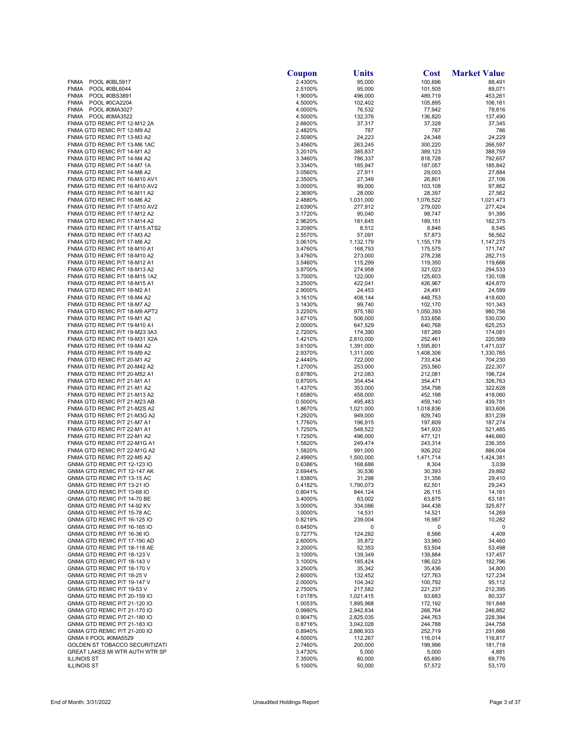| | Coupon | Units | Cost | Market Value |
|---|---|---|---|---|
| FNMA POOL #0BL5917 | 2.4300% | 95,000 | 100,696 | 88,491 |
| FNMA POOL #0BL6044 | 2.5100% | 95,000 | 101,505 | 89,071 |
| FNMA POOL #0BS3891 | 1.9000% | 496,000 | 489,719 | 453,261 |
| FNMA POOL #0CA2204 | 4.5000% | 102,402 | 105,895 | 106,161 |
| FNMA POOL #0MA3027 | 4.0000% | 76,532 | 77,942 | 78,816 |
| FNMA POOL #0MA3522 | 4.5000% | 132,376 | 136,820 | 137,490 |
| FNMA GTD REMIC P/T 12-M12 2A | 2.6600% | 37,317 | 37,328 | 37,345 |
| FNMA GTD REMIC P/T 12-M9 A2 | 2.4820% | 787 | 787 | 786 |
| FNMA GTD REMIC P/T 13-M3 A2 | 2.5090% | 24,223 | 24,348 | 24,229 |
| FNMA GTD REMIC P/T 13-M6 1AC | 3.4560% | 263,245 | 300,220 | 266,597 |
| FNMA GTD REMIC P/T 14-M1 A2 | 3.2010% | 385,837 | 389,123 | 388,759 |
| FNMA GTD REMIC P/T 14-M4 A2 | 3.3460% | 786,337 | 818,728 | 792,657 |
| FNMA GTD REMIC P/T 14-M7 1A | 3.3340% | 185,947 | 187,057 | 185,842 |
| FNMA GTD REMIC P/T 14-M8 A2 | 3.0560% | 27,911 | 29,003 | 27,884 |
| FNMA GTD REMIC P/T 16-M10 AV1 | 2.3500% | 27,349 | 26,801 | 27,106 |
| FNMA GTD REMIC P/T 16-M10 AV2 | 3.0000% | 99,000 | 103,108 | 97,862 |
| FNMA GTD REMIC P/T 16-M11 A2 | 2.3690% | 28,000 | 28,397 | 27,562 |
| FNMA GTD REMIC P/T 16-M6 A2 | 2.4880% | 1,031,000 | 1,076,522 | 1,021,473 |
| FNMA GTD REMIC P/T 17-M10 AV2 | 2.6390% | 277,912 | 279,020 | 277,424 |
| FNMA GTD REMIC P/T 17-M12 A2 | 3.1720% | 90,040 | 98,747 | 91,395 |
| FNMA GTD REMIC P/T 17-M14 A2 | 2.9620% | 181,645 | 189,151 | 182,375 |
| FNMA GTD REMIC P/T 17-M15 ATS2 | 3.2090% | 8,512 | 8,846 | 8,545 |
| FNMA GTD REMIC P/T 17-M3 A2 | 2.5570% | 57,091 | 57,873 | 56,562 |
| FNMA GTD REMIC P/T 17-M8 A2 | 3.0610% | 1,132,179 | 1,155,178 | 1,147,275 |
| FNMA GTD REMIC P/T 18-M10 A1 | 3.4760% | 168,793 | 175,575 | 171,747 |
| FNMA GTD REMIC P/T 18-M10 A2 | 3.4760% | 273,000 | 278,238 | 282,715 |
| FNMA GTD REMIC P/T 18-M12 A1 | 3.5460% | 115,299 | 119,350 | 119,666 |
| FNMA GTD REMIC P/T 18-M13 A2 | 3.8700% | 274,958 | 321,023 | 294,533 |
| FNMA GTD REMIC P/T 18-M15 1A2 | 3.7000% | 122,000 | 125,603 | 130,108 |
| FNMA GTD REMIC P/T 18-M15 A1 | 3.2500% | 422,041 | 426,967 | 424,870 |
| FNMA GTD REMIC P/T 18-M2 A1 | 2.9000% | 24,453 | 24,491 | 24,599 |
| FNMA GTD REMIC P/T 18-M4 A2 | 3.1610% | 408,144 | 448,753 | 418,600 |
| FNMA GTD REMIC P/T 18-M7 A2 | 3.1430% | 99,740 | 102,170 | 101,343 |
| FNMA GTD REMIC P/T 18-M9 APT2 | 3.2250% | 975,180 | 1,050,393 | 980,756 |
| FNMA GTD REMIC P/T 19-M1 A2 | 3.6710% | 506,000 | 533,656 | 530,030 |
| FNMA GTD REMIC P/T 19-M10 A1 | 2.0000% | 647,529 | 640,768 | 625,253 |
| FNMA GTD REMIC P/T 19-M23 3A3 | 2.7200% | 174,390 | 187,269 | 174,081 |
| FNMA GTD REMIC P/T 19-M31 X2A | 1.4210% | 2,810,000 | 252,461 | 220,589 |
| FNMA GTD REMIC P/T 19-M4 A2 | 3.6100% | 1,391,000 | 1,595,801 | 1,471,037 |
| FNMA GTD REMIC P/T 19-M9 A2 | 2.9370% | 1,311,000 | 1,408,306 | 1,330,765 |
| FNMA GTD REMIC P/T 20-M1 A2 | 2.4440% | 722,000 | 733,434 | 704,230 |
| FNMA GTD REMIC P/T 20-M42 A2 | 1.2700% | 253,000 | 253,560 | 222,307 |
| FNMA GTD REMIC P/T 20-M52 A1 | 0.8780% | 212,083 | 212,081 | 196,724 |
| FNMA GTD REMIC P/T 21-M1 A1 | 0.8700% | 354,454 | 354,471 | 326,763 |
| FNMA GTD REMIC P/T 21-M1 A2 | 1.4370% | 353,000 | 354,798 | 322,628 |
| FNMA GTD REMIC P/T 21-M13 A2 | 1.6580% | 458,000 | 452,198 | 418,060 |
| FNMA GTD REMIC P/T 21-M23 AB | 0.5000% | 495,483 | 459,140 | 439,781 |
| FNMA GTD REMIC P/T 21-M2S A2 | 1.8670% | 1,021,000 | 1,018,836 | 933,606 |
| FNMA GTD REMIC P/T 21-M3G A2 | 1.2920% | 949,000 | 929,740 | 831,239 |
| FNMA GTD REMIC P/T 21-M7 A1 | 1.7760% | 196,915 | 197,609 | 187,274 |
| FNMA GTD REMIC P/T 22-M1 A1 | 1.7250% | 548,522 | 541,933 | 521,485 |
| FNMA GTD REMIC P/T 22-M1 A2 | 1.7250% | 496,000 | 477,121 | 446,660 |
| FNMA GTD REMIC P/T 22-M1G A1 | 1.5820% | 249,474 | 243,314 | 236,355 |
| FNMA GTD REMIC P/T 22-M1G A2 | 1.5820% | 991,000 | 926,202 | 886,004 |
| FNMA GTD REMIC P/T 22-M5 A2 | 2.4990% | 1,500,000 | 1,471,714 | 1,424,381 |
| GNMA GTD REMIC P/T 12-123 IO | 0.6386% | 168,686 | 8,304 | 3,039 |
| GNMA GTD REMIC P/T 12-147 AK | 2.6944% | 30,536 | 30,393 | 29,892 |
| GNMA GTD REMIC P/T 13-15 AC | 1.8380% | 31,298 | 31,356 | 29,410 |
| GNMA GTD REMIC P/T 13-21 IO | 0.4182% | 1,790,073 | 62,501 | 29,243 |
| GNMA GTD REMIC P/T 13-68 IO | 0.8041% | 844,124 | 26,115 | 14,161 |
| GNMA GTD REMIC P/T 14-70 BE | 3.4000% | 63,002 | 63,875 | 63,181 |
| GNMA GTD REMIC P/T 14-92 KV | 3.0000% | 334,086 | 344,438 | 325,877 |
| GNMA GTD REMIC P/T 15-78 AC | 3.0000% | 14,531 | 14,521 | 14,269 |
| GNMA GTD REMIC P/T 16-125 IO | 0.8219% | 239,004 | 16,987 | 10,282 |
| GNMA GTD REMIC P/T 16-165 IO | 0.6450% | 0 | 0 | 0 |
| GNMA GTD REMIC P/T 16-36 IO | 0.7277% | 124,282 | 8,566 | 4,409 |
| GNMA GTD REMIC P/T 17-190 AD | 2.6000% | 35,872 | 33,960 | 34,460 |
| GNMA GTD REMIC P/T 18-118 AE | 3.2000% | 52,353 | 53,504 | 53,498 |
| GNMA GTD REMIC P/T 18-123 V | 3.1000% | 139,349 | 139,884 | 137,457 |
| GNMA GTD REMIC P/T 18-143 V | 3.1000% | 185,424 | 186,023 | 182,796 |
| GNMA GTD REMIC P/T 18-170 V | 3.2500% | 35,342 | 35,436 | 34,800 |
| GNMA GTD REMIC P/T 18-25 V | 2.6000% | 132,452 | 127,763 | 127,234 |
| GNMA GTD REMIC P/T 19-147 V | 2.0000% | 104,342 | 100,792 | 95,112 |
| GNMA GTD REMIC P/T 19-53 V | 2.7500% | 217,582 | 221,237 | 212,395 |
| GNMA GTD REMIC P/T 20-159 IO | 1.0178% | 1,021,415 | 93,683 | 80,337 |
| GNMA GTD REMIC P/T 21-120 IO | 1.0053% | 1,895,968 | 172,192 | 161,848 |
| GNMA GTD REMIC P/T 21-170 IO | 0.9980% | 2,942,834 | 268,764 | 246,882 |
| GNMA GTD REMIC P/T 21-180 IO | 0.9047% | 2,825,035 | 244,763 | 228,394 |
| GNMA GTD REMIC P/T 21-183 IO | 0.8716% | 3,042,028 | 244,788 | 244,758 |
| GNMA GTD REMIC P/T 21-200 IO | 0.8940% | 2,886,933 | 252,719 | 231,666 |
| GNMA II POOL #0MA5529 | 4.5000% | 112,267 | 116,014 | 116,817 |
| GOLDEN ST TOBACCO SECURITIZATI | 2.7460% | 200,000 | 199,996 | 181,718 |
| GREAT LAKES MI WTR AUTH WTR SP | 3.4730% | 5,000 | 5,000 | 4,881 |
| ILLINOIS ST | 7.3500% | 60,000 | 65,690 | 69,776 |
| ILLINOIS ST | 5.1000% | 50,000 | 57,572 | 53,170 |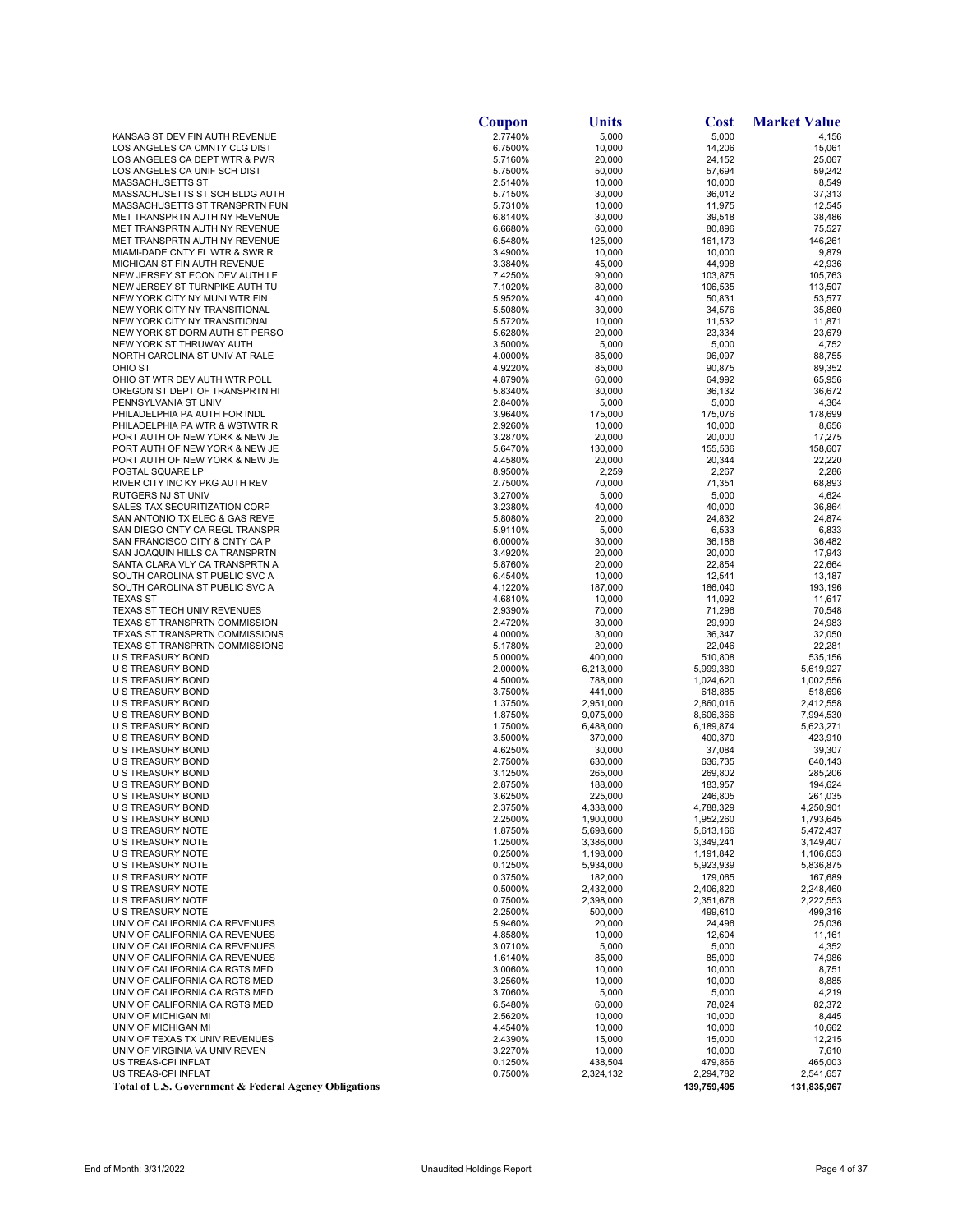| | Coupon | Units | Cost | Market Value |
|---|---|---|---|---|
| KANSAS ST DEV FIN AUTH REVENUE | 2.7740% | 5,000 | 5,000 | 4,156 |
| LOS ANGELES CA CMNTY CLG DIST | 6.7500% | 10,000 | 14,206 | 15,061 |
| LOS ANGELES CA DEPT WTR & PWR | 5.7160% | 20,000 | 24,152 | 25,067 |
| LOS ANGELES CA UNIF SCH DIST | 5.7500% | 50,000 | 57,694 | 59,242 |
| MASSACHUSETTS ST | 2.5140% | 10,000 | 10,000 | 8,549 |
| MASSACHUSETTS ST SCH BLDG AUTH | 5.7150% | 30,000 | 36,012 | 37,313 |
| MASSACHUSETTS ST TRANSPRTN FUN | 5.7310% | 10,000 | 11,975 | 12,545 |
| MET TRANSPRTN AUTH NY REVENUE | 6.8140% | 30,000 | 39,518 | 38,486 |
| MET TRANSPRTN AUTH NY REVENUE | 6.6680% | 60,000 | 80,896 | 75,527 |
| MET TRANSPRTN AUTH NY REVENUE | 6.5480% | 125,000 | 161,173 | 146,261 |
| MIAMI-DADE CNTY FL WTR & SWR R | 3.4900% | 10,000 | 10,000 | 9,879 |
| MICHIGAN ST FIN AUTH REVENUE | 3.3840% | 45,000 | 44,998 | 42,936 |
| NEW JERSEY ST ECON DEV AUTH LE | 7.4250% | 90,000 | 103,875 | 105,763 |
| NEW JERSEY ST TURNPIKE AUTH TU | 7.1020% | 80,000 | 106,535 | 113,507 |
| NEW YORK CITY NY MUNI WTR FIN | 5.9520% | 40,000 | 50,831 | 53,577 |
| NEW YORK CITY NY TRANSITIONAL | 5.5080% | 30,000 | 34,576 | 35,860 |
| NEW YORK CITY NY TRANSITIONAL | 5.5720% | 10,000 | 11,532 | 11,871 |
| NEW YORK ST DORM AUTH ST PERSO | 5.6280% | 20,000 | 23,334 | 23,679 |
| NEW YORK ST THRUWAY AUTH | 3.5000% | 5,000 | 5,000 | 4,752 |
| NORTH CAROLINA ST UNIV AT RALE | 4.0000% | 85,000 | 96,097 | 88,755 |
| OHIO ST | 4.9220% | 85,000 | 90,875 | 89,352 |
| OHIO ST WTR DEV AUTH WTR POLL | 4.8790% | 60,000 | 64,992 | 65,956 |
| OREGON ST DEPT OF TRANSPRTN HI | 5.8340% | 30,000 | 36,132 | 36,672 |
| PENNSYLVANIA ST UNIV | 2.8400% | 5,000 | 5,000 | 4,364 |
| PHILADELPHIA PA AUTH FOR INDL | 3.9640% | 175,000 | 175,076 | 178,699 |
| PHILADELPHIA PA WTR & WSTWTR R | 2.9260% | 10,000 | 10,000 | 8,656 |
| PORT AUTH OF NEW YORK & NEW JE | 3.2870% | 20,000 | 20,000 | 17,275 |
| PORT AUTH OF NEW YORK & NEW JE | 5.6470% | 130,000 | 155,536 | 158,607 |
| PORT AUTH OF NEW YORK & NEW JE | 4.4580% | 20,000 | 20,344 | 22,220 |
| POSTAL SQUARE LP | 8.9500% | 2,259 | 2,267 | 2,286 |
| RIVER CITY INC KY PKG AUTH REV | 2.7500% | 70,000 | 71,351 | 68,893 |
| RUTGERS NJ ST UNIV | 3.2700% | 5,000 | 5,000 | 4,624 |
| SALES TAX SECURITIZATION CORP | 3.2380% | 40,000 | 40,000 | 36,864 |
| SAN ANTONIO TX ELEC & GAS REVE | 5.8080% | 20,000 | 24,832 | 24,874 |
| SAN DIEGO CNTY CA REGL TRANSPR | 5.9110% | 5,000 | 6,533 | 6,833 |
| SAN FRANCISCO CITY & CNTY CA P | 6.0000% | 30,000 | 36,188 | 36,482 |
| SAN JOAQUIN HILLS CA TRANSPRTN | 3.4920% | 20,000 | 20,000 | 17,943 |
| SANTA CLARA VLY CA TRANSPRTN A | 5.8760% | 20,000 | 22,854 | 22,664 |
| SOUTH CAROLINA ST PUBLIC SVC A | 6.4540% | 10,000 | 12,541 | 13,187 |
| SOUTH CAROLINA ST PUBLIC SVC A | 4.1220% | 187,000 | 186,040 | 193,196 |
| TEXAS ST | 4.6810% | 10,000 | 11,092 | 11,617 |
| TEXAS ST TECH UNIV REVENUES | 2.9390% | 70,000 | 71,296 | 70,548 |
| TEXAS ST TRANSPRTN COMMISSION | 2.4720% | 30,000 | 29,999 | 24,983 |
| TEXAS ST TRANSPRTN COMMISSIONS | 4.0000% | 30,000 | 36,347 | 32,050 |
| TEXAS ST TRANSPRTN COMMISSIONS | 5.1780% | 20,000 | 22,046 | 22,281 |
| U S TREASURY BOND | 5.0000% | 400,000 | 510,808 | 535,156 |
| U S TREASURY BOND | 2.0000% | 6,213,000 | 5,999,380 | 5,619,927 |
| U S TREASURY BOND | 4.5000% | 788,000 | 1,024,620 | 1,002,556 |
| U S TREASURY BOND | 3.7500% | 441,000 | 618,885 | 518,696 |
| U S TREASURY BOND | 1.3750% | 2,951,000 | 2,860,016 | 2,412,558 |
| U S TREASURY BOND | 1.8750% | 9,075,000 | 8,606,366 | 7,994,530 |
| U S TREASURY BOND | 1.7500% | 6,488,000 | 6,189,874 | 5,623,271 |
| U S TREASURY BOND | 3.5000% | 370,000 | 400,370 | 423,910 |
| U S TREASURY BOND | 4.6250% | 30,000 | 37,084 | 39,307 |
| U S TREASURY BOND | 2.7500% | 630,000 | 636,735 | 640,143 |
| U S TREASURY BOND | 3.1250% | 265,000 | 269,802 | 285,206 |
| U S TREASURY BOND | 2.8750% | 188,000 | 183,957 | 194,624 |
| U S TREASURY BOND | 3.6250% | 225,000 | 246,805 | 261,035 |
| U S TREASURY BOND | 2.3750% | 4,338,000 | 4,788,329 | 4,250,901 |
| U S TREASURY BOND | 2.2500% | 1,900,000 | 1,952,260 | 1,793,645 |
| U S TREASURY NOTE | 1.8750% | 5,698,600 | 5,613,166 | 5,472,437 |
| U S TREASURY NOTE | 1.2500% | 3,386,000 | 3,349,241 | 3,149,407 |
| U S TREASURY NOTE | 0.2500% | 1,198,000 | 1,191,842 | 1,106,653 |
| U S TREASURY NOTE | 0.1250% | 5,934,000 | 5,923,939 | 5,836,875 |
| U S TREASURY NOTE | 0.3750% | 182,000 | 179,065 | 167,689 |
| U S TREASURY NOTE | 0.5000% | 2,432,000 | 2,406,820 | 2,248,460 |
| U S TREASURY NOTE | 0.7500% | 2,398,000 | 2,351,676 | 2,222,553 |
| U S TREASURY NOTE | 2.2500% | 500,000 | 499,610 | 499,316 |
| UNIV OF CALIFORNIA CA REVENUES | 5.9460% | 20,000 | 24,496 | 25,036 |
| UNIV OF CALIFORNIA CA REVENUES | 4.8580% | 10,000 | 12,604 | 11,161 |
| UNIV OF CALIFORNIA CA REVENUES | 3.0710% | 5,000 | 5,000 | 4,352 |
| UNIV OF CALIFORNIA CA REVENUES | 1.6140% | 85,000 | 85,000 | 74,986 |
| UNIV OF CALIFORNIA CA RGTS MED | 3.0060% | 10,000 | 10,000 | 8,751 |
| UNIV OF CALIFORNIA CA RGTS MED | 3.2560% | 10,000 | 10,000 | 8,885 |
| UNIV OF CALIFORNIA CA RGTS MED | 3.7060% | 5,000 | 5,000 | 4,219 |
| UNIV OF CALIFORNIA CA RGTS MED | 6.5480% | 60,000 | 78,024 | 82,372 |
| UNIV OF MICHIGAN MI | 2.5620% | 10,000 | 10,000 | 8,445 |
| UNIV OF MICHIGAN MI | 4.4540% | 10,000 | 10,000 | 10,662 |
| UNIV OF TEXAS TX UNIV REVENUES | 2.4390% | 15,000 | 15,000 | 12,215 |
| UNIV OF VIRGINIA VA UNIV REVEN | 3.2270% | 10,000 | 10,000 | 7,610 |
| US TREAS-CPI INFLAT | 0.1250% | 438,504 | 479,866 | 465,003 |
| US TREAS-CPI INFLAT | 0.7500% | 2,324,132 | 2,294,782 | 2,541,657 |
| **Total of U.S. Government & Federal Agency Obligations** | | | 139,759,495 | 131,835,967 |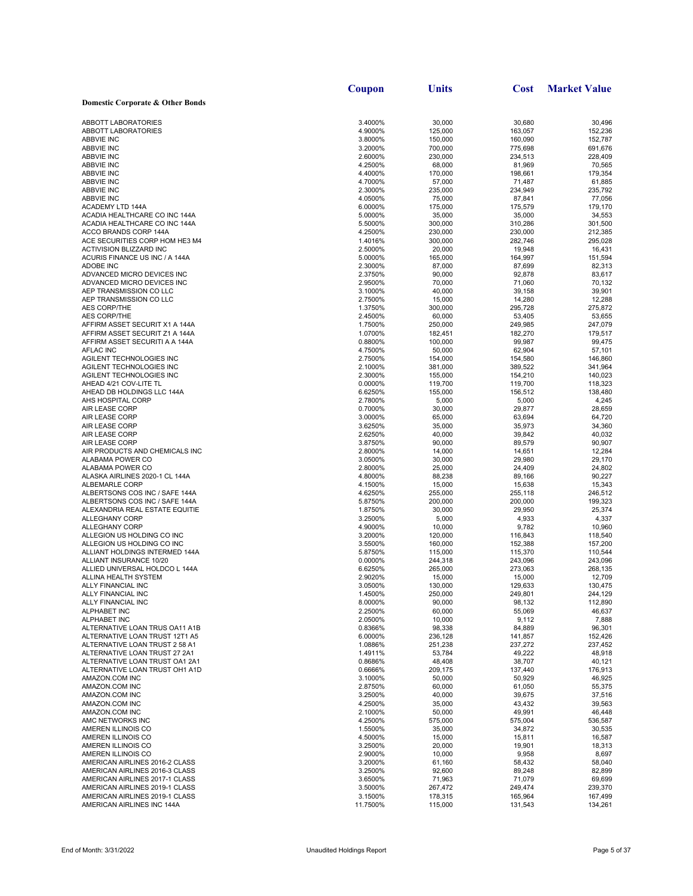| | Coupon | Units | Cost | Market Value |
|---|---|---|---|---|
| **Domestic Corporate & Other Bonds** | | | | |
| ABBOTT LABORATORIES | 3.4000% | 30,000 | 30,680 | 30,496 |
| ABBOTT LABORATORIES | 4.9000% | 125,000 | 163,057 | 152,236 |
| ABBVIE INC | 3.8000% | 150,000 | 160,090 | 152,787 |
| ABBVIE INC | 3.2000% | 700,000 | 775,698 | 691,676 |
| ABBVIE INC | 2.6000% | 230,000 | 234,513 | 228,409 |
| ABBVIE INC | 4.2500% | 68,000 | 81,969 | 70,565 |
| ABBVIE INC | 4.4000% | 170,000 | 198,661 | 179,354 |
| ABBVIE INC | 4.7000% | 57,000 | 71,487 | 61,885 |
| ABBVIE INC | 2.3000% | 235,000 | 234,949 | 235,792 |
| ABBVIE INC | 4.0500% | 75,000 | 87,841 | 77,056 |
| ACADEMY LTD 144A | 6.0000% | 175,000 | 175,579 | 179,170 |
| ACADIA HEALTHCARE CO INC 144A | 5.0000% | 35,000 | 35,000 | 34,553 |
| ACADIA HEALTHCARE CO INC 144A | 5.5000% | 300,000 | 310,286 | 301,500 |
| ACCO BRANDS CORP 144A | 4.2500% | 230,000 | 230,000 | 212,385 |
| ACE SECURITIES CORP HOM HE3 M4 | 1.4016% | 300,000 | 282,746 | 295,028 |
| ACTIVISION BLIZZARD INC | 2.5000% | 20,000 | 19,948 | 16,431 |
| ACURIS FINANCE US INC / A 144A | 5.0000% | 165,000 | 164,997 | 151,594 |
| ADOBE INC | 2.3000% | 87,000 | 87,699 | 82,313 |
| ADVANCED MICRO DEVICES INC | 2.3750% | 90,000 | 92,878 | 83,617 |
| ADVANCED MICRO DEVICES INC | 2.9500% | 70,000 | 71,060 | 70,132 |
| AEP TRANSMISSION CO LLC | 3.1000% | 40,000 | 39,158 | 39,901 |
| AEP TRANSMISSION CO LLC | 2.7500% | 15,000 | 14,280 | 12,288 |
| AES CORP/THE | 1.3750% | 300,000 | 295,728 | 275,872 |
| AES CORP/THE | 2.4500% | 60,000 | 53,405 | 53,655 |
| AFFIRM ASSET SECURIT X1 A 144A | 1.7500% | 250,000 | 249,985 | 247,079 |
| AFFIRM ASSET SECURIT Z1 A 144A | 1.0700% | 182,451 | 182,270 | 179,517 |
| AFFIRM ASSET SECURITI A A 144A | 0.8800% | 100,000 | 99,987 | 99,475 |
| AFLAC INC | 4.7500% | 50,000 | 62,904 | 57,101 |
| AGILENT TECHNOLOGIES INC | 2.7500% | 154,000 | 154,580 | 146,860 |
| AGILENT TECHNOLOGIES INC | 2.1000% | 381,000 | 389,522 | 341,964 |
| AGILENT TECHNOLOGIES INC | 2.3000% | 155,000 | 154,210 | 140,023 |
| AHEAD 4/21 COV-LITE TL | 0.0000% | 119,700 | 119,700 | 118,323 |
| AHEAD DB HOLDINGS LLC 144A | 6.6250% | 155,000 | 156,512 | 138,480 |
| AHS HOSPITAL CORP | 2.7800% | 5,000 | 5,000 | 4,245 |
| AIR LEASE CORP | 0.7000% | 30,000 | 29,877 | 28,659 |
| AIR LEASE CORP | 3.0000% | 65,000 | 63,694 | 64,720 |
| AIR LEASE CORP | 3.6250% | 35,000 | 35,973 | 34,360 |
| AIR LEASE CORP | 2.6250% | 40,000 | 39,842 | 40,032 |
| AIR LEASE CORP | 3.8750% | 90,000 | 89,579 | 90,907 |
| AIR PRODUCTS AND CHEMICALS INC | 2.8000% | 14,000 | 14,651 | 12,284 |
| ALABAMA POWER CO | 3.0500% | 30,000 | 29,980 | 29,170 |
| ALABAMA POWER CO | 2.8000% | 25,000 | 24,409 | 24,802 |
| ALASKA AIRLINES 2020-1 CL 144A | 4.8000% | 88,238 | 89,166 | 90,227 |
| ALBEMARLE CORP | 4.1500% | 15,000 | 15,638 | 15,343 |
| ALBERTSONS COS INC / SAFE 144A | 4.6250% | 255,000 | 255,118 | 246,512 |
| ALBERTSONS COS INC / SAFE 144A | 5.8750% | 200,000 | 200,000 | 199,323 |
| ALEXANDRIA REAL ESTATE EQUITIE | 1.8750% | 30,000 | 29,950 | 25,374 |
| ALLEGHANY CORP | 3.2500% | 5,000 | 4,933 | 4,337 |
| ALLEGHANY CORP | 4.9000% | 10,000 | 9,782 | 10,960 |
| ALLEGION US HOLDING CO INC | 3.2000% | 120,000 | 116,843 | 118,540 |
| ALLEGION US HOLDING CO INC | 3.5500% | 160,000 | 152,388 | 157,200 |
| ALLIANT HOLDINGS INTERMED 144A | 5.8750% | 115,000 | 115,370 | 110,544 |
| ALLIANT INSURANCE 10/20 | 0.0000% | 244,318 | 243,096 | 243,096 |
| ALLIED UNIVERSAL HOLDCO L 144A | 6.6250% | 265,000 | 273,063 | 268,135 |
| ALLINA HEALTH SYSTEM | 2.9020% | 15,000 | 15,000 | 12,709 |
| ALLY FINANCIAL INC | 3.0500% | 130,000 | 129,633 | 130,475 |
| ALLY FINANCIAL INC | 1.4500% | 250,000 | 249,801 | 244,129 |
| ALLY FINANCIAL INC | 8.0000% | 90,000 | 98,132 | 112,890 |
| ALPHABET INC | 2.2500% | 60,000 | 55,069 | 46,637 |
| ALPHABET INC | 2.0500% | 10,000 | 9,112 | 7,888 |
| ALTERNATIVE LOAN TRUS OA11 A1B | 0.8366% | 98,338 | 84,889 | 96,301 |
| ALTERNATIVE LOAN TRUST 12T1 A5 | 6.0000% | 236,128 | 141,857 | 152,426 |
| ALTERNATIVE LOAN TRUST 2 58 A1 | 1.0886% | 251,238 | 237,272 | 237,452 |
| ALTERNATIVE LOAN TRUST 27 2A1 | 1.4911% | 53,784 | 49,222 | 48,918 |
| ALTERNATIVE LOAN TRUST OA1 2A1 | 0.8686% | 48,408 | 38,707 | 40,121 |
| ALTERNATIVE LOAN TRUST OH1 A1D | 0.6666% | 209,175 | 137,440 | 176,913 |
| AMAZON.COM INC | 3.1000% | 50,000 | 50,929 | 46,925 |
| AMAZON.COM INC | 2.8750% | 60,000 | 61,050 | 55,375 |
| AMAZON.COM INC | 3.2500% | 40,000 | 39,675 | 37,516 |
| AMAZON.COM INC | 4.2500% | 35,000 | 43,432 | 39,563 |
| AMAZON.COM INC | 2.1000% | 50,000 | 49,991 | 46,448 |
| AMC NETWORKS INC | 4.2500% | 575,000 | 575,004 | 536,587 |
| AMEREN ILLINOIS CO | 1.5500% | 35,000 | 34,872 | 30,535 |
| AMEREN ILLINOIS CO | 4.5000% | 15,000 | 15,811 | 16,587 |
| AMEREN ILLINOIS CO | 3.2500% | 20,000 | 19,901 | 18,313 |
| AMEREN ILLINOIS CO | 2.9000% | 10,000 | 9,958 | 8,697 |
| AMERICAN AIRLINES 2016-2 CLASS | 3.2000% | 61,160 | 58,432 | 58,040 |
| AMERICAN AIRLINES 2016-3 CLASS | 3.2500% | 92,600 | 89,248 | 82,899 |
| AMERICAN AIRLINES 2017-1 CLASS | 3.6500% | 71,963 | 71,079 | 69,699 |
| AMERICAN AIRLINES 2019-1 CLASS | 3.5000% | 267,472 | 249,474 | 239,370 |
| AMERICAN AIRLINES 2019-1 CLASS | 3.1500% | 178,315 | 165,964 | 167,499 |
| AMERICAN AIRLINES INC 144A | 11.7500% | 115,000 | 131,543 | 134,261 |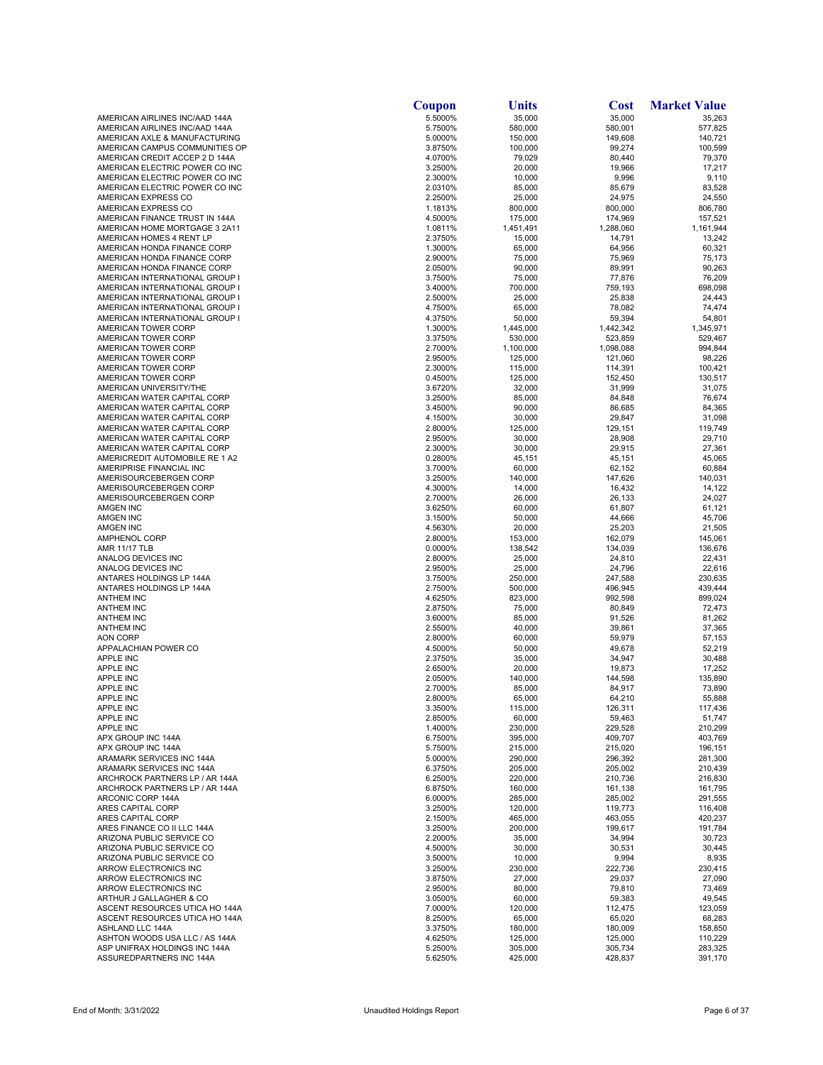| | Coupon | Units | Cost | Market Value |
|---|---|---|---|---|
| AMERICAN AIRLINES INC/AAD 144A | 5.5000% | 35,000 | 35,000 | 35,263 |
| AMERICAN AIRLINES INC/AAD 144A | 5.7500% | 580,000 | 580,001 | 577,825 |
| AMERICAN AXLE & MANUFACTURING | 5.0000% | 150,000 | 149,608 | 140,721 |
| AMERICAN CAMPUS COMMUNITIES OP | 3.8750% | 100,000 | 99,274 | 100,599 |
| AMERICAN CREDIT ACCEP 2 D 144A | 4.0700% | 79,029 | 80,440 | 79,370 |
| AMERICAN ELECTRIC POWER CO INC | 3.2500% | 20,000 | 19,966 | 17,217 |
| AMERICAN ELECTRIC POWER CO INC | 2.3000% | 10,000 | 9,996 | 9,110 |
| AMERICAN ELECTRIC POWER CO INC | 2.0310% | 85,000 | 85,679 | 83,528 |
| AMERICAN EXPRESS CO | 2.2500% | 25,000 | 24,975 | 24,550 |
| AMERICAN EXPRESS CO | 1.1813% | 800,000 | 800,000 | 806,780 |
| AMERICAN FINANCE TRUST IN 144A | 4.5000% | 175,000 | 174,969 | 157,521 |
| AMERICAN HOME MORTGAGE 3 2A11 | 1.0811% | 1,451,491 | 1,288,060 | 1,161,944 |
| AMERICAN HOMES 4 RENT LP | 2.3750% | 15,000 | 14,791 | 13,242 |
| AMERICAN HONDA FINANCE CORP | 1.3000% | 65,000 | 64,956 | 60,321 |
| AMERICAN HONDA FINANCE CORP | 2.9000% | 75,000 | 75,969 | 75,173 |
| AMERICAN HONDA FINANCE CORP | 2.0500% | 90,000 | 89,991 | 90,263 |
| AMERICAN INTERNATIONAL GROUP I | 3.7500% | 75,000 | 77,876 | 76,209 |
| AMERICAN INTERNATIONAL GROUP I | 3.4000% | 700,000 | 759,193 | 698,098 |
| AMERICAN INTERNATIONAL GROUP I | 2.5000% | 25,000 | 25,838 | 24,443 |
| AMERICAN INTERNATIONAL GROUP I | 4.7500% | 65,000 | 78,082 | 74,474 |
| AMERICAN INTERNATIONAL GROUP I | 4.3750% | 50,000 | 59,394 | 54,801 |
| AMERICAN TOWER CORP | 1.3000% | 1,445,000 | 1,442,342 | 1,345,971 |
| AMERICAN TOWER CORP | 3.3750% | 530,000 | 523,859 | 529,467 |
| AMERICAN TOWER CORP | 2.7000% | 1,100,000 | 1,098,088 | 994,844 |
| AMERICAN TOWER CORP | 2.9500% | 125,000 | 121,060 | 98,226 |
| AMERICAN TOWER CORP | 2.3000% | 115,000 | 114,391 | 100,421 |
| AMERICAN TOWER CORP | 0.4500% | 125,000 | 152,450 | 130,517 |
| AMERICAN UNIVERSITY/THE | 3.6720% | 32,000 | 31,999 | 31,075 |
| AMERICAN WATER CAPITAL CORP | 3.2500% | 85,000 | 84,848 | 76,674 |
| AMERICAN WATER CAPITAL CORP | 3.4500% | 90,000 | 86,685 | 84,365 |
| AMERICAN WATER CAPITAL CORP | 4.1500% | 30,000 | 29,847 | 31,098 |
| AMERICAN WATER CAPITAL CORP | 2.8000% | 125,000 | 129,151 | 119,749 |
| AMERICAN WATER CAPITAL CORP | 2.9500% | 30,000 | 28,908 | 29,710 |
| AMERICAN WATER CAPITAL CORP | 2.3000% | 30,000 | 29,915 | 27,361 |
| AMERICREDIT AUTOMOBILE RE 1 A2 | 0.2800% | 45,151 | 45,151 | 45,065 |
| AMERIPRISE FINANCIAL INC | 3.7000% | 60,000 | 62,152 | 60,884 |
| AMERISOURCEBERGEN CORP | 3.2500% | 140,000 | 147,626 | 140,031 |
| AMERISOURCEBERGEN CORP | 4.3000% | 14,000 | 16,432 | 14,122 |
| AMERISOURCEBERGEN CORP | 2.7000% | 26,000 | 26,133 | 24,027 |
| AMGEN INC | 3.6250% | 60,000 | 61,807 | 61,121 |
| AMGEN INC | 3.1500% | 50,000 | 44,666 | 45,706 |
| AMGEN INC | 4.5630% | 20,000 | 25,203 | 21,505 |
| AMPHENOL CORP | 2.8000% | 153,000 | 162,079 | 145,061 |
| AMR 11/17 TLB | 0.0000% | 138,542 | 134,039 | 136,676 |
| ANALOG DEVICES INC | 2.8000% | 25,000 | 24,810 | 22,431 |
| ANALOG DEVICES INC | 2.9500% | 25,000 | 24,796 | 22,616 |
| ANTARES HOLDINGS LP 144A | 3.7500% | 250,000 | 247,588 | 230,635 |
| ANTARES HOLDINGS LP 144A | 2.7500% | 500,000 | 496,945 | 439,444 |
| ANTHEM INC | 4.6250% | 823,000 | 992,598 | 899,024 |
| ANTHEM INC | 2.8750% | 75,000 | 80,849 | 72,473 |
| ANTHEM INC | 3.6000% | 85,000 | 91,526 | 81,262 |
| ANTHEM INC | 2.5500% | 40,000 | 39,861 | 37,365 |
| AON CORP | 2.8000% | 60,000 | 59,979 | 57,153 |
| APPALACHIAN POWER CO | 4.5000% | 50,000 | 49,678 | 52,219 |
| APPLE INC | 2.3750% | 35,000 | 34,947 | 30,488 |
| APPLE INC | 2.6500% | 20,000 | 19,873 | 17,252 |
| APPLE INC | 2.0500% | 140,000 | 144,598 | 135,890 |
| APPLE INC | 2.7000% | 85,000 | 84,917 | 73,890 |
| APPLE INC | 2.8000% | 65,000 | 64,210 | 55,888 |
| APPLE INC | 3.3500% | 115,000 | 126,311 | 117,436 |
| APPLE INC | 2.8500% | 60,000 | 59,463 | 51,747 |
| APPLE INC | 1.4000% | 230,000 | 229,528 | 210,299 |
| APX GROUP INC 144A | 6.7500% | 395,000 | 409,707 | 403,769 |
| APX GROUP INC 144A | 5.7500% | 215,000 | 215,020 | 196,151 |
| ARAMARK SERVICES INC 144A | 5.0000% | 290,000 | 296,392 | 281,300 |
| ARAMARK SERVICES INC 144A | 6.3750% | 205,000 | 205,002 | 210,439 |
| ARCHROCK PARTNERS LP / AR 144A | 6.2500% | 220,000 | 210,736 | 216,830 |
| ARCHROCK PARTNERS LP / AR 144A | 6.8750% | 160,000 | 161,138 | 161,795 |
| ARCONIC CORP 144A | 6.0000% | 285,000 | 285,002 | 291,555 |
| ARES CAPITAL CORP | 3.2500% | 120,000 | 119,773 | 116,408 |
| ARES CAPITAL CORP | 2.1500% | 465,000 | 463,055 | 420,237 |
| ARES FINANCE CO II LLC 144A | 3.2500% | 200,000 | 199,617 | 191,784 |
| ARIZONA PUBLIC SERVICE CO | 2.2000% | 35,000 | 34,994 | 30,723 |
| ARIZONA PUBLIC SERVICE CO | 4.5000% | 30,000 | 30,531 | 30,445 |
| ARIZONA PUBLIC SERVICE CO | 3.5000% | 10,000 | 9,994 | 8,935 |
| ARROW ELECTRONICS INC | 3.2500% | 230,000 | 222,736 | 230,415 |
| ARROW ELECTRONICS INC | 3.8750% | 27,000 | 29,037 | 27,090 |
| ARROW ELECTRONICS INC | 2.9500% | 80,000 | 79,810 | 73,469 |
| ARTHUR J GALLAGHER & CO | 3.0500% | 60,000 | 59,383 | 49,545 |
| ASCENT RESOURCES UTICA HO 144A | 7.0000% | 120,000 | 112,475 | 123,059 |
| ASCENT RESOURCES UTICA HO 144A | 8.2500% | 65,000 | 65,020 | 68,283 |
| ASHLAND LLC 144A | 3.3750% | 180,000 | 180,009 | 158,850 |
| ASHTON WOODS USA LLC / AS 144A | 4.6250% | 125,000 | 125,000 | 110,229 |
| ASP UNIFRAX HOLDINGS INC 144A | 5.2500% | 305,000 | 305,734 | 283,325 |
| ASSUREDPARTNERS INC 144A | 5.6250% | 425,000 | 428,837 | 391,170 |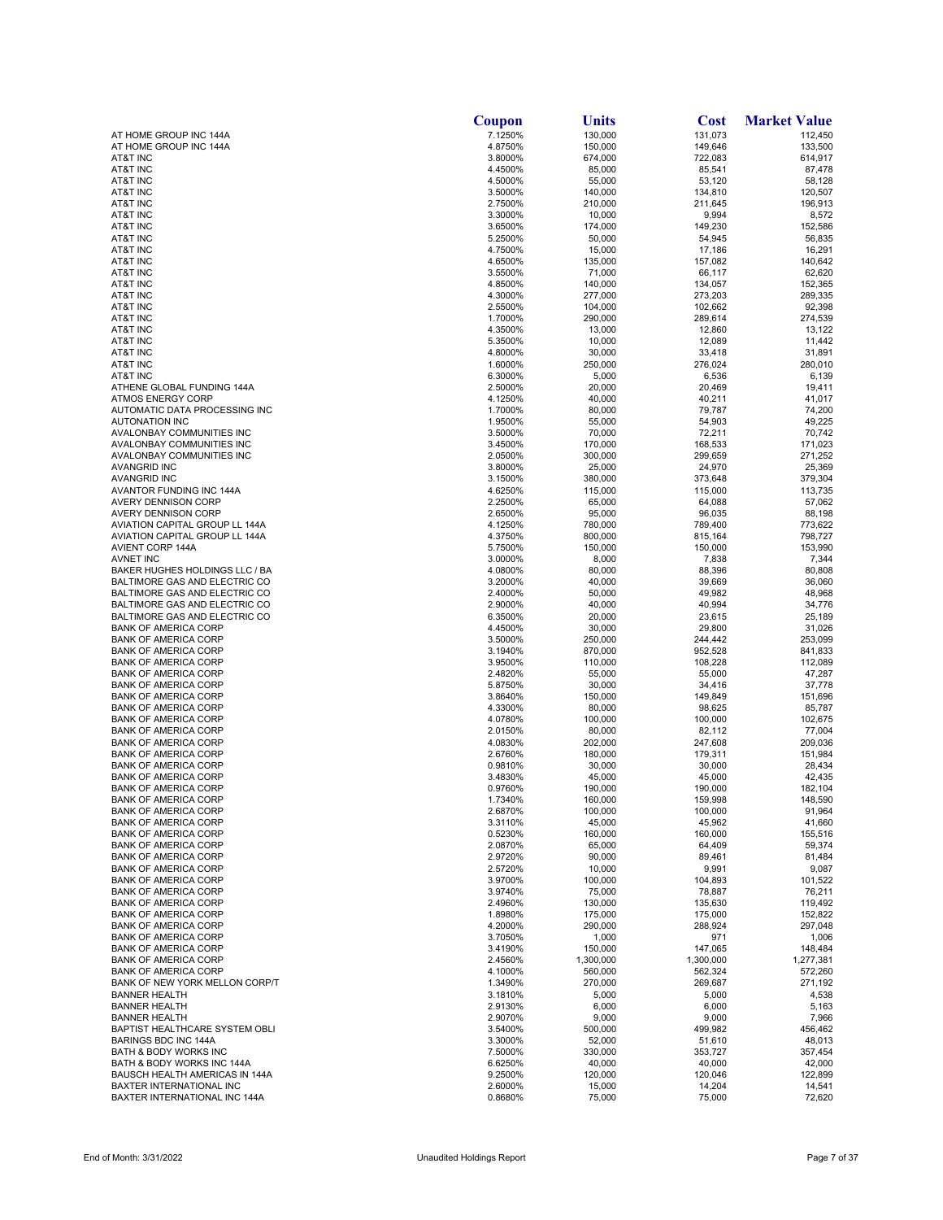| | Coupon | Units | Cost | Market Value |
|---|---|---|---|---|
| AT HOME GROUP INC 144A | 7.1250% | 130,000 | 131,073 | 112,450 |
| AT HOME GROUP INC 144A | 4.8750% | 150,000 | 149,646 | 133,500 |
| AT&T INC | 3.8000% | 674,000 | 722,083 | 614,917 |
| AT&T INC | 4.4500% | 85,000 | 85,541 | 87,478 |
| AT&T INC | 4.5000% | 55,000 | 53,120 | 58,128 |
| AT&T INC | 3.5000% | 140,000 | 134,810 | 120,507 |
| AT&T INC | 2.7500% | 210,000 | 211,645 | 196,913 |
| AT&T INC | 3.3000% | 10,000 | 9,994 | 8,572 |
| AT&T INC | 3.6500% | 174,000 | 149,230 | 152,586 |
| AT&T INC | 5.2500% | 50,000 | 54,945 | 56,835 |
| AT&T INC | 4.7500% | 15,000 | 17,186 | 16,291 |
| AT&T INC | 4.6500% | 135,000 | 157,082 | 140,642 |
| AT&T INC | 3.5500% | 71,000 | 66,117 | 62,620 |
| AT&T INC | 4.8500% | 140,000 | 134,057 | 152,365 |
| AT&T INC | 4.3000% | 277,000 | 273,203 | 289,335 |
| AT&T INC | 2.5500% | 104,000 | 102,662 | 92,398 |
| AT&T INC | 1.7000% | 290,000 | 289,614 | 274,539 |
| AT&T INC | 4.3500% | 13,000 | 12,860 | 13,122 |
| AT&T INC | 5.3500% | 10,000 | 12,089 | 11,442 |
| AT&T INC | 4.8000% | 30,000 | 33,418 | 31,891 |
| AT&T INC | 1.6000% | 250,000 | 276,024 | 280,010 |
| AT&T INC | 6.3000% | 5,000 | 6,536 | 6,139 |
| ATHENE GLOBAL FUNDING 144A | 2.5000% | 20,000 | 20,469 | 19,411 |
| ATMOS ENERGY CORP | 4.1250% | 40,000 | 40,211 | 41,017 |
| AUTOMATIC DATA PROCESSING INC | 1.7000% | 80,000 | 79,787 | 74,200 |
| AUTONATION INC | 1.9500% | 55,000 | 54,903 | 49,225 |
| AVALONBAY COMMUNITIES INC | 3.5000% | 70,000 | 72,211 | 70,742 |
| AVALONBAY COMMUNITIES INC | 3.4500% | 170,000 | 168,533 | 171,023 |
| AVALONBAY COMMUNITIES INC | 2.0500% | 300,000 | 299,659 | 271,252 |
| AVANGRID INC | 3.8000% | 25,000 | 24,970 | 25,369 |
| AVANGRID INC | 3.1500% | 380,000 | 373,648 | 379,304 |
| AVANTOR FUNDING INC 144A | 4.6250% | 115,000 | 115,000 | 113,735 |
| AVERY DENNISON CORP | 2.2500% | 65,000 | 64,088 | 57,062 |
| AVERY DENNISON CORP | 2.6500% | 95,000 | 96,035 | 88,198 |
| AVIATION CAPITAL GROUP LL 144A | 4.1250% | 780,000 | 789,400 | 773,622 |
| AVIATION CAPITAL GROUP LL 144A | 4.3750% | 800,000 | 815,164 | 798,727 |
| AVIENT CORP 144A | 5.7500% | 150,000 | 150,000 | 153,990 |
| AVNET INC | 3.0000% | 8,000 | 7,838 | 7,344 |
| BAKER HUGHES HOLDINGS LLC / BA | 4.0800% | 80,000 | 88,396 | 80,808 |
| BALTIMORE GAS AND ELECTRIC CO | 3.2000% | 40,000 | 39,669 | 36,060 |
| BALTIMORE GAS AND ELECTRIC CO | 2.4000% | 50,000 | 49,982 | 48,968 |
| BALTIMORE GAS AND ELECTRIC CO | 2.9000% | 40,000 | 40,994 | 34,776 |
| BALTIMORE GAS AND ELECTRIC CO | 6.3500% | 20,000 | 23,615 | 25,189 |
| BANK OF AMERICA CORP | 4.4500% | 30,000 | 29,800 | 31,026 |
| BANK OF AMERICA CORP | 3.5000% | 250,000 | 244,442 | 253,099 |
| BANK OF AMERICA CORP | 3.1940% | 870,000 | 952,528 | 841,833 |
| BANK OF AMERICA CORP | 3.9500% | 110,000 | 108,228 | 112,089 |
| BANK OF AMERICA CORP | 2.4820% | 55,000 | 55,000 | 47,287 |
| BANK OF AMERICA CORP | 5.8750% | 30,000 | 34,416 | 37,778 |
| BANK OF AMERICA CORP | 3.8640% | 150,000 | 149,849 | 151,696 |
| BANK OF AMERICA CORP | 4.3300% | 80,000 | 98,625 | 85,787 |
| BANK OF AMERICA CORP | 4.0780% | 100,000 | 100,000 | 102,675 |
| BANK OF AMERICA CORP | 2.0150% | 80,000 | 82,112 | 77,004 |
| BANK OF AMERICA CORP | 4.0830% | 202,000 | 247,608 | 209,036 |
| BANK OF AMERICA CORP | 2.6760% | 180,000 | 179,311 | 151,984 |
| BANK OF AMERICA CORP | 0.9810% | 30,000 | 30,000 | 28,434 |
| BANK OF AMERICA CORP | 3.4830% | 45,000 | 45,000 | 42,435 |
| BANK OF AMERICA CORP | 0.9760% | 190,000 | 190,000 | 182,104 |
| BANK OF AMERICA CORP | 1.7340% | 160,000 | 159,998 | 148,590 |
| BANK OF AMERICA CORP | 2.6870% | 100,000 | 100,000 | 91,964 |
| BANK OF AMERICA CORP | 3.3110% | 45,000 | 45,962 | 41,660 |
| BANK OF AMERICA CORP | 0.5230% | 160,000 | 160,000 | 155,516 |
| BANK OF AMERICA CORP | 2.0870% | 65,000 | 64,409 | 59,374 |
| BANK OF AMERICA CORP | 2.9720% | 90,000 | 89,461 | 81,484 |
| BANK OF AMERICA CORP | 2.5720% | 10,000 | 9,991 | 9,087 |
| BANK OF AMERICA CORP | 3.9700% | 100,000 | 104,893 | 101,522 |
| BANK OF AMERICA CORP | 3.9740% | 75,000 | 78,887 | 76,211 |
| BANK OF AMERICA CORP | 2.4960% | 130,000 | 135,630 | 119,492 |
| BANK OF AMERICA CORP | 1.8980% | 175,000 | 175,000 | 152,822 |
| BANK OF AMERICA CORP | 4.2000% | 290,000 | 288,924 | 297,048 |
| BANK OF AMERICA CORP | 3.7050% | 1,000 | 971 | 1,006 |
| BANK OF AMERICA CORP | 3.4190% | 150,000 | 147,065 | 148,484 |
| BANK OF AMERICA CORP | 2.4560% | 1,300,000 | 1,300,000 | 1,277,381 |
| BANK OF AMERICA CORP | 4.1000% | 560,000 | 562,324 | 572,260 |
| BANK OF NEW YORK MELLON CORP/T | 1.3490% | 270,000 | 269,687 | 271,192 |
| BANNER HEALTH | 3.1810% | 5,000 | 5,000 | 4,538 |
| BANNER HEALTH | 2.9130% | 6,000 | 6,000 | 5,163 |
| BANNER HEALTH | 2.9070% | 9,000 | 9,000 | 7,966 |
| BAPTIST HEALTHCARE SYSTEM OBLI | 3.5400% | 500,000 | 499,982 | 456,462 |
| BARINGS BDC INC 144A | 3.3000% | 52,000 | 51,610 | 48,013 |
| BATH & BODY WORKS INC | 7.5000% | 330,000 | 353,727 | 357,454 |
| BATH & BODY WORKS INC 144A | 6.6250% | 40,000 | 40,000 | 42,000 |
| BAUSCH HEALTH AMERICAS IN 144A | 9.2500% | 120,000 | 120,046 | 122,899 |
| BAXTER INTERNATIONAL INC | 2.6000% | 15,000 | 14,204 | 14,541 |
| BAXTER INTERNATIONAL INC 144A | 0.8680% | 75,000 | 75,000 | 72,620 |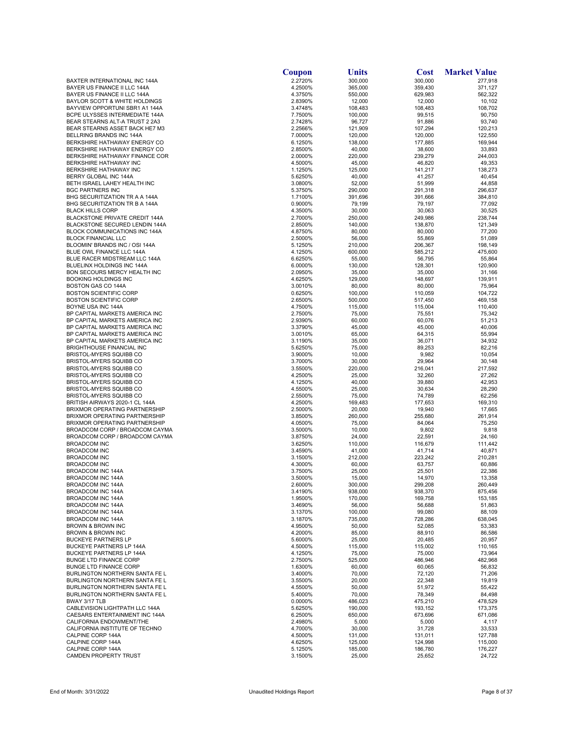| | Coupon | Units | Cost | Market Value |
|---|---|---|---|---|
| BAXTER INTERNATIONAL INC 144A | 2.2720% | 300,000 | 300,000 | 277,918 |
| BAYER US FINANCE II LLC 144A | 4.2500% | 365,000 | 359,430 | 371,127 |
| BAYER US FINANCE II LLC 144A | 4.3750% | 550,000 | 629,983 | 562,322 |
| BAYLOR SCOTT & WHITE HOLDINGS | 2.8390% | 12,000 | 12,000 | 10,102 |
| BAYVIEW OPPORTUNI SBR1 A1 144A | 3.4748% | 108,483 | 108,483 | 108,702 |
| BCPE ULYSSES INTERMEDIATE 144A | 7.7500% | 100,000 | 99,515 | 90,750 |
| BEAR STEARNS ALT-A TRUST 2 2A3 | 2.7428% | 96,727 | 91,886 | 93,740 |
| BEAR STEARNS ASSET BACK HE7 M3 | 2.2566% | 121,909 | 107,294 | 120,213 |
| BELLRING BRANDS INC 144A | 7.0000% | 120,000 | 120,000 | 122,550 |
| BERKSHIRE HATHAWAY ENERGY CO | 6.1250% | 138,000 | 177,885 | 169,944 |
| BERKSHIRE HATHAWAY ENERGY CO | 2.8500% | 40,000 | 38,600 | 33,893 |
| BERKSHIRE HATHAWAY FINANCE COR | 2.0000% | 220,000 | 239,279 | 244,003 |
| BERKSHIRE HATHAWAY INC | 4.5000% | 45,000 | 46,820 | 49,353 |
| BERKSHIRE HATHAWAY INC | 1.1250% | 125,000 | 141,217 | 138,273 |
| BERRY GLOBAL INC 144A | 5.6250% | 40,000 | 41,257 | 40,454 |
| BETH ISRAEL LAHEY HEALTH INC | 3.0800% | 52,000 | 51,999 | 44,858 |
| BGC PARTNERS INC | 5.3750% | 290,000 | 291,318 | 296,637 |
| BHG SECURITIZATION TR A A 144A | 1.7100% | 391,696 | 391,666 | 384,810 |
| BHG SECURITIZATION TR B A 144A | 0.9000% | 79,199 | 79,197 | 77,092 |
| BLACK HILLS CORP | 4.3500% | 30,000 | 30,063 | 30,525 |
| BLACKSTONE PRIVATE CREDIT 144A | 2.7000% | 250,000 | 249,986 | 238,744 |
| BLACKSTONE SECURED LENDIN 144A | 2.8500% | 140,000 | 138,870 | 121,349 |
| BLOCK COMMUNICATIONS INC 144A | 4.8750% | 80,000 | 80,000 | 77,200 |
| BLOCK FINANCIAL LLC | 2.5000% | 56,000 | 55,869 | 51,089 |
| BLOOMIN' BRANDS INC / OSI 144A | 5.1250% | 210,000 | 206,367 | 198,149 |
| BLUE OWL FINANCE LLC 144A | 4.1250% | 600,000 | 585,212 | 475,600 |
| BLUE RACER MIDSTREAM LLC 144A | 6.6250% | 55,000 | 56,795 | 55,864 |
| BLUELINX HOLDINGS INC 144A | 6.0000% | 130,000 | 128,301 | 120,900 |
| BON SECOURS MERCY HEALTH INC | 2.0950% | 35,000 | 35,000 | 31,166 |
| BOOKING HOLDINGS INC | 4.6250% | 129,000 | 148,697 | 139,911 |
| BOSTON GAS CO 144A | 3.0010% | 80,000 | 80,000 | 75,964 |
| BOSTON SCIENTIFIC CORP | 0.6250% | 100,000 | 110,059 | 104,722 |
| BOSTON SCIENTIFIC CORP | 2.6500% | 500,000 | 517,450 | 469,158 |
| BOYNE USA INC 144A | 4.7500% | 115,000 | 115,004 | 110,400 |
| BP CAPITAL MARKETS AMERICA INC | 2.7500% | 75,000 | 75,551 | 75,342 |
| BP CAPITAL MARKETS AMERICA INC | 2.9390% | 60,000 | 60,076 | 51,213 |
| BP CAPITAL MARKETS AMERICA INC | 3.3790% | 45,000 | 45,000 | 40,006 |
| BP CAPITAL MARKETS AMERICA INC | 3.0010% | 65,000 | 64,315 | 55,994 |
| BP CAPITAL MARKETS AMERICA INC | 3.1190% | 35,000 | 36,071 | 34,932 |
| BRIGHTHOUSE FINANCIAL INC | 5.6250% | 75,000 | 89,253 | 82,216 |
| BRISTOL-MYERS SQUIBB CO | 3.9000% | 10,000 | 9,982 | 10,054 |
| BRISTOL-MYERS SQUIBB CO | 3.7000% | 30,000 | 29,964 | 30,148 |
| BRISTOL-MYERS SQUIBB CO | 3.5500% | 220,000 | 216,041 | 217,592 |
| BRISTOL-MYERS SQUIBB CO | 4.2500% | 25,000 | 32,260 | 27,262 |
| BRISTOL-MYERS SQUIBB CO | 4.1250% | 40,000 | 39,880 | 42,953 |
| BRISTOL-MYERS SQUIBB CO | 4.5500% | 25,000 | 30,634 | 28,290 |
| BRISTOL-MYERS SQUIBB CO | 2.5500% | 75,000 | 74,789 | 62,256 |
| BRITISH AIRWAYS 2020-1 CL 144A | 4.2500% | 169,483 | 177,653 | 169,310 |
| BRIXMOR OPERATING PARTNERSHIP | 2.5000% | 20,000 | 19,940 | 17,665 |
| BRIXMOR OPERATING PARTNERSHIP | 3.8500% | 260,000 | 255,680 | 261,914 |
| BRIXMOR OPERATING PARTNERSHIP | 4.0500% | 75,000 | 84,064 | 75,250 |
| BROADCOM CORP / BROADCOM CAYMA | 3.5000% | 10,000 | 9,802 | 9,818 |
| BROADCOM CORP / BROADCOM CAYMA | 3.8750% | 24,000 | 22,591 | 24,160 |
| BROADCOM INC | 3.6250% | 110,000 | 116,679 | 111,442 |
| BROADCOM INC | 3.4590% | 41,000 | 41,714 | 40,871 |
| BROADCOM INC | 3.1500% | 212,000 | 223,242 | 210,281 |
| BROADCOM INC | 4.3000% | 60,000 | 63,757 | 60,886 |
| BROADCOM INC 144A | 3.7500% | 25,000 | 25,501 | 22,386 |
| BROADCOM INC 144A | 3.5000% | 15,000 | 14,970 | 13,358 |
| BROADCOM INC 144A | 2.6000% | 300,000 | 299,208 | 260,449 |
| BROADCOM INC 144A | 3.4190% | 938,000 | 938,370 | 875,456 |
| BROADCOM INC 144A | 1.9500% | 170,000 | 169,758 | 153,185 |
| BROADCOM INC 144A | 3.4690% | 56,000 | 56,688 | 51,863 |
| BROADCOM INC 144A | 3.1370% | 100,000 | 99,080 | 88,109 |
| BROADCOM INC 144A | 3.1870% | 735,000 | 728,286 | 638,045 |
| BROWN & BROWN INC | 4.9500% | 50,000 | 52,085 | 53,383 |
| BROWN & BROWN INC | 4.2000% | 85,000 | 88,910 | 86,586 |
| BUCKEYE PARTNERS LP | 5.6000% | 25,000 | 20,485 | 20,957 |
| BUCKEYE PARTNERS LP 144A | 4.5000% | 115,000 | 115,002 | 110,165 |
| BUCKEYE PARTNERS LP 144A | 4.1250% | 75,000 | 75,000 | 73,964 |
| BUNGE LTD FINANCE CORP | 2.7500% | 525,000 | 486,946 | 482,968 |
| BUNGE LTD FINANCE CORP | 1.6300% | 60,000 | 60,065 | 56,832 |
| BURLINGTON NORTHERN SANTA FE L | 3.4000% | 70,000 | 72,120 | 71,206 |
| BURLINGTON NORTHERN SANTA FE L | 3.5500% | 20,000 | 22,348 | 19,819 |
| BURLINGTON NORTHERN SANTA FE L | 4.5500% | 50,000 | 51,972 | 55,422 |
| BURLINGTON NORTHERN SANTA FE L | 5.4000% | 70,000 | 78,349 | 84,498 |
| BWAY 3/17 TLB | 0.0000% | 486,023 | 475,210 | 478,529 |
| CABLEVISION LIGHTPATH LLC 144A | 5.6250% | 190,000 | 193,152 | 173,375 |
| CAESARS ENTERTAINMENT INC 144A | 6.2500% | 650,000 | 673,696 | 671,086 |
| CALIFORNIA ENDOWMENT/THE | 2.4980% | 5,000 | 5,000 | 4,117 |
| CALIFORNIA INSTITUTE OF TECHNO | 4.7000% | 30,000 | 31,728 | 33,533 |
| CALPINE CORP 144A | 4.5000% | 131,000 | 131,011 | 127,788 |
| CALPINE CORP 144A | 4.6250% | 125,000 | 124,998 | 115,000 |
| CALPINE CORP 144A | 5.1250% | 185,000 | 186,780 | 176,227 |
| CAMDEN PROPERTY TRUST | 3.1500% | 25,000 | 25,652 | 24,722 |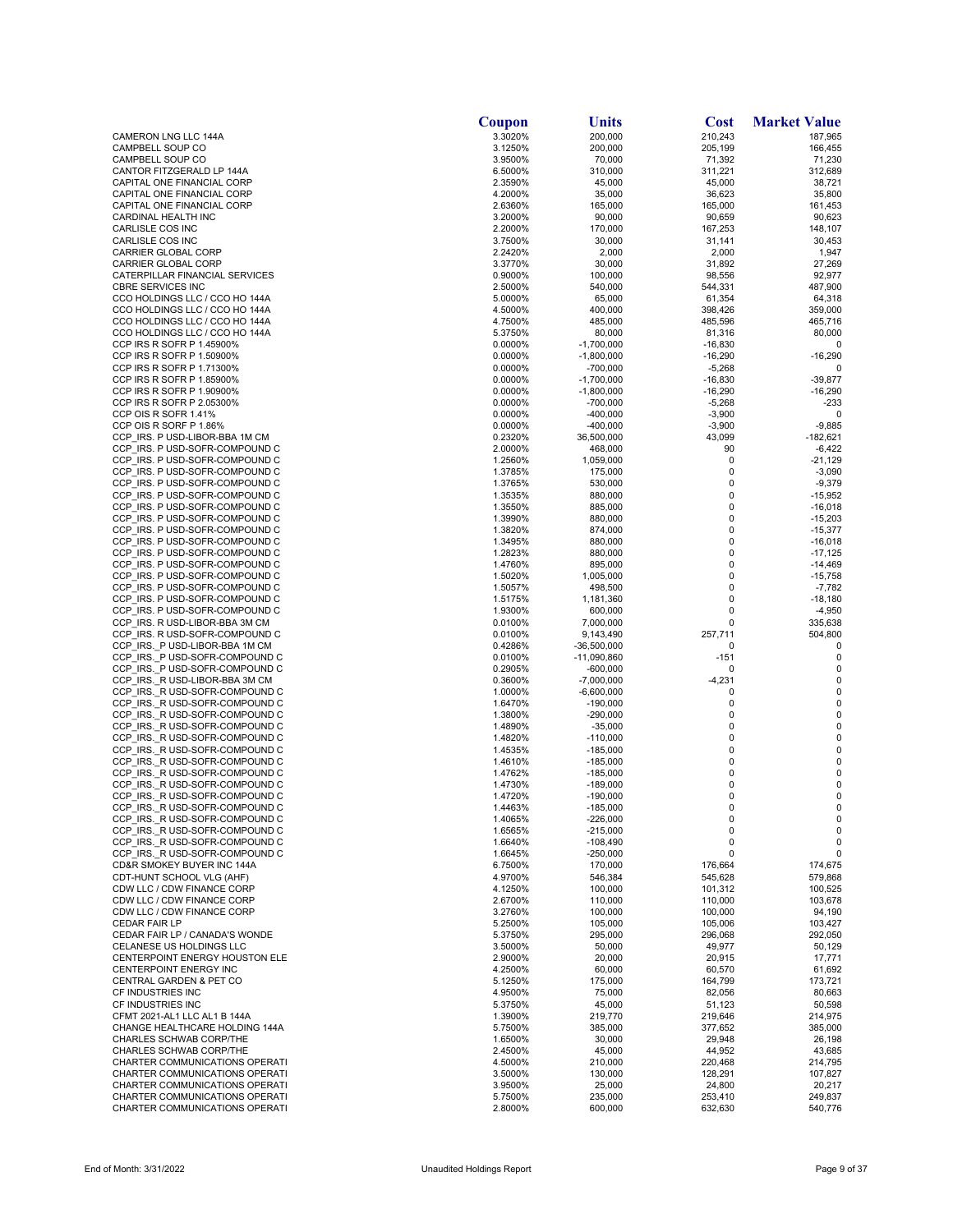| | Coupon | Units | Cost | Market Value |
|---|---|---|---|---|
| CAMERON LNG LLC 144A | 3.3020% | 200,000 | 210,243 | 187,965 |
| CAMPBELL SOUP CO | 3.1250% | 200,000 | 205,199 | 166,455 |
| CAMPBELL SOUP CO | 3.9500% | 70,000 | 71,392 | 71,230 |
| CANTOR FITZGERALD LP 144A | 6.5000% | 310,000 | 311,221 | 312,689 |
| CAPITAL ONE FINANCIAL CORP | 2.3590% | 45,000 | 45,000 | 38,721 |
| CAPITAL ONE FINANCIAL CORP | 4.2000% | 35,000 | 36,623 | 35,800 |
| CAPITAL ONE FINANCIAL CORP | 2.6360% | 165,000 | 165,000 | 161,453 |
| CARDINAL HEALTH INC | 3.2000% | 90,000 | 90,659 | 90,623 |
| CARLISLE COS INC | 2.2000% | 170,000 | 167,253 | 148,107 |
| CARLISLE COS INC | 3.7500% | 30,000 | 31,141 | 30,453 |
| CARRIER GLOBAL CORP | 2.2420% | 2,000 | 2,000 | 1,947 |
| CARRIER GLOBAL CORP | 3.3770% | 30,000 | 31,892 | 27,269 |
| CATERPILLAR FINANCIAL SERVICES | 0.9000% | 100,000 | 98,556 | 92,977 |
| CBRE SERVICES INC | 2.5000% | 540,000 | 544,331 | 487,900 |
| CCO HOLDINGS LLC / CCO HO 144A | 5.0000% | 65,000 | 61,354 | 64,318 |
| CCO HOLDINGS LLC / CCO HO 144A | 4.5000% | 400,000 | 398,426 | 359,000 |
| CCO HOLDINGS LLC / CCO HO 144A | 4.7500% | 485,000 | 485,596 | 465,716 |
| CCO HOLDINGS LLC / CCO HO 144A | 5.3750% | 80,000 | 81,316 | 80,000 |
| CCP IRS R SOFR P 1.45900% | 0.0000% | -1,700,000 | -16,830 | 0 |
| CCP IRS R SOFR P 1.50900% | 0.0000% | -1,800,000 | -16,290 | -16,290 |
| CCP IRS R SOFR P 1.71300% | 0.0000% | -700,000 | -5,268 | 0 |
| CCP IRS R SOFR P 1.85900% | 0.0000% | -1,700,000 | -16,830 | -39,877 |
| CCP IRS R SOFR P 1.90900% | 0.0000% | -1,800,000 | -16,290 | -16,290 |
| CCP IRS R SOFR P 2.05300% | 0.0000% | -700,000 | -5,268 | -233 |
| CCP OIS R SOFR 1.41% | 0.0000% | -400,000 | -3,900 | 0 |
| CCP OIS R SORF P 1.86% | 0.0000% | -400,000 | -3,900 | -9,885 |
| CCP_IRS. P USD-LIBOR-BBA 1M CM | 0.2320% | 36,500,000 | 43,099 | -182,621 |
| CCP_IRS. P USD-SOFR-COMPOUND C | 2.0000% | 468,000 | 90 | -6,422 |
| CCP_IRS. P USD-SOFR-COMPOUND C | 1.2560% | 1,059,000 | 0 | -21,129 |
| CCP_IRS. P USD-SOFR-COMPOUND C | 1.3785% | 175,000 | 0 | -3,090 |
| CCP_IRS. P USD-SOFR-COMPOUND C | 1.3765% | 530,000 | 0 | -9,379 |
| CCP_IRS. P USD-SOFR-COMPOUND C | 1.3535% | 880,000 | 0 | -15,952 |
| CCP_IRS. P USD-SOFR-COMPOUND C | 1.3550% | 885,000 | 0 | -16,018 |
| CCP_IRS. P USD-SOFR-COMPOUND C | 1.3990% | 880,000 | 0 | -15,203 |
| CCP_IRS. P USD-SOFR-COMPOUND C | 1.3820% | 874,000 | 0 | -15,377 |
| CCP_IRS. P USD-SOFR-COMPOUND C | 1.3495% | 880,000 | 0 | -16,018 |
| CCP_IRS. P USD-SOFR-COMPOUND C | 1.2823% | 880,000 | 0 | -17,125 |
| CCP_IRS. P USD-SOFR-COMPOUND C | 1.4760% | 895,000 | 0 | -14,469 |
| CCP_IRS. P USD-SOFR-COMPOUND C | 1.5020% | 1,005,000 | 0 | -15,758 |
| CCP_IRS. P USD-SOFR-COMPOUND C | 1.5057% | 498,500 | 0 | -7,782 |
| CCP_IRS. P USD-SOFR-COMPOUND C | 1.5175% | 1,181,360 | 0 | -18,180 |
| CCP_IRS. P USD-SOFR-COMPOUND C | 1.9300% | 600,000 | 0 | -4,950 |
| CCP_IRS. R USD-LIBOR-BBA 3M CM | 0.0100% | 7,000,000 | 0 | 335,638 |
| CCP_IRS. R USD-SOFR-COMPOUND C | 0.0100% | 9,143,490 | 257,711 | 504,800 |
| CCP_IRS._P USD-LIBOR-BBA 1M CM | 0.4286% | -36,500,000 | 0 | 0 |
| CCP_IRS._P USD-SOFR-COMPOUND C | 0.0100% | -11,090,860 | -151 | 0 |
| CCP_IRS._P USD-SOFR-COMPOUND C | 0.2905% | -600,000 | 0 | 0 |
| CCP_IRS._R USD-LIBOR-BBA 3M CM | 0.3600% | -7,000,000 | -4,231 | 0 |
| CCP_IRS._R USD-SOFR-COMPOUND C | 1.0000% | -6,600,000 | 0 | 0 |
| CCP_IRS._R USD-SOFR-COMPOUND C | 1.6470% | -190,000 | 0 | 0 |
| CCP_IRS._R USD-SOFR-COMPOUND C | 1.3800% | -290,000 | 0 | 0 |
| CCP_IRS._R USD-SOFR-COMPOUND C | 1.4890% | -35,000 | 0 | 0 |
| CCP_IRS._R USD-SOFR-COMPOUND C | 1.4820% | -110,000 | 0 | 0 |
| CCP_IRS._R USD-SOFR-COMPOUND C | 1.4535% | -185,000 | 0 | 0 |
| CCP_IRS._R USD-SOFR-COMPOUND C | 1.4610% | -185,000 | 0 | 0 |
| CCP_IRS._R USD-SOFR-COMPOUND C | 1.4762% | -185,000 | 0 | 0 |
| CCP_IRS._R USD-SOFR-COMPOUND C | 1.4730% | -189,000 | 0 | 0 |
| CCP_IRS._R USD-SOFR-COMPOUND C | 1.4720% | -190,000 | 0 | 0 |
| CCP_IRS._R USD-SOFR-COMPOUND C | 1.4463% | -185,000 | 0 | 0 |
| CCP_IRS._R USD-SOFR-COMPOUND C | 1.4065% | -226,000 | 0 | 0 |
| CCP_IRS._R USD-SOFR-COMPOUND C | 1.6565% | -215,000 | 0 | 0 |
| CCP_IRS._R USD-SOFR-COMPOUND C | 1.6640% | -108,490 | 0 | 0 |
| CCP_IRS._R USD-SOFR-COMPOUND C | 1.6645% | -250,000 | 0 | 0 |
| CD&R SMOKEY BUYER INC 144A | 6.7500% | 170,000 | 176,664 | 174,675 |
| CDT-HUNT SCHOOL VLG (AHF) | 4.9700% | 546,384 | 545,628 | 579,868 |
| CDW LLC / CDW FINANCE CORP | 4.1250% | 100,000 | 101,312 | 100,525 |
| CDW LLC / CDW FINANCE CORP | 2.6700% | 110,000 | 110,000 | 103,678 |
| CDW LLC / CDW FINANCE CORP | 3.2760% | 100,000 | 100,000 | 94,190 |
| CEDAR FAIR LP | 5.2500% | 105,000 | 105,006 | 103,427 |
| CEDAR FAIR LP / CANADA'S WONDE | 5.3750% | 295,000 | 296,068 | 292,050 |
| CELANESE US HOLDINGS LLC | 3.5000% | 50,000 | 49,977 | 50,129 |
| CENTERPOINT ENERGY HOUSTON ELE | 2.9000% | 20,000 | 20,915 | 17,771 |
| CENTERPOINT ENERGY INC | 4.2500% | 60,000 | 60,570 | 61,692 |
| CENTRAL GARDEN & PET CO | 5.1250% | 175,000 | 164,799 | 173,721 |
| CF INDUSTRIES INC | 4.9500% | 75,000 | 82,056 | 80,663 |
| CF INDUSTRIES INC | 5.3750% | 45,000 | 51,123 | 50,598 |
| CFMT 2021-AL1 LLC AL1 B 144A | 1.3900% | 219,770 | 219,646 | 214,975 |
| CHANGE HEALTHCARE HOLDING 144A | 5.7500% | 385,000 | 377,652 | 385,000 |
| CHARLES SCHWAB CORP/THE | 1.6500% | 30,000 | 29,948 | 26,198 |
| CHARLES SCHWAB CORP/THE | 2.4500% | 45,000 | 44,952 | 43,685 |
| CHARTER COMMUNICATIONS OPERATI | 4.5000% | 210,000 | 220,468 | 214,795 |
| CHARTER COMMUNICATIONS OPERATI | 3.5000% | 130,000 | 128,291 | 107,827 |
| CHARTER COMMUNICATIONS OPERATI | 3.9500% | 25,000 | 24,800 | 20,217 |
| CHARTER COMMUNICATIONS OPERATI | 5.7500% | 235,000 | 253,410 | 249,837 |
| CHARTER COMMUNICATIONS OPERATI | 2.8000% | 600,000 | 632,630 | 540,776 |

End of Month: 3/31/2022 Unaudited Holdings Report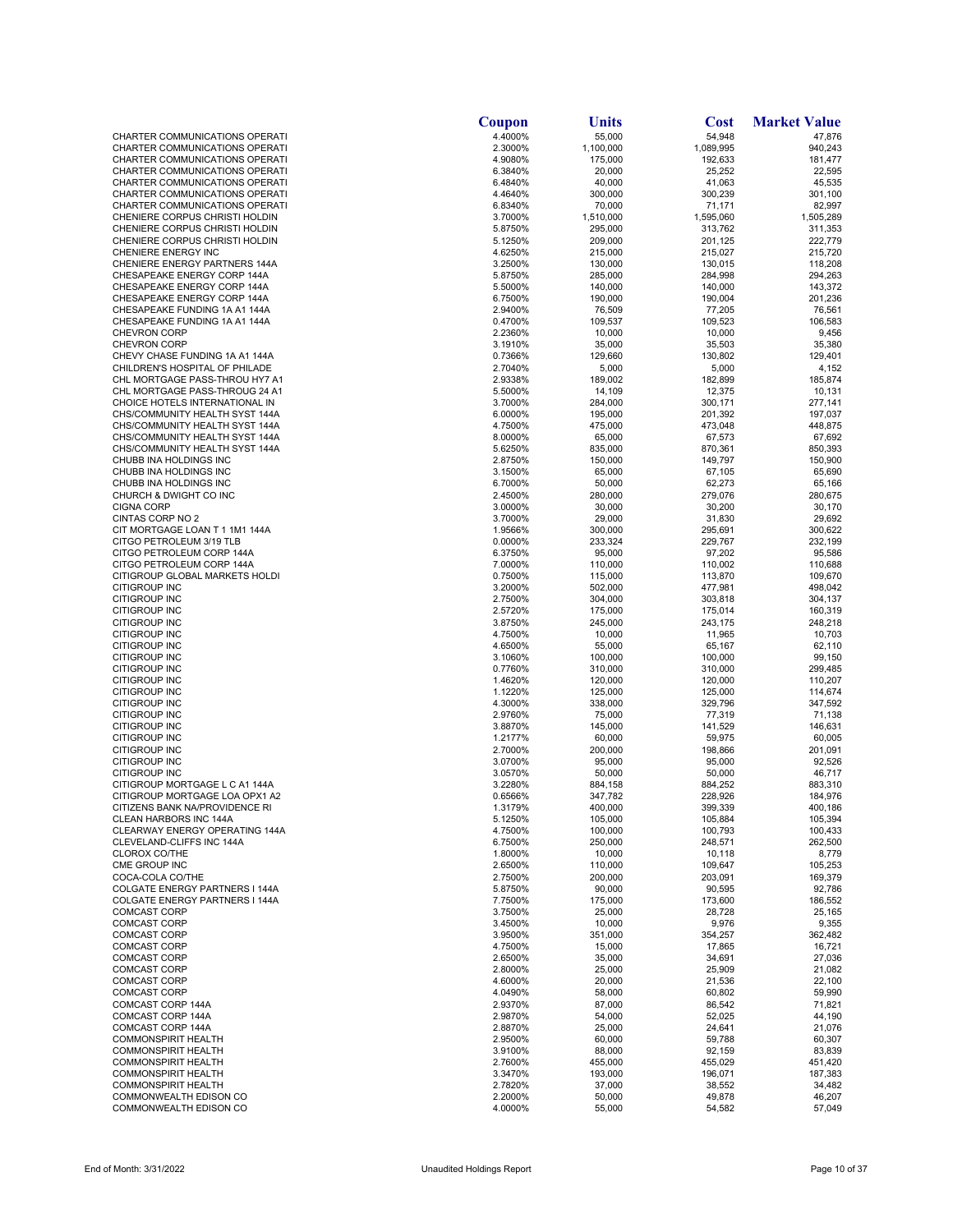| | Coupon | Units | Cost | Market Value |
|---|---|---|---|---|
| CHARTER COMMUNICATIONS OPERATI | 4.4000% | 55,000 | 54,948 | 47,876 |
| CHARTER COMMUNICATIONS OPERATI | 2.3000% | 1,100,000 | 1,089,995 | 940,243 |
| CHARTER COMMUNICATIONS OPERATI | 4.9080% | 175,000 | 192,633 | 181,477 |
| CHARTER COMMUNICATIONS OPERATI | 6.3840% | 20,000 | 25,252 | 22,595 |
| CHARTER COMMUNICATIONS OPERATI | 6.4840% | 40,000 | 41,063 | 45,535 |
| CHARTER COMMUNICATIONS OPERATI | 4.4640% | 300,000 | 300,239 | 301,100 |
| CHARTER COMMUNICATIONS OPERATI | 6.8340% | 70,000 | 71,171 | 82,997 |
| CHENIERE CORPUS CHRISTI HOLDIN | 3.7000% | 1,510,000 | 1,595,060 | 1,505,289 |
| CHENIERE CORPUS CHRISTI HOLDIN | 5.8750% | 295,000 | 313,762 | 311,353 |
| CHENIERE CORPUS CHRISTI HOLDIN | 5.1250% | 209,000 | 201,125 | 222,779 |
| CHENIERE ENERGY INC | 4.6250% | 215,000 | 215,027 | 215,720 |
| CHENIERE ENERGY PARTNERS 144A | 3.2500% | 130,000 | 130,015 | 118,208 |
| CHESAPEAKE ENERGY CORP 144A | 5.8750% | 285,000 | 284,998 | 294,263 |
| CHESAPEAKE ENERGY CORP 144A | 5.5000% | 140,000 | 140,000 | 143,372 |
| CHESAPEAKE ENERGY CORP 144A | 6.7500% | 190,000 | 190,004 | 201,236 |
| CHESAPEAKE FUNDING 1A A1 144A | 2.9400% | 76,509 | 77,205 | 76,561 |
| CHESAPEAKE FUNDING 1A A1 144A | 0.4700% | 109,537 | 109,523 | 106,583 |
| CHEVRON CORP | 2.2360% | 10,000 | 10,000 | 9,456 |
| CHEVRON CORP | 3.1910% | 35,000 | 35,503 | 35,380 |
| CHEVY CHASE FUNDING 1A A1 144A | 0.7366% | 129,660 | 130,802 | 129,401 |
| CHILDREN'S HOSPITAL OF PHILADE | 2.7040% | 5,000 | 5,000 | 4,152 |
| CHL MORTGAGE PASS-THROU HY7 A1 | 2.9338% | 189,002 | 182,899 | 185,874 |
| CHL MORTGAGE PASS-THROUG 24 A1 | 5.5000% | 14,109 | 12,375 | 10,131 |
| CHOICE HOTELS INTERNATIONAL IN | 3.7000% | 284,000 | 300,171 | 277,141 |
| CHS/COMMUNITY HEALTH SYST 144A | 6.0000% | 195,000 | 201,392 | 197,037 |
| CHS/COMMUNITY HEALTH SYST 144A | 4.7500% | 475,000 | 473,048 | 448,875 |
| CHS/COMMUNITY HEALTH SYST 144A | 8.0000% | 65,000 | 67,573 | 67,692 |
| CHS/COMMUNITY HEALTH SYST 144A | 5.6250% | 835,000 | 870,361 | 850,393 |
| CHUBB INA HOLDINGS INC | 2.8750% | 150,000 | 149,797 | 150,900 |
| CHUBB INA HOLDINGS INC | 3.1500% | 65,000 | 67,105 | 65,690 |
| CHUBB INA HOLDINGS INC | 6.7000% | 50,000 | 62,273 | 65,166 |
| CHURCH & DWIGHT CO INC | 2.4500% | 280,000 | 279,076 | 280,675 |
| CIGNA CORP | 3.0000% | 30,000 | 30,200 | 30,170 |
| CINTAS CORP NO 2 | 3.7000% | 29,000 | 31,830 | 29,692 |
| CIT MORTGAGE LOAN T 1 1M1 144A | 1.9566% | 300,000 | 295,691 | 300,622 |
| CITGO PETROLEUM 3/19 TLB | 0.0000% | 233,324 | 229,767 | 232,199 |
| CITGO PETROLEUM CORP 144A | 6.3750% | 95,000 | 97,202 | 95,586 |
| CITGO PETROLEUM CORP 144A | 7.0000% | 110,000 | 110,002 | 110,688 |
| CITIGROUP GLOBAL MARKETS HOLDI | 0.7500% | 115,000 | 113,870 | 109,670 |
| CITIGROUP INC | 3.2000% | 502,000 | 477,981 | 498,042 |
| CITIGROUP INC | 2.7500% | 304,000 | 303,818 | 304,137 |
| CITIGROUP INC | 2.5720% | 175,000 | 175,014 | 160,319 |
| CITIGROUP INC | 3.8750% | 245,000 | 243,175 | 248,218 |
| CITIGROUP INC | 4.7500% | 10,000 | 11,965 | 10,703 |
| CITIGROUP INC | 4.6500% | 55,000 | 65,167 | 62,110 |
| CITIGROUP INC | 3.1060% | 100,000 | 100,000 | 99,150 |
| CITIGROUP INC | 0.7760% | 310,000 | 310,000 | 299,485 |
| CITIGROUP INC | 1.4620% | 120,000 | 120,000 | 110,207 |
| CITIGROUP INC | 1.1220% | 125,000 | 125,000 | 114,674 |
| CITIGROUP INC | 4.3000% | 338,000 | 329,796 | 347,592 |
| CITIGROUP INC | 2.9760% | 75,000 | 77,319 | 71,138 |
| CITIGROUP INC | 3.8870% | 145,000 | 141,529 | 146,631 |
| CITIGROUP INC | 1.2177% | 60,000 | 59,975 | 60,005 |
| CITIGROUP INC | 2.7000% | 200,000 | 198,866 | 201,091 |
| CITIGROUP INC | 3.0700% | 95,000 | 95,000 | 92,526 |
| CITIGROUP INC | 3.0570% | 50,000 | 50,000 | 46,717 |
| CITIGROUP MORTGAGE L C A1 144A | 3.2280% | 884,158 | 884,252 | 883,310 |
| CITIGROUP MORTGAGE LOA OPX1 A2 | 0.6566% | 347,782 | 228,926 | 184,976 |
| CITIZENS BANK NA/PROVIDENCE RI | 1.3179% | 400,000 | 399,339 | 400,186 |
| CLEAN HARBORS INC 144A | 5.1250% | 105,000 | 105,884 | 105,394 |
| CLEARWAY ENERGY OPERATING 144A | 4.7500% | 100,000 | 100,793 | 100,433 |
| CLEVELAND-CLIFFS INC 144A | 6.7500% | 250,000 | 248,571 | 262,500 |
| CLOROX CO/THE | 1.8000% | 10,000 | 10,118 | 8,779 |
| CME GROUP INC | 2.6500% | 110,000 | 109,647 | 105,253 |
| COCA-COLA CO/THE | 2.7500% | 200,000 | 203,091 | 169,379 |
| COLGATE ENERGY PARTNERS I 144A | 5.8750% | 90,000 | 90,595 | 92,786 |
| COLGATE ENERGY PARTNERS I 144A | 7.7500% | 175,000 | 173,600 | 186,552 |
| COMCAST CORP | 3.7500% | 25,000 | 28,728 | 25,165 |
| COMCAST CORP | 3.4500% | 10,000 | 9,976 | 9,355 |
| COMCAST CORP | 3.9500% | 351,000 | 354,257 | 362,482 |
| COMCAST CORP | 4.7500% | 15,000 | 17,865 | 16,721 |
| COMCAST CORP | 2.6500% | 35,000 | 34,691 | 27,036 |
| COMCAST CORP | 2.8000% | 25,000 | 25,909 | 21,082 |
| COMCAST CORP | 4.6000% | 20,000 | 21,536 | 22,100 |
| COMCAST CORP | 4.0490% | 58,000 | 60,802 | 59,990 |
| COMCAST CORP 144A | 2.9370% | 87,000 | 86,542 | 71,821 |
| COMCAST CORP 144A | 2.9870% | 54,000 | 52,025 | 44,190 |
| COMCAST CORP 144A | 2.8870% | 25,000 | 24,641 | 21,076 |
| COMMONSPIRIT HEALTH | 2.9500% | 60,000 | 59,788 | 60,307 |
| COMMONSPIRIT HEALTH | 3.9100% | 88,000 | 92,159 | 83,839 |
| COMMONSPIRIT HEALTH | 2.7600% | 455,000 | 455,029 | 451,420 |
| COMMONSPIRIT HEALTH | 3.3470% | 193,000 | 196,071 | 187,383 |
| COMMONSPIRIT HEALTH | 2.7820% | 37,000 | 38,552 | 34,482 |
| COMMONWEALTH EDISON CO | 2.2000% | 50,000 | 49,878 | 46,207 |
| COMMONWEALTH EDISON CO | 4.0000% | 55,000 | 54,582 | 57,049 |

End of Month: 3/31/2022 Unaudited Holdings Report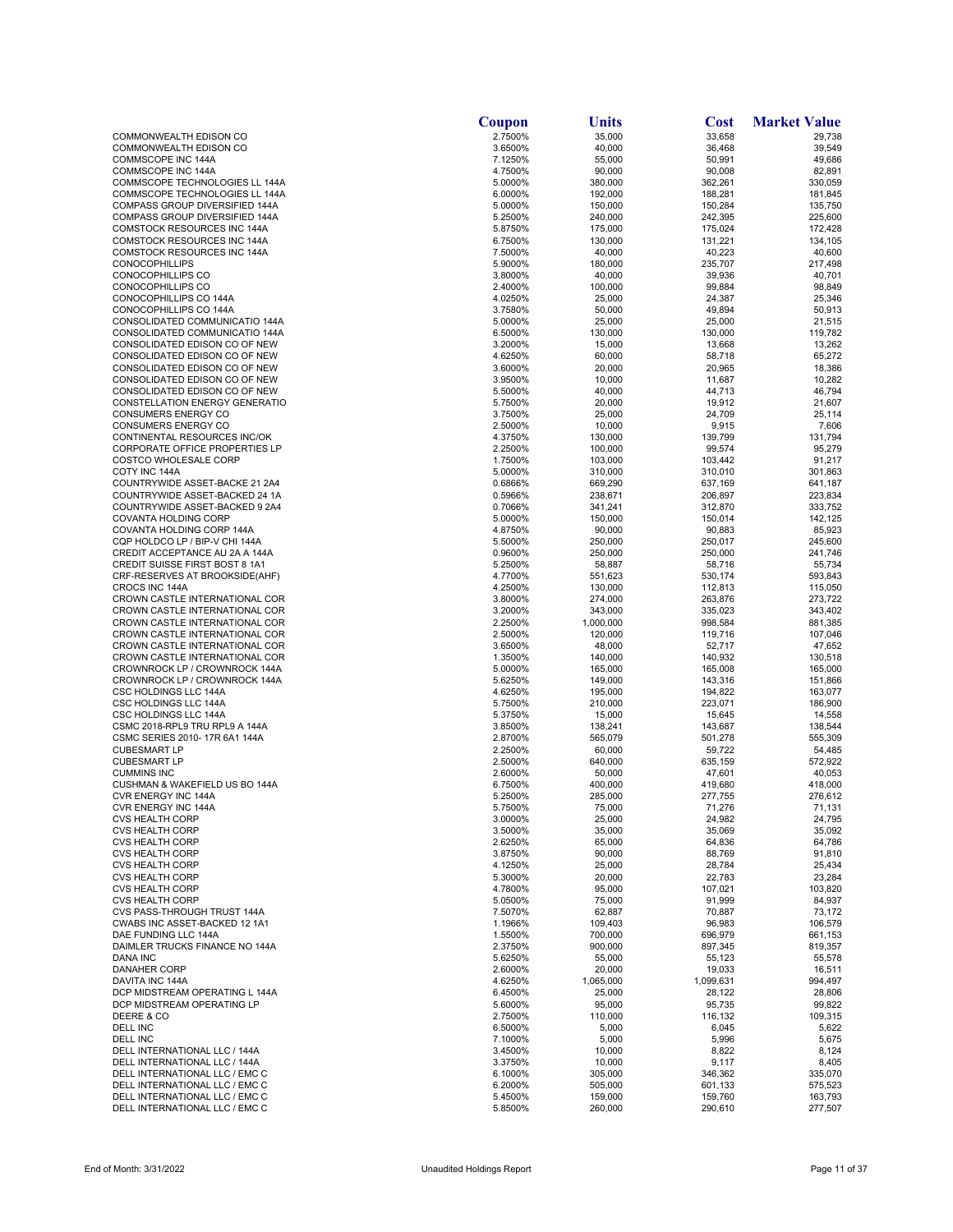| | Coupon | Units | Cost | Market Value |
|---|---|---|---|---|
| COMMONWEALTH EDISON CO | 2.7500% | 35,000 | 33,658 | 29,738 |
| COMMONWEALTH EDISON CO | 3.6500% | 40,000 | 36,468 | 39,549 |
| COMMSCOPE INC 144A | 7.1250% | 55,000 | 50,991 | 49,686 |
| COMMSCOPE INC 144A | 4.7500% | 90,000 | 90,008 | 82,891 |
| COMMSCOPE TECHNOLOGIES LL 144A | 5.0000% | 380,000 | 362,261 | 330,059 |
| COMMSCOPE TECHNOLOGIES LL 144A | 6.0000% | 192,000 | 188,281 | 181,845 |
| COMPASS GROUP DIVERSIFIED 144A | 5.0000% | 150,000 | 150,284 | 135,750 |
| COMPASS GROUP DIVERSIFIED 144A | 5.2500% | 240,000 | 242,395 | 225,600 |
| COMSTOCK RESOURCES INC 144A | 5.8750% | 175,000 | 175,024 | 172,428 |
| COMSTOCK RESOURCES INC 144A | 6.7500% | 130,000 | 131,221 | 134,105 |
| COMSTOCK RESOURCES INC 144A | 7.5000% | 40,000 | 40,223 | 40,600 |
| CONOCOPHILLIPS | 5.9000% | 180,000 | 235,707 | 217,498 |
| CONOCOPHILLIPS CO | 3.8000% | 40,000 | 39,936 | 40,701 |
| CONOCOPHILLIPS CO | 2.4000% | 100,000 | 99,884 | 98,849 |
| CONOCOPHILLIPS CO 144A | 4.0250% | 25,000 | 24,387 | 25,346 |
| CONOCOPHILLIPS CO 144A | 3.7580% | 50,000 | 49,894 | 50,913 |
| CONSOLIDATED COMMUNICATIO 144A | 5.0000% | 25,000 | 25,000 | 21,515 |
| CONSOLIDATED COMMUNICATIO 144A | 6.5000% | 130,000 | 130,000 | 119,782 |
| CONSOLIDATED EDISON CO OF NEW | 3.2000% | 15,000 | 13,668 | 13,262 |
| CONSOLIDATED EDISON CO OF NEW | 4.6250% | 60,000 | 58,718 | 65,272 |
| CONSOLIDATED EDISON CO OF NEW | 3.6000% | 20,000 | 20,965 | 18,386 |
| CONSOLIDATED EDISON CO OF NEW | 3.9500% | 10,000 | 11,687 | 10,282 |
| CONSOLIDATED EDISON CO OF NEW | 5.5000% | 40,000 | 44,713 | 46,794 |
| CONSTELLATION ENERGY GENERATIO | 5.7500% | 20,000 | 19,912 | 21,607 |
| CONSUMERS ENERGY CO | 3.7500% | 25,000 | 24,709 | 25,114 |
| CONSUMERS ENERGY CO | 2.5000% | 10,000 | 9,915 | 7,606 |
| CONTINENTAL RESOURCES INC/OK | 4.3750% | 130,000 | 139,799 | 131,794 |
| CORPORATE OFFICE PROPERTIES LP | 2.2500% | 100,000 | 99,574 | 95,279 |
| COSTCO WHOLESALE CORP | 1.7500% | 103,000 | 103,442 | 91,217 |
| COTY INC 144A | 5.0000% | 310,000 | 310,010 | 301,863 |
| COUNTRYWIDE ASSET-BACKE 21 2A4 | 0.6866% | 669,290 | 637,169 | 641,187 |
| COUNTRYWIDE ASSET-BACKED 24 1A | 0.5966% | 238,671 | 206,897 | 223,834 |
| COUNTRYWIDE ASSET-BACKED 9 2A4 | 0.7066% | 341,241 | 312,870 | 333,752 |
| COVANTA HOLDING CORP | 5.0000% | 150,000 | 150,014 | 142,125 |
| COVANTA HOLDING CORP 144A | 4.8750% | 90,000 | 90,883 | 85,923 |
| CQP HOLDCO LP / BIP-V CHI 144A | 5.5000% | 250,000 | 250,017 | 245,600 |
| CREDIT ACCEPTANCE AU 2A A 144A | 0.9600% | 250,000 | 250,000 | 241,746 |
| CREDIT SUISSE FIRST BOST 8 1A1 | 5.2500% | 58,887 | 58,716 | 55,734 |
| CRF-RESERVES AT BROOKSIDE(AHF) | 4.7700% | 551,623 | 530,174 | 593,843 |
| CROCS INC 144A | 4.2500% | 130,000 | 112,813 | 115,050 |
| CROWN CASTLE INTERNATIONAL COR | 3.8000% | 274,000 | 263,876 | 273,722 |
| CROWN CASTLE INTERNATIONAL COR | 3.2000% | 343,000 | 335,023 | 343,402 |
| CROWN CASTLE INTERNATIONAL COR | 2.2500% | 1,000,000 | 998,584 | 881,385 |
| CROWN CASTLE INTERNATIONAL COR | 2.5000% | 120,000 | 119,716 | 107,046 |
| CROWN CASTLE INTERNATIONAL COR | 3.6500% | 48,000 | 52,717 | 47,652 |
| CROWN CASTLE INTERNATIONAL COR | 1.3500% | 140,000 | 140,932 | 130,518 |
| CROWNROCK LP / CROWNROCK 144A | 5.0000% | 165,000 | 165,008 | 165,000 |
| CROWNROCK LP / CROWNROCK 144A | 5.6250% | 149,000 | 143,316 | 151,866 |
| CSC HOLDINGS LLC 144A | 4.6250% | 195,000 | 194,822 | 163,077 |
| CSC HOLDINGS LLC 144A | 5.7500% | 210,000 | 223,071 | 186,900 |
| CSC HOLDINGS LLC 144A | 5.3750% | 15,000 | 15,645 | 14,558 |
| CSMC 2018-RPL9 TRU RPL9 A 144A | 3.8500% | 138,241 | 143,687 | 138,544 |
| CSMC SERIES 2010- 17R 6A1 144A | 2.8700% | 565,079 | 501,278 | 555,309 |
| CUBESMART LP | 2.2500% | 60,000 | 59,722 | 54,485 |
| CUBESMART LP | 2.5000% | 640,000 | 635,159 | 572,922 |
| CUMMINS INC | 2.6000% | 50,000 | 47,601 | 40,053 |
| CUSHMAN & WAKEFIELD US BO 144A | 6.7500% | 400,000 | 419,680 | 418,000 |
| CVR ENERGY INC 144A | 5.2500% | 285,000 | 277,755 | 276,612 |
| CVR ENERGY INC 144A | 5.7500% | 75,000 | 71,276 | 71,131 |
| CVS HEALTH CORP | 3.0000% | 25,000 | 24,982 | 24,795 |
| CVS HEALTH CORP | 3.5000% | 35,000 | 35,069 | 35,092 |
| CVS HEALTH CORP | 2.6250% | 65,000 | 64,836 | 64,786 |
| CVS HEALTH CORP | 3.8750% | 90,000 | 88,769 | 91,810 |
| CVS HEALTH CORP | 4.1250% | 25,000 | 28,784 | 25,434 |
| CVS HEALTH CORP | 5.3000% | 20,000 | 22,783 | 23,284 |
| CVS HEALTH CORP | 4.7800% | 95,000 | 107,021 | 103,820 |
| CVS HEALTH CORP | 5.0500% | 75,000 | 91,999 | 84,937 |
| CVS PASS-THROUGH TRUST 144A | 7.5070% | 62,887 | 70,887 | 73,172 |
| CWABS INC ASSET-BACKED 12 1A1 | 1.1966% | 109,403 | 96,983 | 106,579 |
| DAE FUNDING LLC 144A | 1.5500% | 700,000 | 696,979 | 661,153 |
| DAIMLER TRUCKS FINANCE NO 144A | 2.3750% | 900,000 | 897,345 | 819,357 |
| DANA INC | 5.6250% | 55,000 | 55,123 | 55,578 |
| DANAHER CORP | 2.6000% | 20,000 | 19,033 | 16,511 |
| DAVITA INC 144A | 4.6250% | 1,065,000 | 1,099,631 | 994,497 |
| DCP MIDSTREAM OPERATING L 144A | 6.4500% | 25,000 | 28,122 | 28,806 |
| DCP MIDSTREAM OPERATING LP | 5.6000% | 95,000 | 95,735 | 99,822 |
| DEERE & CO | 2.7500% | 110,000 | 116,132 | 109,315 |
| DELL INC | 6.5000% | 5,000 | 6,045 | 5,622 |
| DELL INC | 7.1000% | 5,000 | 5,996 | 5,675 |
| DELL INTERNATIONAL LLC / 144A | 3.4500% | 10,000 | 8,822 | 8,124 |
| DELL INTERNATIONAL LLC / 144A | 3.3750% | 10,000 | 9,117 | 8,405 |
| DELL INTERNATIONAL LLC / EMC C | 6.1000% | 305,000 | 346,362 | 335,070 |
| DELL INTERNATIONAL LLC / EMC C | 6.2000% | 505,000 | 601,133 | 575,523 |
| DELL INTERNATIONAL LLC / EMC C | 5.4500% | 159,000 | 159,760 | 163,793 |
| DELL INTERNATIONAL LLC / EMC C | 5.8500% | 260,000 | 290,610 | 277,507 |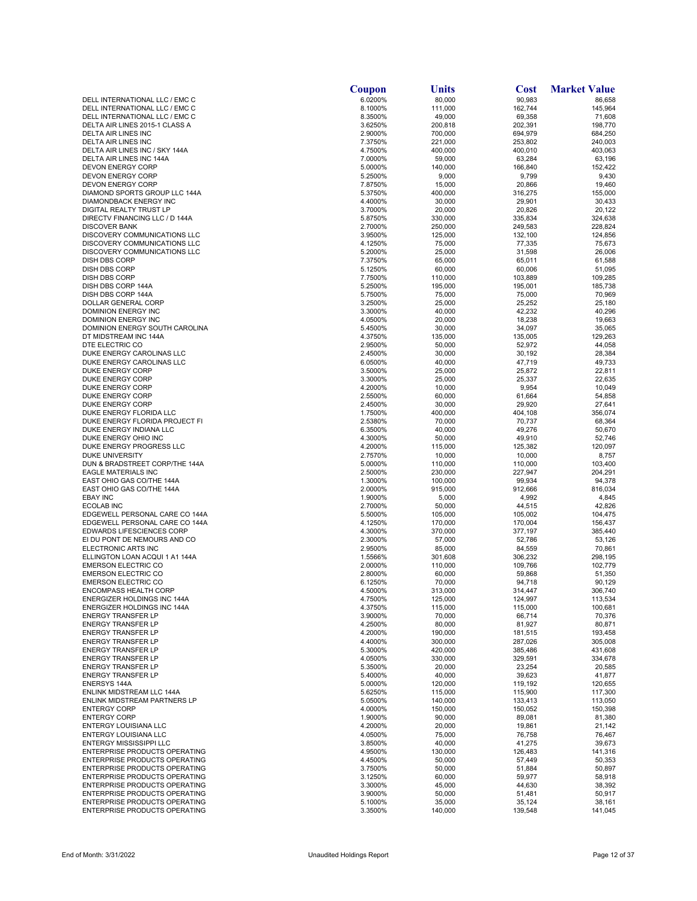| | Coupon | Units | Cost | Market Value |
|---|---|---|---|---|
| DELL INTERNATIONAL LLC / EMC C | 6.0200% | 80,000 | 90,983 | 86,658 |
| DELL INTERNATIONAL LLC / EMC C | 8.1000% | 111,000 | 162,744 | 145,964 |
| DELL INTERNATIONAL LLC / EMC C | 8.3500% | 49,000 | 69,358 | 71,608 |
| DELTA AIR LINES 2015-1 CLASS A | 3.6250% | 200,818 | 202,391 | 198,770 |
| DELTA AIR LINES INC | 2.9000% | 700,000 | 694,979 | 684,250 |
| DELTA AIR LINES INC | 7.3750% | 221,000 | 253,802 | 240,003 |
| DELTA AIR LINES INC / SKY 144A | 4.7500% | 400,000 | 400,010 | 403,063 |
| DELTA AIR LINES INC 144A | 7.0000% | 59,000 | 63,284 | 63,196 |
| DEVON ENERGY CORP | 5.0000% | 140,000 | 166,840 | 152,422 |
| DEVON ENERGY CORP | 5.2500% | 9,000 | 9,799 | 9,430 |
| DEVON ENERGY CORP | 7.8750% | 15,000 | 20,866 | 19,460 |
| DIAMOND SPORTS GROUP LLC 144A | 5.3750% | 400,000 | 316,275 | 155,000 |
| DIAMONDBACK ENERGY INC | 4.4000% | 30,000 | 29,901 | 30,433 |
| DIGITAL REALTY TRUST LP | 3.7000% | 20,000 | 20,826 | 20,122 |
| DIRECTV FINANCING LLC / D 144A | 5.8750% | 330,000 | 335,834 | 324,638 |
| DISCOVER BANK | 2.7000% | 250,000 | 249,583 | 228,824 |
| DISCOVERY COMMUNICATIONS LLC | 3.9500% | 125,000 | 132,100 | 124,856 |
| DISCOVERY COMMUNICATIONS LLC | 4.1250% | 75,000 | 77,335 | 75,673 |
| DISCOVERY COMMUNICATIONS LLC | 5.2000% | 25,000 | 31,598 | 26,006 |
| DISH DBS CORP | 7.3750% | 65,000 | 65,011 | 61,588 |
| DISH DBS CORP | 5.1250% | 60,000 | 60,006 | 51,095 |
| DISH DBS CORP | 7.7500% | 110,000 | 103,889 | 109,285 |
| DISH DBS CORP 144A | 5.2500% | 195,000 | 195,001 | 185,738 |
| DISH DBS CORP 144A | 5.7500% | 75,000 | 75,000 | 70,969 |
| DOLLAR GENERAL CORP | 3.2500% | 25,000 | 25,252 | 25,180 |
| DOMINION ENERGY INC | 3.3000% | 40,000 | 42,232 | 40,296 |
| DOMINION ENERGY INC | 4.0500% | 20,000 | 18,238 | 19,663 |
| DOMINION ENERGY SOUTH CAROLINA | 5.4500% | 30,000 | 34,097 | 35,065 |
| DT MIDSTREAM INC 144A | 4.3750% | 135,000 | 135,005 | 129,263 |
| DTE ELECTRIC CO | 2.9500% | 50,000 | 52,972 | 44,058 |
| DUKE ENERGY CAROLINAS LLC | 2.4500% | 30,000 | 30,192 | 28,384 |
| DUKE ENERGY CAROLINAS LLC | 6.0500% | 40,000 | 47,719 | 49,733 |
| DUKE ENERGY CORP | 3.5000% | 25,000 | 25,872 | 22,811 |
| DUKE ENERGY CORP | 3.3000% | 25,000 | 25,337 | 22,635 |
| DUKE ENERGY CORP | 4.2000% | 10,000 | 9,954 | 10,049 |
| DUKE ENERGY CORP | 2.5500% | 60,000 | 61,664 | 54,858 |
| DUKE ENERGY CORP | 2.4500% | 30,000 | 29,920 | 27,641 |
| DUKE ENERGY FLORIDA LLC | 1.7500% | 400,000 | 404,108 | 356,074 |
| DUKE ENERGY FLORIDA PROJECT FI | 2.5380% | 70,000 | 70,737 | 68,364 |
| DUKE ENERGY INDIANA LLC | 6.3500% | 40,000 | 49,276 | 50,670 |
| DUKE ENERGY OHIO INC | 4.3000% | 50,000 | 49,910 | 52,746 |
| DUKE ENERGY PROGRESS LLC | 4.2000% | 115,000 | 125,382 | 120,097 |
| DUKE UNIVERSITY | 2.7570% | 10,000 | 10,000 | 8,757 |
| DUN & BRADSTREET CORP/THE 144A | 5.0000% | 110,000 | 110,000 | 103,400 |
| EAGLE MATERIALS INC | 2.5000% | 230,000 | 227,947 | 204,291 |
| EAST OHIO GAS CO/THE 144A | 1.3000% | 100,000 | 99,934 | 94,378 |
| EAST OHIO GAS CO/THE 144A | 2.0000% | 915,000 | 912,666 | 816,034 |
| EBAY INC | 1.9000% | 5,000 | 4,992 | 4,845 |
| ECOLAB INC | 2.7000% | 50,000 | 44,515 | 42,826 |
| EDGEWELL PERSONAL CARE CO 144A | 5.5000% | 105,000 | 105,002 | 104,475 |
| EDGEWELL PERSONAL CARE CO 144A | 4.1250% | 170,000 | 170,004 | 156,437 |
| EDWARDS LIFESCIENCES CORP | 4.3000% | 370,000 | 377,197 | 385,440 |
| EI DU PONT DE NEMOURS AND CO | 2.3000% | 57,000 | 52,786 | 53,126 |
| ELECTRONIC ARTS INC | 2.9500% | 85,000 | 84,559 | 70,861 |
| ELLINGTON LOAN ACQUI 1 A1 144A | 1.5566% | 301,608 | 306,232 | 298,195 |
| EMERSON ELECTRIC CO | 2.0000% | 110,000 | 109,766 | 102,779 |
| EMERSON ELECTRIC CO | 2.8000% | 60,000 | 59,868 | 51,350 |
| EMERSON ELECTRIC CO | 6.1250% | 70,000 | 94,718 | 90,129 |
| ENCOMPASS HEALTH CORP | 4.5000% | 313,000 | 314,447 | 306,740 |
| ENERGIZER HOLDINGS INC 144A | 4.7500% | 125,000 | 124,997 | 113,534 |
| ENERGIZER HOLDINGS INC 144A | 4.3750% | 115,000 | 115,000 | 100,681 |
| ENERGY TRANSFER LP | 3.9000% | 70,000 | 66,714 | 70,376 |
| ENERGY TRANSFER LP | 4.2500% | 80,000 | 81,927 | 80,871 |
| ENERGY TRANSFER LP | 4.2000% | 190,000 | 181,515 | 193,458 |
| ENERGY TRANSFER LP | 4.4000% | 300,000 | 287,026 | 305,008 |
| ENERGY TRANSFER LP | 5.3000% | 420,000 | 385,486 | 431,608 |
| ENERGY TRANSFER LP | 4.0500% | 330,000 | 329,591 | 334,678 |
| ENERGY TRANSFER LP | 5.3500% | 20,000 | 23,254 | 20,585 |
| ENERGY TRANSFER LP | 5.4000% | 40,000 | 39,623 | 41,877 |
| ENERSYS 144A | 5.0000% | 120,000 | 119,192 | 120,655 |
| ENLINK MIDSTREAM LLC 144A | 5.6250% | 115,000 | 115,900 | 117,300 |
| ENLINK MIDSTREAM PARTNERS LP | 5.0500% | 140,000 | 133,413 | 113,050 |
| ENTERGY CORP | 4.0000% | 150,000 | 150,052 | 150,398 |
| ENTERGY CORP | 1.9000% | 90,000 | 89,081 | 81,380 |
| ENTERGY LOUISIANA LLC | 4.2000% | 20,000 | 19,861 | 21,142 |
| ENTERGY LOUISIANA LLC | 4.0500% | 75,000 | 76,758 | 76,467 |
| ENTERGY MISSISSIPPI LLC | 3.8500% | 40,000 | 41,275 | 39,673 |
| ENTERPRISE PRODUCTS OPERATING | 4.9500% | 130,000 | 126,483 | 141,316 |
| ENTERPRISE PRODUCTS OPERATING | 4.4500% | 50,000 | 57,449 | 50,353 |
| ENTERPRISE PRODUCTS OPERATING | 3.7500% | 50,000 | 51,884 | 50,897 |
| ENTERPRISE PRODUCTS OPERATING | 3.1250% | 60,000 | 59,977 | 58,918 |
| ENTERPRISE PRODUCTS OPERATING | 3.3000% | 45,000 | 44,630 | 38,392 |
| ENTERPRISE PRODUCTS OPERATING | 3.9000% | 50,000 | 51,481 | 50,917 |
| ENTERPRISE PRODUCTS OPERATING | 5.1000% | 35,000 | 35,124 | 38,161 |
| ENTERPRISE PRODUCTS OPERATING | 3.3500% | 140,000 | 139,548 | 141,045 |

End of Month: 3/31/2022 — Unaudited Holdings Report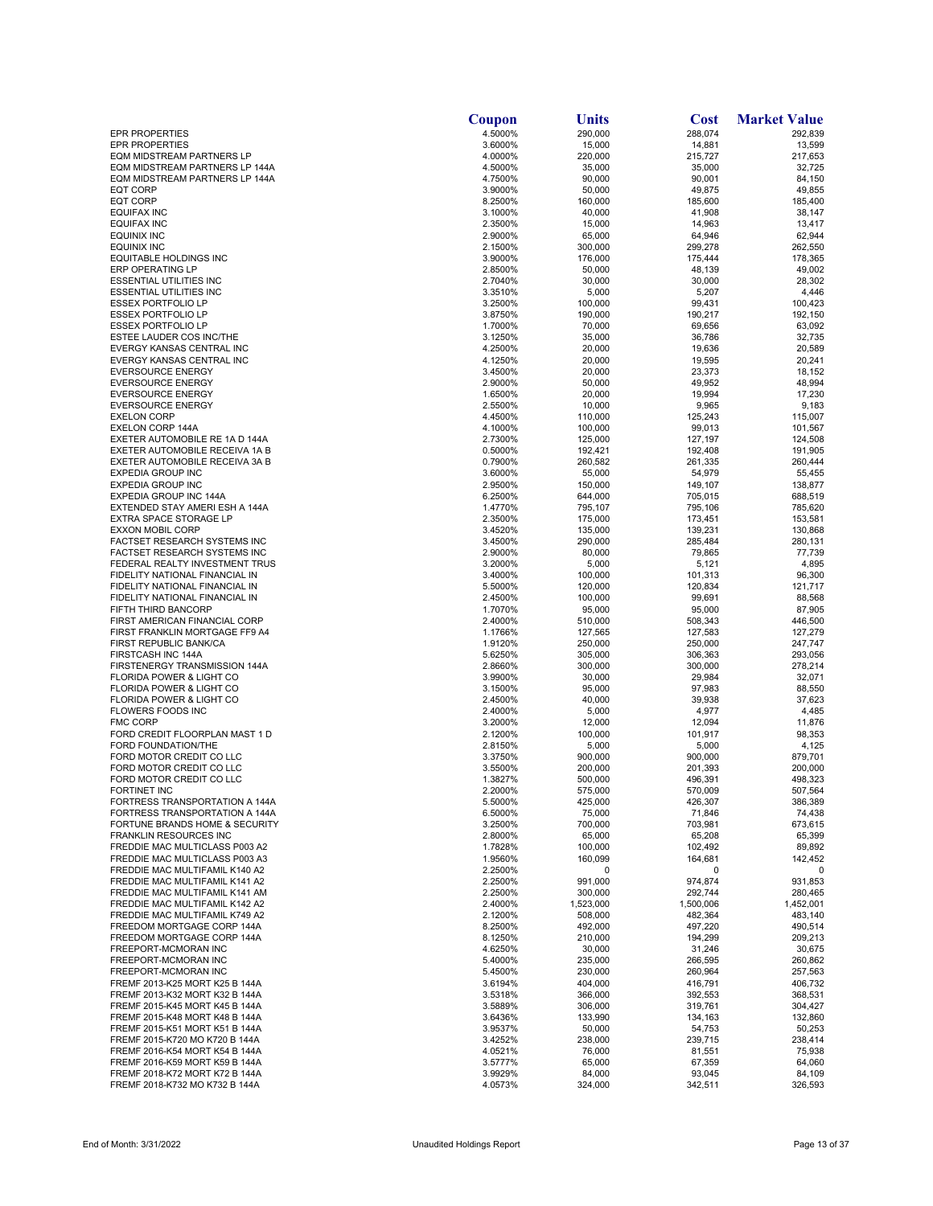| | Coupon | Units | Cost | Market Value |
|---|---|---|---|---|
| EPR PROPERTIES | 4.5000% | 290,000 | 288,074 | 292,839 |
| EPR PROPERTIES | 3.6000% | 15,000 | 14,881 | 13,599 |
| EQM MIDSTREAM PARTNERS LP | 4.0000% | 220,000 | 215,727 | 217,653 |
| EQM MIDSTREAM PARTNERS LP 144A | 4.5000% | 35,000 | 35,000 | 32,725 |
| EQM MIDSTREAM PARTNERS LP 144A | 4.7500% | 90,000 | 90,001 | 84,150 |
| EQT CORP | 3.9000% | 50,000 | 49,875 | 49,855 |
| EQT CORP | 8.2500% | 160,000 | 185,600 | 185,400 |
| EQUIFAX INC | 3.1000% | 40,000 | 41,908 | 38,147 |
| EQUIFAX INC | 2.3500% | 15,000 | 14,963 | 13,417 |
| EQUINIX INC | 2.9000% | 65,000 | 64,946 | 62,944 |
| EQUINIX INC | 2.1500% | 300,000 | 299,278 | 262,550 |
| EQUITABLE HOLDINGS INC | 3.9000% | 176,000 | 175,444 | 178,365 |
| ERP OPERATING LP | 2.8500% | 50,000 | 48,139 | 49,002 |
| ESSENTIAL UTILITIES INC | 2.7040% | 30,000 | 30,000 | 28,302 |
| ESSENTIAL UTILITIES INC | 3.3510% | 5,000 | 5,207 | 4,446 |
| ESSEX PORTFOLIO LP | 3.2500% | 100,000 | 99,431 | 100,423 |
| ESSEX PORTFOLIO LP | 3.8750% | 190,000 | 190,217 | 192,150 |
| ESSEX PORTFOLIO LP | 1.7000% | 70,000 | 69,656 | 63,092 |
| ESTEE LAUDER COS INC/THE | 3.1250% | 35,000 | 36,786 | 32,735 |
| EVERGY KANSAS CENTRAL INC | 4.2500% | 20,000 | 19,636 | 20,589 |
| EVERGY KANSAS CENTRAL INC | 4.1250% | 20,000 | 19,595 | 20,241 |
| EVERSOURCE ENERGY | 3.4500% | 20,000 | 23,373 | 18,152 |
| EVERSOURCE ENERGY | 2.9000% | 50,000 | 49,952 | 48,994 |
| EVERSOURCE ENERGY | 1.6500% | 20,000 | 19,994 | 17,230 |
| EVERSOURCE ENERGY | 2.5500% | 10,000 | 9,965 | 9,183 |
| EXELON CORP | 4.4500% | 110,000 | 125,243 | 115,007 |
| EXELON CORP 144A | 4.1000% | 100,000 | 99,013 | 101,567 |
| EXETER AUTOMOBILE RE 1A D 144A | 2.7300% | 125,000 | 127,197 | 124,508 |
| EXETER AUTOMOBILE RECEIVA 1A B | 0.5000% | 192,421 | 192,408 | 191,905 |
| EXETER AUTOMOBILE RECEIVA 3A B | 0.7900% | 260,582 | 261,335 | 260,444 |
| EXPEDIA GROUP INC | 3.6000% | 55,000 | 54,979 | 55,455 |
| EXPEDIA GROUP INC | 2.9500% | 150,000 | 149,107 | 138,877 |
| EXPEDIA GROUP INC 144A | 6.2500% | 644,000 | 705,015 | 688,519 |
| EXTENDED STAY AMERI ESH A 144A | 1.4770% | 795,107 | 795,106 | 785,620 |
| EXTRA SPACE STORAGE LP | 2.3500% | 175,000 | 173,451 | 153,581 |
| EXXON MOBIL CORP | 3.4520% | 135,000 | 139,231 | 130,868 |
| FACTSET RESEARCH SYSTEMS INC | 3.4500% | 290,000 | 285,484 | 280,131 |
| FACTSET RESEARCH SYSTEMS INC | 2.9000% | 80,000 | 79,865 | 77,739 |
| FEDERAL REALTY INVESTMENT TRUS | 3.2000% | 5,000 | 5,121 | 4,895 |
| FIDELITY NATIONAL FINANCIAL IN | 3.4000% | 100,000 | 101,313 | 96,300 |
| FIDELITY NATIONAL FINANCIAL IN | 5.5000% | 120,000 | 120,834 | 121,717 |
| FIDELITY NATIONAL FINANCIAL IN | 2.4500% | 100,000 | 99,691 | 88,568 |
| FIFTH THIRD BANCORP | 1.7070% | 95,000 | 95,000 | 87,905 |
| FIRST AMERICAN FINANCIAL CORP | 2.4000% | 510,000 | 508,343 | 446,500 |
| FIRST FRANKLIN MORTGAGE FF9 A4 | 1.1766% | 127,565 | 127,583 | 127,279 |
| FIRST REPUBLIC BANK/CA | 1.9120% | 250,000 | 250,000 | 247,747 |
| FIRSTCASH INC 144A | 5.6250% | 305,000 | 306,363 | 293,056 |
| FIRSTENERGY TRANSMISSION 144A | 2.8660% | 300,000 | 300,000 | 278,214 |
| FLORIDA POWER & LIGHT CO | 3.9900% | 30,000 | 29,984 | 32,071 |
| FLORIDA POWER & LIGHT CO | 3.1500% | 95,000 | 97,983 | 88,550 |
| FLORIDA POWER & LIGHT CO | 2.4500% | 40,000 | 39,938 | 37,623 |
| FLOWERS FOODS INC | 2.4000% | 5,000 | 4,977 | 4,485 |
| FMC CORP | 3.2000% | 12,000 | 12,094 | 11,876 |
| FORD CREDIT FLOORPLAN MAST 1 D | 2.1200% | 100,000 | 101,917 | 98,353 |
| FORD FOUNDATION/THE | 2.8150% | 5,000 | 5,000 | 4,125 |
| FORD MOTOR CREDIT CO LLC | 3.3750% | 900,000 | 900,000 | 879,701 |
| FORD MOTOR CREDIT CO LLC | 3.5500% | 200,000 | 201,393 | 200,000 |
| FORD MOTOR CREDIT CO LLC | 1.3827% | 500,000 | 496,391 | 498,323 |
| FORTINET INC | 2.2000% | 575,000 | 570,009 | 507,564 |
| FORTRESS TRANSPORTATION A 144A | 5.5000% | 425,000 | 426,307 | 386,389 |
| FORTRESS TRANSPORTATION A 144A | 6.5000% | 75,000 | 71,846 | 74,438 |
| FORTUNE BRANDS HOME & SECURITY | 3.2500% | 700,000 | 703,981 | 673,615 |
| FRANKLIN RESOURCES INC | 2.8000% | 65,000 | 65,208 | 65,399 |
| FREDDIE MAC MULTICLASS P003 A2 | 1.7828% | 100,000 | 102,492 | 89,892 |
| FREDDIE MAC MULTICLASS P003 A3 | 1.9560% | 160,099 | 164,681 | 142,452 |
| FREDDIE MAC MULTIFAMIL K140 A2 | 2.2500% | 0 | 0 | 0 |
| FREDDIE MAC MULTIFAMIL K141 A2 | 2.2500% | 991,000 | 974,874 | 931,853 |
| FREDDIE MAC MULTIFAMIL K141 AM | 2.2500% | 300,000 | 292,744 | 280,465 |
| FREDDIE MAC MULTIFAMIL K142 A2 | 2.4000% | 1,523,000 | 1,500,006 | 1,452,001 |
| FREDDIE MAC MULTIFAMIL K749 A2 | 2.1200% | 508,000 | 482,364 | 483,140 |
| FREEDOM MORTGAGE CORP 144A | 8.2500% | 492,000 | 497,220 | 490,514 |
| FREEDOM MORTGAGE CORP 144A | 8.1250% | 210,000 | 194,299 | 209,213 |
| FREEPORT-MCMORAN INC | 4.6250% | 30,000 | 31,246 | 30,675 |
| FREEPORT-MCMORAN INC | 5.4000% | 235,000 | 266,595 | 260,862 |
| FREEPORT-MCMORAN INC | 5.4500% | 230,000 | 260,964 | 257,563 |
| FREMF 2013-K25 MORT K25 B 144A | 3.6194% | 404,000 | 416,791 | 406,732 |
| FREMF 2013-K32 MORT K32 B 144A | 3.5318% | 366,000 | 392,553 | 368,531 |
| FREMF 2015-K45 MORT K45 B 144A | 3.5889% | 306,000 | 319,761 | 304,427 |
| FREMF 2015-K48 MORT K48 B 144A | 3.6436% | 133,990 | 134,163 | 132,860 |
| FREMF 2015-K51 MORT K51 B 144A | 3.9537% | 50,000 | 54,753 | 50,253 |
| FREMF 2015-K720 MO K720 B 144A | 3.4252% | 238,000 | 239,715 | 238,414 |
| FREMF 2016-K54 MORT K54 B 144A | 4.0521% | 76,000 | 81,551 | 75,938 |
| FREMF 2016-K59 MORT K59 B 144A | 3.5777% | 65,000 | 67,359 | 64,060 |
| FREMF 2018-K72 MORT K72 B 144A | 3.9929% | 84,000 | 93,045 | 84,109 |
| FREMF 2018-K732 MO K732 B 144A | 4.0573% | 324,000 | 342,511 | 326,593 |

End of Month: 3/31/2022 Unaudited Holdings Report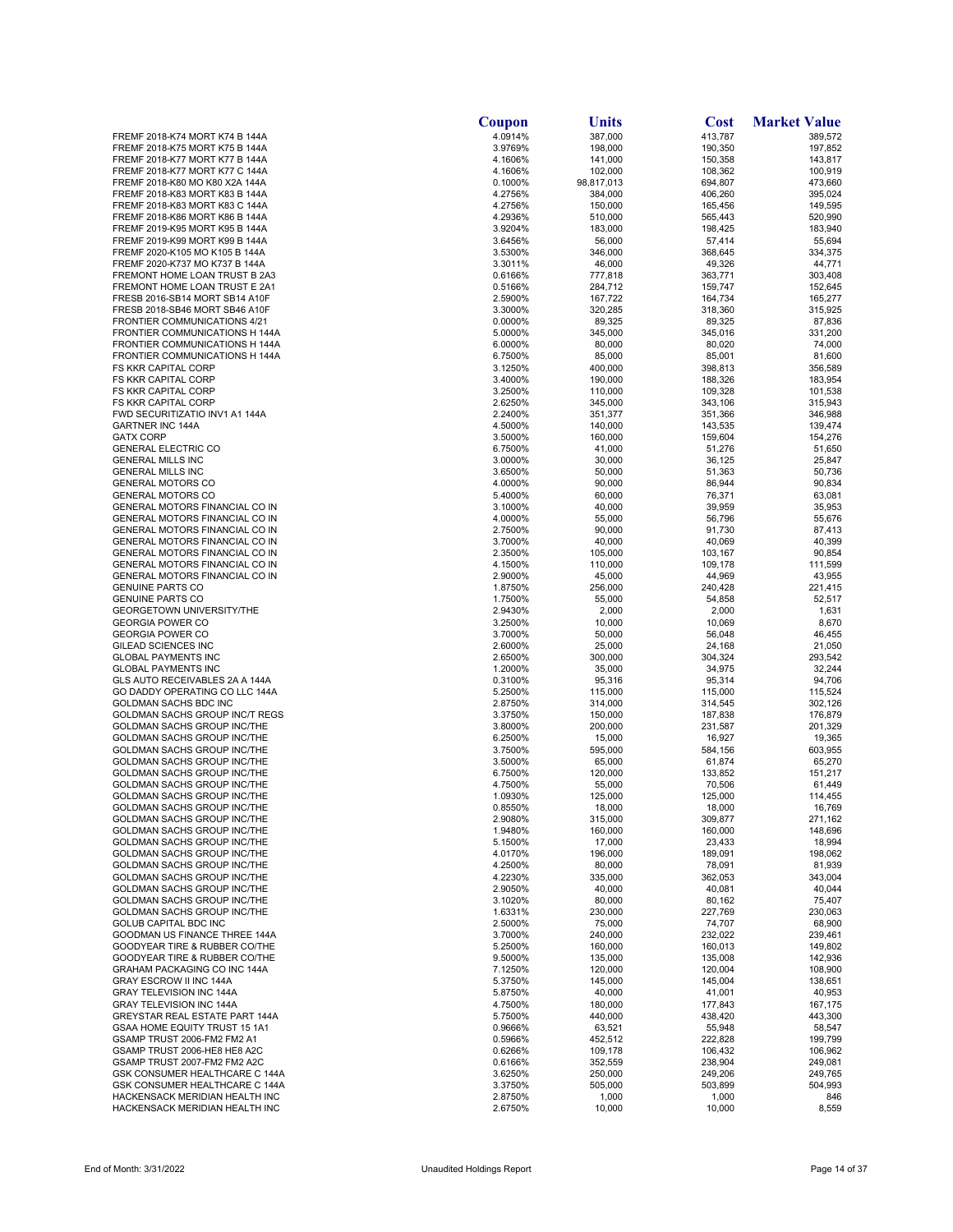| | Coupon | Units | Cost | Market Value |
|---|---|---|---|---|
| FREMF 2018-K74 MORT K74 B 144A | 4.0914% | 387,000 | 413,787 | 389,572 |
| FREMF 2018-K75 MORT K75 B 144A | 3.9769% | 198,000 | 190,350 | 197,852 |
| FREMF 2018-K77 MORT K77 B 144A | 4.1606% | 141,000 | 150,358 | 143,817 |
| FREMF 2018-K77 MORT K77 C 144A | 4.1606% | 102,000 | 108,362 | 100,919 |
| FREMF 2018-K80 MO K80 X2A 144A | 0.1000% | 98,817,013 | 694,807 | 473,660 |
| FREMF 2018-K83 MORT K83 B 144A | 4.2756% | 384,000 | 406,260 | 395,024 |
| FREMF 2018-K83 MORT K83 C 144A | 4.2756% | 150,000 | 165,456 | 149,595 |
| FREMF 2018-K86 MORT K86 B 144A | 4.2936% | 510,000 | 565,443 | 520,990 |
| FREMF 2019-K95 MORT K95 B 144A | 3.9204% | 183,000 | 198,425 | 183,940 |
| FREMF 2019-K99 MORT K99 B 144A | 3.6456% | 56,000 | 57,414 | 55,694 |
| FREMF 2020-K105 MO K105 B 144A | 3.5300% | 346,000 | 368,645 | 334,375 |
| FREMF 2020-K737 MO K737 B 144A | 3.3011% | 46,000 | 49,326 | 44,771 |
| FREMONT HOME LOAN TRUST B 2A3 | 0.6166% | 777,818 | 363,771 | 303,408 |
| FREMONT HOME LOAN TRUST E 2A1 | 0.5166% | 284,712 | 159,747 | 152,645 |
| FRESB 2016-SB14 MORT SB14 A10F | 2.5900% | 167,722 | 164,734 | 165,277 |
| FRESB 2018-SB46 MORT SB46 A10F | 3.3000% | 320,285 | 318,360 | 315,925 |
| FRONTIER COMMUNICATIONS 4/21 | 0.0000% | 89,325 | 89,325 | 87,836 |
| FRONTIER COMMUNICATIONS H 144A | 5.0000% | 345,000 | 345,016 | 331,200 |
| FRONTIER COMMUNICATIONS H 144A | 6.0000% | 80,000 | 80,020 | 74,000 |
| FRONTIER COMMUNICATIONS H 144A | 6.7500% | 85,000 | 85,001 | 81,600 |
| FS KKR CAPITAL CORP | 3.1250% | 400,000 | 398,813 | 356,589 |
| FS KKR CAPITAL CORP | 3.4000% | 190,000 | 188,326 | 183,954 |
| FS KKR CAPITAL CORP | 3.2500% | 110,000 | 109,328 | 101,538 |
| FS KKR CAPITAL CORP | 2.6250% | 345,000 | 343,106 | 315,943 |
| FWD SECURITIZATIO INV1 A1 144A | 2.2400% | 351,377 | 351,366 | 346,988 |
| GARTNER INC 144A | 4.5000% | 140,000 | 143,535 | 139,474 |
| GATX CORP | 3.5000% | 160,000 | 159,604 | 154,276 |
| GENERAL ELECTRIC CO | 6.7500% | 41,000 | 51,276 | 51,650 |
| GENERAL MILLS INC | 3.0000% | 30,000 | 36,125 | 25,847 |
| GENERAL MILLS INC | 3.6500% | 50,000 | 51,363 | 50,736 |
| GENERAL MOTORS CO | 4.0000% | 90,000 | 86,944 | 90,834 |
| GENERAL MOTORS CO | 5.4000% | 60,000 | 76,371 | 63,081 |
| GENERAL MOTORS FINANCIAL CO IN | 3.1000% | 40,000 | 39,959 | 35,953 |
| GENERAL MOTORS FINANCIAL CO IN | 4.0000% | 55,000 | 56,796 | 55,676 |
| GENERAL MOTORS FINANCIAL CO IN | 2.7500% | 90,000 | 91,730 | 87,413 |
| GENERAL MOTORS FINANCIAL CO IN | 3.7000% | 40,000 | 40,069 | 40,399 |
| GENERAL MOTORS FINANCIAL CO IN | 2.3500% | 105,000 | 103,167 | 90,854 |
| GENERAL MOTORS FINANCIAL CO IN | 4.1500% | 110,000 | 109,178 | 111,599 |
| GENERAL MOTORS FINANCIAL CO IN | 2.9000% | 45,000 | 44,969 | 43,955 |
| GENUINE PARTS CO | 1.8750% | 256,000 | 240,428 | 221,415 |
| GENUINE PARTS CO | 1.7500% | 55,000 | 54,858 | 52,517 |
| GEORGETOWN UNIVERSITY/THE | 2.9430% | 2,000 | 2,000 | 1,631 |
| GEORGIA POWER CO | 3.2500% | 10,000 | 10,069 | 8,670 |
| GEORGIA POWER CO | 3.7000% | 50,000 | 56,048 | 46,455 |
| GILEAD SCIENCES INC | 2.6000% | 25,000 | 24,168 | 21,050 |
| GLOBAL PAYMENTS INC | 2.6500% | 300,000 | 304,324 | 293,542 |
| GLOBAL PAYMENTS INC | 1.2000% | 35,000 | 34,975 | 32,244 |
| GLS AUTO RECEIVABLES 2A A 144A | 0.3100% | 95,316 | 95,314 | 94,706 |
| GO DADDY OPERATING CO LLC 144A | 5.2500% | 115,000 | 115,000 | 115,524 |
| GOLDMAN SACHS BDC INC | 2.8750% | 314,000 | 314,545 | 302,126 |
| GOLDMAN SACHS GROUP INC/T REGS | 3.3750% | 150,000 | 187,838 | 176,879 |
| GOLDMAN SACHS GROUP INC/THE | 3.8000% | 200,000 | 231,587 | 201,329 |
| GOLDMAN SACHS GROUP INC/THE | 6.2500% | 15,000 | 16,927 | 19,365 |
| GOLDMAN SACHS GROUP INC/THE | 3.7500% | 595,000 | 584,156 | 603,955 |
| GOLDMAN SACHS GROUP INC/THE | 3.5000% | 65,000 | 61,874 | 65,270 |
| GOLDMAN SACHS GROUP INC/THE | 6.7500% | 120,000 | 133,852 | 151,217 |
| GOLDMAN SACHS GROUP INC/THE | 4.7500% | 55,000 | 70,506 | 61,449 |
| GOLDMAN SACHS GROUP INC/THE | 1.0930% | 125,000 | 125,000 | 114,455 |
| GOLDMAN SACHS GROUP INC/THE | 0.8550% | 18,000 | 18,000 | 16,769 |
| GOLDMAN SACHS GROUP INC/THE | 2.9080% | 315,000 | 309,877 | 271,162 |
| GOLDMAN SACHS GROUP INC/THE | 1.9480% | 160,000 | 160,000 | 148,696 |
| GOLDMAN SACHS GROUP INC/THE | 5.1500% | 17,000 | 23,433 | 18,994 |
| GOLDMAN SACHS GROUP INC/THE | 4.0170% | 196,000 | 189,091 | 198,062 |
| GOLDMAN SACHS GROUP INC/THE | 4.2500% | 80,000 | 78,091 | 81,939 |
| GOLDMAN SACHS GROUP INC/THE | 4.2230% | 335,000 | 362,053 | 343,004 |
| GOLDMAN SACHS GROUP INC/THE | 2.9050% | 40,000 | 40,081 | 40,044 |
| GOLDMAN SACHS GROUP INC/THE | 3.1020% | 80,000 | 80,162 | 75,407 |
| GOLDMAN SACHS GROUP INC/THE | 1.6331% | 230,000 | 227,769 | 230,063 |
| GOLUB CAPITAL BDC INC | 2.5000% | 75,000 | 74,707 | 68,900 |
| GOODMAN US FINANCE THREE 144A | 3.7000% | 240,000 | 232,022 | 239,461 |
| GOODYEAR TIRE & RUBBER CO/THE | 5.2500% | 160,000 | 160,013 | 149,802 |
| GOODYEAR TIRE & RUBBER CO/THE | 9.5000% | 135,000 | 135,008 | 142,936 |
| GRAHAM PACKAGING CO INC 144A | 7.1250% | 120,000 | 120,004 | 108,900 |
| GRAY ESCROW II INC 144A | 5.3750% | 145,000 | 145,004 | 138,651 |
| GRAY TELEVISION INC 144A | 5.8750% | 40,000 | 41,001 | 40,953 |
| GRAY TELEVISION INC 144A | 4.7500% | 180,000 | 177,843 | 167,175 |
| GREYSTAR REAL ESTATE PART 144A | 5.7500% | 440,000 | 438,420 | 443,300 |
| GSAA HOME EQUITY TRUST 15 1A1 | 0.9666% | 63,521 | 55,948 | 58,547 |
| GSAMP TRUST 2006-FM2 FM2 A1 | 0.5966% | 452,512 | 222,828 | 199,799 |
| GSAMP TRUST 2006-HE8 HE8 A2C | 0.6266% | 109,178 | 106,432 | 106,962 |
| GSAMP TRUST 2007-FM2 FM2 A2C | 0.6166% | 352,559 | 238,904 | 249,081 |
| GSK CONSUMER HEALTHCARE C 144A | 3.6250% | 250,000 | 249,206 | 249,765 |
| GSK CONSUMER HEALTHCARE C 144A | 3.3750% | 505,000 | 503,899 | 504,993 |
| HACKENSACK MERIDIAN HEALTH INC | 2.8750% | 1,000 | 1,000 | 846 |
| HACKENSACK MERIDIAN HEALTH INC | 2.6750% | 10,000 | 10,000 | 8,559 |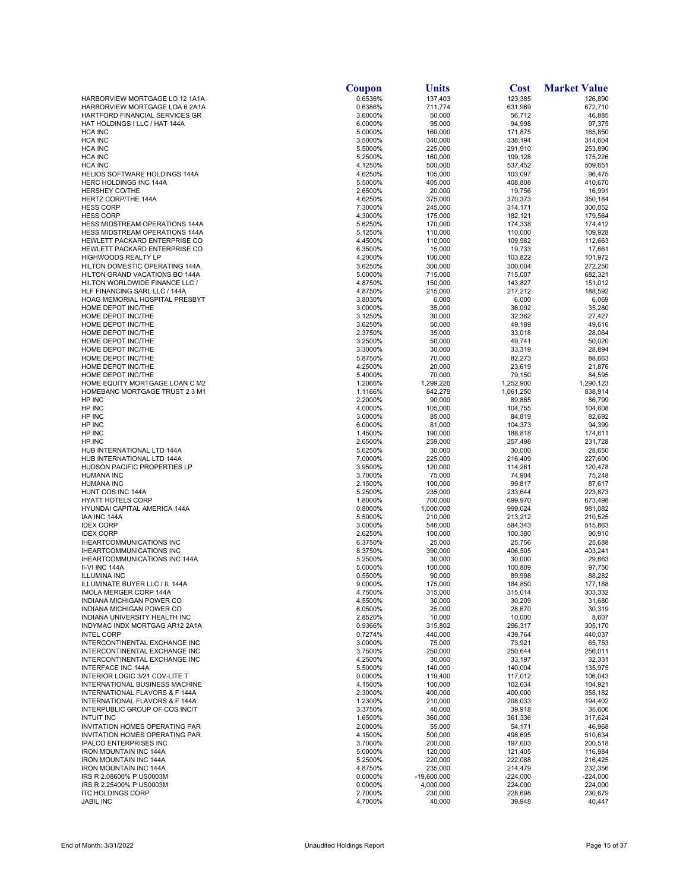| | Coupon | Units | Cost | Market Value |
|---|---|---|---|---|
| HARBORVIEW MORTGAGE LO 12 1A1A | 0.6536% | 137,403 | 123,385 | 126,890 |
| HARBORVIEW MORTGAGE LOA 6 2A1A | 0.6386% | 711,774 | 631,969 | 672,710 |
| HARTFORD FINANCIAL SERVICES GR | 3.6000% | 50,000 | 56,712 | 46,885 |
| HAT HOLDINGS I LLC / HAT 144A | 6.0000% | 95,000 | 94,998 | 97,375 |
| HCA INC | 5.0000% | 160,000 | 171,875 | 165,850 |
| HCA INC | 3.5000% | 340,000 | 338,194 | 314,604 |
| HCA INC | 5.5000% | 225,000 | 291,910 | 253,890 |
| HCA INC | 5.2500% | 160,000 | 199,128 | 175,226 |
| HCA INC | 4.1250% | 500,000 | 537,452 | 509,651 |
| HELIOS SOFTWARE HOLDINGS 144A | 4.6250% | 105,000 | 103,097 | 96,475 |
| HERC HOLDINGS INC 144A | 5.5000% | 405,000 | 408,808 | 410,670 |
| HERSHEY CO/THE | 2.6500% | 20,000 | 19,756 | 16,991 |
| HERTZ CORP/THE 144A | 4.6250% | 375,000 | 370,373 | 350,184 |
| HESS CORP | 7.3000% | 245,000 | 314,171 | 300,052 |
| HESS CORP | 4.3000% | 175,000 | 182,121 | 179,564 |
| HESS MIDSTREAM OPERATIONS 144A | 5.6250% | 170,000 | 174,338 | 174,412 |
| HESS MIDSTREAM OPERATIONS 144A | 5.1250% | 110,000 | 110,000 | 109,928 |
| HEWLETT PACKARD ENTERPRISE CO | 4.4500% | 110,000 | 109,982 | 112,863 |
| HEWLETT PACKARD ENTERPRISE CO | 6.3500% | 15,000 | 19,733 | 17,661 |
| HIGHWOODS REALTY LP | 4.2000% | 100,000 | 103,822 | 101,972 |
| HILTON DOMESTIC OPERATING 144A | 3.6250% | 300,000 | 300,004 | 272,250 |
| HILTON GRAND VACATIONS BO 144A | 5.0000% | 715,000 | 715,007 | 682,321 |
| HILTON WORLDWIDE FINANCE LLC / | 4.8750% | 150,000 | 143,827 | 151,012 |
| HLF FINANCING SARL LLC / 144A | 4.8750% | 215,000 | 217,212 | 188,592 |
| HOAG MEMORIAL HOSPITAL PRESBYT | 3.8030% | 6,000 | 6,000 | 6,069 |
| HOME DEPOT INC/THE | 3.0000% | 35,000 | 36,092 | 35,280 |
| HOME DEPOT INC/THE | 3.1250% | 30,000 | 32,362 | 27,427 |
| HOME DEPOT INC/THE | 3.6250% | 50,000 | 49,189 | 49,616 |
| HOME DEPOT INC/THE | 2.3750% | 35,000 | 33,018 | 28,064 |
| HOME DEPOT INC/THE | 3.2500% | 50,000 | 49,741 | 50,020 |
| HOME DEPOT INC/THE | 3.3000% | 30,000 | 33,319 | 28,894 |
| HOME DEPOT INC/THE | 5.8750% | 70,000 | 82,273 | 88,663 |
| HOME DEPOT INC/THE | 4.2500% | 20,000 | 23,619 | 21,876 |
| HOME DEPOT INC/THE | 5.4000% | 70,000 | 79,150 | 84,595 |
| HOME EQUITY MORTGAGE LOAN C M2 | 1.2066% | 1,299,226 | 1,252,900 | 1,290,123 |
| HOMEBANC MORTGAGE TRUST 2 3 M1 | 1.1166% | 842,279 | 1,061,250 | 838,914 |
| HP INC | 2.2000% | 90,000 | 89,865 | 86,799 |
| HP INC | 4.0000% | 105,000 | 104,755 | 104,608 |
| HP INC | 3.0000% | 85,000 | 84,819 | 82,692 |
| HP INC | 6.0000% | 81,000 | 104,373 | 94,399 |
| HP INC | 1.4500% | 190,000 | 188,818 | 174,611 |
| HP INC | 2.6500% | 259,000 | 257,498 | 231,728 |
| HUB INTERNATIONAL LTD 144A | 5.6250% | 30,000 | 30,000 | 28,650 |
| HUB INTERNATIONAL LTD 144A | 7.0000% | 225,000 | 216,409 | 227,600 |
| HUDSON PACIFIC PROPERTIES LP | 3.9500% | 120,000 | 114,261 | 120,478 |
| HUMANA INC | 3.7000% | 75,000 | 74,904 | 75,248 |
| HUMANA INC | 2.1500% | 100,000 | 99,817 | 87,617 |
| HUNT COS INC 144A | 5.2500% | 235,000 | 233,644 | 223,873 |
| HYATT HOTELS CORP | 1.8000% | 700,000 | 699,970 | 673,498 |
| HYUNDAI CAPITAL AMERICA 144A | 0.8000% | 1,000,000 | 999,024 | 981,082 |
| IAA INC 144A | 5.5000% | 210,000 | 213,212 | 210,525 |
| IDEX CORP | 3.0000% | 546,000 | 584,343 | 515,863 |
| IDEX CORP | 2.6250% | 100,000 | 100,380 | 90,910 |
| IHEARTCOMMUNICATIONS INC | 6.3750% | 25,000 | 25,756 | 25,688 |
| IHEARTCOMMUNICATIONS INC | 8.3750% | 390,000 | 406,505 | 403,241 |
| IHEARTCOMMUNICATIONS INC 144A | 5.2500% | 30,000 | 30,000 | 29,663 |
| II-VI INC 144A | 5.0000% | 100,000 | 100,809 | 97,750 |
| ILLUMINA INC | 0.5500% | 90,000 | 89,998 | 88,282 |
| ILLUMINATE BUYER LLC / IL 144A | 9.0000% | 175,000 | 184,850 | 177,188 |
| IMOLA MERGER CORP 144A | 4.7500% | 315,000 | 315,014 | 303,332 |
| INDIANA MICHIGAN POWER CO | 4.5500% | 30,000 | 30,209 | 31,680 |
| INDIANA MICHIGAN POWER CO | 6.0500% | 25,000 | 28,670 | 30,319 |
| INDIANA UNIVERSITY HEALTH INC | 2.8520% | 10,000 | 10,000 | 8,607 |
| INDYMAC INDX MORTGAG AR12 2A1A | 0.9366% | 315,802 | 296,317 | 305,170 |
| INTEL CORP | 0.7274% | 440,000 | 439,764 | 440,037 |
| INTERCONTINENTAL EXCHANGE INC | 3.0000% | 75,000 | 73,921 | 65,753 |
| INTERCONTINENTAL EXCHANGE INC | 3.7500% | 250,000 | 250,644 | 256,011 |
| INTERCONTINENTAL EXCHANGE INC | 4.2500% | 30,000 | 33,197 | 32,331 |
| INTERFACE INC 144A | 5.5000% | 140,000 | 140,004 | 135,975 |
| INTERIOR LOGIC 3/21 COV-LITE T | 0.0000% | 119,400 | 117,012 | 106,043 |
| INTERNATIONAL BUSINESS MACHINE | 4.1500% | 100,000 | 102,634 | 104,921 |
| INTERNATIONAL FLAVORS & F 144A | 2.3000% | 400,000 | 400,000 | 358,182 |
| INTERNATIONAL FLAVORS & F 144A | 1.2300% | 210,000 | 208,033 | 194,402 |
| INTERPUBLIC GROUP OF COS INC/T | 3.3750% | 40,000 | 39,918 | 35,606 |
| INTUIT INC | 1.6500% | 360,000 | 361,336 | 317,624 |
| INVITATION HOMES OPERATING PAR | 2.0000% | 55,000 | 54,171 | 46,968 |
| INVITATION HOMES OPERATING PAR | 4.1500% | 500,000 | 498,695 | 510,634 |
| IPALCO ENTERPRISES INC | 3.7000% | 200,000 | 197,603 | 200,518 |
| IRON MOUNTAIN INC 144A | 5.0000% | 120,000 | 121,405 | 116,984 |
| IRON MOUNTAIN INC 144A | 5.2500% | 220,000 | 222,088 | 216,425 |
| IRON MOUNTAIN INC 144A | 4.8750% | 235,000 | 214,479 | 232,356 |
| IRS R 2.08600% P US0003M | 0.0000% | -19,600,000 | -224,000 | -224,000 |
| IRS R 2.25400% P US0003M | 0.0000% | 4,000,000 | 224,000 | 224,000 |
| ITC HOLDINGS CORP | 2.7000% | 230,000 | 228,698 | 230,679 |
| JABIL INC | 4.7000% | 40,000 | 39,948 | 40,447 |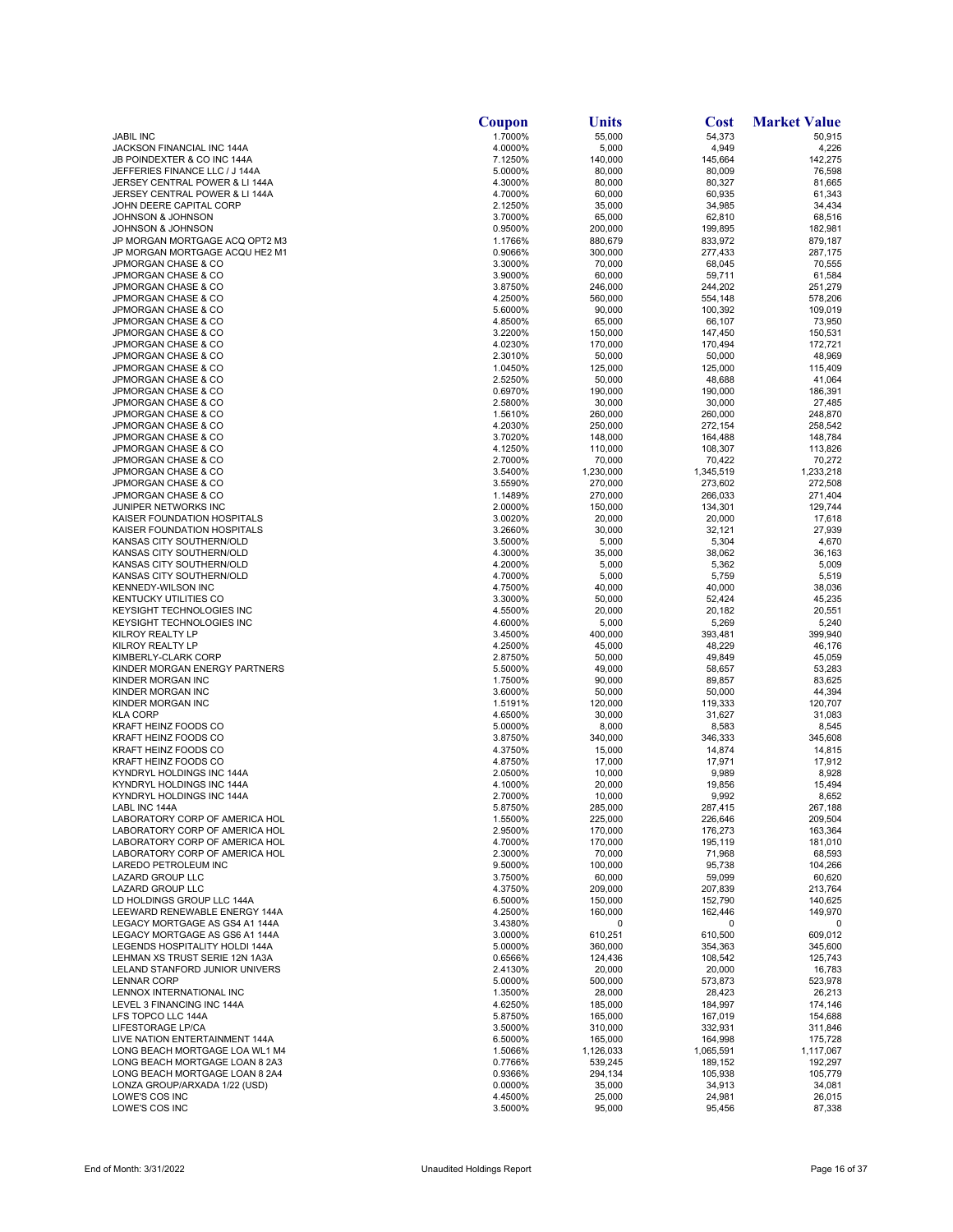| | Coupon | Units | Cost | Market Value |
|---|---|---|---|---|
| JABIL INC | 1.7000% | 55,000 | 54,373 | 50,915 |
| JACKSON FINANCIAL INC 144A | 4.0000% | 5,000 | 4,949 | 4,226 |
| JB POINDEXTER & CO INC 144A | 7.1250% | 140,000 | 145,664 | 142,275 |
| JEFFERIES FINANCE LLC / J 144A | 5.0000% | 80,000 | 80,009 | 76,598 |
| JERSEY CENTRAL POWER & LI 144A | 4.3000% | 80,000 | 80,327 | 81,665 |
| JERSEY CENTRAL POWER & LI 144A | 4.7000% | 60,000 | 60,935 | 61,343 |
| JOHN DEERE CAPITAL CORP | 2.1250% | 35,000 | 34,985 | 34,434 |
| JOHNSON & JOHNSON | 3.7000% | 65,000 | 62,810 | 68,516 |
| JOHNSON & JOHNSON | 0.9500% | 200,000 | 199,895 | 182,981 |
| JP MORGAN MORTGAGE ACQ OPT2 M3 | 1.1766% | 880,679 | 833,972 | 879,187 |
| JP MORGAN MORTGAGE ACQU HE2 M1 | 0.9066% | 300,000 | 277,433 | 287,175 |
| JPMORGAN CHASE & CO | 3.3000% | 70,000 | 68,045 | 70,555 |
| JPMORGAN CHASE & CO | 3.9000% | 60,000 | 59,711 | 61,584 |
| JPMORGAN CHASE & CO | 3.8750% | 246,000 | 244,202 | 251,279 |
| JPMORGAN CHASE & CO | 4.2500% | 560,000 | 554,148 | 578,206 |
| JPMORGAN CHASE & CO | 5.6000% | 90,000 | 100,392 | 109,019 |
| JPMORGAN CHASE & CO | 4.8500% | 65,000 | 66,107 | 73,950 |
| JPMORGAN CHASE & CO | 3.2200% | 150,000 | 147,450 | 150,531 |
| JPMORGAN CHASE & CO | 4.0230% | 170,000 | 170,494 | 172,721 |
| JPMORGAN CHASE & CO | 2.3010% | 50,000 | 50,000 | 48,969 |
| JPMORGAN CHASE & CO | 1.0450% | 125,000 | 125,000 | 115,409 |
| JPMORGAN CHASE & CO | 2.5250% | 50,000 | 48,688 | 41,064 |
| JPMORGAN CHASE & CO | 0.6970% | 190,000 | 190,000 | 186,391 |
| JPMORGAN CHASE & CO | 2.5800% | 30,000 | 30,000 | 27,485 |
| JPMORGAN CHASE & CO | 1.5610% | 260,000 | 260,000 | 248,870 |
| JPMORGAN CHASE & CO | 4.2030% | 250,000 | 272,154 | 258,542 |
| JPMORGAN CHASE & CO | 3.7020% | 148,000 | 164,488 | 148,784 |
| JPMORGAN CHASE & CO | 4.1250% | 110,000 | 108,307 | 113,826 |
| JPMORGAN CHASE & CO | 2.7000% | 70,000 | 70,422 | 70,272 |
| JPMORGAN CHASE & CO | 3.5400% | 1,230,000 | 1,345,519 | 1,233,218 |
| JPMORGAN CHASE & CO | 3.5590% | 270,000 | 273,602 | 272,508 |
| JPMORGAN CHASE & CO | 1.1489% | 270,000 | 266,033 | 271,404 |
| JUNIPER NETWORKS INC | 2.0000% | 150,000 | 134,301 | 129,744 |
| KAISER FOUNDATION HOSPITALS | 3.0020% | 20,000 | 20,000 | 17,618 |
| KAISER FOUNDATION HOSPITALS | 3.2660% | 30,000 | 32,121 | 27,939 |
| KANSAS CITY SOUTHERN/OLD | 3.5000% | 5,000 | 5,304 | 4,670 |
| KANSAS CITY SOUTHERN/OLD | 4.3000% | 35,000 | 38,062 | 36,163 |
| KANSAS CITY SOUTHERN/OLD | 4.2000% | 5,000 | 5,362 | 5,009 |
| KANSAS CITY SOUTHERN/OLD | 4.7000% | 5,000 | 5,759 | 5,519 |
| KENNEDY-WILSON INC | 4.7500% | 40,000 | 40,000 | 38,036 |
| KENTUCKY UTILITIES CO | 3.3000% | 50,000 | 52,424 | 45,235 |
| KEYSIGHT TECHNOLOGIES INC | 4.5500% | 20,000 | 20,182 | 20,551 |
| KEYSIGHT TECHNOLOGIES INC | 4.6000% | 5,000 | 5,269 | 5,240 |
| KILROY REALTY LP | 3.4500% | 400,000 | 393,481 | 399,940 |
| KILROY REALTY LP | 4.2500% | 45,000 | 48,229 | 46,176 |
| KIMBERLY-CLARK CORP | 2.8750% | 50,000 | 49,849 | 45,059 |
| KINDER MORGAN ENERGY PARTNERS | 5.5000% | 49,000 | 58,657 | 53,283 |
| KINDER MORGAN INC | 1.7500% | 90,000 | 89,857 | 83,625 |
| KINDER MORGAN INC | 3.6000% | 50,000 | 50,000 | 44,394 |
| KINDER MORGAN INC | 1.5191% | 120,000 | 119,333 | 120,707 |
| KLA CORP | 4.6500% | 30,000 | 31,627 | 31,083 |
| KRAFT HEINZ FOODS CO | 5.0000% | 8,000 | 8,583 | 8,545 |
| KRAFT HEINZ FOODS CO | 3.8750% | 340,000 | 346,333 | 345,608 |
| KRAFT HEINZ FOODS CO | 4.3750% | 15,000 | 14,874 | 14,815 |
| KRAFT HEINZ FOODS CO | 4.8750% | 17,000 | 17,971 | 17,912 |
| KYNDRYL HOLDINGS INC 144A | 2.0500% | 10,000 | 9,989 | 8,928 |
| KYNDRYL HOLDINGS INC 144A | 4.1000% | 20,000 | 19,856 | 15,494 |
| KYNDRYL HOLDINGS INC 144A | 2.7000% | 10,000 | 9,992 | 8,652 |
| LABL INC 144A | 5.8750% | 285,000 | 287,415 | 267,188 |
| LABORATORY CORP OF AMERICA HOL | 1.5500% | 225,000 | 226,646 | 209,504 |
| LABORATORY CORP OF AMERICA HOL | 2.9500% | 170,000 | 176,273 | 163,364 |
| LABORATORY CORP OF AMERICA HOL | 4.7000% | 170,000 | 195,119 | 181,010 |
| LABORATORY CORP OF AMERICA HOL | 2.3000% | 70,000 | 71,968 | 68,593 |
| LAREDO PETROLEUM INC | 9.5000% | 100,000 | 95,738 | 104,266 |
| LAZARD GROUP LLC | 3.7500% | 60,000 | 59,099 | 60,620 |
| LAZARD GROUP LLC | 4.3750% | 209,000 | 207,839 | 213,764 |
| LD HOLDINGS GROUP LLC 144A | 6.5000% | 150,000 | 152,790 | 140,625 |
| LEEWARD RENEWABLE ENERGY 144A | 4.2500% | 160,000 | 162,446 | 149,970 |
| LEGACY MORTGAGE AS GS4 A1 144A | 3.4380% | 0 | 0 | 0 |
| LEGACY MORTGAGE AS GS6 A1 144A | 3.0000% | 610,251 | 610,500 | 609,012 |
| LEGENDS HOSPITALITY HOLDI 144A | 5.0000% | 360,000 | 354,363 | 345,600 |
| LEHMAN XS TRUST SERIE 12N 1A3A | 0.6566% | 124,436 | 108,542 | 125,743 |
| LELAND STANFORD JUNIOR UNIVERS | 2.4130% | 20,000 | 20,000 | 16,783 |
| LENNAR CORP | 5.0000% | 500,000 | 573,873 | 523,978 |
| LENNOX INTERNATIONAL INC | 1.3500% | 28,000 | 28,423 | 26,213 |
| LEVEL 3 FINANCING INC 144A | 4.6250% | 185,000 | 184,997 | 174,146 |
| LFS TOPCO LLC 144A | 5.8750% | 165,000 | 167,019 | 154,688 |
| LIFESTORAGE LP/CA | 3.5000% | 310,000 | 332,931 | 311,846 |
| LIVE NATION ENTERTAINMENT 144A | 6.5000% | 165,000 | 164,998 | 175,728 |
| LONG BEACH MORTGAGE LOA WL1 M4 | 1.5066% | 1,126,033 | 1,065,591 | 1,117,067 |
| LONG BEACH MORTGAGE LOAN 8 2A3 | 0.7766% | 539,245 | 189,152 | 192,297 |
| LONG BEACH MORTGAGE LOAN 8 2A4 | 0.9366% | 294,134 | 105,938 | 105,779 |
| LONZA GROUP/ARXADA 1/22 (USD) | 0.0000% | 35,000 | 34,913 | 34,081 |
| LOWE'S COS INC | 4.4500% | 25,000 | 24,981 | 26,015 |
| LOWE'S COS INC | 3.5000% | 95,000 | 95,456 | 87,338 |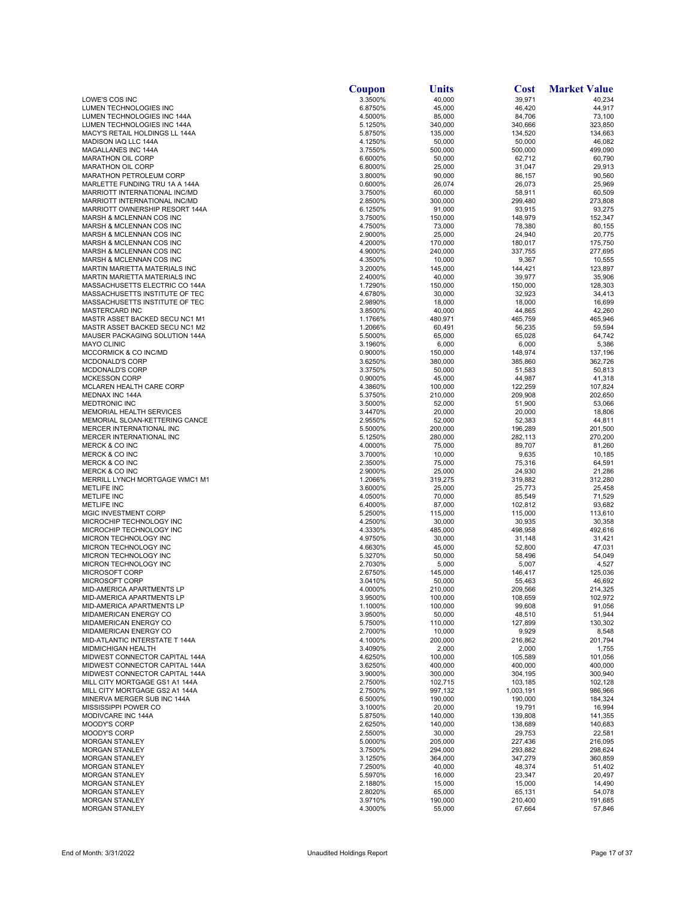| | Coupon | Units | Cost | Market Value |
|---|---|---|---|---|
| LOWE'S COS INC | 3.3500% | 40,000 | 39,971 | 40,234 |
| LUMEN TECHNOLOGIES INC | 6.8750% | 45,000 | 46,420 | 44,917 |
| LUMEN TECHNOLOGIES INC 144A | 4.5000% | 85,000 | 84,706 | 73,100 |
| LUMEN TECHNOLOGIES INC 144A | 5.1250% | 340,000 | 340,666 | 323,850 |
| MACY'S RETAIL HOLDINGS LL 144A | 5.8750% | 135,000 | 134,520 | 134,663 |
| MADISON IAQ LLC 144A | 4.1250% | 50,000 | 50,000 | 46,082 |
| MAGALLANES INC 144A | 3.7550% | 500,000 | 500,000 | 499,090 |
| MARATHON OIL CORP | 6.6000% | 50,000 | 62,712 | 60,790 |
| MARATHON OIL CORP | 6.8000% | 25,000 | 31,047 | 29,913 |
| MARATHON PETROLEUM CORP | 3.8000% | 90,000 | 86,157 | 90,560 |
| MARLETTE FUNDING TRU 1A A 144A | 0.6000% | 26,074 | 26,073 | 25,969 |
| MARRIOTT INTERNATIONAL INC/MD | 3.7500% | 60,000 | 58,911 | 60,509 |
| MARRIOTT INTERNATIONAL INC/MD | 2.8500% | 300,000 | 299,480 | 273,808 |
| MARRIOTT OWNERSHIP RESORT 144A | 6.1250% | 91,000 | 93,915 | 93,275 |
| MARSH & MCLENNAN COS INC | 3.7500% | 150,000 | 148,979 | 152,347 |
| MARSH & MCLENNAN COS INC | 4.7500% | 73,000 | 78,380 | 80,155 |
| MARSH & MCLENNAN COS INC | 2.9000% | 25,000 | 24,940 | 20,775 |
| MARSH & MCLENNAN COS INC | 4.2000% | 170,000 | 180,017 | 175,750 |
| MARSH & MCLENNAN COS INC | 4.9000% | 240,000 | 337,755 | 277,695 |
| MARSH & MCLENNAN COS INC | 4.3500% | 10,000 | 9,367 | 10,555 |
| MARTIN MARIETTA MATERIALS INC | 3.2000% | 145,000 | 144,421 | 123,897 |
| MARTIN MARIETTA MATERIALS INC | 2.4000% | 40,000 | 39,977 | 35,906 |
| MASSACHUSETTS ELECTRIC CO 144A | 1.7290% | 150,000 | 150,000 | 128,303 |
| MASSACHUSETTS INSTITUTE OF TEC | 4.6780% | 30,000 | 32,923 | 34,413 |
| MASSACHUSETTS INSTITUTE OF TEC | 2.9890% | 18,000 | 18,000 | 16,699 |
| MASTERCARD INC | 3.8500% | 40,000 | 44,865 | 42,260 |
| MASTR ASSET BACKED SECU NC1 M1 | 1.1766% | 480,971 | 465,759 | 465,946 |
| MASTR ASSET BACKED SECU NC1 M2 | 1.2066% | 60,491 | 56,235 | 59,594 |
| MAUSER PACKAGING SOLUTION 144A | 5.5000% | 65,000 | 65,028 | 64,742 |
| MAYO CLINIC | 3.1960% | 6,000 | 6,000 | 5,386 |
| MCCORMICK & CO INC/MD | 0.9000% | 150,000 | 148,974 | 137,196 |
| MCDONALD'S CORP | 3.6250% | 380,000 | 385,860 | 362,726 |
| MCDONALD'S CORP | 3.3750% | 50,000 | 51,583 | 50,813 |
| MCKESSON CORP | 0.9000% | 45,000 | 44,987 | 41,318 |
| MCLAREN HEALTH CARE CORP | 4.3860% | 100,000 | 122,259 | 107,824 |
| MEDNAX INC 144A | 5.3750% | 210,000 | 209,908 | 202,650 |
| MEDTRONIC INC | 3.5000% | 52,000 | 51,900 | 53,066 |
| MEMORIAL HEALTH SERVICES | 3.4470% | 20,000 | 20,000 | 18,806 |
| MEMORIAL SLOAN-KETTERING CANCE | 2.9550% | 52,000 | 52,383 | 44,811 |
| MERCER INTERNATIONAL INC | 5.5000% | 200,000 | 196,289 | 201,500 |
| MERCER INTERNATIONAL INC | 5.1250% | 280,000 | 282,113 | 270,200 |
| MERCK & CO INC | 4.0000% | 75,000 | 89,707 | 81,260 |
| MERCK & CO INC | 3.7000% | 10,000 | 9,635 | 10,185 |
| MERCK & CO INC | 2.3500% | 75,000 | 75,316 | 64,591 |
| MERCK & CO INC | 2.9000% | 25,000 | 24,930 | 21,286 |
| MERRILL LYNCH MORTGAGE WMC1 M1 | 1.2066% | 319,275 | 319,882 | 312,280 |
| METLIFE INC | 3.6000% | 25,000 | 25,773 | 25,458 |
| METLIFE INC | 4.0500% | 70,000 | 85,549 | 71,529 |
| METLIFE INC | 6.4000% | 87,000 | 102,812 | 93,682 |
| MGIC INVESTMENT CORP | 5.2500% | 115,000 | 115,000 | 113,610 |
| MICROCHIP TECHNOLOGY INC | 4.2500% | 30,000 | 30,935 | 30,358 |
| MICROCHIP TECHNOLOGY INC | 4.3330% | 485,000 | 498,958 | 492,616 |
| MICRON TECHNOLOGY INC | 4.9750% | 30,000 | 31,148 | 31,421 |
| MICRON TECHNOLOGY INC | 4.6630% | 45,000 | 52,800 | 47,031 |
| MICRON TECHNOLOGY INC | 5.3270% | 50,000 | 58,496 | 54,049 |
| MICRON TECHNOLOGY INC | 2.7030% | 5,000 | 5,007 | 4,527 |
| MICROSOFT CORP | 2.6750% | 145,000 | 146,417 | 125,036 |
| MICROSOFT CORP | 3.0410% | 50,000 | 55,463 | 46,692 |
| MID-AMERICA APARTMENTS LP | 4.0000% | 210,000 | 209,566 | 214,325 |
| MID-AMERICA APARTMENTS LP | 3.9500% | 100,000 | 108,659 | 102,972 |
| MID-AMERICA APARTMENTS LP | 1.1000% | 100,000 | 99,608 | 91,056 |
| MIDAMERICAN ENERGY CO | 3.9500% | 50,000 | 48,510 | 51,944 |
| MIDAMERICAN ENERGY CO | 5.7500% | 110,000 | 127,899 | 130,302 |
| MIDAMERICAN ENERGY CO | 2.7000% | 10,000 | 9,929 | 8,548 |
| MID-ATLANTIC INTERSTATE T 144A | 4.1000% | 200,000 | 216,862 | 201,794 |
| MIDMICHIGAN HEALTH | 3.4090% | 2,000 | 2,000 | 1,755 |
| MIDWEST CONNECTOR CAPITAL 144A | 4.6250% | 100,000 | 105,589 | 101,056 |
| MIDWEST CONNECTOR CAPITAL 144A | 3.6250% | 400,000 | 400,000 | 400,000 |
| MIDWEST CONNECTOR CAPITAL 144A | 3.9000% | 300,000 | 304,195 | 300,940 |
| MILL CITY MORTGAGE GS1 A1 144A | 2.7500% | 102,715 | 103,185 | 102,128 |
| MILL CITY MORTGAGE GS2 A1 144A | 2.7500% | 997,132 | 1,003,191 | 986,966 |
| MINERVA MERGER SUB INC 144A | 6.5000% | 190,000 | 190,000 | 184,324 |
| MISSISSIPPI POWER CO | 3.1000% | 20,000 | 19,791 | 16,994 |
| MODIVCARE INC 144A | 5.8750% | 140,000 | 139,808 | 141,355 |
| MOODY'S CORP | 2.6250% | 140,000 | 138,689 | 140,683 |
| MOODY'S CORP | 2.5500% | 30,000 | 29,753 | 22,581 |
| MORGAN STANLEY | 5.0000% | 205,000 | 227,436 | 216,095 |
| MORGAN STANLEY | 3.7500% | 294,000 | 293,882 | 298,624 |
| MORGAN STANLEY | 3.1250% | 364,000 | 347,279 | 360,859 |
| MORGAN STANLEY | 7.2500% | 40,000 | 48,374 | 51,402 |
| MORGAN STANLEY | 5.5970% | 16,000 | 23,347 | 20,497 |
| MORGAN STANLEY | 2.1880% | 15,000 | 15,000 | 14,490 |
| MORGAN STANLEY | 2.8020% | 65,000 | 65,131 | 54,078 |
| MORGAN STANLEY | 3.9710% | 190,000 | 210,400 | 191,685 |
| MORGAN STANLEY | 4.3000% | 55,000 | 67,664 | 57,846 |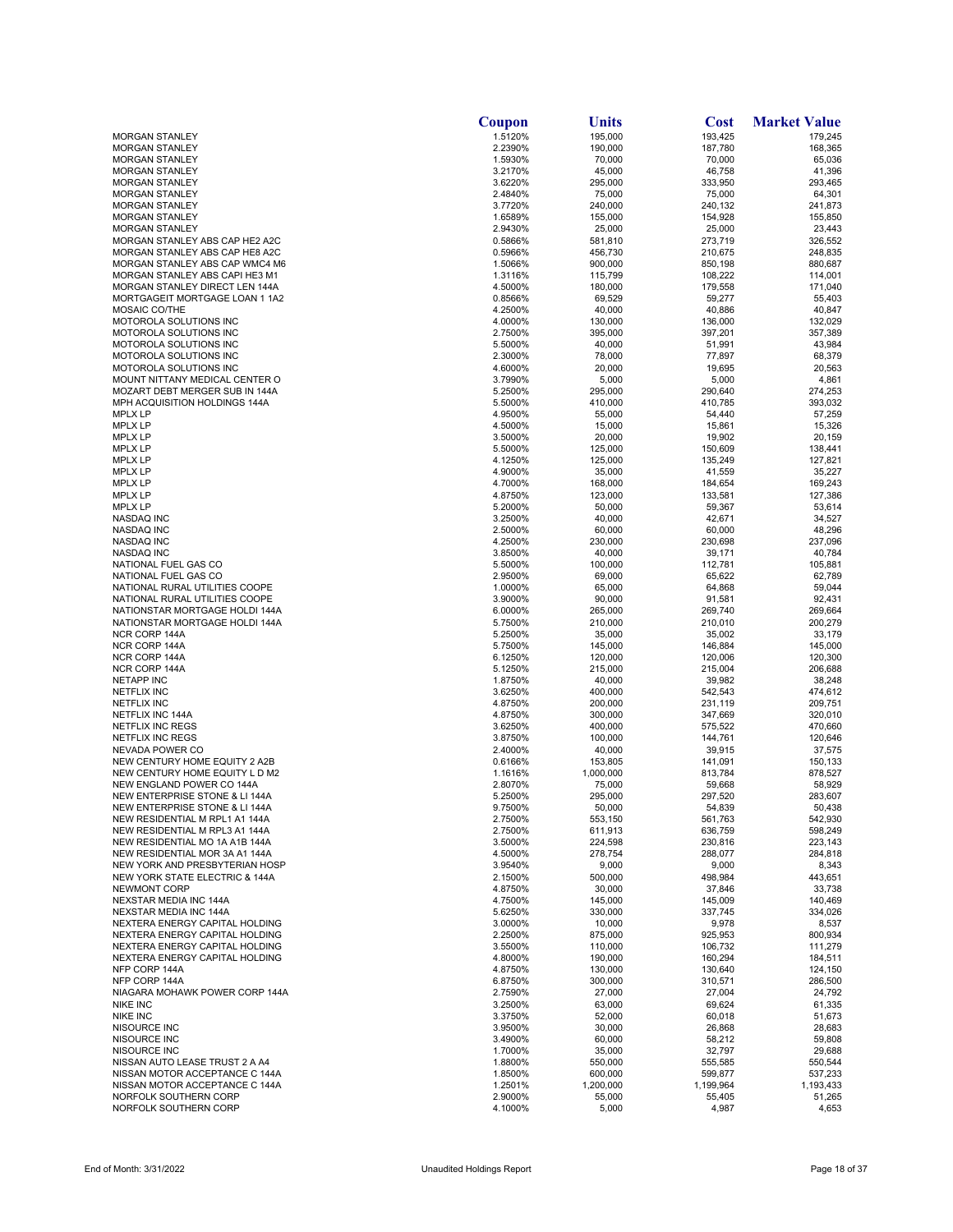| | Coupon | Units | Cost | Market Value |
|---|---|---|---|---|
| MORGAN STANLEY | 1.5120% | 195,000 | 193,425 | 179,245 |
| MORGAN STANLEY | 2.2390% | 190,000 | 187,780 | 168,365 |
| MORGAN STANLEY | 1.5930% | 70,000 | 70,000 | 65,036 |
| MORGAN STANLEY | 3.2170% | 45,000 | 46,758 | 41,396 |
| MORGAN STANLEY | 3.6220% | 295,000 | 333,950 | 293,465 |
| MORGAN STANLEY | 2.4840% | 75,000 | 75,000 | 64,301 |
| MORGAN STANLEY | 3.7720% | 240,000 | 240,132 | 241,873 |
| MORGAN STANLEY | 1.6589% | 155,000 | 154,928 | 155,850 |
| MORGAN STANLEY | 2.9430% | 25,000 | 25,000 | 23,443 |
| MORGAN STANLEY ABS CAP HE2 A2C | 0.5866% | 581,810 | 273,719 | 326,552 |
| MORGAN STANLEY ABS CAP HE8 A2C | 0.5966% | 456,730 | 210,675 | 248,835 |
| MORGAN STANLEY ABS CAP WMC4 M6 | 1.5066% | 900,000 | 850,198 | 880,687 |
| MORGAN STANLEY ABS CAPI HE3 M1 | 1.3116% | 115,799 | 108,222 | 114,001 |
| MORGAN STANLEY DIRECT LEN 144A | 4.5000% | 180,000 | 179,558 | 171,040 |
| MORTGAGEIT MORTGAGE LOAN 1 1A2 | 0.8566% | 69,529 | 59,277 | 55,403 |
| MOSAIC CO/THE | 4.2500% | 40,000 | 40,886 | 40,847 |
| MOTOROLA SOLUTIONS INC | 4.0000% | 130,000 | 136,000 | 132,029 |
| MOTOROLA SOLUTIONS INC | 2.7500% | 395,000 | 397,201 | 357,389 |
| MOTOROLA SOLUTIONS INC | 5.5000% | 40,000 | 51,991 | 43,984 |
| MOTOROLA SOLUTIONS INC | 2.3000% | 78,000 | 77,897 | 68,379 |
| MOTOROLA SOLUTIONS INC | 4.6000% | 20,000 | 19,695 | 20,563 |
| MOUNT NITTANY MEDICAL CENTER O | 3.7990% | 5,000 | 5,000 | 4,861 |
| MOZART DEBT MERGER SUB IN 144A | 5.2500% | 295,000 | 290,640 | 274,253 |
| MPH ACQUISITION HOLDINGS 144A | 5.5000% | 410,000 | 410,785 | 393,032 |
| MPLX LP | 4.9500% | 55,000 | 54,440 | 57,259 |
| MPLX LP | 4.5000% | 15,000 | 15,861 | 15,326 |
| MPLX LP | 3.5000% | 20,000 | 19,902 | 20,159 |
| MPLX LP | 5.5000% | 125,000 | 150,609 | 138,441 |
| MPLX LP | 4.1250% | 125,000 | 135,249 | 127,821 |
| MPLX LP | 4.9000% | 35,000 | 41,559 | 35,227 |
| MPLX LP | 4.7000% | 168,000 | 184,654 | 169,243 |
| MPLX LP | 4.8750% | 123,000 | 133,581 | 127,386 |
| MPLX LP | 5.2000% | 50,000 | 59,367 | 53,614 |
| NASDAQ INC | 3.2500% | 40,000 | 42,671 | 34,527 |
| NASDAQ INC | 2.5000% | 60,000 | 60,000 | 48,296 |
| NASDAQ INC | 4.2500% | 230,000 | 230,698 | 237,096 |
| NASDAQ INC | 3.8500% | 40,000 | 39,171 | 40,784 |
| NATIONAL FUEL GAS CO | 5.5000% | 100,000 | 112,781 | 105,881 |
| NATIONAL FUEL GAS CO | 2.9500% | 69,000 | 65,622 | 62,789 |
| NATIONAL RURAL UTILITIES COOPE | 1.0000% | 65,000 | 64,868 | 59,044 |
| NATIONAL RURAL UTILITIES COOPE | 3.9000% | 90,000 | 91,581 | 92,431 |
| NATIONSTAR MORTGAGE HOLDI 144A | 6.0000% | 265,000 | 269,740 | 269,664 |
| NATIONSTAR MORTGAGE HOLDI 144A | 5.7500% | 210,000 | 210,010 | 200,279 |
| NCR CORP 144A | 5.2500% | 35,000 | 35,002 | 33,179 |
| NCR CORP 144A | 5.7500% | 145,000 | 146,884 | 145,000 |
| NCR CORP 144A | 6.1250% | 120,000 | 120,006 | 120,300 |
| NCR CORP 144A | 5.1250% | 215,000 | 215,004 | 206,688 |
| NETAPP INC | 1.8750% | 40,000 | 39,982 | 38,248 |
| NETFLIX INC | 3.6250% | 400,000 | 542,543 | 474,612 |
| NETFLIX INC | 4.8750% | 200,000 | 231,119 | 209,751 |
| NETFLIX INC 144A | 4.8750% | 300,000 | 347,669 | 320,010 |
| NETFLIX INC REGS | 3.6250% | 400,000 | 575,522 | 470,660 |
| NETFLIX INC REGS | 3.8750% | 100,000 | 144,761 | 120,646 |
| NEVADA POWER CO | 2.4000% | 40,000 | 39,915 | 37,575 |
| NEW CENTURY HOME EQUITY 2 A2B | 0.6166% | 153,805 | 141,091 | 150,133 |
| NEW CENTURY HOME EQUITY L D M2 | 1.1616% | 1,000,000 | 813,784 | 878,527 |
| NEW ENGLAND POWER CO 144A | 2.8070% | 75,000 | 59,668 | 58,929 |
| NEW ENTERPRISE STONE & LI 144A | 5.2500% | 295,000 | 297,520 | 283,607 |
| NEW ENTERPRISE STONE & LI 144A | 9.7500% | 50,000 | 54,839 | 50,438 |
| NEW RESIDENTIAL M RPL1 A1 144A | 2.7500% | 553,150 | 561,763 | 542,930 |
| NEW RESIDENTIAL M RPL3 A1 144A | 2.7500% | 611,913 | 636,759 | 598,249 |
| NEW RESIDENTIAL MO 1A A1B 144A | 3.5000% | 224,598 | 230,816 | 223,143 |
| NEW RESIDENTIAL MOR 3A A1 144A | 4.5000% | 278,754 | 288,077 | 284,818 |
| NEW YORK AND PRESBYTERIAN HOSP | 3.9540% | 9,000 | 9,000 | 8,343 |
| NEW YORK STATE ELECTRIC & 144A | 2.1500% | 500,000 | 498,984 | 443,651 |
| NEWMONT CORP | 4.8750% | 30,000 | 37,846 | 33,738 |
| NEXSTAR MEDIA INC 144A | 4.7500% | 145,000 | 145,009 | 140,469 |
| NEXSTAR MEDIA INC 144A | 5.6250% | 330,000 | 337,745 | 334,026 |
| NEXTERA ENERGY CAPITAL HOLDING | 3.0000% | 10,000 | 9,978 | 8,537 |
| NEXTERA ENERGY CAPITAL HOLDING | 2.2500% | 875,000 | 925,953 | 800,934 |
| NEXTERA ENERGY CAPITAL HOLDING | 3.5500% | 110,000 | 106,732 | 111,279 |
| NEXTERA ENERGY CAPITAL HOLDING | 4.8000% | 190,000 | 160,294 | 184,511 |
| NFP CORP 144A | 4.8750% | 130,000 | 130,640 | 124,150 |
| NFP CORP 144A | 6.8750% | 300,000 | 310,571 | 286,500 |
| NIAGARA MOHAWK POWER CORP 144A | 2.7590% | 27,000 | 27,004 | 24,792 |
| NIKE INC | 3.2500% | 63,000 | 69,624 | 61,335 |
| NIKE INC | 3.3750% | 52,000 | 60,018 | 51,673 |
| NISOURCE INC | 3.9500% | 30,000 | 26,868 | 28,683 |
| NISOURCE INC | 3.4900% | 60,000 | 58,212 | 59,808 |
| NISOURCE INC | 1.7000% | 35,000 | 32,797 | 29,688 |
| NISSAN AUTO LEASE TRUST 2 A A4 | 1.8800% | 550,000 | 555,585 | 550,544 |
| NISSAN MOTOR ACCEPTANCE C 144A | 1.8500% | 600,000 | 599,877 | 537,233 |
| NISSAN MOTOR ACCEPTANCE C 144A | 1.2501% | 1,200,000 | 1,199,964 | 1,193,433 |
| NORFOLK SOUTHERN CORP | 2.9000% | 55,000 | 55,405 | 51,265 |
| NORFOLK SOUTHERN CORP | 4.1000% | 5,000 | 4,987 | 4,653 |

End of Month: 3/31/2022 Unaudited Holdings Report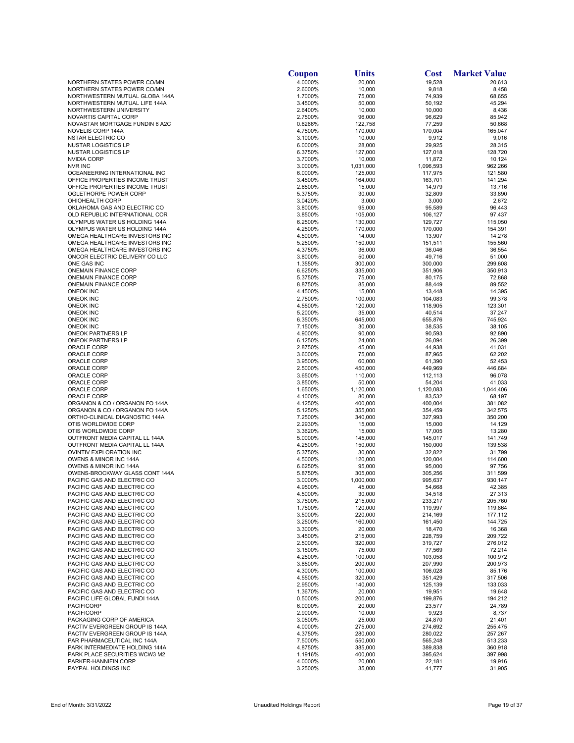| | Coupon | Units | Cost | Market Value |
|---|---|---|---|---|
| NORTHERN STATES POWER CO/MN | 4.0000% | 20,000 | 19,528 | 20,613 |
| NORTHERN STATES POWER CO/MN | 2.6000% | 10,000 | 9,818 | 8,458 |
| NORTHWESTERN MUTUAL GLOBA 144A | 1.7000% | 75,000 | 74,939 | 68,655 |
| NORTHWESTERN MUTUAL LIFE 144A | 3.4500% | 50,000 | 50,192 | 45,294 |
| NORTHWESTERN UNIVERSITY | 2.6400% | 10,000 | 10,000 | 8,436 |
| NOVARTIS CAPITAL CORP | 2.7500% | 96,000 | 96,629 | 85,942 |
| NOVASTAR MORTGAGE FUNDIN 6 A2C | 0.6266% | 122,758 | 77,259 | 50,668 |
| NOVELIS CORP 144A | 4.7500% | 170,000 | 170,004 | 165,047 |
| NSTAR ELECTRIC CO | 3.1000% | 10,000 | 9,912 | 9,016 |
| NUSTAR LOGISTICS LP | 6.0000% | 28,000 | 29,925 | 28,315 |
| NUSTAR LOGISTICS LP | 6.3750% | 127,000 | 127,018 | 128,720 |
| NVIDIA CORP | 3.7000% | 10,000 | 11,872 | 10,124 |
| NVR INC | 3.0000% | 1,031,000 | 1,096,593 | 962,266 |
| OCEANEERING INTERNATIONAL INC | 6.0000% | 125,000 | 117,975 | 121,580 |
| OFFICE PROPERTIES INCOME TRUST | 3.4500% | 164,000 | 163,701 | 141,294 |
| OFFICE PROPERTIES INCOME TRUST | 2.6500% | 15,000 | 14,979 | 13,716 |
| OGLETHORPE POWER CORP | 5.3750% | 30,000 | 32,809 | 33,890 |
| OHIOHEALTH CORP | 3.0420% | 3,000 | 3,000 | 2,672 |
| OKLAHOMA GAS AND ELECTRIC CO | 3.8000% | 95,000 | 95,589 | 96,443 |
| OLD REPUBLIC INTERNATIONAL COR | 3.8500% | 105,000 | 106,127 | 97,437 |
| OLYMPUS WATER US HOLDING 144A | 6.2500% | 130,000 | 129,727 | 115,050 |
| OLYMPUS WATER US HOLDING 144A | 4.2500% | 170,000 | 170,000 | 154,391 |
| OMEGA HEALTHCARE INVESTORS INC | 4.5000% | 14,000 | 13,907 | 14,278 |
| OMEGA HEALTHCARE INVESTORS INC | 5.2500% | 150,000 | 151,511 | 155,560 |
| OMEGA HEALTHCARE INVESTORS INC | 4.3750% | 36,000 | 36,046 | 36,554 |
| ONCOR ELECTRIC DELIVERY CO LLC | 3.8000% | 50,000 | 49,716 | 51,000 |
| ONE GAS INC | 1.3550% | 300,000 | 300,000 | 299,608 |
| ONEMAIN FINANCE CORP | 6.6250% | 335,000 | 351,906 | 350,913 |
| ONEMAIN FINANCE CORP | 5.3750% | 75,000 | 80,175 | 72,868 |
| ONEMAIN FINANCE CORP | 8.8750% | 85,000 | 88,449 | 89,552 |
| ONEOK INC | 4.4500% | 15,000 | 13,448 | 14,395 |
| ONEOK INC | 2.7500% | 100,000 | 104,083 | 99,378 |
| ONEOK INC | 4.5500% | 120,000 | 118,905 | 123,301 |
| ONEOK INC | 5.2000% | 35,000 | 40,514 | 37,247 |
| ONEOK INC | 6.3500% | 645,000 | 655,876 | 745,924 |
| ONEOK INC | 7.1500% | 30,000 | 38,535 | 38,105 |
| ONEOK PARTNERS LP | 4.9000% | 90,000 | 90,593 | 92,890 |
| ONEOK PARTNERS LP | 6.1250% | 24,000 | 26,094 | 26,399 |
| ORACLE CORP | 2.8750% | 45,000 | 44,938 | 41,031 |
| ORACLE CORP | 3.6000% | 75,000 | 87,965 | 62,202 |
| ORACLE CORP | 3.9500% | 60,000 | 61,390 | 52,453 |
| ORACLE CORP | 2.5000% | 450,000 | 449,969 | 446,684 |
| ORACLE CORP | 3.6500% | 110,000 | 112,113 | 96,078 |
| ORACLE CORP | 3.8500% | 50,000 | 54,204 | 41,033 |
| ORACLE CORP | 1.6500% | 1,120,000 | 1,120,083 | 1,044,406 |
| ORACLE CORP | 4.1000% | 80,000 | 83,532 | 68,197 |
| ORGANON & CO / ORGANON FO 144A | 4.1250% | 400,000 | 400,004 | 381,082 |
| ORGANON & CO / ORGANON FO 144A | 5.1250% | 355,000 | 354,459 | 342,575 |
| ORTHO-CLINICAL DIAGNOSTIC 144A | 7.2500% | 340,000 | 327,993 | 350,200 |
| OTIS WORLDWIDE CORP | 2.2930% | 15,000 | 15,000 | 14,129 |
| OTIS WORLDWIDE CORP | 3.3620% | 15,000 | 17,005 | 13,280 |
| OUTFRONT MEDIA CAPITAL LL 144A | 5.0000% | 145,000 | 145,017 | 141,749 |
| OUTFRONT MEDIA CAPITAL LL 144A | 4.2500% | 150,000 | 150,000 | 139,538 |
| OVINTIV EXPLORATION INC | 5.3750% | 30,000 | 32,822 | 31,799 |
| OWENS & MINOR INC 144A | 4.5000% | 120,000 | 120,004 | 114,600 |
| OWENS & MINOR INC 144A | 6.6250% | 95,000 | 95,000 | 97,756 |
| OWENS-BROCKWAY GLASS CONT 144A | 5.8750% | 305,000 | 305,256 | 311,599 |
| PACIFIC GAS AND ELECTRIC CO | 3.0000% | 1,000,000 | 995,637 | 930,147 |
| PACIFIC GAS AND ELECTRIC CO | 4.9500% | 45,000 | 54,668 | 42,385 |
| PACIFIC GAS AND ELECTRIC CO | 4.5000% | 30,000 | 34,518 | 27,313 |
| PACIFIC GAS AND ELECTRIC CO | 3.7500% | 215,000 | 233,217 | 205,760 |
| PACIFIC GAS AND ELECTRIC CO | 1.7500% | 120,000 | 119,997 | 119,864 |
| PACIFIC GAS AND ELECTRIC CO | 3.5000% | 220,000 | 214,169 | 177,112 |
| PACIFIC GAS AND ELECTRIC CO | 3.2500% | 160,000 | 161,450 | 144,725 |
| PACIFIC GAS AND ELECTRIC CO | 3.3000% | 20,000 | 18,470 | 16,368 |
| PACIFIC GAS AND ELECTRIC CO | 3.4500% | 215,000 | 228,759 | 209,722 |
| PACIFIC GAS AND ELECTRIC CO | 2.5000% | 320,000 | 319,727 | 276,012 |
| PACIFIC GAS AND ELECTRIC CO | 3.1500% | 75,000 | 77,569 | 72,214 |
| PACIFIC GAS AND ELECTRIC CO | 4.2500% | 100,000 | 103,058 | 100,972 |
| PACIFIC GAS AND ELECTRIC CO | 3.8500% | 200,000 | 207,990 | 200,973 |
| PACIFIC GAS AND ELECTRIC CO | 4.3000% | 100,000 | 106,028 | 85,176 |
| PACIFIC GAS AND ELECTRIC CO | 4.5500% | 320,000 | 351,429 | 317,506 |
| PACIFIC GAS AND ELECTRIC CO | 2.9500% | 140,000 | 125,139 | 133,033 |
| PACIFIC GAS AND ELECTRIC CO | 1.3670% | 20,000 | 19,951 | 19,648 |
| PACIFIC LIFE GLOBAL FUNDI 144A | 0.5000% | 200,000 | 199,876 | 194,212 |
| PACIFICORP | 6.0000% | 20,000 | 23,577 | 24,789 |
| PACIFICORP | 2.9000% | 10,000 | 9,923 | 8,737 |
| PACKAGING CORP OF AMERICA | 3.0500% | 25,000 | 24,870 | 21,401 |
| PACTIV EVERGREEN GROUP IS 144A | 4.0000% | 275,000 | 274,692 | 255,475 |
| PACTIV EVERGREEN GROUP IS 144A | 4.3750% | 280,000 | 280,022 | 257,267 |
| PAR PHARMACEUTICAL INC 144A | 7.5000% | 550,000 | 565,248 | 513,233 |
| PARK INTERMEDIATE HOLDING 144A | 4.8750% | 385,000 | 389,838 | 360,918 |
| PARK PLACE SECURITIES WCW3 M2 | 1.1916% | 400,000 | 395,624 | 397,998 |
| PARKER-HANNIFIN CORP | 4.0000% | 20,000 | 22,181 | 19,916 |
| PAYPAL HOLDINGS INC | 3.2500% | 35,000 | 41,777 | 31,905 |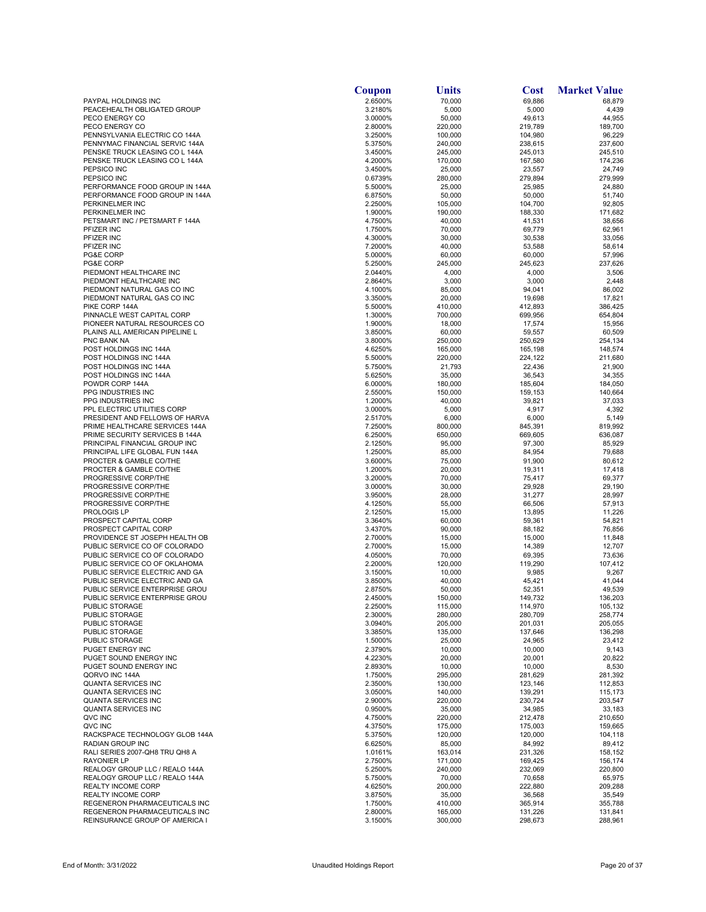|  | Coupon | Units | Cost | Market Value |
|---|---|---|---|---|
| PAYPAL HOLDINGS INC | 2.6500% | 70,000 | 69,886 | 68,879 |
| PEACEHEALTH OBLIGATED GROUP | 3.2180% | 5,000 | 5,000 | 4,439 |
| PECO ENERGY CO | 3.0000% | 50,000 | 49,613 | 44,955 |
| PECO ENERGY CO | 2.8000% | 220,000 | 219,789 | 189,700 |
| PENNSYLVANIA ELECTRIC CO 144A | 3.2500% | 100,000 | 104,980 | 96,229 |
| PENNYMAC FINANCIAL SERVIC 144A | 5.3750% | 240,000 | 238,615 | 237,600 |
| PENSKE TRUCK LEASING CO L 144A | 3.4500% | 245,000 | 245,013 | 245,510 |
| PENSKE TRUCK LEASING CO L 144A | 4.2000% | 170,000 | 167,580 | 174,236 |
| PEPSICO INC | 3.4500% | 25,000 | 23,557 | 24,749 |
| PEPSICO INC | 0.6739% | 280,000 | 279,894 | 279,999 |
| PERFORMANCE FOOD GROUP IN 144A | 5.5000% | 25,000 | 25,985 | 24,880 |
| PERFORMANCE FOOD GROUP IN 144A | 6.8750% | 50,000 | 50,000 | 51,740 |
| PERKINELMER INC | 2.2500% | 105,000 | 104,700 | 92,805 |
| PERKINELMER INC | 1.9000% | 190,000 | 188,330 | 171,682 |
| PETSMART INC / PETSMART F 144A | 4.7500% | 40,000 | 41,531 | 38,656 |
| PFIZER INC | 1.7500% | 70,000 | 69,779 | 62,961 |
| PFIZER INC | 4.3000% | 30,000 | 30,538 | 33,056 |
| PFIZER INC | 7.2000% | 40,000 | 53,588 | 58,614 |
| PG&E CORP | 5.0000% | 60,000 | 60,000 | 57,996 |
| PG&E CORP | 5.2500% | 245,000 | 245,623 | 237,626 |
| PIEDMONT HEALTHCARE INC | 2.0440% | 4,000 | 4,000 | 3,506 |
| PIEDMONT HEALTHCARE INC | 2.8640% | 3,000 | 3,000 | 2,448 |
| PIEDMONT NATURAL GAS CO INC | 4.1000% | 85,000 | 94,041 | 86,002 |
| PIEDMONT NATURAL GAS CO INC | 3.3500% | 20,000 | 19,698 | 17,821 |
| PIKE CORP 144A | 5.5000% | 410,000 | 412,893 | 386,425 |
| PINNACLE WEST CAPITAL CORP | 1.3000% | 700,000 | 699,956 | 654,804 |
| PIONEER NATURAL RESOURCES CO | 1.9000% | 18,000 | 17,574 | 15,956 |
| PLAINS ALL AMERICAN PIPELINE L | 3.8500% | 60,000 | 59,557 | 60,509 |
| PNC BANK NA | 3.8000% | 250,000 | 250,629 | 254,134 |
| POST HOLDINGS INC 144A | 4.6250% | 165,000 | 165,198 | 148,574 |
| POST HOLDINGS INC 144A | 5.5000% | 220,000 | 224,122 | 211,680 |
| POST HOLDINGS INC 144A | 5.7500% | 21,793 | 22,436 | 21,900 |
| POST HOLDINGS INC 144A | 5.6250% | 35,000 | 36,543 | 34,355 |
| POWDR CORP 144A | 6.0000% | 180,000 | 185,604 | 184,050 |
| PPG INDUSTRIES INC | 2.5500% | 150,000 | 159,153 | 140,664 |
| PPG INDUSTRIES INC | 1.2000% | 40,000 | 39,821 | 37,033 |
| PPL ELECTRIC UTILITIES CORP | 3.0000% | 5,000 | 4,917 | 4,392 |
| PRESIDENT AND FELLOWS OF HARVA | 2.5170% | 6,000 | 6,000 | 5,149 |
| PRIME HEALTHCARE SERVICES 144A | 7.2500% | 800,000 | 845,391 | 819,992 |
| PRIME SECURITY SERVICES B 144A | 6.2500% | 650,000 | 669,605 | 636,087 |
| PRINCIPAL FINANCIAL GROUP INC | 2.1250% | 95,000 | 97,300 | 85,929 |
| PRINCIPAL LIFE GLOBAL FUN 144A | 1.2500% | 85,000 | 84,954 | 79,688 |
| PROCTER & GAMBLE CO/THE | 3.6000% | 75,000 | 91,900 | 80,612 |
| PROCTER & GAMBLE CO/THE | 1.2000% | 20,000 | 19,311 | 17,418 |
| PROGRESSIVE CORP/THE | 3.2000% | 70,000 | 75,417 | 69,377 |
| PROGRESSIVE CORP/THE | 3.0000% | 30,000 | 29,928 | 29,190 |
| PROGRESSIVE CORP/THE | 3.9500% | 28,000 | 31,277 | 28,997 |
| PROGRESSIVE CORP/THE | 4.1250% | 55,000 | 66,506 | 57,913 |
| PROLOGIS LP | 2.1250% | 15,000 | 13,895 | 11,226 |
| PROSPECT CAPITAL CORP | 3.3640% | 60,000 | 59,361 | 54,821 |
| PROSPECT CAPITAL CORP | 3.4370% | 90,000 | 88,182 | 76,856 |
| PROVIDENCE ST JOSEPH HEALTH OB | 2.7000% | 15,000 | 15,000 | 11,848 |
| PUBLIC SERVICE CO OF COLORADO | 2.7000% | 15,000 | 14,389 | 12,707 |
| PUBLIC SERVICE CO OF COLORADO | 4.0500% | 70,000 | 69,395 | 73,636 |
| PUBLIC SERVICE CO OF OKLAHOMA | 2.2000% | 120,000 | 119,290 | 107,412 |
| PUBLIC SERVICE ELECTRIC AND GA | 3.1500% | 10,000 | 9,985 | 9,267 |
| PUBLIC SERVICE ELECTRIC AND GA | 3.8500% | 40,000 | 45,421 | 41,044 |
| PUBLIC SERVICE ENTERPRISE GROU | 2.8750% | 50,000 | 52,351 | 49,539 |
| PUBLIC SERVICE ENTERPRISE GROU | 2.4500% | 150,000 | 149,732 | 136,203 |
| PUBLIC STORAGE | 2.2500% | 115,000 | 114,970 | 105,132 |
| PUBLIC STORAGE | 2.3000% | 280,000 | 280,709 | 258,774 |
| PUBLIC STORAGE | 3.0940% | 205,000 | 201,031 | 205,055 |
| PUBLIC STORAGE | 3.3850% | 135,000 | 137,646 | 136,298 |
| PUBLIC STORAGE | 1.5000% | 25,000 | 24,965 | 23,412 |
| PUGET ENERGY INC | 2.3790% | 10,000 | 10,000 | 9,143 |
| PUGET SOUND ENERGY INC | 4.2230% | 20,000 | 20,001 | 20,822 |
| PUGET SOUND ENERGY INC | 2.8930% | 10,000 | 10,000 | 8,530 |
| QORVO INC 144A | 1.7500% | 295,000 | 281,629 | 281,392 |
| QUANTA SERVICES INC | 2.3500% | 130,000 | 123,146 | 112,853 |
| QUANTA SERVICES INC | 3.0500% | 140,000 | 139,291 | 115,173 |
| QUANTA SERVICES INC | 2.9000% | 220,000 | 230,724 | 203,547 |
| QUANTA SERVICES INC | 0.9500% | 35,000 | 34,985 | 33,183 |
| QVC INC | 4.7500% | 220,000 | 212,478 | 210,650 |
| QVC INC | 4.3750% | 175,000 | 175,003 | 159,665 |
| RACKSPACE TECHNOLOGY GLOB 144A | 5.3750% | 120,000 | 120,000 | 104,118 |
| RADIAN GROUP INC | 6.6250% | 85,000 | 84,992 | 89,412 |
| RALI SERIES 2007-QH8 TRU QH8 A | 1.0161% | 163,014 | 231,326 | 158,152 |
| RAYONIER LP | 2.7500% | 171,000 | 169,425 | 156,174 |
| REALOGY GROUP LLC / REALO 144A | 5.2500% | 240,000 | 232,069 | 220,800 |
| REALOGY GROUP LLC / REALO 144A | 5.7500% | 70,000 | 70,658 | 65,975 |
| REALTY INCOME CORP | 4.6250% | 200,000 | 222,880 | 209,288 |
| REALTY INCOME CORP | 3.8750% | 35,000 | 36,568 | 35,549 |
| REGENERON PHARMACEUTICALS INC | 1.7500% | 410,000 | 365,914 | 355,788 |
| REGENERON PHARMACEUTICALS INC | 2.8000% | 165,000 | 131,226 | 131,841 |
| REINSURANCE GROUP OF AMERICA I | 3.1500% | 300,000 | 298,673 | 288,961 |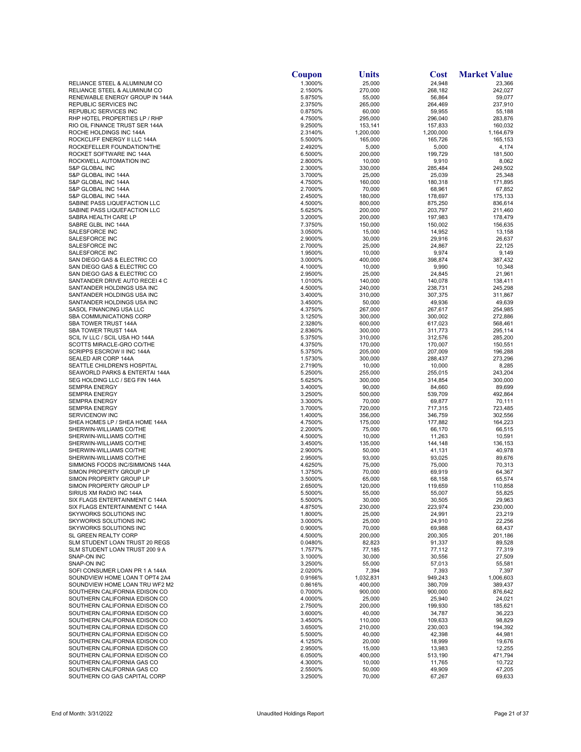| | Coupon | Units | Cost | Market Value |
|---|---|---|---|---|
| RELIANCE STEEL & ALUMINUM CO | 1.3000% | 25,000 | 24,948 | 23,366 |
| RELIANCE STEEL & ALUMINUM CO | 2.1500% | 270,000 | 268,182 | 242,027 |
| RENEWABLE ENERGY GROUP IN 144A | 5.8750% | 55,000 | 56,864 | 59,077 |
| REPUBLIC SERVICES INC | 2.3750% | 265,000 | 264,469 | 237,910 |
| REPUBLIC SERVICES INC | 0.8750% | 60,000 | 59,955 | 55,188 |
| RHP HOTEL PROPERTIES LP / RHP | 4.7500% | 295,000 | 296,040 | 283,876 |
| RIO OIL FINANCE TRUST SER 144A | 9.2500% | 153,141 | 157,833 | 160,032 |
| ROCHE HOLDINGS INC 144A | 2.3140% | 1,200,000 | 1,200,000 | 1,164,679 |
| ROCKCLIFF ENERGY II LLC 144A | 5.5000% | 165,000 | 165,726 | 165,153 |
| ROCKEFELLER FOUNDATION/THE | 2.4920% | 5,000 | 5,000 | 4,174 |
| ROCKET SOFTWARE INC 144A | 6.5000% | 200,000 | 199,729 | 181,500 |
| ROCKWELL AUTOMATION INC | 2.8000% | 10,000 | 9,910 | 8,062 |
| S&P GLOBAL INC | 2.3000% | 330,000 | 285,484 | 249,502 |
| S&P GLOBAL INC 144A | 3.7000% | 25,000 | 25,039 | 25,348 |
| S&P GLOBAL INC 144A | 4.7500% | 160,000 | 180,318 | 171,895 |
| S&P GLOBAL INC 144A | 2.7000% | 70,000 | 68,961 | 67,852 |
| S&P GLOBAL INC 144A | 2.4500% | 180,000 | 178,697 | 175,133 |
| SABINE PASS LIQUEFACTION LLC | 4.5000% | 800,000 | 875,250 | 836,614 |
| SABINE PASS LIQUEFACTION LLC | 5.6250% | 200,000 | 203,797 | 211,460 |
| SABRA HEALTH CARE LP | 3.2000% | 200,000 | 197,983 | 178,479 |
| SABRE GLBL INC 144A | 7.3750% | 150,000 | 150,002 | 156,635 |
| SALESFORCE INC | 3.0500% | 15,000 | 14,952 | 13,158 |
| SALESFORCE INC | 2.9000% | 30,000 | 29,916 | 26,637 |
| SALESFORCE INC | 2.7000% | 25,000 | 24,867 | 22,125 |
| SALESFORCE INC | 1.9500% | 10,000 | 9,974 | 9,149 |
| SAN DIEGO GAS & ELECTRIC CO | 3.0000% | 400,000 | 398,874 | 387,432 |
| SAN DIEGO GAS & ELECTRIC CO | 4.1000% | 10,000 | 9,990 | 10,348 |
| SAN DIEGO GAS & ELECTRIC CO | 2.9500% | 25,000 | 24,845 | 21,961 |
| SANTANDER DRIVE AUTO RECEI 4 C | 1.0100% | 140,000 | 140,078 | 138,411 |
| SANTANDER HOLDINGS USA INC | 4.5000% | 240,000 | 238,731 | 245,298 |
| SANTANDER HOLDINGS USA INC | 3.4000% | 310,000 | 307,375 | 311,867 |
| SANTANDER HOLDINGS USA INC | 3.4500% | 50,000 | 49,936 | 49,639 |
| SASOL FINANCING USA LLC | 4.3750% | 267,000 | 267,617 | 254,985 |
| SBA COMMUNICATIONS CORP | 3.1250% | 300,000 | 300,002 | 272,886 |
| SBA TOWER TRUST 144A | 2.3280% | 600,000 | 617,023 | 568,461 |
| SBA TOWER TRUST 144A | 2.8360% | 300,000 | 311,773 | 295,114 |
| SCIL IV LLC / SCIL USA HO 144A | 5.3750% | 310,000 | 312,576 | 285,200 |
| SCOTTS MIRACLE-GRO CO/THE | 4.3750% | 170,000 | 170,007 | 150,551 |
| SCRIPPS ESCROW II INC 144A | 5.3750% | 205,000 | 207,009 | 196,288 |
| SEALED AIR CORP 144A | 1.5730% | 300,000 | 288,437 | 273,296 |
| SEATTLE CHILDREN'S HOSPITAL | 2.7190% | 10,000 | 10,000 | 8,285 |
| SEAWORLD PARKS & ENTERTAI 144A | 5.2500% | 255,000 | 255,015 | 243,204 |
| SEG HOLDING LLC / SEG FIN 144A | 5.6250% | 300,000 | 314,854 | 300,000 |
| SEMPRA ENERGY | 3.4000% | 90,000 | 84,660 | 89,699 |
| SEMPRA ENERGY | 3.2500% | 500,000 | 539,709 | 492,864 |
| SEMPRA ENERGY | 3.3000% | 70,000 | 69,877 | 70,111 |
| SEMPRA ENERGY | 3.7000% | 720,000 | 717,315 | 723,485 |
| SERVICENOW INC | 1.4000% | 356,000 | 346,759 | 302,556 |
| SHEA HOMES LP / SHEA HOME 144A | 4.7500% | 175,000 | 177,882 | 164,223 |
| SHERWIN-WILLIAMS CO/THE | 2.2000% | 75,000 | 66,170 | 66,515 |
| SHERWIN-WILLIAMS CO/THE | 4.5000% | 10,000 | 11,263 | 10,591 |
| SHERWIN-WILLIAMS CO/THE | 3.4500% | 135,000 | 144,148 | 136,153 |
| SHERWIN-WILLIAMS CO/THE | 2.9000% | 50,000 | 41,131 | 40,978 |
| SHERWIN-WILLIAMS CO/THE | 2.9500% | 93,000 | 93,025 | 89,676 |
| SIMMONS FOODS INC/SIMMONS 144A | 4.6250% | 75,000 | 75,000 | 70,313 |
| SIMON PROPERTY GROUP LP | 1.3750% | 70,000 | 69,919 | 64,367 |
| SIMON PROPERTY GROUP LP | 3.5000% | 65,000 | 68,158 | 65,574 |
| SIMON PROPERTY GROUP LP | 2.6500% | 120,000 | 119,659 | 110,858 |
| SIRIUS XM RADIO INC 144A | 5.5000% | 55,000 | 55,007 | 55,825 |
| SIX FLAGS ENTERTAINMENT C 144A | 5.5000% | 30,000 | 30,505 | 29,963 |
| SIX FLAGS ENTERTAINMENT C 144A | 4.8750% | 230,000 | 223,974 | 230,000 |
| SKYWORKS SOLUTIONS INC | 1.8000% | 25,000 | 24,991 | 23,219 |
| SKYWORKS SOLUTIONS INC | 3.0000% | 25,000 | 24,910 | 22,256 |
| SKYWORKS SOLUTIONS INC | 0.9000% | 70,000 | 69,988 | 68,437 |
| SL GREEN REALTY CORP | 4.5000% | 200,000 | 200,305 | 201,186 |
| SLM STUDENT LOAN TRUST 20 REGS | 0.0480% | 82,823 | 91,337 | 89,528 |
| SLM STUDENT LOAN TRUST 200 9 A | 1.7577% | 77,185 | 77,112 | 77,319 |
| SNAP-ON INC | 3.1000% | 30,000 | 30,556 | 27,509 |
| SNAP-ON INC | 3.2500% | 55,000 | 57,013 | 55,581 |
| SOFI CONSUMER LOAN PR 1 A 144A | 2.0200% | 7,394 | 7,393 | 7,397 |
| SOUNDVIEW HOME LOAN T OPT4 2A4 | 0.9166% | 1,032,831 | 949,243 | 1,006,603 |
| SOUNDVIEW HOME LOAN TRU WF2 M2 | 0.8616% | 400,000 | 380,709 | 389,437 |
| SOUTHERN CALIFORNIA EDISON CO | 0.7000% | 900,000 | 900,000 | 876,642 |
| SOUTHERN CALIFORNIA EDISON CO | 4.0000% | 25,000 | 25,940 | 24,021 |
| SOUTHERN CALIFORNIA EDISON CO | 2.7500% | 200,000 | 199,930 | 185,621 |
| SOUTHERN CALIFORNIA EDISON CO | 3.6000% | 40,000 | 34,787 | 36,223 |
| SOUTHERN CALIFORNIA EDISON CO | 3.4500% | 110,000 | 109,633 | 98,829 |
| SOUTHERN CALIFORNIA EDISON CO | 3.6500% | 210,000 | 230,003 | 194,392 |
| SOUTHERN CALIFORNIA EDISON CO | 5.5000% | 40,000 | 42,398 | 44,981 |
| SOUTHERN CALIFORNIA EDISON CO | 4.1250% | 20,000 | 18,999 | 19,676 |
| SOUTHERN CALIFORNIA EDISON CO | 2.9500% | 15,000 | 13,983 | 12,255 |
| SOUTHERN CALIFORNIA EDISON CO | 6.0500% | 400,000 | 513,190 | 471,794 |
| SOUTHERN CALIFORNIA GAS CO | 4.3000% | 10,000 | 11,765 | 10,722 |
| SOUTHERN CALIFORNIA GAS CO | 2.5500% | 50,000 | 49,909 | 47,205 |
| SOUTHERN CO GAS CAPITAL CORP | 3.2500% | 70,000 | 67,267 | 69,633 |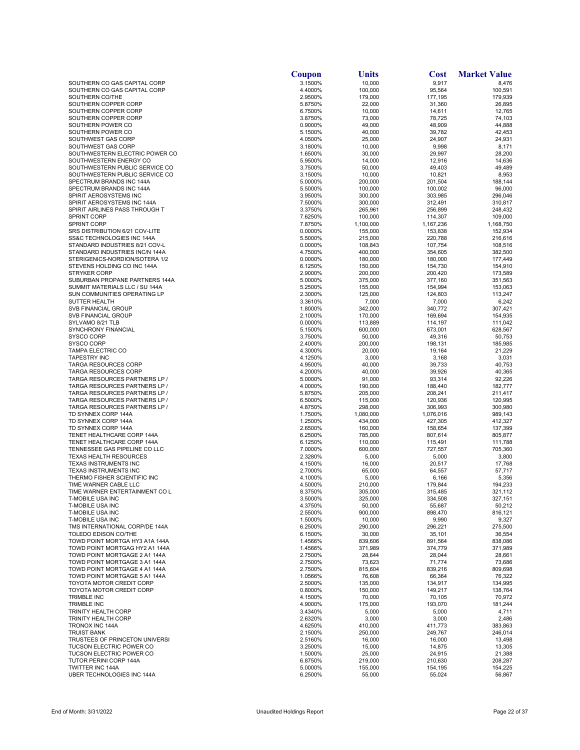| | Coupon | Units | Cost | Market Value |
|---|---|---|---|---|
| SOUTHERN CO GAS CAPITAL CORP | 3.1500% | 10,000 | 9,917 | 8,476 |
| SOUTHERN CO GAS CAPITAL CORP | 4.4000% | 100,000 | 95,564 | 100,591 |
| SOUTHERN CO/THE | 2.9500% | 179,000 | 177,195 | 179,939 |
| SOUTHERN COPPER CORP | 5.8750% | 22,000 | 31,360 | 26,895 |
| SOUTHERN COPPER CORP | 6.7500% | 10,000 | 14,611 | 12,765 |
| SOUTHERN COPPER CORP | 3.8750% | 73,000 | 78,725 | 74,103 |
| SOUTHERN POWER CO | 0.9000% | 49,000 | 48,909 | 44,888 |
| SOUTHERN POWER CO | 5.1500% | 40,000 | 39,782 | 42,453 |
| SOUTHWEST GAS CORP | 4.0500% | 25,000 | 24,907 | 24,931 |
| SOUTHWEST GAS CORP | 3.1800% | 10,000 | 9,998 | 8,171 |
| SOUTHWESTERN ELECTRIC POWER CO | 1.6500% | 30,000 | 29,997 | 28,200 |
| SOUTHWESTERN ENERGY CO | 5.9500% | 14,000 | 12,916 | 14,636 |
| SOUTHWESTERN PUBLIC SERVICE CO | 3.7500% | 50,000 | 49,403 | 49,489 |
| SOUTHWESTERN PUBLIC SERVICE CO | 3.1500% | 10,000 | 10,821 | 8,953 |
| SPECTRUM BRANDS INC 144A | 5.0000% | 200,000 | 201,504 | 188,144 |
| SPECTRUM BRANDS INC 144A | 5.5000% | 100,000 | 100,002 | 96,000 |
| SPIRIT AEROSYSTEMS INC | 3.9500% | 300,000 | 303,985 | 296,046 |
| SPIRIT AEROSYSTEMS INC 144A | 7.5000% | 300,000 | 312,491 | 310,817 |
| SPIRIT AIRLINES PASS THROUGH T | 3.3750% | 265,961 | 256,899 | 248,432 |
| SPRINT CORP | 7.6250% | 100,000 | 114,307 | 109,000 |
| SPRINT CORP | 7.8750% | 1,100,000 | 1,167,236 | 1,168,750 |
| SRS DISTRIBUTION 6/21 COV-LITE | 0.0000% | 155,000 | 153,838 | 152,934 |
| SS&C TECHNOLOGIES INC 144A | 5.5000% | 215,000 | 220,788 | 216,616 |
| STANDARD INDUSTRIES 8/21 COV-L | 0.0000% | 108,843 | 107,754 | 108,516 |
| STANDARD INDUSTRIES INC/N 144A | 4.7500% | 400,000 | 354,605 | 382,500 |
| STERIGENICS-NORDION/SOTERA 1/2 | 0.0000% | 180,000 | 180,000 | 177,449 |
| STEVENS HOLDING CO INC 144A | 6.1250% | 150,000 | 154,730 | 154,910 |
| STRYKER CORP | 2.9000% | 200,000 | 200,420 | 173,589 |
| SUBURBAN PROPANE PARTNERS 144A | 5.0000% | 375,000 | 377,160 | 351,563 |
| SUMMIT MATERIALS LLC / SU 144A | 5.2500% | 155,000 | 154,994 | 153,063 |
| SUN COMMUNITIES OPERATING LP | 2.3000% | 125,000 | 124,803 | 113,247 |
| SUTTER HEALTH | 3.3610% | 7,000 | 7,000 | 6,242 |
| SVB FINANCIAL GROUP | 1.8000% | 342,000 | 340,772 | 307,421 |
| SVB FINANCIAL GROUP | 2.1000% | 170,000 | 169,694 | 154,935 |
| SYLVAMO 8/21 TLB | 0.0000% | 113,889 | 114,197 | 111,042 |
| SYNCHRONY FINANCIAL | 5.1500% | 600,000 | 673,001 | 628,567 |
| SYSCO CORP | 3.7500% | 50,000 | 49,316 | 50,753 |
| SYSCO CORP | 2.4000% | 200,000 | 198,131 | 185,985 |
| TAMPA ELECTRIC CO | 4.3000% | 20,000 | 19,164 | 21,229 |
| TAPESTRY INC | 4.1250% | 3,000 | 3,168 | 3,031 |
| TARGA RESOURCES CORP | 4.9500% | 40,000 | 39,733 | 40,753 |
| TARGA RESOURCES CORP | 4.2000% | 40,000 | 39,926 | 40,365 |
| TARGA RESOURCES PARTNERS LP / | 5.0000% | 91,000 | 93,314 | 92,226 |
| TARGA RESOURCES PARTNERS LP / | 4.0000% | 190,000 | 188,440 | 182,777 |
| TARGA RESOURCES PARTNERS LP / | 5.8750% | 205,000 | 208,241 | 211,417 |
| TARGA RESOURCES PARTNERS LP / | 6.5000% | 115,000 | 120,936 | 120,995 |
| TARGA RESOURCES PARTNERS LP / | 4.8750% | 298,000 | 306,993 | 300,980 |
| TD SYNNEX CORP 144A | 1.7500% | 1,080,000 | 1,076,016 | 989,143 |
| TD SYNNEX CORP 144A | 1.2500% | 434,000 | 427,305 | 412,327 |
| TD SYNNEX CORP 144A | 2.6500% | 160,000 | 158,654 | 137,399 |
| TENET HEALTHCARE CORP 144A | 6.2500% | 785,000 | 807,614 | 805,877 |
| TENET HEALTHCARE CORP 144A | 6.1250% | 110,000 | 115,491 | 111,788 |
| TENNESSEE GAS PIPELINE CO LLC | 7.0000% | 600,000 | 727,557 | 705,360 |
| TEXAS HEALTH RESOURCES | 2.3280% | 5,000 | 5,000 | 3,800 |
| TEXAS INSTRUMENTS INC | 4.1500% | 16,000 | 20,517 | 17,768 |
| TEXAS INSTRUMENTS INC | 2.7000% | 65,000 | 64,557 | 57,717 |
| THERMO FISHER SCIENTIFIC INC | 4.1000% | 5,000 | 6,166 | 5,356 |
| TIME WARNER CABLE LLC | 4.5000% | 210,000 | 179,844 | 194,233 |
| TIME WARNER ENTERTAINMENT CO L | 8.3750% | 305,000 | 315,485 | 321,112 |
| T-MOBILE USA INC | 3.5000% | 325,000 | 334,508 | 327,151 |
| T-MOBILE USA INC | 4.3750% | 50,000 | 55,687 | 50,212 |
| T-MOBILE USA INC | 2.5500% | 900,000 | 898,470 | 816,121 |
| T-MOBILE USA INC | 1.5000% | 10,000 | 9,990 | 9,327 |
| TMS INTERNATIONAL CORP/DE 144A | 6.2500% | 290,000 | 296,221 | 275,500 |
| TOLEDO EDISON CO/THE | 6.1500% | 30,000 | 35,101 | 36,554 |
| TOWD POINT MORTGA HY3 A1A 144A | 1.4566% | 839,606 | 891,564 | 838,086 |
| TOWD POINT MORTGAG HY2 A1 144A | 1.4566% | 371,989 | 374,779 | 371,989 |
| TOWD POINT MORTGAGE 2 A1 144A | 2.7500% | 28,644 | 28,044 | 28,661 |
| TOWD POINT MORTGAGE 3 A1 144A | 2.7500% | 73,623 | 71,774 | 73,686 |
| TOWD POINT MORTGAGE 4 A1 144A | 2.7500% | 815,604 | 839,216 | 809,698 |
| TOWD POINT MORTGAGE 5 A1 144A | 1.0566% | 76,608 | 66,364 | 76,322 |
| TOYOTA MOTOR CREDIT CORP | 2.5000% | 135,000 | 134,917 | 134,995 |
| TOYOTA MOTOR CREDIT CORP | 0.8000% | 150,000 | 149,217 | 138,764 |
| TRIMBLE INC | 4.1500% | 70,000 | 70,105 | 70,972 |
| TRIMBLE INC | 4.9000% | 175,000 | 193,070 | 181,244 |
| TRINITY HEALTH CORP | 3.4340% | 5,000 | 5,000 | 4,711 |
| TRINITY HEALTH CORP | 2.6320% | 3,000 | 3,000 | 2,486 |
| TRONOX INC 144A | 4.6250% | 410,000 | 411,773 | 383,863 |
| TRUIST BANK | 2.1500% | 250,000 | 249,767 | 246,014 |
| TRUSTEES OF PRINCETON UNIVERSI | 2.5160% | 16,000 | 16,000 | 13,498 |
| TUCSON ELECTRIC POWER CO | 3.2500% | 15,000 | 14,875 | 13,305 |
| TUCSON ELECTRIC POWER CO | 1.5000% | 25,000 | 24,915 | 21,388 |
| TUTOR PERINI CORP 144A | 6.8750% | 219,000 | 210,630 | 208,287 |
| TWITTER INC 144A | 5.0000% | 155,000 | 154,195 | 154,225 |
| UBER TECHNOLOGIES INC 144A | 6.2500% | 55,000 | 55,024 | 56,867 |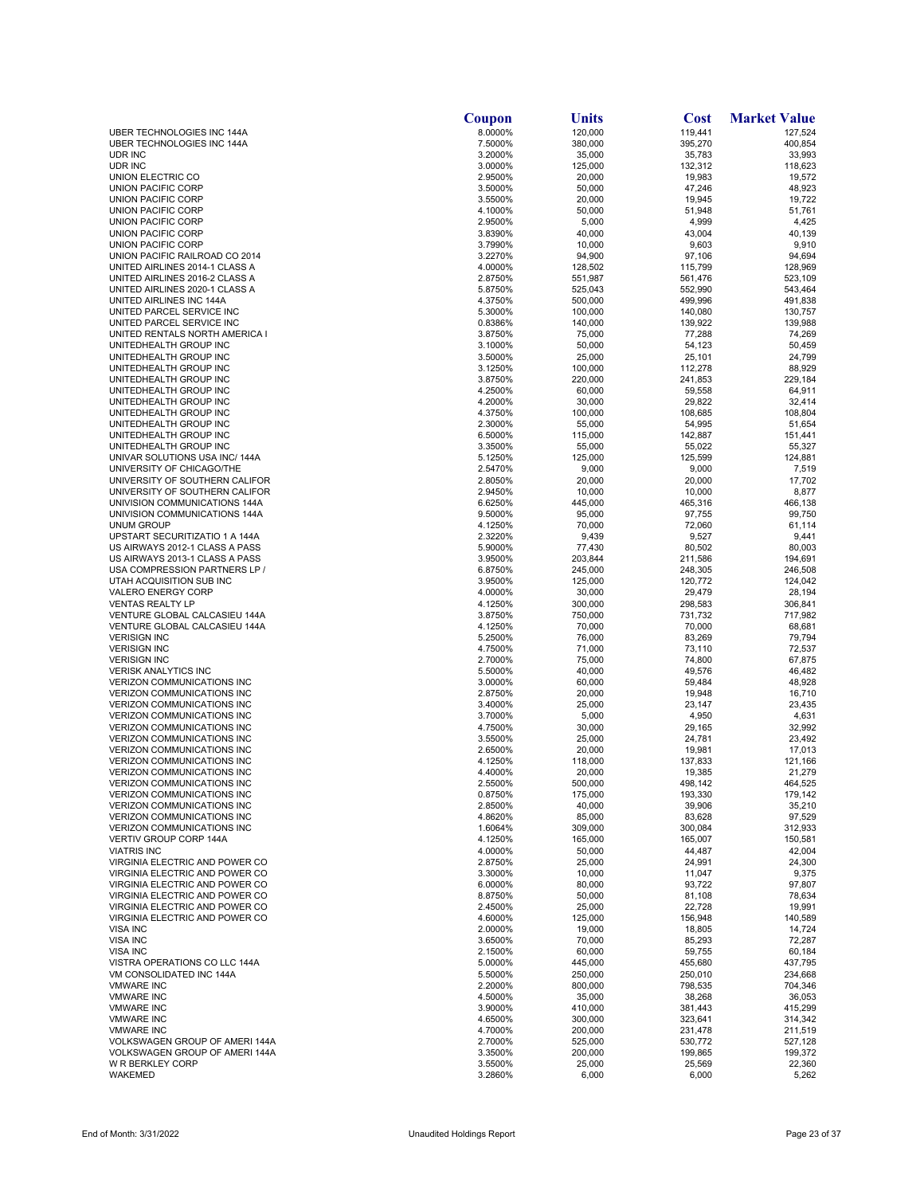| | Coupon | Units | Cost | Market Value |
|---|---|---|---|---|
| UBER TECHNOLOGIES INC 144A | 8.0000% | 120,000 | 119,441 | 127,524 |
| UBER TECHNOLOGIES INC 144A | 7.5000% | 380,000 | 395,270 | 400,854 |
| UDR INC | 3.2000% | 35,000 | 35,783 | 33,993 |
| UDR INC | 3.0000% | 125,000 | 132,312 | 118,623 |
| UNION ELECTRIC CO | 2.9500% | 20,000 | 19,983 | 19,572 |
| UNION PACIFIC CORP | 3.5000% | 50,000 | 47,246 | 48,923 |
| UNION PACIFIC CORP | 3.5500% | 20,000 | 19,945 | 19,722 |
| UNION PACIFIC CORP | 4.1000% | 50,000 | 51,948 | 51,761 |
| UNION PACIFIC CORP | 2.9500% | 5,000 | 4,999 | 4,425 |
| UNION PACIFIC CORP | 3.8390% | 40,000 | 43,004 | 40,139 |
| UNION PACIFIC CORP | 3.7990% | 10,000 | 9,603 | 9,910 |
| UNION PACIFIC RAILROAD CO 2014 | 3.2270% | 94,900 | 97,106 | 94,694 |
| UNITED AIRLINES 2014-1 CLASS A | 4.0000% | 128,502 | 115,799 | 128,969 |
| UNITED AIRLINES 2016-2 CLASS A | 2.8750% | 551,987 | 561,476 | 523,109 |
| UNITED AIRLINES 2020-1 CLASS A | 5.8750% | 525,043 | 552,990 | 543,464 |
| UNITED AIRLINES INC 144A | 4.3750% | 500,000 | 499,996 | 491,838 |
| UNITED PARCEL SERVICE INC | 5.3000% | 100,000 | 140,080 | 130,757 |
| UNITED PARCEL SERVICE INC | 0.8386% | 140,000 | 139,922 | 139,988 |
| UNITED RENTALS NORTH AMERICA I | 3.8750% | 75,000 | 77,288 | 74,269 |
| UNITEDHEALTH GROUP INC | 3.1000% | 50,000 | 54,123 | 50,459 |
| UNITEDHEALTH GROUP INC | 3.5000% | 25,000 | 25,101 | 24,799 |
| UNITEDHEALTH GROUP INC | 3.1250% | 100,000 | 112,278 | 88,929 |
| UNITEDHEALTH GROUP INC | 3.8750% | 220,000 | 241,853 | 229,184 |
| UNITEDHEALTH GROUP INC | 4.2500% | 60,000 | 59,558 | 64,911 |
| UNITEDHEALTH GROUP INC | 4.2000% | 30,000 | 29,822 | 32,414 |
| UNITEDHEALTH GROUP INC | 4.3750% | 100,000 | 108,685 | 108,804 |
| UNITEDHEALTH GROUP INC | 2.3000% | 55,000 | 54,995 | 51,654 |
| UNITEDHEALTH GROUP INC | 6.5000% | 115,000 | 142,887 | 151,441 |
| UNITEDHEALTH GROUP INC | 3.3500% | 55,000 | 55,022 | 55,327 |
| UNIVAR SOLUTIONS USA INC/ 144A | 5.1250% | 125,000 | 125,599 | 124,881 |
| UNIVERSITY OF CHICAGO/THE | 2.5470% | 9,000 | 9,000 | 7,519 |
| UNIVERSITY OF SOUTHERN CALIFOR | 2.8050% | 20,000 | 20,000 | 17,702 |
| UNIVERSITY OF SOUTHERN CALIFOR | 2.9450% | 10,000 | 10,000 | 8,877 |
| UNIVISION COMMUNICATIONS 144A | 6.6250% | 445,000 | 465,316 | 466,138 |
| UNIVISION COMMUNICATIONS 144A | 9.5000% | 95,000 | 97,755 | 99,750 |
| UNUM GROUP | 4.1250% | 70,000 | 72,060 | 61,114 |
| UPSTART SECURITIZATIO 1 A 144A | 2.3220% | 9,439 | 9,527 | 9,441 |
| US AIRWAYS 2012-1 CLASS A PASS | 5.9000% | 77,430 | 80,502 | 80,003 |
| US AIRWAYS 2013-1 CLASS A PASS | 3.9500% | 203,844 | 211,586 | 194,691 |
| USA COMPRESSION PARTNERS LP / | 6.8750% | 245,000 | 248,305 | 246,508 |
| UTAH ACQUISITION SUB INC | 3.9500% | 125,000 | 120,772 | 124,042 |
| VALERO ENERGY CORP | 4.0000% | 30,000 | 29,479 | 28,194 |
| VENTAS REALTY LP | 4.1250% | 300,000 | 298,583 | 306,841 |
| VENTURE GLOBAL CALCASIEU 144A | 3.8750% | 750,000 | 731,732 | 717,982 |
| VENTURE GLOBAL CALCASIEU 144A | 4.1250% | 70,000 | 70,000 | 68,681 |
| VERISIGN INC | 5.2500% | 76,000 | 83,269 | 79,794 |
| VERISIGN INC | 4.7500% | 71,000 | 73,110 | 72,537 |
| VERISIGN INC | 2.7000% | 75,000 | 74,800 | 67,875 |
| VERISK ANALYTICS INC | 5.5000% | 40,000 | 49,576 | 46,482 |
| VERIZON COMMUNICATIONS INC | 3.0000% | 60,000 | 59,484 | 48,928 |
| VERIZON COMMUNICATIONS INC | 2.8750% | 20,000 | 19,948 | 16,710 |
| VERIZON COMMUNICATIONS INC | 3.4000% | 25,000 | 23,147 | 23,435 |
| VERIZON COMMUNICATIONS INC | 3.7000% | 5,000 | 4,950 | 4,631 |
| VERIZON COMMUNICATIONS INC | 4.7500% | 30,000 | 29,165 | 32,992 |
| VERIZON COMMUNICATIONS INC | 3.5500% | 25,000 | 24,781 | 23,492 |
| VERIZON COMMUNICATIONS INC | 2.6500% | 20,000 | 19,981 | 17,013 |
| VERIZON COMMUNICATIONS INC | 4.1250% | 118,000 | 137,833 | 121,166 |
| VERIZON COMMUNICATIONS INC | 4.4000% | 20,000 | 19,385 | 21,279 |
| VERIZON COMMUNICATIONS INC | 2.5500% | 500,000 | 498,142 | 464,525 |
| VERIZON COMMUNICATIONS INC | 0.8750% | 175,000 | 193,330 | 179,142 |
| VERIZON COMMUNICATIONS INC | 2.8500% | 40,000 | 39,906 | 35,210 |
| VERIZON COMMUNICATIONS INC | 4.8620% | 85,000 | 83,628 | 97,529 |
| VERIZON COMMUNICATIONS INC | 1.6064% | 309,000 | 300,084 | 312,933 |
| VERTIV GROUP CORP 144A | 4.1250% | 165,000 | 165,007 | 150,581 |
| VIATRIS INC | 4.0000% | 50,000 | 44,487 | 42,004 |
| VIRGINIA ELECTRIC AND POWER CO | 2.8750% | 25,000 | 24,991 | 24,300 |
| VIRGINIA ELECTRIC AND POWER CO | 3.3000% | 10,000 | 11,047 | 9,375 |
| VIRGINIA ELECTRIC AND POWER CO | 6.0000% | 80,000 | 93,722 | 97,807 |
| VIRGINIA ELECTRIC AND POWER CO | 8.8750% | 50,000 | 81,108 | 78,634 |
| VIRGINIA ELECTRIC AND POWER CO | 2.4500% | 25,000 | 22,728 | 19,991 |
| VIRGINIA ELECTRIC AND POWER CO | 4.6000% | 125,000 | 156,948 | 140,589 |
| VISA INC | 2.0000% | 19,000 | 18,805 | 14,724 |
| VISA INC | 3.6500% | 70,000 | 85,293 | 72,287 |
| VISA INC | 2.1500% | 60,000 | 59,755 | 60,184 |
| VISTRA OPERATIONS CO LLC 144A | 5.0000% | 445,000 | 455,680 | 437,795 |
| VM CONSOLIDATED INC 144A | 5.5000% | 250,000 | 250,010 | 234,668 |
| VMWARE INC | 2.2000% | 800,000 | 798,535 | 704,346 |
| VMWARE INC | 4.5000% | 35,000 | 38,268 | 36,053 |
| VMWARE INC | 3.9000% | 410,000 | 381,443 | 415,299 |
| VMWARE INC | 4.6500% | 300,000 | 323,641 | 314,342 |
| VMWARE INC | 4.7000% | 200,000 | 231,478 | 211,519 |
| VOLKSWAGEN GROUP OF AMERI 144A | 2.7000% | 525,000 | 530,772 | 527,128 |
| VOLKSWAGEN GROUP OF AMERI 144A | 3.3500% | 200,000 | 199,865 | 199,372 |
| W R BERKLEY CORP | 3.5500% | 25,000 | 25,569 | 22,360 |
| WAKEMED | 3.2860% | 6,000 | 6,000 | 5,262 |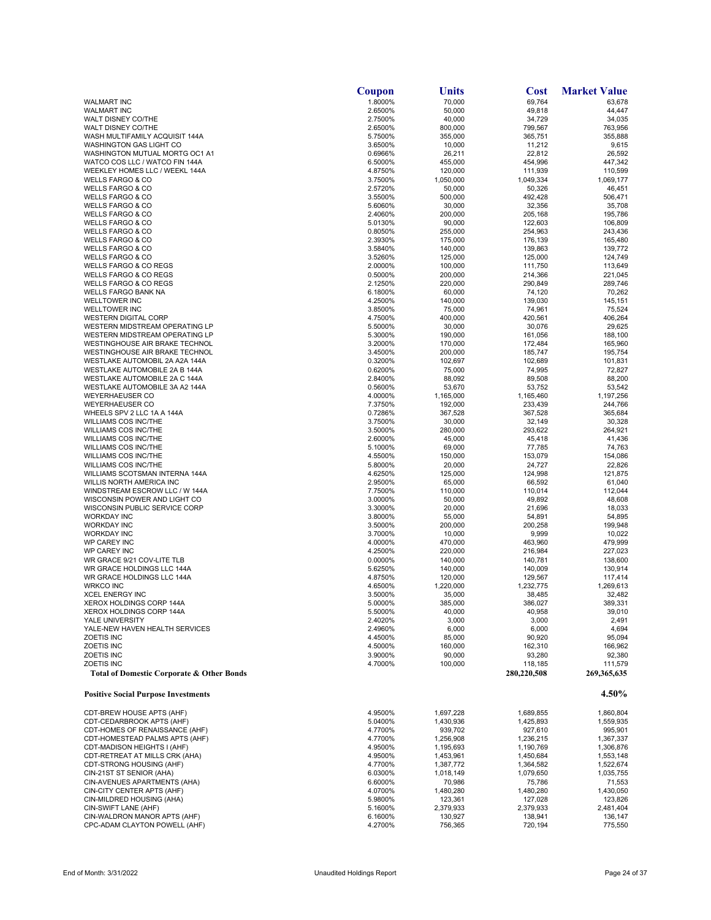| | Coupon | Units | Cost | Market Value |
|---|---|---|---|---|
| WALMART INC | 1.8000% | 70,000 | 69,764 | 63,678 |
| WALMART INC | 2.6500% | 50,000 | 49,818 | 44,447 |
| WALT DISNEY CO/THE | 2.7500% | 40,000 | 34,729 | 34,035 |
| WALT DISNEY CO/THE | 2.6500% | 800,000 | 799,567 | 763,956 |
| WASH MULTIFAMILY ACQUISIT 144A | 5.7500% | 355,000 | 365,751 | 355,888 |
| WASHINGTON GAS LIGHT CO | 3.6500% | 10,000 | 11,212 | 9,615 |
| WASHINGTON MUTUAL MORTG OC1 A1 | 0.6966% | 26,211 | 22,812 | 26,592 |
| WATCO COS LLC / WATCO FIN 144A | 6.5000% | 455,000 | 454,996 | 447,342 |
| WEEKLEY HOMES LLC / WEEKL 144A | 4.8750% | 120,000 | 111,939 | 110,599 |
| WELLS FARGO & CO | 3.7500% | 1,050,000 | 1,049,334 | 1,069,177 |
| WELLS FARGO & CO | 2.5720% | 50,000 | 50,326 | 46,451 |
| WELLS FARGO & CO | 3.5500% | 500,000 | 492,428 | 506,471 |
| WELLS FARGO & CO | 5.6060% | 30,000 | 32,356 | 35,708 |
| WELLS FARGO & CO | 2.4060% | 200,000 | 205,168 | 195,786 |
| WELLS FARGO & CO | 5.0130% | 90,000 | 122,603 | 106,809 |
| WELLS FARGO & CO | 0.8050% | 255,000 | 254,963 | 243,436 |
| WELLS FARGO & CO | 2.3930% | 175,000 | 176,139 | 165,480 |
| WELLS FARGO & CO | 3.5840% | 140,000 | 139,863 | 139,772 |
| WELLS FARGO & CO | 3.5260% | 125,000 | 125,000 | 124,749 |
| WELLS FARGO & CO REGS | 2.0000% | 100,000 | 111,750 | 113,649 |
| WELLS FARGO & CO REGS | 0.5000% | 200,000 | 214,366 | 221,045 |
| WELLS FARGO & CO REGS | 2.1250% | 220,000 | 290,849 | 289,746 |
| WELLS FARGO BANK NA | 6.1800% | 60,000 | 74,120 | 70,262 |
| WELLTOWER INC | 4.2500% | 140,000 | 139,030 | 145,151 |
| WELLTOWER INC | 3.8500% | 75,000 | 74,961 | 75,524 |
| WESTERN DIGITAL CORP | 4.7500% | 400,000 | 420,561 | 406,264 |
| WESTERN MIDSTREAM OPERATING LP | 5.5000% | 30,000 | 30,076 | 29,625 |
| WESTERN MIDSTREAM OPERATING LP | 5.3000% | 190,000 | 161,056 | 188,100 |
| WESTINGHOUSE AIR BRAKE TECHNOL | 3.2000% | 170,000 | 172,484 | 165,960 |
| WESTINGHOUSE AIR BRAKE TECHNOL | 3.4500% | 200,000 | 185,747 | 195,754 |
| WESTLAKE AUTOMOBIL 2A A2A 144A | 0.3200% | 102,697 | 102,689 | 101,831 |
| WESTLAKE AUTOMOBILE 2A B 144A | 0.6200% | 75,000 | 74,995 | 72,827 |
| WESTLAKE AUTOMOBILE 2A C 144A | 2.8400% | 88,092 | 89,508 | 88,200 |
| WESTLAKE AUTOMOBILE 3A A2 144A | 0.5600% | 53,670 | 53,752 | 53,542 |
| WEYERHAEUSER CO | 4.0000% | 1,165,000 | 1,165,460 | 1,197,256 |
| WEYERHAEUSER CO | 7.3750% | 192,000 | 233,439 | 244,766 |
| WHEELS SPV 2 LLC 1A A 144A | 0.7286% | 367,528 | 367,528 | 365,684 |
| WILLIAMS COS INC/THE | 3.7500% | 30,000 | 32,149 | 30,328 |
| WILLIAMS COS INC/THE | 3.5000% | 280,000 | 293,622 | 264,921 |
| WILLIAMS COS INC/THE | 2.6000% | 45,000 | 45,418 | 41,436 |
| WILLIAMS COS INC/THE | 5.1000% | 69,000 | 77,785 | 74,763 |
| WILLIAMS COS INC/THE | 4.5500% | 150,000 | 153,079 | 154,086 |
| WILLIAMS COS INC/THE | 5.8000% | 20,000 | 24,727 | 22,826 |
| WILLIAMS SCOTSMAN INTERNA 144A | 4.6250% | 125,000 | 124,998 | 121,875 |
| WILLIS NORTH AMERICA INC | 2.9500% | 65,000 | 66,592 | 61,040 |
| WINDSTREAM ESCROW LLC / W 144A | 7.7500% | 110,000 | 110,014 | 112,044 |
| WISCONSIN POWER AND LIGHT CO | 3.0000% | 50,000 | 49,892 | 48,608 |
| WISCONSIN PUBLIC SERVICE CORP | 3.3000% | 20,000 | 21,696 | 18,033 |
| WORKDAY INC | 3.8000% | 55,000 | 54,891 | 54,895 |
| WORKDAY INC | 3.5000% | 200,000 | 200,258 | 199,948 |
| WORKDAY INC | 3.7000% | 10,000 | 9,999 | 10,022 |
| WP CAREY INC | 4.0000% | 470,000 | 463,960 | 479,999 |
| WP CAREY INC | 4.2500% | 220,000 | 216,984 | 227,023 |
| WR GRACE 9/21 COV-LITE TLB | 0.0000% | 140,000 | 140,781 | 138,600 |
| WR GRACE HOLDINGS LLC 144A | 5.6250% | 140,000 | 140,009 | 130,914 |
| WR GRACE HOLDINGS LLC 144A | 4.8750% | 120,000 | 129,567 | 117,414 |
| WRKCO INC | 4.6500% | 1,220,000 | 1,232,775 | 1,269,613 |
| XCEL ENERGY INC | 3.5000% | 35,000 | 38,485 | 32,482 |
| XEROX HOLDINGS CORP 144A | 5.0000% | 385,000 | 386,027 | 389,331 |
| XEROX HOLDINGS CORP 144A | 5.5000% | 40,000 | 40,958 | 39,010 |
| YALE UNIVERSITY | 2.4020% | 3,000 | 3,000 | 2,491 |
| YALE-NEW HAVEN HEALTH SERVICES | 2.4960% | 6,000 | 6,000 | 4,694 |
| ZOETIS INC | 4.4500% | 85,000 | 90,920 | 95,094 |
| ZOETIS INC | 4.5000% | 160,000 | 162,310 | 166,962 |
| ZOETIS INC | 3.9000% | 90,000 | 93,280 | 92,380 |
| ZOETIS INC | 4.7000% | 100,000 | 118,185 | 111,579 |
| **Total of Domestic Corporate & Other Bonds** | | | **280,220,508** | **269,365,635** |
| | | | | |
| **Positive Social Purpose Investments** | | | | **4.50%** |
| | | | | |
| CDT-BREW HOUSE APTS (AHF) | 4.9500% | 1,697,228 | 1,689,855 | 1,860,804 |
| CDT-CEDARBROOK APTS (AHF) | 5.0400% | 1,430,936 | 1,425,893 | 1,559,935 |
| CDT-HOMES OF RENAISSANCE (AHF) | 4.7700% | 939,702 | 927,610 | 995,901 |
| CDT-HOMESTEAD PALMS APTS (AHF) | 4.7700% | 1,256,908 | 1,236,215 | 1,367,337 |
| CDT-MADISON HEIGHTS I (AHF) | 4.9500% | 1,195,693 | 1,190,769 | 1,306,876 |
| CDT-RETREAT AT MILLS CRK (AHA) | 4.9500% | 1,453,961 | 1,450,684 | 1,553,148 |
| CDT-STRONG HOUSING (AHF) | 4.7700% | 1,387,772 | 1,364,582 | 1,522,674 |
| CIN-21ST ST SENIOR (AHA) | 6.0300% | 1,018,149 | 1,079,650 | 1,035,755 |
| CIN-AVENUES APARTMENTS (AHA) | 6.6000% | 70,986 | 75,786 | 71,553 |
| CIN-CITY CENTER APTS (AHF) | 4.0700% | 1,480,280 | 1,480,280 | 1,430,050 |
| CIN-MILDRED HOUSING (AHA) | 5.9800% | 123,361 | 127,028 | 123,826 |
| CIN-SWIFT LANE (AHF) | 5.1600% | 2,379,933 | 2,379,933 | 2,481,404 |
| CIN-WALDRON MANOR APTS (AHF) | 6.1600% | 130,927 | 138,941 | 136,147 |
| CPC-ADAM CLAYTON POWELL (AHF) | 4.2700% | 756,365 | 720,194 | 775,550 |

End of Month: 3/31/2022 — Unaudited Holdings Report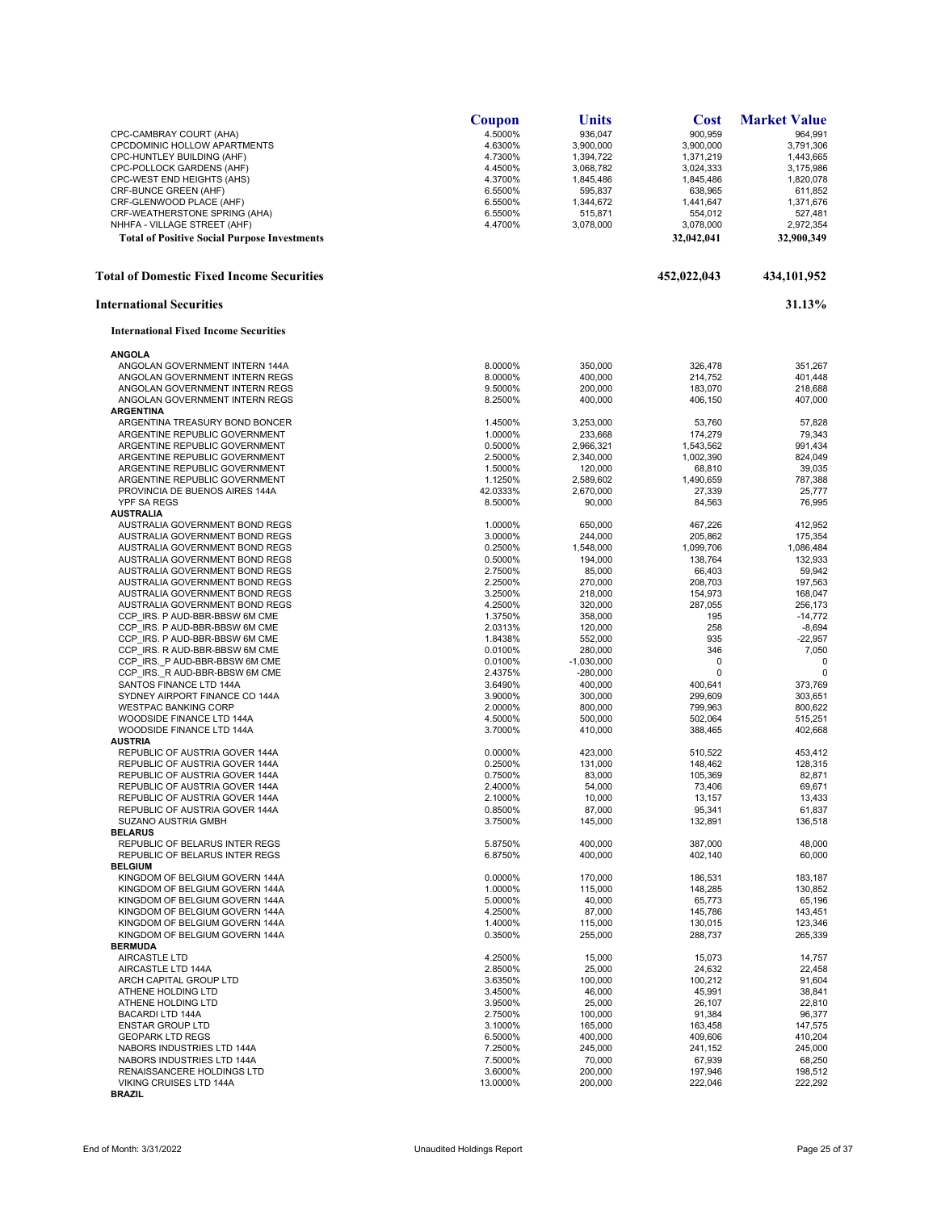| | Coupon | Units | Cost | Market Value |
|---|---|---|---|---|
| CPC-CAMBRAY COURT (AHA) | 4.5000% | 936,047 | 900,959 | 964,991 |
| CPCDOMINIC HOLLOW APARTMENTS | 4.6300% | 3,900,000 | 3,900,000 | 3,791,306 |
| CPC-HUNTLEY BUILDING (AHF) | 4.7300% | 1,394,722 | 1,371,219 | 1,443,665 |
| CPC-POLLOCK GARDENS (AHF) | 4.4500% | 3,068,782 | 3,024,333 | 3,175,986 |
| CPC-WEST END HEIGHTS (AHS) | 4.3700% | 1,845,486 | 1,845,486 | 1,820,078 |
| CRF-BUNCE GREEN (AHF) | 6.5500% | 595,837 | 638,965 | 611,852 |
| CRF-GLENWOOD PLACE (AHF) | 6.5500% | 1,344,672 | 1,441,647 | 1,371,676 |
| CRF-WEATHERSTONE SPRING (AHA) | 6.5500% | 515,871 | 554,012 | 527,481 |
| NHHFA - VILLAGE STREET (AHF) | 4.4700% | 3,078,000 | 3,078,000 | 2,972,354 |
| **Total of Positive Social Purpose Investments** | | | **32,042,041** | **32,900,349** |
| | | | | |
| **Total of Domestic Fixed Income Securities** | | | **452,022,043** | **434,101,952** |
| | | | | |
| **International Securities** | | | | **31.13%** |
| | | | | |
| **International Fixed Income Securities** | | | | |
| | | | | |
| **ANGOLA** | | | | |
| ANGOLAN GOVERNMENT INTERN 144A | 8.0000% | 350,000 | 326,478 | 351,267 |
| ANGOLAN GOVERNMENT INTERN REGS | 8.0000% | 400,000 | 214,752 | 401,448 |
| ANGOLAN GOVERNMENT INTERN REGS | 9.5000% | 200,000 | 183,070 | 218,688 |
| ANGOLAN GOVERNMENT INTERN REGS | 8.2500% | 400,000 | 406,150 | 407,000 |
| **ARGENTINA** | | | | |
| ARGENTINA TREASURY BOND BONCER | 1.4500% | 3,253,000 | 53,760 | 57,828 |
| ARGENTINE REPUBLIC GOVERNMENT | 1.0000% | 233,668 | 174,279 | 79,343 |
| ARGENTINE REPUBLIC GOVERNMENT | 0.5000% | 2,966,321 | 1,543,562 | 991,434 |
| ARGENTINE REPUBLIC GOVERNMENT | 2.5000% | 2,340,000 | 1,002,390 | 824,049 |
| ARGENTINE REPUBLIC GOVERNMENT | 1.5000% | 120,000 | 68,810 | 39,035 |
| ARGENTINE REPUBLIC GOVERNMENT | 1.1250% | 2,589,602 | 1,490,659 | 787,388 |
| PROVINCIA DE BUENOS AIRES 144A | 42.0333% | 2,670,000 | 27,339 | 25,777 |
| YPF SA REGS | 8.5000% | 90,000 | 84,563 | 76,995 |
| **AUSTRALIA** | | | | |
| AUSTRALIA GOVERNMENT BOND REGS | 1.0000% | 650,000 | 467,226 | 412,952 |
| AUSTRALIA GOVERNMENT BOND REGS | 3.0000% | 244,000 | 205,862 | 175,354 |
| AUSTRALIA GOVERNMENT BOND REGS | 0.2500% | 1,548,000 | 1,099,706 | 1,086,484 |
| AUSTRALIA GOVERNMENT BOND REGS | 0.5000% | 194,000 | 138,764 | 132,933 |
| AUSTRALIA GOVERNMENT BOND REGS | 2.7500% | 85,000 | 66,403 | 59,942 |
| AUSTRALIA GOVERNMENT BOND REGS | 2.2500% | 270,000 | 208,703 | 197,563 |
| AUSTRALIA GOVERNMENT BOND REGS | 3.2500% | 218,000 | 154,973 | 168,047 |
| AUSTRALIA GOVERNMENT BOND REGS | 4.2500% | 320,000 | 287,055 | 256,173 |
| CCP_IRS. P AUD-BBR-BBSW 6M CME | 1.3750% | 358,000 | 195 | -14,772 |
| CCP_IRS. P AUD-BBR-BBSW 6M CME | 2.0313% | 120,000 | 258 | -8,694 |
| CCP_IRS. P AUD-BBR-BBSW 6M CME | 1.8438% | 552,000 | 935 | -22,957 |
| CCP_IRS. R AUD-BBR-BBSW 6M CME | 0.0100% | 280,000 | 346 | 7,050 |
| CCP_IRS._P AUD-BBR-BBSW 6M CME | 0.0100% | -1,030,000 | 0 | 0 |
| CCP_IRS._R AUD-BBR-BBSW 6M CME | 2.4375% | -280,000 | 0 | 0 |
| SANTOS FINANCE LTD 144A | 3.6490% | 400,000 | 400,641 | 373,769 |
| SYDNEY AIRPORT FINANCE CO 144A | 3.9000% | 300,000 | 299,609 | 303,651 |
| WESTPAC BANKING CORP | 2.0000% | 800,000 | 799,963 | 800,622 |
| WOODSIDE FINANCE LTD 144A | 4.5000% | 500,000 | 502,064 | 515,251 |
| WOODSIDE FINANCE LTD 144A | 3.7000% | 410,000 | 388,465 | 402,668 |
| **AUSTRIA** | | | | |
| REPUBLIC OF AUSTRIA GOVER 144A | 0.0000% | 423,000 | 510,522 | 453,412 |
| REPUBLIC OF AUSTRIA GOVER 144A | 0.2500% | 131,000 | 148,462 | 128,315 |
| REPUBLIC OF AUSTRIA GOVER 144A | 0.7500% | 83,000 | 105,369 | 82,871 |
| REPUBLIC OF AUSTRIA GOVER 144A | 2.4000% | 54,000 | 73,406 | 69,671 |
| REPUBLIC OF AUSTRIA GOVER 144A | 2.1000% | 10,000 | 13,157 | 13,433 |
| REPUBLIC OF AUSTRIA GOVER 144A | 0.8500% | 87,000 | 95,341 | 61,837 |
| SUZANO AUSTRIA GMBH | 3.7500% | 145,000 | 132,891 | 136,518 |
| **BELARUS** | | | | |
| REPUBLIC OF BELARUS INTER REGS | 5.8750% | 400,000 | 387,000 | 48,000 |
| REPUBLIC OF BELARUS INTER REGS | 6.8750% | 400,000 | 402,140 | 60,000 |
| **BELGIUM** | | | | |
| KINGDOM OF BELGIUM GOVERN 144A | 0.0000% | 170,000 | 186,531 | 183,187 |
| KINGDOM OF BELGIUM GOVERN 144A | 1.0000% | 115,000 | 148,285 | 130,852 |
| KINGDOM OF BELGIUM GOVERN 144A | 5.0000% | 40,000 | 65,773 | 65,196 |
| KINGDOM OF BELGIUM GOVERN 144A | 4.2500% | 87,000 | 145,786 | 143,451 |
| KINGDOM OF BELGIUM GOVERN 144A | 1.4000% | 115,000 | 130,015 | 123,346 |
| KINGDOM OF BELGIUM GOVERN 144A | 0.3500% | 255,000 | 288,737 | 265,339 |
| **BERMUDA** | | | | |
| AIRCASTLE LTD | 4.2500% | 15,000 | 15,073 | 14,757 |
| AIRCASTLE LTD 144A | 2.8500% | 25,000 | 24,632 | 22,458 |
| ARCH CAPITAL GROUP LTD | 3.6350% | 100,000 | 100,212 | 91,604 |
| ATHENE HOLDING LTD | 3.4500% | 46,000 | 45,991 | 38,841 |
| ATHENE HOLDING LTD | 3.9500% | 25,000 | 26,107 | 22,810 |
| BACARDI LTD 144A | 2.7500% | 100,000 | 91,384 | 96,377 |
| ENSTAR GROUP LTD | 3.1000% | 165,000 | 163,458 | 147,575 |
| GEOPARK LTD REGS | 6.5000% | 400,000 | 409,606 | 410,204 |
| NABORS INDUSTRIES LTD 144A | 7.2500% | 245,000 | 241,152 | 245,000 |
| NABORS INDUSTRIES LTD 144A | 7.5000% | 70,000 | 67,939 | 68,250 |
| RENAISSANCERE HOLDINGS LTD | 3.6000% | 200,000 | 197,946 | 198,512 |
| VIKING CRUISES LTD 144A | 13.0000% | 200,000 | 222,046 | 222,292 |
| **BRAZIL** | | | | |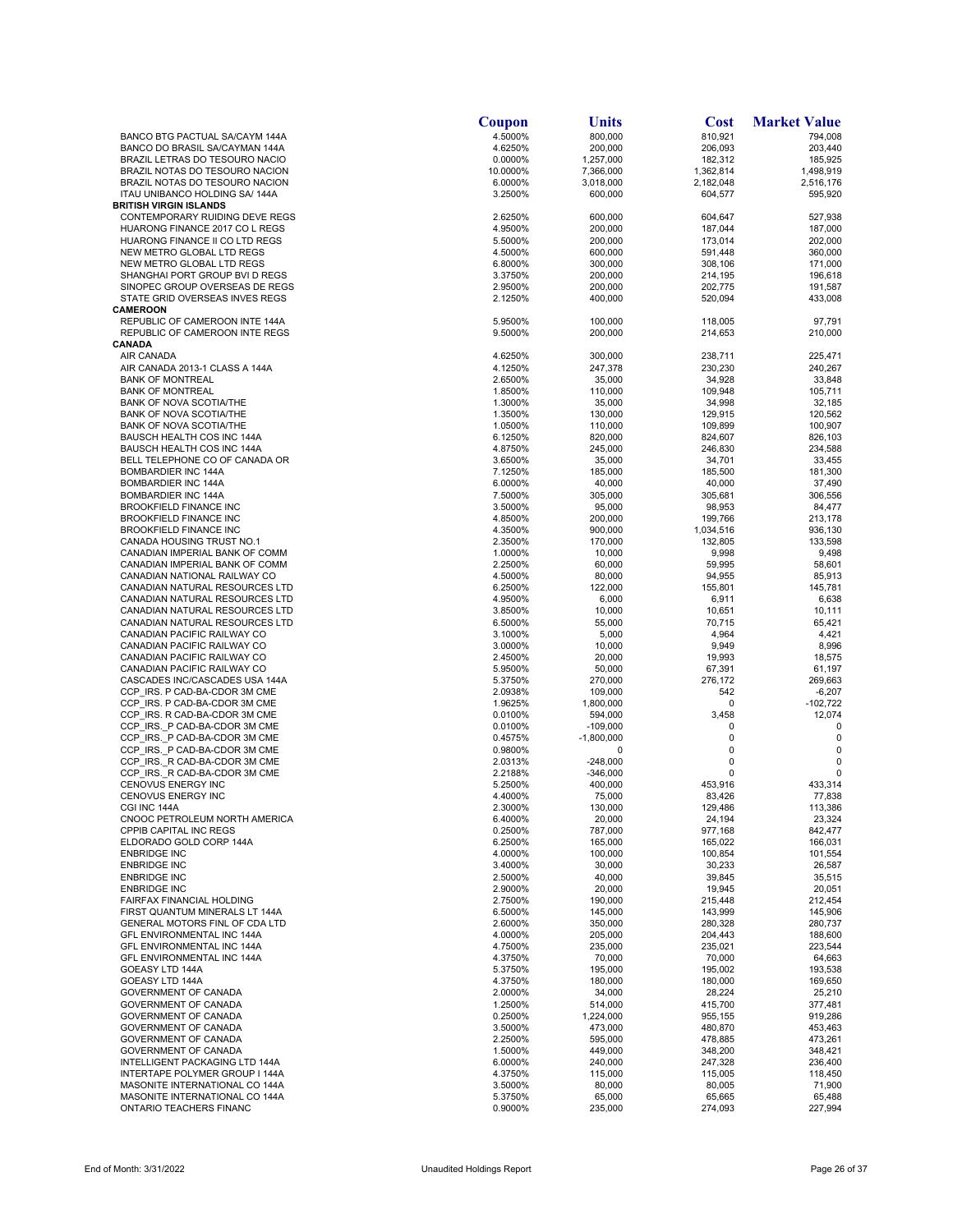| | Coupon | Units | Cost | Market Value |
|---|---|---|---|---|
| BANCO BTG PACTUAL SA/CAYM 144A | 4.5000% | 800,000 | 810,921 | 794,008 |
| BANCO DO BRASIL SA/CAYMAN 144A | 4.6250% | 200,000 | 206,093 | 203,440 |
| BRAZIL LETRAS DO TESOURO NACIO | 0.0000% | 1,257,000 | 182,312 | 185,925 |
| BRAZIL NOTAS DO TESOURO NACION | 10.0000% | 7,366,000 | 1,362,814 | 1,498,919 |
| BRAZIL NOTAS DO TESOURO NACION | 6.0000% | 3,018,000 | 2,182,048 | 2,516,176 |
| ITAU UNIBANCO HOLDING SA/ 144A | 3.2500% | 600,000 | 604,577 | 595,920 |
| **BRITISH VIRGIN ISLANDS** | | | | |
| CONTEMPORARY RUIDING DEVE REGS | 2.6250% | 600,000 | 604,647 | 527,938 |
| HUARONG FINANCE 2017 CO L REGS | 4.9500% | 200,000 | 187,044 | 187,000 |
| HUARONG FINANCE II CO LTD REGS | 5.5000% | 200,000 | 173,014 | 202,000 |
| NEW METRO GLOBAL LTD REGS | 4.5000% | 600,000 | 591,448 | 360,000 |
| NEW METRO GLOBAL LTD REGS | 6.8000% | 300,000 | 308,106 | 171,000 |
| SHANGHAI PORT GROUP BVI D REGS | 3.3750% | 200,000 | 214,195 | 196,618 |
| SINOPEC GROUP OVERSEAS DE REGS | 2.9500% | 200,000 | 202,775 | 191,587 |
| STATE GRID OVERSEAS INVES REGS | 2.1250% | 400,000 | 520,094 | 433,008 |
| **CAMEROON** | | | | |
| REPUBLIC OF CAMEROON INTE 144A | 5.9500% | 100,000 | 118,005 | 97,791 |
| REPUBLIC OF CAMEROON INTE REGS | 9.5000% | 200,000 | 214,653 | 210,000 |
| **CANADA** | | | | |
| AIR CANADA | 4.6250% | 300,000 | 238,711 | 225,471 |
| AIR CANADA 2013-1 CLASS A 144A | 4.1250% | 247,378 | 230,230 | 240,267 |
| BANK OF MONTREAL | 2.6500% | 35,000 | 34,928 | 33,848 |
| BANK OF MONTREAL | 1.8500% | 110,000 | 109,948 | 105,711 |
| BANK OF NOVA SCOTIA/THE | 1.3000% | 35,000 | 34,998 | 32,185 |
| BANK OF NOVA SCOTIA/THE | 1.3500% | 130,000 | 129,915 | 120,562 |
| BANK OF NOVA SCOTIA/THE | 1.0500% | 110,000 | 109,899 | 100,907 |
| BAUSCH HEALTH COS INC 144A | 6.1250% | 820,000 | 824,607 | 826,103 |
| BAUSCH HEALTH COS INC 144A | 4.8750% | 245,000 | 246,830 | 234,588 |
| BELL TELEPHONE CO OF CANADA OR | 3.6500% | 35,000 | 34,701 | 33,455 |
| BOMBARDIER INC 144A | 7.1250% | 185,000 | 185,500 | 181,300 |
| BOMBARDIER INC 144A | 6.0000% | 40,000 | 40,000 | 37,490 |
| BOMBARDIER INC 144A | 7.5000% | 305,000 | 305,681 | 306,556 |
| BROOKFIELD FINANCE INC | 3.5000% | 95,000 | 98,953 | 84,477 |
| BROOKFIELD FINANCE INC | 4.8500% | 200,000 | 199,766 | 213,178 |
| BROOKFIELD FINANCE INC | 4.3500% | 900,000 | 1,034,516 | 936,130 |
| CANADA HOUSING TRUST NO.1 | 2.3500% | 170,000 | 132,805 | 133,598 |
| CANADIAN IMPERIAL BANK OF COMM | 1.0000% | 10,000 | 9,998 | 9,498 |
| CANADIAN IMPERIAL BANK OF COMM | 2.2500% | 60,000 | 59,995 | 58,601 |
| CANADIAN NATIONAL RAILWAY CO | 4.5000% | 80,000 | 94,955 | 85,913 |
| CANADIAN NATURAL RESOURCES LTD | 6.2500% | 122,000 | 155,801 | 145,781 |
| CANADIAN NATURAL RESOURCES LTD | 4.9500% | 6,000 | 6,911 | 6,638 |
| CANADIAN NATURAL RESOURCES LTD | 3.8500% | 10,000 | 10,651 | 10,111 |
| CANADIAN NATURAL RESOURCES LTD | 6.5000% | 55,000 | 70,715 | 65,421 |
| CANADIAN PACIFIC RAILWAY CO | 3.1000% | 5,000 | 4,964 | 4,421 |
| CANADIAN PACIFIC RAILWAY CO | 3.0000% | 10,000 | 9,949 | 8,996 |
| CANADIAN PACIFIC RAILWAY CO | 2.4500% | 20,000 | 19,993 | 18,575 |
| CANADIAN PACIFIC RAILWAY CO | 5.9500% | 50,000 | 67,391 | 61,197 |
| CASCADES INC/CASCADES USA 144A | 5.3750% | 270,000 | 276,172 | 269,663 |
| CCP_IRS. P CAD-BA-CDOR 3M CME | 2.0938% | 109,000 | 542 | -6,207 |
| CCP_IRS. P CAD-BA-CDOR 3M CME | 1.9625% | 1,800,000 | 0 | -102,722 |
| CCP_IRS. R CAD-BA-CDOR 3M CME | 0.0100% | 594,000 | 3,458 | 12,074 |
| CCP_IRS._P CAD-BA-CDOR 3M CME | 0.0100% | -109,000 | 0 | 0 |
| CCP_IRS._P CAD-BA-CDOR 3M CME | 0.4575% | -1,800,000 | 0 | 0 |
| CCP_IRS._P CAD-BA-CDOR 3M CME | 0.9800% | 0 | 0 | 0 |
| CCP_IRS._R CAD-BA-CDOR 3M CME | 2.0313% | -248,000 | 0 | 0 |
| CCP_IRS._R CAD-BA-CDOR 3M CME | 2.2188% | -346,000 | 0 | 0 |
| CENOVUS ENERGY INC | 5.2500% | 400,000 | 453,916 | 433,314 |
| CENOVUS ENERGY INC | 4.4000% | 75,000 | 83,426 | 77,838 |
| CGI INC 144A | 2.3000% | 130,000 | 129,486 | 113,386 |
| CNOOC PETROLEUM NORTH AMERICA | 6.4000% | 20,000 | 24,194 | 23,324 |
| CPPIB CAPITAL INC REGS | 0.2500% | 787,000 | 977,168 | 842,477 |
| ELDORADO GOLD CORP 144A | 6.2500% | 165,000 | 165,022 | 166,031 |
| ENBRIDGE INC | 4.0000% | 100,000 | 100,854 | 101,554 |
| ENBRIDGE INC | 3.4000% | 30,000 | 30,233 | 26,587 |
| ENBRIDGE INC | 2.5000% | 40,000 | 39,845 | 35,515 |
| ENBRIDGE INC | 2.9000% | 20,000 | 19,945 | 20,051 |
| FAIRFAX FINANCIAL HOLDING | 2.7500% | 190,000 | 215,448 | 212,454 |
| FIRST QUANTUM MINERALS LT 144A | 6.5000% | 145,000 | 143,999 | 145,906 |
| GENERAL MOTORS FINL OF CDA LTD | 2.6000% | 350,000 | 280,328 | 280,737 |
| GFL ENVIRONMENTAL INC 144A | 4.0000% | 205,000 | 204,443 | 188,600 |
| GFL ENVIRONMENTAL INC 144A | 4.7500% | 235,000 | 235,021 | 223,544 |
| GFL ENVIRONMENTAL INC 144A | 4.3750% | 70,000 | 70,000 | 64,663 |
| GOEASY LTD 144A | 5.3750% | 195,000 | 195,002 | 193,538 |
| GOEASY LTD 144A | 4.3750% | 180,000 | 180,000 | 169,650 |
| GOVERNMENT OF CANADA | 2.0000% | 34,000 | 28,224 | 25,210 |
| GOVERNMENT OF CANADA | 1.2500% | 514,000 | 415,700 | 377,481 |
| GOVERNMENT OF CANADA | 0.2500% | 1,224,000 | 955,155 | 919,286 |
| GOVERNMENT OF CANADA | 3.5000% | 473,000 | 480,870 | 453,463 |
| GOVERNMENT OF CANADA | 2.2500% | 595,000 | 478,885 | 473,261 |
| GOVERNMENT OF CANADA | 1.5000% | 449,000 | 348,200 | 348,421 |
| INTELLIGENT PACKAGING LTD 144A | 6.0000% | 240,000 | 247,328 | 236,400 |
| INTERTAPE POLYMER GROUP I 144A | 4.3750% | 115,000 | 115,005 | 118,450 |
| MASONITE INTERNATIONAL CO 144A | 3.5000% | 80,000 | 80,005 | 71,900 |
| MASONITE INTERNATIONAL CO 144A | 5.3750% | 65,000 | 65,665 | 65,488 |
| ONTARIO TEACHERS FINANC | 0.9000% | 235,000 | 274,093 | 227,994 |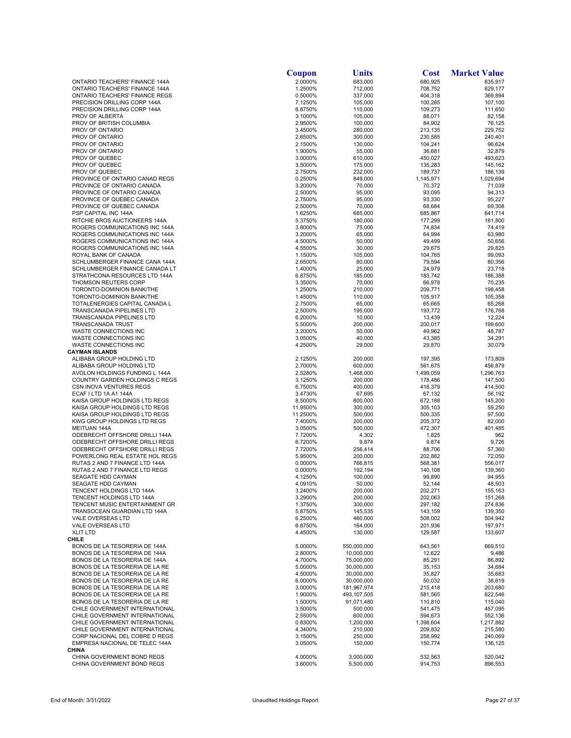| | Coupon | Units | Cost | Market Value |
|---|---|---|---|---|
| ONTARIO TEACHERS' FINANCE 144A | 2.0000% | 683,000 | 680,925 | 635,917 |
| ONTARIO TEACHERS' FINANCE 144A | 1.2500% | 712,000 | 708,752 | 629,177 |
| ONTARIO TEACHERS' FINANCE REGS | 0.5000% | 337,000 | 404,318 | 369,894 |
| PRECISION DRILLING CORP 144A | 7.1250% | 105,000 | 100,285 | 107,100 |
| PRECISION DRILLING CORP 144A | 6.8750% | 110,000 | 109,273 | 111,650 |
| PROV OF ALBERTA | 3.1000% | 105,000 | 88,071 | 82,158 |
| PROV OF BRITISH COLUMBIA | 2.9500% | 100,000 | 84,902 | 76,125 |
| PROV OF ONTARIO | 3.4500% | 280,000 | 213,135 | 229,752 |
| PROV OF ONTARIO | 2.6500% | 300,000 | 230,585 | 240,401 |
| PROV OF ONTARIO | 2.1500% | 130,000 | 104,241 | 96,624 |
| PROV OF ONTARIO | 1.9000% | 55,000 | 36,681 | 32,879 |
| PROV OF QUEBEC | 3.0000% | 610,000 | 450,027 | 493,623 |
| PROV OF QUEBEC | 3.5000% | 175,000 | 135,283 | 145,162 |
| PROV OF QUEBEC | 2.7500% | 232,000 | 189,737 | 186,139 |
| PROVINCE OF ONTARIO CANAD REGS | 0.2500% | 849,000 | 1,145,971 | 1,029,694 |
| PROVINCE OF ONTARIO CANADA | 3.2000% | 70,000 | 70,372 | 71,039 |
| PROVINCE OF ONTARIO CANADA | 2.5000% | 95,000 | 93,095 | 94,313 |
| PROVINCE OF QUEBEC CANADA | 2.7500% | 95,000 | 93,330 | 95,227 |
| PROVINCE OF QUEBEC CANADA | 2.5000% | 70,000 | 68,684 | 69,308 |
| PSP CAPITAL INC 144A | 1.6250% | 685,000 | 685,867 | 641,714 |
| RITCHIE BROS AUCTIONEERS 144A | 5.3750% | 180,000 | 177,299 | 181,800 |
| ROGERS COMMUNICATIONS INC 144A | 3.8000% | 75,000 | 74,834 | 74,419 |
| ROGERS COMMUNICATIONS INC 144A | 3.2000% | 65,000 | 64,994 | 63,980 |
| ROGERS COMMUNICATIONS INC 144A | 4.5000% | 50,000 | 49,499 | 50,656 |
| ROGERS COMMUNICATIONS INC 144A | 4.5500% | 30,000 | 29,675 | 29,825 |
| ROYAL BANK OF CANADA | 1.1500% | 105,000 | 104,765 | 99,093 |
| SCHLUMBERGER FINANCE CANA 144A | 2.6500% | 80,000 | 79,594 | 80,356 |
| SCHLUMBERGER FINANCE CANADA LT | 1.4000% | 25,000 | 24,979 | 23,718 |
| STRATHCONA RESOURCES LTD 144A | 6.8750% | 185,000 | 183,742 | 186,388 |
| THOMSON REUTERS CORP | 3.3500% | 70,000 | 66,978 | 70,235 |
| TORONTO-DOMINION BANK/THE | 1.2500% | 210,000 | 209,771 | 198,458 |
| TORONTO-DOMINION BANK/THE | 1.4500% | 110,000 | 105,917 | 105,358 |
| TOTALENERGIES CAPITAL CANADA L | 2.7500% | 65,000 | 65,665 | 65,268 |
| TRANSCANADA PIPELINES LTD | 2.5000% | 195,000 | 193,772 | 176,768 |
| TRANSCANADA PIPELINES LTD | 6.2000% | 10,000 | 13,439 | 12,224 |
| TRANSCANADA TRUST | 5.5000% | 200,000 | 200,017 | 199,600 |
| WASTE CONNECTIONS INC | 3.2000% | 50,000 | 49,962 | 48,787 |
| WASTE CONNECTIONS INC | 3.0500% | 40,000 | 43,385 | 34,291 |
| WASTE CONNECTIONS INC | 4.2500% | 29,000 | 29,870 | 30,079 |
| **CAYMAN ISLANDS** | | | | |
| ALIBABA GROUP HOLDING LTD | 2.1250% | 200,000 | 197,395 | 173,809 |
| ALIBABA GROUP HOLDING LTD | 2.7000% | 600,000 | 561,675 | 456,879 |
| AVOLON HOLDINGS FUNDING L 144A | 2.5280% | 1,468,000 | 1,499,059 | 1,296,763 |
| COUNTRY GARDEN HOLDINGS C REGS | 3.1250% | 200,000 | 178,486 | 147,500 |
| CSN INOVA VENTURES REGS | 6.7500% | 400,000 | 418,379 | 414,500 |
| ECAF I LTD 1A A1 144A | 3.4730% | 67,695 | 67,132 | 56,192 |
| KAISA GROUP HOLDINGS LTD REGS | 8.5000% | 800,000 | 672,188 | 145,200 |
| KAISA GROUP HOLDINGS LTD REGS | 11.9500% | 300,000 | 305,103 | 59,250 |
| KAISA GROUP HOLDINGS LTD REGS | 11.2500% | 500,000 | 500,335 | 97,500 |
| KWG GROUP HOLDINGS LTD REGS | 7.4000% | 200,000 | 205,372 | 82,000 |
| MEITUAN 144A | 3.0500% | 500,000 | 472,307 | 401,485 |
| ODEBRECHT OFFSHORE DRILLI 144A | 7.7200% | 4,302 | 1,825 | 962 |
| ODEBRECHT OFFSHORE DRILLI REGS | 6.7200% | 9,874 | 9,874 | 9,726 |
| ODEBRECHT OFFSHORE DRILLI REGS | 7.7200% | 256,414 | 88,706 | 57,360 |
| POWERLONG REAL ESTATE HOL REGS | 5.9500% | 200,000 | 202,882 | 72,050 |
| RUTAS 2 AND 7 FINANCE LTD 144A | 0.0000% | 766,815 | 568,381 | 556,017 |
| RUTAS 2 AND 7 FINANCE LTD REGS | 0.0000% | 192,194 | 140,108 | 139,360 |
| SEAGATE HDD CAYMAN | 4.1250% | 100,000 | 99,890 | 94,955 |
| SEAGATE HDD CAYMAN | 4.0910% | 50,000 | 52,144 | 48,503 |
| TENCENT HOLDINGS LTD 144A | 3.2400% | 200,000 | 202,271 | 155,163 |
| TENCENT HOLDINGS LTD 144A | 3.2900% | 200,000 | 202,063 | 151,268 |
| TENCENT MUSIC ENTERTAINMENT GR | 1.3750% | 300,000 | 297,182 | 274,836 |
| TRANSOCEAN GUARDIAN LTD 144A | 5.8750% | 145,535 | 143,159 | 139,350 |
| VALE OVERSEAS LTD | 6.2500% | 460,000 | 508,002 | 504,942 |
| VALE OVERSEAS LTD | 6.8750% | 164,000 | 201,936 | 197,971 |
| XLIT LTD | 4.4500% | 130,000 | 129,587 | 133,607 |
| **CHILE** | | | | |
| BONOS DE LA TESORERIA DE 144A | 5.0000% | 550,000,000 | 643,561 | 669,510 |
| BONOS DE LA TESORERIA DE 144A | 2.8000% | 10,000,000 | 12,622 | 9,486 |
| BONOS DE LA TESORERIA DE 144A | 4.7000% | 75,000,000 | 85,291 | 86,892 |
| BONOS DE LA TESORERIA DE LA RE | 5.0000% | 30,000,000 | 35,153 | 34,684 |
| BONOS DE LA TESORERIA DE LA RE | 4.5000% | 30,000,000 | 35,827 | 35,683 |
| BONOS DE LA TESORERIA DE LA RE | 6.0000% | 30,000,000 | 50,032 | 38,619 |
| BONOS DE LA TESORERIA DE LA RE | 3.0000% | 181,967,974 | 215,418 | 203,680 |
| BONOS DE LA TESORERIA DE LA RE | 1.9000% | 493,107,505 | 581,565 | 622,546 |
| BONOS DE LA TESORERIA DE LA RE | 1.5000% | 91,071,480 | 110,810 | 115,040 |
| CHILE GOVERNMENT INTERNATIONAL | 3.5000% | 500,000 | 541,475 | 457,095 |
| CHILE GOVERNMENT INTERNATIONAL | 2.5500% | 600,000 | 594,673 | 552,136 |
| CHILE GOVERNMENT INTERNATIONAL | 0.8300% | 1,200,000 | 1,398,604 | 1,217,882 |
| CHILE GOVERNMENT INTERNATIONAL | 4.3400% | 210,000 | 209,832 | 215,580 |
| CORP NACIONAL DEL COBRE D REGS | 3.1500% | 250,000 | 258,992 | 240,069 |
| EMPRESA NACIONAL DE TELEC 144A | 3.0500% | 150,000 | 150,774 | 136,125 |
| **CHINA** | | | | |
| CHINA GOVERNMENT BOND REGS | 4.0000% | 3,000,000 | 532,563 | 520,042 |
| CHINA GOVERNMENT BOND REGS | 3.6000% | 5,500,000 | 914,753 | 896,553 |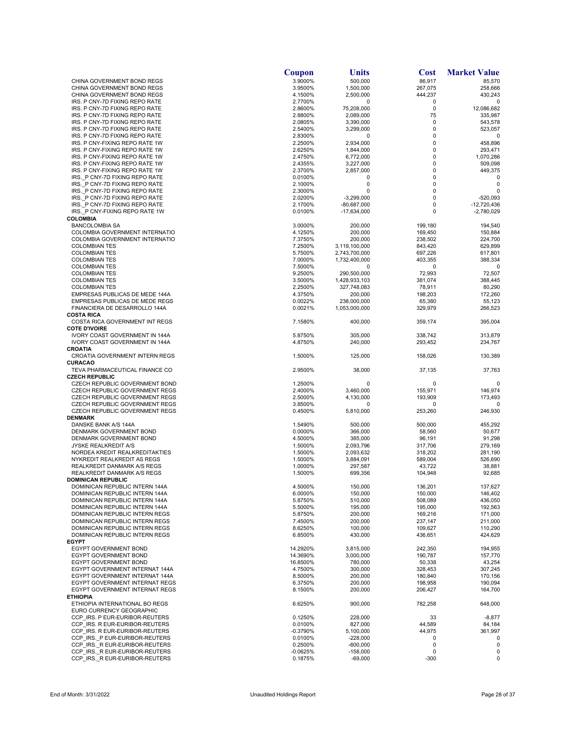| | Coupon | Units | Cost | Market Value |
|---|---|---|---|---|
| CHINA GOVERNMENT BOND REGS | 3.9000% | 500,000 | 86,917 | 85,570 |
| CHINA GOVERNMENT BOND REGS | 3.9500% | 1,500,000 | 267,075 | 258,666 |
| CHINA GOVERNMENT BOND REGS | 4.1500% | 2,500,000 | 444,237 | 430,243 |
| IRS. P CNY-7D FIXING REPO RATE | 2.7700% | 0 | 0 | 0 |
| IRS. P CNY-7D FIXING REPO RATE | 2.8600% | 75,208,000 | 0 | 12,086,682 |
| IRS. P CNY-7D FIXING REPO RATE | 2.8800% | 2,089,000 | 75 | 335,987 |
| IRS. P CNY-7D FIXING REPO RATE | 2.0805% | 3,390,000 | 0 | 543,578 |
| IRS. P CNY-7D FIXING REPO RATE | 2.5400% | 3,299,000 | 0 | 523,057 |
| IRS. P CNY-7D FIXING REPO RATE | 2.8300% | 0 | 0 | 0 |
| IRS. P CNY-FIXING REPO RATE 1W | 2.2500% | 2,934,000 | 0 | 458,896 |
| IRS. P CNY-FIXING REPO RATE 1W | 2.6250% | 1,844,000 | 0 | 293,471 |
| IRS. P CNY-FIXING REPO RATE 1W | 2.4750% | 6,772,000 | 0 | 1,070,286 |
| IRS. P CNY-FIXING REPO RATE 1W | 2.4355% | 3,227,000 | 0 | 509,098 |
| IRS. P CNY-FIXING REPO RATE 1W | 2.3700% | 2,857,000 | 0 | 449,375 |
| IRS._P CNY-7D FIXING REPO RATE | 0.0100% | 0 | 0 | 0 |
| IRS._P CNY-7D FIXING REPO RATE | 2.1000% | 0 | 0 | 0 |
| IRS._P CNY-7D FIXING REPO RATE | 2.3000% | 0 | 0 | 0 |
| IRS._P CNY-7D FIXING REPO RATE | 2.0200% | -3,299,000 | 0 | -520,093 |
| IRS._P CNY-7D FIXING REPO RATE | 2.1700% | -80,687,000 | 0 | -12,720,436 |
| IRS._P CNY-FIXING REPO RATE 1W | 0.0100% | -17,634,000 | 0 | -2,780,029 |
| **COLOMBIA** | | | | |
| BANCOLOMBIA SA | 3.0000% | 200,000 | 199,180 | 194,540 |
| COLOMBIA GOVERNMENT INTERNATIO | 4.1250% | 200,000 | 169,450 | 150,884 |
| COLOMBIA GOVERNMENT INTERNATIO | 7.3750% | 200,000 | 238,502 | 224,700 |
| COLOMBIAN TES | 7.2500% | 3,119,100,000 | 843,420 | 629,899 |
| COLOMBIAN TES | 5.7500% | 2,743,700,000 | 697,226 | 617,801 |
| COLOMBIAN TES | 7.0000% | 1,732,400,000 | 403,355 | 388,334 |
| COLOMBIAN TES | 7.5000% | 0 | 0 | 0 |
| COLOMBIAN TES | 9.2500% | 290,500,000 | 72,993 | 72,507 |
| COLOMBIAN TES | 3.5000% | 1,428,933,103 | 381,074 | 388,445 |
| COLOMBIAN TES | 2.2500% | 327,748,083 | 78,911 | 80,290 |
| EMPRESAS PUBLICAS DE MEDE 144A | 4.3750% | 200,000 | 198,203 | 172,260 |
| EMPRESAS PUBLICAS DE MEDE REGS | 0.0022% | 238,000,000 | 65,380 | 55,123 |
| FINANCIERA DE DESARROLLO 144A | 0.0021% | 1,053,000,000 | 329,979 | 266,523 |
| **COSTA RICA** | | | | |
| COSTA RICA GOVERNMENT INT REGS | 7.1580% | 400,000 | 359,174 | 395,004 |
| **COTE D'IVOIRE** | | | | |
| IVORY COAST GOVERNMENT IN 144A | 5.8750% | 305,000 | 338,742 | 313,879 |
| IVORY COAST GOVERNMENT IN 144A | 4.8750% | 240,000 | 293,452 | 234,767 |
| **CROATIA** | | | | |
| CROATIA GOVERNMENT INTERN REGS | 1.5000% | 125,000 | 158,026 | 130,389 |
| **CURACAO** | | | | |
| TEVA PHARMACEUTICAL FINANCE CO | 2.9500% | 38,000 | 37,135 | 37,763 |
| **CZECH REPUBLIC** | | | | |
| CZECH REPUBLIC GOVERNMENT BOND | 1.2500% | 0 | 0 | 0 |
| CZECH REPUBLIC GOVERNMENT REGS | 2.4000% | 3,460,000 | 155,971 | 146,974 |
| CZECH REPUBLIC GOVERNMENT REGS | 2.5000% | 4,130,000 | 193,909 | 173,493 |
| CZECH REPUBLIC GOVERNMENT REGS | 3.8500% | 0 | 0 | 0 |
| CZECH REPUBLIC GOVERNMENT REGS | 0.4500% | 5,810,000 | 253,260 | 246,930 |
| **DENMARK** | | | | |
| DANSKE BANK A/S 144A | 1.5490% | 500,000 | 500,000 | 455,292 |
| DENMARK GOVERNMENT BOND | 0.0000% | 366,000 | 58,560 | 50,677 |
| DENMARK GOVERNMENT BOND | 4.5000% | 385,000 | 96,191 | 91,298 |
| JYSKE REALKREDIT A/S | 1.5000% | 2,093,796 | 317,706 | 279,169 |
| NORDEA KREDIT REALKREDITAKTIES | 1.5000% | 2,093,632 | 318,202 | 281,190 |
| NYKREDIT REALKREDIT AS REGS | 1.5000% | 3,884,091 | 589,004 | 526,690 |
| REALKREDIT DANMARK A/S REGS | 1.0000% | 297,587 | 43,722 | 38,881 |
| REALKREDIT DANMARK A/S REGS | 1.5000% | 699,356 | 104,948 | 92,685 |
| **DOMINICAN REPUBLIC** | | | | |
| DOMINICAN REPUBLIC INTERN 144A | 4.5000% | 150,000 | 136,201 | 137,627 |
| DOMINICAN REPUBLIC INTERN 144A | 6.0000% | 150,000 | 150,000 | 146,402 |
| DOMINICAN REPUBLIC INTERN 144A | 5.8750% | 510,000 | 508,089 | 436,050 |
| DOMINICAN REPUBLIC INTERN 144A | 5.5000% | 195,000 | 195,000 | 192,563 |
| DOMINICAN REPUBLIC INTERN REGS | 5.8750% | 200,000 | 169,216 | 171,000 |
| DOMINICAN REPUBLIC INTERN REGS | 7.4500% | 200,000 | 237,147 | 211,000 |
| DOMINICAN REPUBLIC INTERN REGS | 8.6250% | 100,000 | 109,627 | 110,290 |
| DOMINICAN REPUBLIC INTERN REGS | 6.8500% | 430,000 | 436,651 | 424,629 |
| **EGYPT** | | | | |
| EGYPT GOVERNMENT BOND | 14.2920% | 3,815,000 | 242,350 | 194,955 |
| EGYPT GOVERNMENT BOND | 14.3690% | 3,000,000 | 190,787 | 157,770 |
| EGYPT GOVERNMENT BOND | 16.8500% | 780,000 | 50,338 | 43,254 |
| EGYPT GOVERNMENT INTERNAT 144A | 4.7500% | 300,000 | 328,453 | 307,245 |
| EGYPT GOVERNMENT INTERNAT 144A | 8.5000% | 200,000 | 180,840 | 170,156 |
| EGYPT GOVERNMENT INTERNAT REGS | 6.3750% | 200,000 | 198,958 | 190,094 |
| EGYPT GOVERNMENT INTERNAT REGS | 8.1500% | 200,000 | 206,427 | 164,700 |
| **ETHIOPIA** | | | | |
| ETHIOPIA INTERNATIONAL BO REGS | 6.6250% | 900,000 | 782,258 | 648,000 |
| EURO CURRENCY GEOGRAPHIC | | | | |
| CCP_IRS. P EUR-EURIBOR-REUTERS | 0.1250% | 228,000 | 33 | -8,877 |
| CCP_IRS. R EUR-EURIBOR-REUTERS | 0.0100% | 827,000 | 44,589 | 84,184 |
| CCP_IRS. R EUR-EURIBOR-REUTERS | -0.3790% | 5,100,000 | 44,975 | 361,997 |
| CCP_IRS._P EUR-EURIBOR-REUTERS | 0.0100% | -228,000 | 0 | 0 |
| CCP_IRS._R EUR-EURIBOR-REUTERS | 0.2500% | -600,000 | 0 | 0 |
| CCP_IRS._R EUR-EURIBOR-REUTERS | -0.0625% | -158,000 | 0 | 0 |
| CCP_IRS._R EUR-EURIBOR-REUTERS | 0.1875% | -69,000 | -300 | 0 |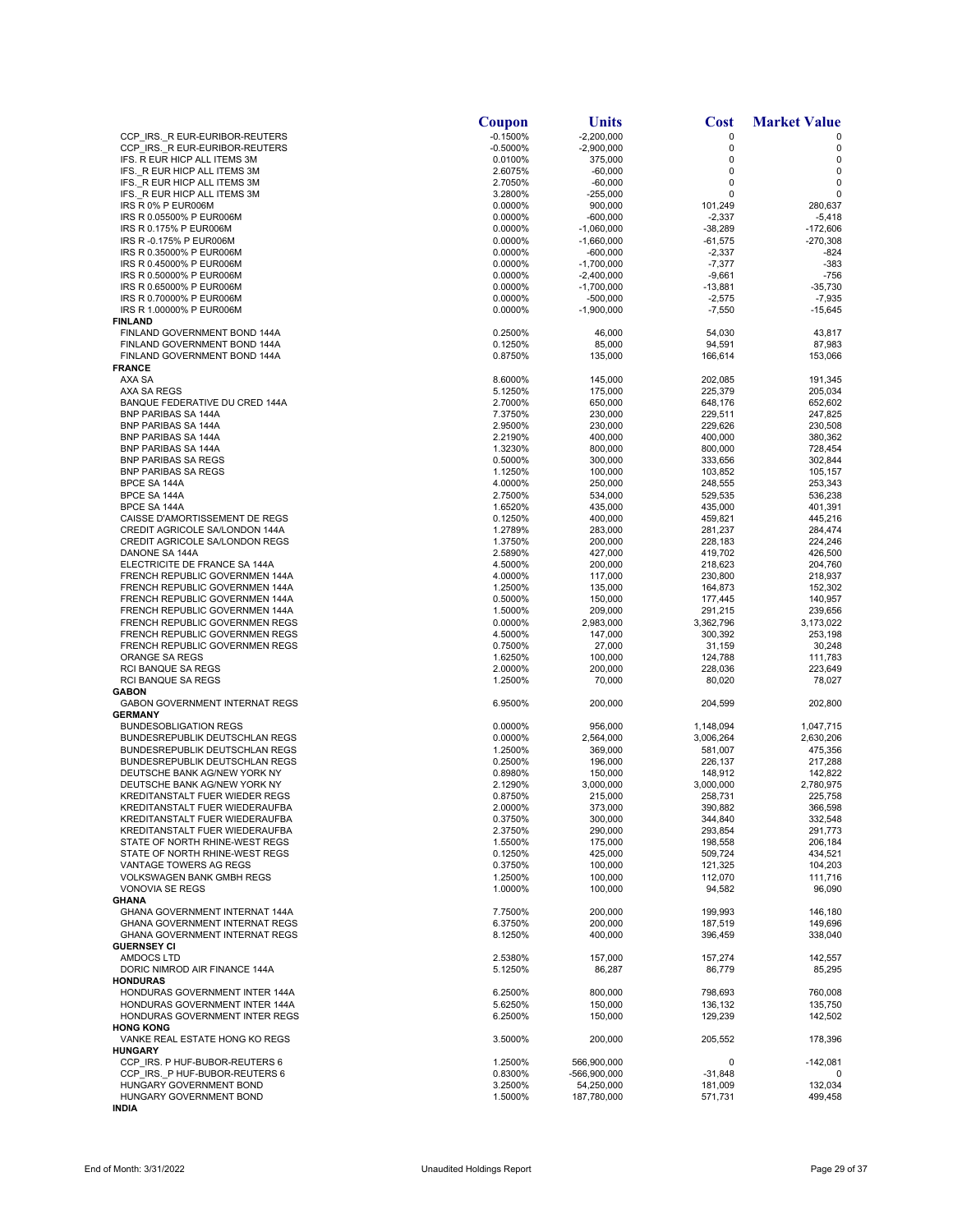| | Coupon | Units | Cost | Market Value |
|---|---|---|---|---|
| CCP_IRS._R EUR-EURIBOR-REUTERS | -0.1500% | -2,200,000 | 0 | 0 |
| CCP_IRS._R EUR-EURIBOR-REUTERS | -0.5000% | -2,900,000 | 0 | 0 |
| IFS. R EUR HICP ALL ITEMS 3M | 0.0100% | 375,000 | 0 | 0 |
| IFS._R EUR HICP ALL ITEMS 3M | 2.6075% | -60,000 | 0 | 0 |
| IFS._R EUR HICP ALL ITEMS 3M | 2.7050% | -60,000 | 0 | 0 |
| IFS._R EUR HICP ALL ITEMS 3M | 3.2800% | -255,000 | 0 | 0 |
| IRS R 0% P EUR006M | 0.0000% | 900,000 | 101,249 | 280,637 |
| IRS R 0.05500% P EUR006M | 0.0000% | -600,000 | -2,337 | -5,418 |
| IRS R 0.175% P EUR006M | 0.0000% | -1,060,000 | -38,289 | -172,606 |
| IRS R -0.175% P EUR006M | 0.0000% | -1,660,000 | -61,575 | -270,308 |
| IRS R 0.35000% P EUR006M | 0.0000% | -600,000 | -2,337 | -824 |
| IRS R 0.45000% P EUR006M | 0.0000% | -1,700,000 | -7,377 | -383 |
| IRS R 0.50000% P EUR006M | 0.0000% | -2,400,000 | -9,661 | -756 |
| IRS R 0.65000% P EUR006M | 0.0000% | -1,700,000 | -13,881 | -35,730 |
| IRS R 0.70000% P EUR006M | 0.0000% | -500,000 | -2,575 | -7,935 |
| IRS R 1.00000% P EUR006M | 0.0000% | -1,900,000 | -7,550 | -15,645 |
| **FINLAND** | | | | |
| FINLAND GOVERNMENT BOND 144A | 0.2500% | 46,000 | 54,030 | 43,817 |
| FINLAND GOVERNMENT BOND 144A | 0.1250% | 85,000 | 94,591 | 87,983 |
| FINLAND GOVERNMENT BOND 144A | 0.8750% | 135,000 | 166,614 | 153,066 |
| **FRANCE** | | | | |
| AXA SA | 8.6000% | 145,000 | 202,085 | 191,345 |
| AXA SA REGS | 5.1250% | 175,000 | 225,379 | 205,034 |
| BANQUE FEDERATIVE DU CRED 144A | 2.7000% | 650,000 | 648,176 | 652,602 |
| BNP PARIBAS SA 144A | 7.3750% | 230,000 | 229,511 | 247,825 |
| BNP PARIBAS SA 144A | 2.9500% | 230,000 | 229,626 | 230,508 |
| BNP PARIBAS SA 144A | 2.2190% | 400,000 | 400,000 | 380,362 |
| BNP PARIBAS SA 144A | 1.3230% | 800,000 | 800,000 | 728,454 |
| BNP PARIBAS SA REGS | 0.5000% | 300,000 | 333,656 | 302,844 |
| BNP PARIBAS SA REGS | 1.1250% | 100,000 | 103,852 | 105,157 |
| BPCE SA 144A | 4.0000% | 250,000 | 248,555 | 253,343 |
| BPCE SA 144A | 2.7500% | 534,000 | 529,535 | 536,238 |
| BPCE SA 144A | 1.6520% | 435,000 | 435,000 | 401,391 |
| CAISSE D'AMORTISSEMENT DE REGS | 0.1250% | 400,000 | 459,821 | 445,216 |
| CREDIT AGRICOLE SA/LONDON 144A | 1.2789% | 283,000 | 281,237 | 284,474 |
| CREDIT AGRICOLE SA/LONDON REGS | 1.3750% | 200,000 | 228,183 | 224,246 |
| DANONE SA 144A | 2.5890% | 427,000 | 419,702 | 426,500 |
| ELECTRICITE DE FRANCE SA 144A | 4.5000% | 200,000 | 218,623 | 204,760 |
| FRENCH REPUBLIC GOVERNMEN 144A | 4.0000% | 117,000 | 230,800 | 218,937 |
| FRENCH REPUBLIC GOVERNMEN 144A | 1.2500% | 135,000 | 164,873 | 152,302 |
| FRENCH REPUBLIC GOVERNMEN 144A | 0.5000% | 150,000 | 177,445 | 140,957 |
| FRENCH REPUBLIC GOVERNMEN 144A | 1.5000% | 209,000 | 291,215 | 239,656 |
| FRENCH REPUBLIC GOVERNMEN REGS | 0.0000% | 2,983,000 | 3,362,796 | 3,173,022 |
| FRENCH REPUBLIC GOVERNMEN REGS | 4.5000% | 147,000 | 300,392 | 253,198 |
| FRENCH REPUBLIC GOVERNMEN REGS | 0.7500% | 27,000 | 31,159 | 30,248 |
| ORANGE SA REGS | 1.6250% | 100,000 | 124,788 | 111,783 |
| RCI BANQUE SA REGS | 2.0000% | 200,000 | 228,036 | 223,649 |
| RCI BANQUE SA REGS | 1.2500% | 70,000 | 80,020 | 78,027 |
| **GABON** | | | | |
| GABON GOVERNMENT INTERNAT REGS | 6.9500% | 200,000 | 204,599 | 202,800 |
| **GERMANY** | | | | |
| BUNDESOBLIGATION REGS | 0.0000% | 956,000 | 1,148,094 | 1,047,715 |
| BUNDESREPUBLIK DEUTSCHLAN REGS | 0.0000% | 2,564,000 | 3,006,264 | 2,630,206 |
| BUNDESREPUBLIK DEUTSCHLAN REGS | 1.2500% | 369,000 | 581,007 | 475,356 |
| BUNDESREPUBLIK DEUTSCHLAN REGS | 0.2500% | 196,000 | 226,137 | 217,288 |
| DEUTSCHE BANK AG/NEW YORK NY | 0.8980% | 150,000 | 148,912 | 142,822 |
| DEUTSCHE BANK AG/NEW YORK NY | 2.1290% | 3,000,000 | 3,000,000 | 2,780,975 |
| KREDITANSTALT FUER WIEDER REGS | 0.8750% | 215,000 | 258,731 | 225,758 |
| KREDITANSTALT FUER WIEDERAUFBA | 2.0000% | 373,000 | 390,882 | 366,598 |
| KREDITANSTALT FUER WIEDERAUFBA | 0.3750% | 300,000 | 344,840 | 332,548 |
| KREDITANSTALT FUER WIEDERAUFBA | 2.3750% | 290,000 | 293,854 | 291,773 |
| STATE OF NORTH RHINE-WEST REGS | 1.5500% | 175,000 | 198,558 | 206,184 |
| STATE OF NORTH RHINE-WEST REGS | 0.1250% | 425,000 | 509,724 | 434,521 |
| VANTAGE TOWERS AG REGS | 0.3750% | 100,000 | 121,325 | 104,203 |
| VOLKSWAGEN BANK GMBH REGS | 1.2500% | 100,000 | 112,070 | 111,716 |
| VONOVIA SE REGS | 1.0000% | 100,000 | 94,582 | 96,090 |
| **GHANA** | | | | |
| GHANA GOVERNMENT INTERNAT 144A | 7.7500% | 200,000 | 199,993 | 146,180 |
| GHANA GOVERNMENT INTERNAT REGS | 6.3750% | 200,000 | 187,519 | 149,696 |
| GHANA GOVERNMENT INTERNAT REGS | 8.1250% | 400,000 | 396,459 | 338,040 |
| **GUERNSEY CI** | | | | |
| AMDOCS LTD | 2.5380% | 157,000 | 157,274 | 142,557 |
| DORIC NIMROD AIR FINANCE 144A | 5.1250% | 86,287 | 86,779 | 85,295 |
| **HONDURAS** | | | | |
| HONDURAS GOVERNMENT INTER 144A | 6.2500% | 800,000 | 798,693 | 760,008 |
| HONDURAS GOVERNMENT INTER 144A | 5.6250% | 150,000 | 136,132 | 135,750 |
| HONDURAS GOVERNMENT INTER REGS | 6.2500% | 150,000 | 129,239 | 142,502 |
| **HONG KONG** | | | | |
| VANKE REAL ESTATE HONG KO REGS | 3.5000% | 200,000 | 205,552 | 178,396 |
| **HUNGARY** | | | | |
| CCP_IRS. P HUF-BUBOR-REUTERS 6 | 1.2500% | 566,900,000 | 0 | -142,081 |
| CCP_IRS._P HUF-BUBOR-REUTERS 6 | 0.8300% | -566,900,000 | -31,848 | 0 |
| HUNGARY GOVERNMENT BOND | 3.2500% | 54,250,000 | 181,009 | 132,034 |
| HUNGARY GOVERNMENT BOND | 1.5000% | 187,780,000 | 571,731 | 499,458 |
| **INDIA** | | | | |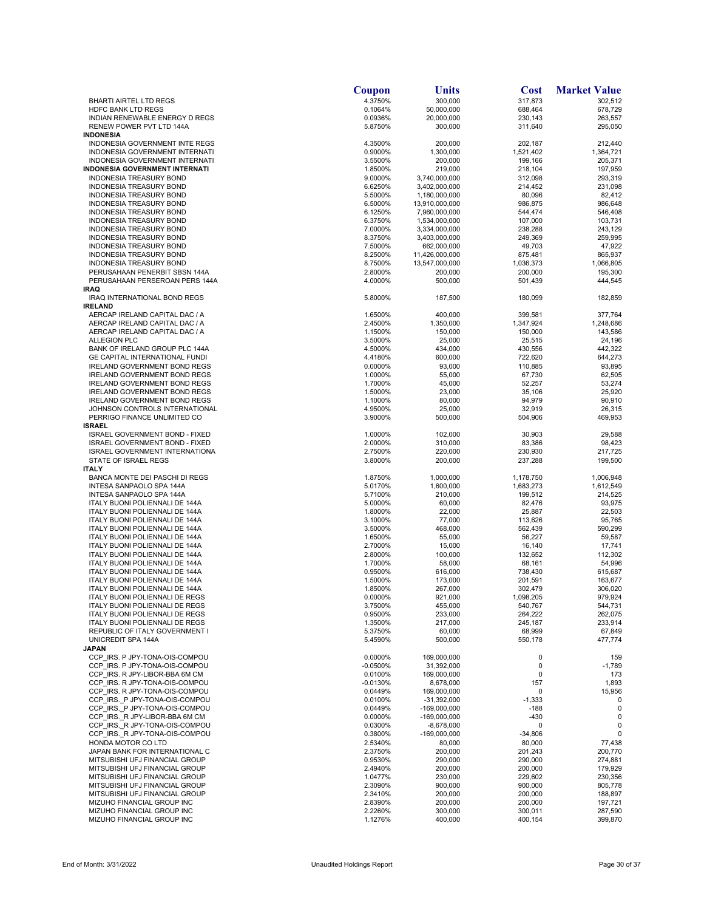| | Coupon | Units | Cost | Market Value |
|---|---|---|---|---|
| BHARTI AIRTEL LTD REGS | 4.3750% | 300,000 | 317,873 | 302,512 |
| HDFC BANK LTD REGS | 0.1064% | 50,000,000 | 688,464 | 678,729 |
| INDIAN RENEWABLE ENERGY D REGS | 0.0936% | 20,000,000 | 230,143 | 263,557 |
| RENEW POWER PVT LTD 144A | 5.8750% | 300,000 | 311,640 | 295,050 |
| **INDONESIA** | | | | |
| INDONESIA GOVERNMENT INTE REGS | 4.3500% | 200,000 | 202,187 | 212,440 |
| INDONESIA GOVERNMENT INTERNATI | 0.9000% | 1,300,000 | 1,521,402 | 1,364,721 |
| INDONESIA GOVERNMENT INTERNATI | 3.5500% | 200,000 | 199,166 | 205,371 |
| **INDONESIA GOVERNMENT INTERNATI** | 1.8500% | 219,000 | 218,104 | 197,959 |
| INDONESIA TREASURY BOND | 9.0000% | 3,740,000,000 | 312,098 | 293,319 |
| INDONESIA TREASURY BOND | 6.6250% | 3,402,000,000 | 214,452 | 231,098 |
| INDONESIA TREASURY BOND | 5.5000% | 1,180,000,000 | 80,096 | 82,412 |
| INDONESIA TREASURY BOND | 6.5000% | 13,910,000,000 | 986,875 | 986,648 |
| INDONESIA TREASURY BOND | 6.1250% | 7,960,000,000 | 544,474 | 546,408 |
| INDONESIA TREASURY BOND | 6.3750% | 1,534,000,000 | 107,000 | 103,731 |
| INDONESIA TREASURY BOND | 7.0000% | 3,334,000,000 | 238,288 | 243,129 |
| INDONESIA TREASURY BOND | 8.3750% | 3,403,000,000 | 249,369 | 259,995 |
| INDONESIA TREASURY BOND | 7.5000% | 662,000,000 | 49,703 | 47,922 |
| INDONESIA TREASURY BOND | 8.2500% | 11,426,000,000 | 875,481 | 865,937 |
| INDONESIA TREASURY BOND | 8.7500% | 13,547,000,000 | 1,036,373 | 1,066,805 |
| PERUSAHAAN PENERBIT SBSN 144A | 2.8000% | 200,000 | 200,000 | 195,300 |
| PERUSAHAAN PERSEROAN PERS 144A | 4.0000% | 500,000 | 501,439 | 444,545 |
| **IRAQ** | | | | |
| IRAQ INTERNATIONAL BOND REGS | 5.8000% | 187,500 | 180,099 | 182,859 |
| **IRELAND** | | | | |
| AERCAP IRELAND CAPITAL DAC / A | 1.6500% | 400,000 | 399,581 | 377,764 |
| AERCAP IRELAND CAPITAL DAC / A | 2.4500% | 1,350,000 | 1,347,924 | 1,248,686 |
| AERCAP IRELAND CAPITAL DAC / A | 1.1500% | 150,000 | 150,000 | 143,586 |
| ALLEGION PLC | 3.5000% | 25,000 | 25,515 | 24,196 |
| BANK OF IRELAND GROUP PLC 144A | 4.5000% | 434,000 | 430,556 | 442,322 |
| GE CAPITAL INTERNATIONAL FUNDI | 4.4180% | 600,000 | 722,620 | 644,273 |
| IRELAND GOVERNMENT BOND REGS | 0.0000% | 93,000 | 110,885 | 93,895 |
| IRELAND GOVERNMENT BOND REGS | 1.0000% | 55,000 | 67,730 | 62,505 |
| IRELAND GOVERNMENT BOND REGS | 1.7000% | 45,000 | 52,257 | 53,274 |
| IRELAND GOVERNMENT BOND REGS | 1.5000% | 23,000 | 35,106 | 25,920 |
| IRELAND GOVERNMENT BOND REGS | 1.1000% | 80,000 | 94,979 | 90,910 |
| JOHNSON CONTROLS INTERNATIONAL | 4.9500% | 25,000 | 32,919 | 26,315 |
| PERRIGO FINANCE UNLIMITED CO | 3.9000% | 500,000 | 504,906 | 469,953 |
| **ISRAEL** | | | | |
| ISRAEL GOVERNMENT BOND - FIXED | 1.0000% | 102,000 | 30,903 | 29,588 |
| ISRAEL GOVERNMENT BOND - FIXED | 2.0000% | 310,000 | 83,386 | 98,423 |
| ISRAEL GOVERNMENT INTERNATIONA | 2.7500% | 220,000 | 230,930 | 217,725 |
| STATE OF ISRAEL REGS | 3.8000% | 200,000 | 237,288 | 199,500 |
| **ITALY** | | | | |
| BANCA MONTE DEI PASCHI DI REGS | 1.8750% | 1,000,000 | 1,178,750 | 1,006,948 |
| INTESA SANPAOLO SPA 144A | 5.0170% | 1,600,000 | 1,683,273 | 1,612,549 |
| INTESA SANPAOLO SPA 144A | 5.7100% | 210,000 | 199,512 | 214,525 |
| ITALY BUONI POLIENNALI DE 144A | 5.0000% | 60,000 | 82,476 | 93,975 |
| ITALY BUONI POLIENNALI DE 144A | 1.8000% | 22,000 | 25,887 | 22,503 |
| ITALY BUONI POLIENNALI DE 144A | 3.1000% | 77,000 | 113,626 | 95,765 |
| ITALY BUONI POLIENNALI DE 144A | 3.5000% | 468,000 | 562,439 | 590,299 |
| ITALY BUONI POLIENNALI DE 144A | 1.6500% | 55,000 | 56,227 | 59,587 |
| ITALY BUONI POLIENNALI DE 144A | 2.7000% | 15,000 | 16,140 | 17,741 |
| ITALY BUONI POLIENNALI DE 144A | 2.8000% | 100,000 | 132,652 | 112,302 |
| ITALY BUONI POLIENNALI DE 144A | 1.7000% | 58,000 | 68,161 | 54,996 |
| ITALY BUONI POLIENNALI DE 144A | 0.9500% | 616,000 | 738,430 | 615,687 |
| ITALY BUONI POLIENNALI DE 144A | 1.5000% | 173,000 | 201,591 | 163,677 |
| ITALY BUONI POLIENNALI DE 144A | 1.8500% | 267,000 | 302,479 | 306,020 |
| ITALY BUONI POLIENNALI DE REGS | 0.0000% | 921,000 | 1,098,205 | 979,924 |
| ITALY BUONI POLIENNALI DE REGS | 3.7500% | 455,000 | 540,767 | 544,731 |
| ITALY BUONI POLIENNALI DE REGS | 0.9500% | 233,000 | 264,222 | 262,075 |
| ITALY BUONI POLIENNALI DE REGS | 1.3500% | 217,000 | 245,187 | 233,914 |
| REPUBLIC OF ITALY GOVERNMENT I | 5.3750% | 60,000 | 68,999 | 67,849 |
| UNICREDIT SPA 144A | 5.4590% | 500,000 | 550,178 | 477,774 |
| **JAPAN** | | | | |
| CCP_IRS. P JPY-TONA-OIS-COMPOU | 0.0000% | 169,000,000 | 0 | 159 |
| CCP_IRS. P JPY-TONA-OIS-COMPOU | -0.0500% | 31,392,000 | 0 | -1,789 |
| CCP_IRS. R JPY-LIBOR-BBA 6M CM | 0.0100% | 169,000,000 | 0 | 173 |
| CCP_IRS. R JPY-TONA-OIS-COMPOU | -0.0130% | 8,678,000 | 157 | 1,893 |
| CCP_IRS. R JPY-TONA-OIS-COMPOU | 0.0449% | 169,000,000 | 0 | 15,956 |
| CCP_IRS._P JPY-TONA-OIS-COMPOU | 0.0100% | -31,392,000 | -1,333 | 0 |
| CCP_IRS._P JPY-TONA-OIS-COMPOU | 0.0449% | -169,000,000 | -188 | 0 |
| CCP_IRS._R JPY-LIBOR-BBA 6M CM | 0.0000% | -169,000,000 | -430 | 0 |
| CCP_IRS._R JPY-TONA-OIS-COMPOU | 0.0300% | -8,678,000 | 0 | 0 |
| CCP_IRS._R JPY-TONA-OIS-COMPOU | 0.3800% | -169,000,000 | -34,806 | 0 |
| HONDA MOTOR CO LTD | 2.5340% | 80,000 | 80,000 | 77,438 |
| JAPAN BANK FOR INTERNATIONAL C | 2.3750% | 200,000 | 201,243 | 200,770 |
| MITSUBISHI UFJ FINANCIAL GROUP | 0.9530% | 290,000 | 290,000 | 274,881 |
| MITSUBISHI UFJ FINANCIAL GROUP | 2.4940% | 200,000 | 200,000 | 179,929 |
| MITSUBISHI UFJ FINANCIAL GROUP | 1.0477% | 230,000 | 229,602 | 230,356 |
| MITSUBISHI UFJ FINANCIAL GROUP | 2.3090% | 900,000 | 900,000 | 805,778 |
| MITSUBISHI UFJ FINANCIAL GROUP | 2.3410% | 200,000 | 200,000 | 188,897 |
| MIZUHO FINANCIAL GROUP INC | 2.8390% | 200,000 | 200,000 | 197,721 |
| MIZUHO FINANCIAL GROUP INC | 2.2260% | 300,000 | 300,011 | 287,590 |
| MIZUHO FINANCIAL GROUP INC | 1.1276% | 400,000 | 400,154 | 399,870 |

End of Month: 3/31/2022 Unaudited Holdings Report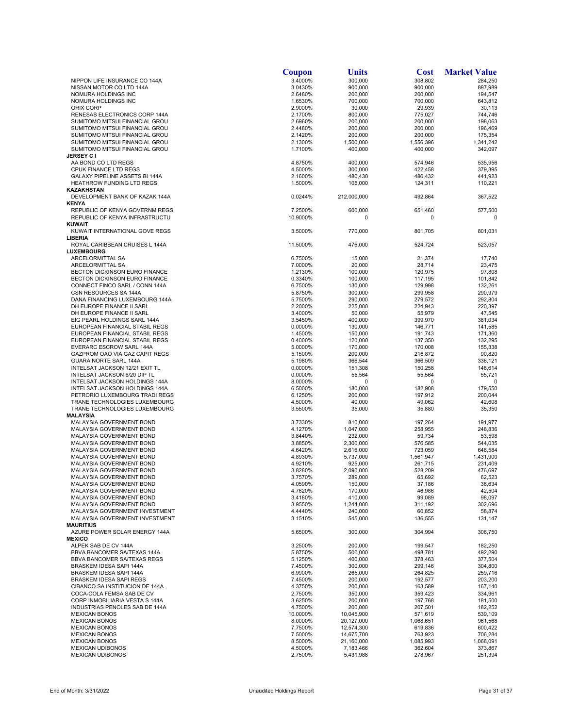| | Coupon | Units | Cost | Market Value |
|---|---|---|---|---|
| NIPPON LIFE INSURANCE CO 144A | 3.4000% | 300,000 | 308,802 | 284,250 |
| NISSAN MOTOR CO LTD 144A | 3.0430% | 900,000 | 900,000 | 897,989 |
| NOMURA HOLDINGS INC | 2.6480% | 200,000 | 200,000 | 194,547 |
| NOMURA HOLDINGS INC | 1.6530% | 700,000 | 700,000 | 643,812 |
| ORIX CORP | 2.9000% | 30,000 | 29,939 | 30,113 |
| RENESAS ELECTRONICS CORP 144A | 2.1700% | 800,000 | 775,027 | 744,746 |
| SUMITOMO MITSUI FINANCIAL GROU | 2.6960% | 200,000 | 200,000 | 198,063 |
| SUMITOMO MITSUI FINANCIAL GROU | 2.4480% | 200,000 | 200,000 | 196,469 |
| SUMITOMO MITSUI FINANCIAL GROU | 2.1420% | 200,000 | 200,000 | 175,354 |
| SUMITOMO MITSUI FINANCIAL GROU | 2.1300% | 1,500,000 | 1,556,396 | 1,341,242 |
| SUMITOMO MITSUI FINANCIAL GROU | 1.7100% | 400,000 | 400,000 | 342,097 |
| **JERSEY C I** | | | | |
| AA BOND CO LTD REGS | 4.8750% | 400,000 | 574,946 | 535,956 |
| CPUK FINANCE LTD REGS | 4.5000% | 300,000 | 422,458 | 379,395 |
| GALAXY PIPELINE ASSETS BI 144A | 2.1600% | 480,430 | 480,432 | 441,923 |
| HEATHROW FUNDING LTD REGS | 1.5000% | 105,000 | 124,311 | 110,221 |
| **KAZAKHSTAN** | | | | |
| DEVELOPMENT BANK OF KAZAK 144A | 0.0244% | 212,000,000 | 492,864 | 367,522 |
| **KENYA** | | | | |
| REPUBLIC OF KENYA GOVERNM REGS | 7.2500% | 600,000 | 651,460 | 577,500 |
| REPUBLIC OF KENYA INFRASTRUCTU | 10.9000% | 0 | 0 | 0 |
| **KUWAIT** | | | | |
| KUWAIT INTERNATIONAL GOVE REGS | 3.5000% | 770,000 | 801,705 | 801,031 |
| **LIBERIA** | | | | |
| ROYAL CARIBBEAN CRUISES L 144A | 11.5000% | 476,000 | 524,724 | 523,057 |
| **LUXEMBOURG** | | | | |
| ARCELORMITTAL SA | 6.7500% | 15,000 | 21,374 | 17,740 |
| ARCELORMITTAL SA | 7.0000% | 20,000 | 28,714 | 23,475 |
| BECTON DICKINSON EURO FINANCE | 1.2130% | 100,000 | 120,975 | 97,808 |
| BECTON DICKINSON EURO FINANCE | 0.3340% | 100,000 | 117,195 | 101,842 |
| CONNECT FINCO SARL / CONN 144A | 6.7500% | 130,000 | 129,998 | 132,261 |
| CSN RESOURCES SA 144A | 5.8750% | 300,000 | 299,958 | 290,979 |
| DANA FINANCING LUXEMBOURG 144A | 5.7500% | 290,000 | 279,572 | 292,804 |
| DH EUROPE FINANCE II SARL | 2.2000% | 225,000 | 224,943 | 220,397 |
| DH EUROPE FINANCE II SARL | 3.4000% | 50,000 | 55,979 | 47,545 |
| EIG PEARL HOLDINGS SARL 144A | 3.5450% | 400,000 | 399,970 | 381,034 |
| EUROPEAN FINANCIAL STABIL REGS | 0.0000% | 130,000 | 146,771 | 141,585 |
| EUROPEAN FINANCIAL STABIL REGS | 1.4500% | 150,000 | 191,743 | 171,360 |
| EUROPEAN FINANCIAL STABIL REGS | 0.4000% | 120,000 | 137,350 | 132,295 |
| EVERARC ESCROW SARL 144A | 5.0000% | 170,000 | 170,008 | 155,338 |
| GAZPROM OAO VIA GAZ CAPIT REGS | 5.1500% | 200,000 | 216,872 | 90,820 |
| GUARA NORTE SARL 144A | 5.1980% | 366,544 | 366,509 | 336,121 |
| INTELSAT JACKSON 12/21 EXIT TL | 0.0000% | 151,308 | 150,258 | 148,614 |
| INTELSAT JACKSON 6/20 DIP TL | 0.0000% | 55,564 | 55,564 | 55,721 |
| INTELSAT JACKSON HOLDINGS 144A | 8.0000% | 0 | 0 | 0 |
| INTELSAT JACKSON HOLDINGS 144A | 6.5000% | 180,000 | 182,908 | 179,550 |
| PETRORIO LUXEMBOURG TRADI REGS | 6.1250% | 200,000 | 197,912 | 200,044 |
| TRANE TECHNOLOGIES LUXEMBOURG | 4.5000% | 40,000 | 49,062 | 42,608 |
| TRANE TECHNOLOGIES LUXEMBOURG | 3.5500% | 35,000 | 35,880 | 35,350 |
| **MALAYSIA** | | | | |
| MALAYSIA GOVERNMENT BOND | 3.7330% | 810,000 | 197,264 | 191,977 |
| MALAYSIA GOVERNMENT BOND | 4.1270% | 1,047,000 | 258,955 | 248,836 |
| MALAYSIA GOVERNMENT BOND | 3.8440% | 232,000 | 59,734 | 53,598 |
| MALAYSIA GOVERNMENT BOND | 3.8850% | 2,300,000 | 576,585 | 544,035 |
| MALAYSIA GOVERNMENT BOND | 4.6420% | 2,616,000 | 723,059 | 646,584 |
| MALAYSIA GOVERNMENT BOND | 4.8930% | 5,737,000 | 1,561,947 | 1,431,900 |
| MALAYSIA GOVERNMENT BOND | 4.9210% | 925,000 | 261,715 | 231,409 |
| MALAYSIA GOVERNMENT BOND | 3.8280% | 2,090,000 | 528,209 | 476,697 |
| MALAYSIA GOVERNMENT BOND | 3.7570% | 289,000 | 65,692 | 62,523 |
| MALAYSIA GOVERNMENT BOND | 4.0590% | 150,000 | 37,186 | 36,634 |
| MALAYSIA GOVERNMENT BOND | 4.7620% | 170,000 | 46,986 | 42,504 |
| MALAYSIA GOVERNMENT BOND | 3.4180% | 410,000 | 99,089 | 98,097 |
| MALAYSIA GOVERNMENT BOND | 3.9550% | 1,244,000 | 311,192 | 302,696 |
| MALAYSIA GOVERNMENT INVESTMENT | 4.4440% | 240,000 | 60,852 | 58,874 |
| MALAYSIA GOVERNMENT INVESTMENT | 3.1510% | 545,000 | 136,555 | 131,147 |
| **MAURITIUS** | | | | |
| AZURE POWER SOLAR ENERGY 144A | 5.6500% | 300,000 | 304,994 | 306,750 |
| **MEXICO** | | | | |
| ALPEK SAB DE CV 144A | 3.2500% | 200,000 | 199,547 | 182,250 |
| BBVA BANCOMER SA/TEXAS 144A | 5.8750% | 500,000 | 498,781 | 492,290 |
| BBVA BANCOMER SA/TEXAS REGS | 5.1250% | 400,000 | 378,463 | 377,504 |
| BRASKEM IDESA SAPI 144A | 7.4500% | 300,000 | 299,146 | 304,800 |
| BRASKEM IDESA SAPI 144A | 6.9900% | 265,000 | 264,825 | 259,716 |
| BRASKEM IDESA SAPI REGS | 7.4500% | 200,000 | 192,577 | 203,200 |
| CIBANCO SA INSTITUCION DE 144A | 4.3750% | 200,000 | 163,589 | 167,140 |
| COCA-COLA FEMSA SAB DE CV | 2.7500% | 350,000 | 359,423 | 334,961 |
| CORP INMOBILIARIA VESTA S 144A | 3.6250% | 200,000 | 197,768 | 181,500 |
| INDUSTRIAS PENOLES SAB DE 144A | 4.7500% | 200,000 | 207,501 | 182,252 |
| MEXICAN BONOS | 10.0000% | 10,045,900 | 571,619 | 539,109 |
| MEXICAN BONOS | 8.0000% | 20,127,000 | 1,068,651 | 961,568 |
| MEXICAN BONOS | 7.7500% | 12,574,300 | 619,836 | 600,422 |
| MEXICAN BONOS | 7.5000% | 14,675,700 | 763,923 | 706,284 |
| MEXICAN BONOS | 8.5000% | 21,160,000 | 1,085,993 | 1,068,091 |
| MEXICAN UDIBONOS | 4.5000% | 7,183,466 | 362,604 | 373,867 |
| MEXICAN UDIBONOS | 2.7500% | 5,431,988 | 278,967 | 251,394 |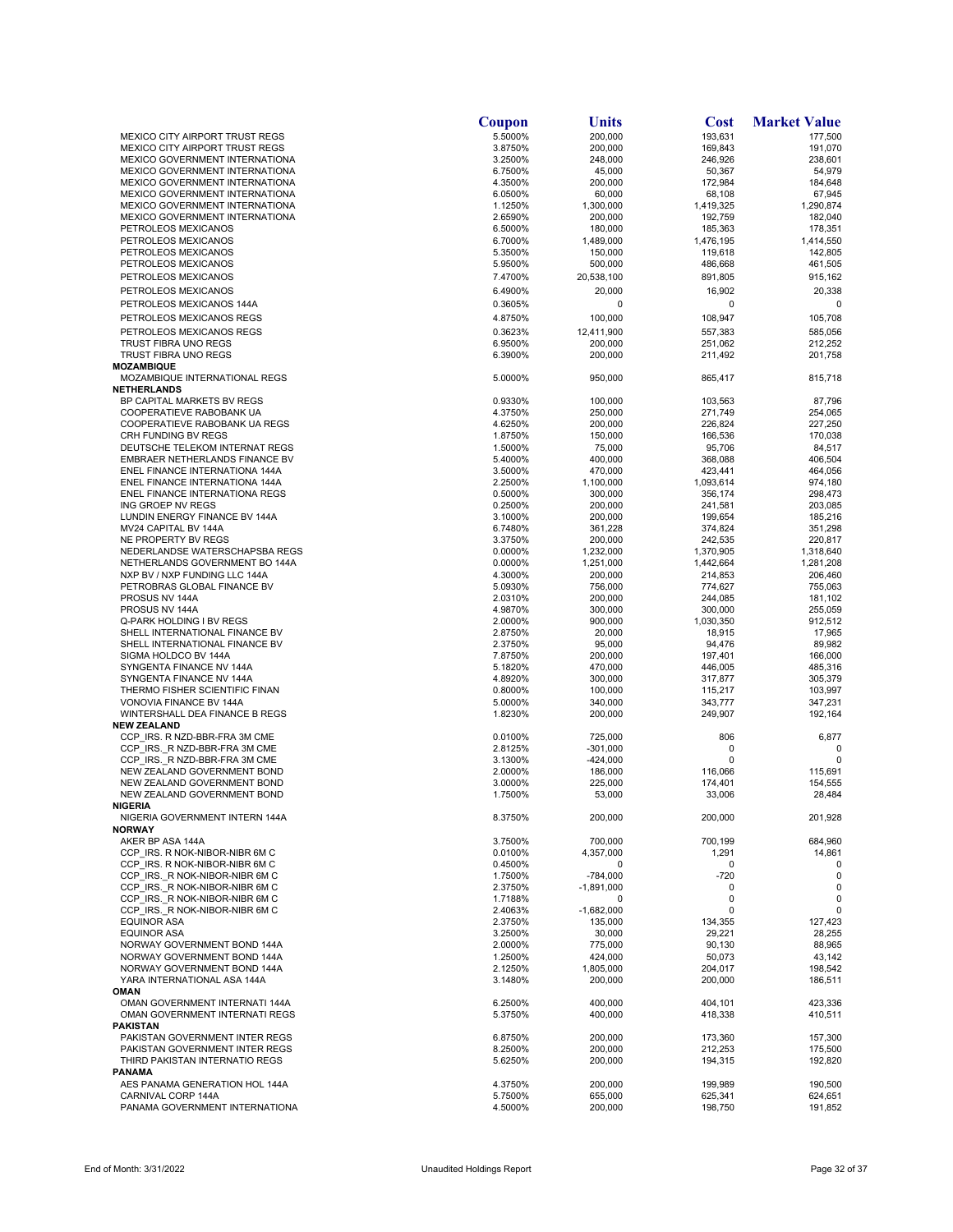| | Coupon | Units | Cost | Market Value |
|---|---|---|---|---|
| MEXICO CITY AIRPORT TRUST REGS | 5.5000% | 200,000 | 193,631 | 177,500 |
| MEXICO CITY AIRPORT TRUST REGS | 3.8750% | 200,000 | 169,843 | 191,070 |
| MEXICO GOVERNMENT INTERNATIONA | 3.2500% | 248,000 | 246,926 | 238,601 |
| MEXICO GOVERNMENT INTERNATIONA | 6.7500% | 45,000 | 50,367 | 54,979 |
| MEXICO GOVERNMENT INTERNATIONA | 4.3500% | 200,000 | 172,984 | 184,648 |
| MEXICO GOVERNMENT INTERNATIONA | 6.0500% | 60,000 | 68,108 | 67,945 |
| MEXICO GOVERNMENT INTERNATIONA | 1.1250% | 1,300,000 | 1,419,325 | 1,290,874 |
| MEXICO GOVERNMENT INTERNATIONA | 2.6590% | 200,000 | 192,759 | 182,040 |
| PETROLEOS MEXICANOS | 6.5000% | 180,000 | 185,363 | 178,351 |
| PETROLEOS MEXICANOS | 6.7000% | 1,489,000 | 1,476,195 | 1,414,550 |
| PETROLEOS MEXICANOS | 5.3500% | 150,000 | 119,618 | 142,805 |
| PETROLEOS MEXICANOS | 5.9500% | 500,000 | 486,668 | 461,505 |
| PETROLEOS MEXICANOS | 7.4700% | 20,538,100 | 891,805 | 915,162 |
| PETROLEOS MEXICANOS | 6.4900% | 20,000 | 16,902 | 20,338 |
| PETROLEOS MEXICANOS 144A | 0.3605% | 0 | 0 | 0 |
| PETROLEOS MEXICANOS REGS | 4.8750% | 100,000 | 108,947 | 105,708 |
| PETROLEOS MEXICANOS REGS | 0.3623% | 12,411,900 | 557,383 | 585,056 |
| TRUST FIBRA UNO REGS | 6.9500% | 200,000 | 251,062 | 212,252 |
| TRUST FIBRA UNO REGS | 6.3900% | 200,000 | 211,492 | 201,758 |
| **MOZAMBIQUE** | | | | |
| MOZAMBIQUE INTERNATIONAL REGS | 5.0000% | 950,000 | 865,417 | 815,718 |
| **NETHERLANDS** | | | | |
| BP CAPITAL MARKETS BV REGS | 0.9330% | 100,000 | 103,563 | 87,796 |
| COOPERATIEVE RABOBANK UA | 4.3750% | 250,000 | 271,749 | 254,065 |
| COOPERATIEVE RABOBANK UA REGS | 4.6250% | 200,000 | 226,824 | 227,250 |
| CRH FUNDING BV REGS | 1.8750% | 150,000 | 166,536 | 170,038 |
| DEUTSCHE TELEKOM INTERNAT REGS | 1.5000% | 75,000 | 95,706 | 84,517 |
| EMBRAER NETHERLANDS FINANCE BV | 5.4000% | 400,000 | 368,088 | 406,504 |
| ENEL FINANCE INTERNATIONA 144A | 3.5000% | 470,000 | 423,441 | 464,056 |
| ENEL FINANCE INTERNATIONA 144A | 2.2500% | 1,100,000 | 1,093,614 | 974,180 |
| ENEL FINANCE INTERNATIONA REGS | 0.5000% | 300,000 | 356,174 | 298,473 |
| ING GROEP NV REGS | 0.2500% | 200,000 | 241,581 | 203,085 |
| LUNDIN ENERGY FINANCE BV 144A | 3.1000% | 200,000 | 199,654 | 185,216 |
| MV24 CAPITAL BV 144A | 6.7480% | 361,228 | 374,824 | 351,298 |
| NE PROPERTY BV REGS | 3.3750% | 200,000 | 242,535 | 220,817 |
| NEDERLANDSE WATERSCHAPSBA REGS | 0.0000% | 1,232,000 | 1,370,905 | 1,318,640 |
| NETHERLANDS GOVERNMENT BO 144A | 0.0000% | 1,251,000 | 1,442,664 | 1,281,208 |
| NXP BV / NXP FUNDING LLC 144A | 4.3000% | 200,000 | 214,853 | 206,460 |
| PETROBRAS GLOBAL FINANCE BV | 5.0930% | 756,000 | 774,627 | 755,063 |
| PROSUS NV 144A | 2.0310% | 200,000 | 244,085 | 181,102 |
| PROSUS NV 144A | 4.9870% | 300,000 | 300,000 | 255,059 |
| Q-PARK HOLDING I BV REGS | 2.0000% | 900,000 | 1,030,350 | 912,512 |
| SHELL INTERNATIONAL FINANCE BV | 2.8750% | 20,000 | 18,915 | 17,965 |
| SHELL INTERNATIONAL FINANCE BV | 2.3750% | 95,000 | 94,476 | 89,982 |
| SIGMA HOLDCO BV 144A | 7.8750% | 200,000 | 197,401 | 166,000 |
| SYNGENTA FINANCE NV 144A | 5.1820% | 470,000 | 446,005 | 485,316 |
| SYNGENTA FINANCE NV 144A | 4.8920% | 300,000 | 317,877 | 305,379 |
| THERMO FISHER SCIENTIFIC FINAN | 0.8000% | 100,000 | 115,217 | 103,997 |
| VONOVIA FINANCE BV 144A | 5.0000% | 340,000 | 343,777 | 347,231 |
| WINTERSHALL DEA FINANCE B REGS | 1.8230% | 200,000 | 249,907 | 192,164 |
| **NEW ZEALAND** | | | | |
| CCP_IRS. R NZD-BBR-FRA 3M CME | 0.0100% | 725,000 | 806 | 6,877 |
| CCP_IRS._R NZD-BBR-FRA 3M CME | 2.8125% | -301,000 | 0 | 0 |
| CCP_IRS._R NZD-BBR-FRA 3M CME | 3.1300% | -424,000 | 0 | 0 |
| NEW ZEALAND GOVERNMENT BOND | 2.0000% | 186,000 | 116,066 | 115,691 |
| NEW ZEALAND GOVERNMENT BOND | 3.0000% | 225,000 | 174,401 | 154,555 |
| NEW ZEALAND GOVERNMENT BOND | 1.7500% | 53,000 | 33,006 | 28,484 |
| **NIGERIA** | | | | |
| NIGERIA GOVERNMENT INTERN 144A | 8.3750% | 200,000 | 200,000 | 201,928 |
| **NORWAY** | | | | |
| AKER BP ASA 144A | 3.7500% | 700,000 | 700,199 | 684,960 |
| CCP_IRS. R NOK-NIBOR-NIBR 6M C | 0.0100% | 4,357,000 | 1,291 | 14,861 |
| CCP_IRS. R NOK-NIBOR-NIBR 6M C | 0.4500% | 0 | 0 | 0 |
| CCP_IRS._R NOK-NIBOR-NIBR 6M C | 1.7500% | -784,000 | -720 | 0 |
| CCP_IRS._R NOK-NIBOR-NIBR 6M C | 2.3750% | -1,891,000 | 0 | 0 |
| CCP_IRS._R NOK-NIBOR-NIBR 6M C | 1.7188% | 0 | 0 | 0 |
| CCP_IRS._R NOK-NIBOR-NIBR 6M C | 2.4063% | -1,682,000 | 0 | 0 |
| EQUINOR ASA | 2.3750% | 135,000 | 134,355 | 127,423 |
| EQUINOR ASA | 3.2500% | 30,000 | 29,221 | 28,255 |
| NORWAY GOVERNMENT BOND 144A | 2.0000% | 775,000 | 90,130 | 88,965 |
| NORWAY GOVERNMENT BOND 144A | 1.2500% | 424,000 | 50,073 | 43,142 |
| NORWAY GOVERNMENT BOND 144A | 2.1250% | 1,805,000 | 204,017 | 198,542 |
| YARA INTERNATIONAL ASA 144A | 3.1480% | 200,000 | 200,000 | 186,511 |
| **OMAN** | | | | |
| OMAN GOVERNMENT INTERNATI 144A | 6.2500% | 400,000 | 404,101 | 423,336 |
| OMAN GOVERNMENT INTERNATI REGS | 5.3750% | 400,000 | 418,338 | 410,511 |
| **PAKISTAN** | | | | |
| PAKISTAN GOVERNMENT INTER REGS | 6.8750% | 200,000 | 173,360 | 157,300 |
| PAKISTAN GOVERNMENT INTER REGS | 8.2500% | 200,000 | 212,253 | 175,500 |
| THIRD PAKISTAN INTERNATIO REGS | 5.6250% | 200,000 | 194,315 | 192,820 |
| **PANAMA** | | | | |
| AES PANAMA GENERATION HOL 144A | 4.3750% | 200,000 | 199,989 | 190,500 |
| CARNIVAL CORP 144A | 5.7500% | 655,000 | 625,341 | 624,651 |
| PANAMA GOVERNMENT INTERNATIONA | 4.5000% | 200,000 | 198,750 | 191,852 |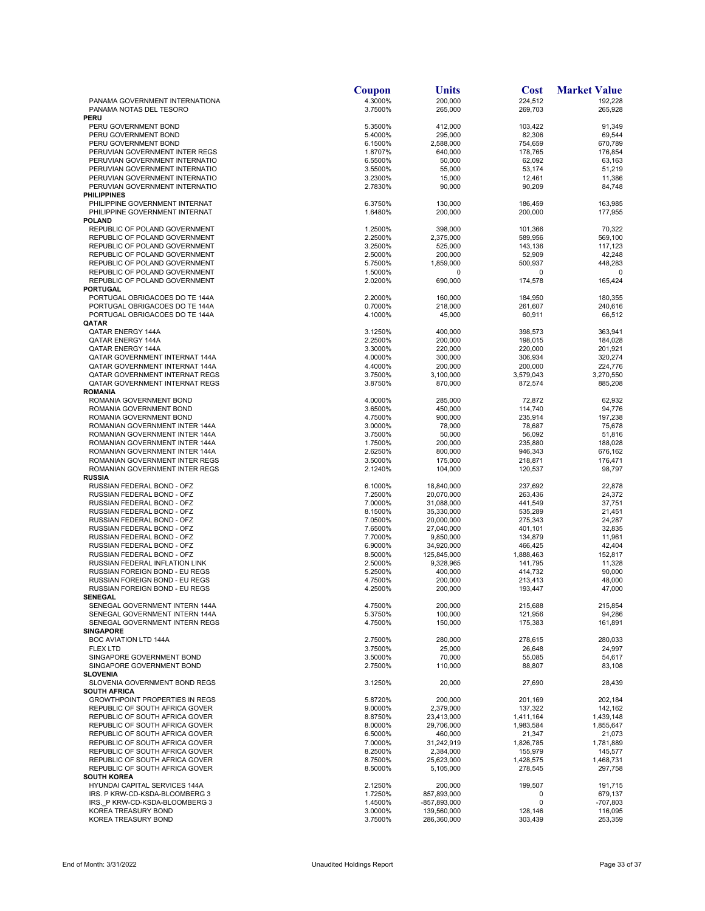| | Coupon | Units | Cost | Market Value |
|---|---|---|---|---|
| PANAMA GOVERNMENT INTERNATIONA | 4.3000% | 200,000 | 224,512 | 192,228 |
| PANAMA NOTAS DEL TESORO | 3.7500% | 265,000 | 269,703 | 265,928 |
| **PERU** | | | | |
| PERU GOVERNMENT BOND | 5.3500% | 412,000 | 103,422 | 91,349 |
| PERU GOVERNMENT BOND | 5.4000% | 295,000 | 82,306 | 69,544 |
| PERU GOVERNMENT BOND | 6.1500% | 2,588,000 | 754,659 | 670,789 |
| PERUVIAN GOVERNMENT INTER REGS | 1.8707% | 640,000 | 178,765 | 176,854 |
| PERUVIAN GOVERNMENT INTERNATIO | 6.5500% | 50,000 | 62,092 | 63,163 |
| PERUVIAN GOVERNMENT INTERNATIO | 3.5500% | 55,000 | 53,174 | 51,219 |
| PERUVIAN GOVERNMENT INTERNATIO | 3.2300% | 15,000 | 12,461 | 11,386 |
| PERUVIAN GOVERNMENT INTERNATIO | 2.7830% | 90,000 | 90,209 | 84,748 |
| **PHILIPPINES** | | | | |
| PHILIPPINE GOVERNMENT INTERNAT | 6.3750% | 130,000 | 186,459 | 163,985 |
| PHILIPPINE GOVERNMENT INTERNAT | 1.6480% | 200,000 | 200,000 | 177,955 |
| **POLAND** | | | | |
| REPUBLIC OF POLAND GOVERNMENT | 1.2500% | 398,000 | 101,366 | 70,322 |
| REPUBLIC OF POLAND GOVERNMENT | 2.2500% | 2,375,000 | 589,956 | 569,100 |
| REPUBLIC OF POLAND GOVERNMENT | 3.2500% | 525,000 | 143,136 | 117,123 |
| REPUBLIC OF POLAND GOVERNMENT | 2.5000% | 200,000 | 52,909 | 42,248 |
| REPUBLIC OF POLAND GOVERNMENT | 5.7500% | 1,859,000 | 500,937 | 448,283 |
| REPUBLIC OF POLAND GOVERNMENT | 1.5000% | 0 | 0 | 0 |
| REPUBLIC OF POLAND GOVERNMENT | 2.0200% | 690,000 | 174,578 | 165,424 |
| **PORTUGAL** | | | | |
| PORTUGAL OBRIGACOES DO TE 144A | 2.2000% | 160,000 | 184,950 | 180,355 |
| PORTUGAL OBRIGACOES DO TE 144A | 0.7000% | 218,000 | 261,607 | 240,616 |
| PORTUGAL OBRIGACOES DO TE 144A | 4.1000% | 45,000 | 60,911 | 66,512 |
| **QATAR** | | | | |
| QATAR ENERGY 144A | 3.1250% | 400,000 | 398,573 | 363,941 |
| QATAR ENERGY 144A | 2.2500% | 200,000 | 198,015 | 184,028 |
| QATAR ENERGY 144A | 3.3000% | 220,000 | 220,000 | 201,921 |
| QATAR GOVERNMENT INTERNAT 144A | 4.0000% | 300,000 | 306,934 | 320,274 |
| QATAR GOVERNMENT INTERNAT 144A | 4.4000% | 200,000 | 200,000 | 224,776 |
| QATAR GOVERNMENT INTERNAT REGS | 3.7500% | 3,100,000 | 3,579,043 | 3,270,550 |
| QATAR GOVERNMENT INTERNAT REGS | 3.8750% | 870,000 | 872,574 | 885,208 |
| **ROMANIA** | | | | |
| ROMANIA GOVERNMENT BOND | 4.0000% | 285,000 | 72,872 | 62,932 |
| ROMANIA GOVERNMENT BOND | 3.6500% | 450,000 | 114,740 | 94,776 |
| ROMANIA GOVERNMENT BOND | 4.7500% | 900,000 | 235,914 | 197,238 |
| ROMANIAN GOVERNMENT INTER 144A | 3.0000% | 78,000 | 78,687 | 75,678 |
| ROMANIAN GOVERNMENT INTER 144A | 3.7500% | 50,000 | 56,092 | 51,816 |
| ROMANIAN GOVERNMENT INTER 144A | 1.7500% | 200,000 | 235,880 | 188,028 |
| ROMANIAN GOVERNMENT INTER 144A | 2.6250% | 800,000 | 946,343 | 676,162 |
| ROMANIAN GOVERNMENT INTER REGS | 3.5000% | 175,000 | 218,871 | 176,471 |
| ROMANIAN GOVERNMENT INTER REGS | 2.1240% | 104,000 | 120,537 | 98,797 |
| **RUSSIA** | | | | |
| RUSSIAN FEDERAL BOND - OFZ | 6.1000% | 18,840,000 | 237,692 | 22,878 |
| RUSSIAN FEDERAL BOND - OFZ | 7.2500% | 20,070,000 | 263,436 | 24,372 |
| RUSSIAN FEDERAL BOND - OFZ | 7.0000% | 31,088,000 | 441,549 | 37,751 |
| RUSSIAN FEDERAL BOND - OFZ | 8.1500% | 35,330,000 | 535,289 | 21,451 |
| RUSSIAN FEDERAL BOND - OFZ | 7.0500% | 20,000,000 | 275,343 | 24,287 |
| RUSSIAN FEDERAL BOND - OFZ | 7.6500% | 27,040,000 | 401,101 | 32,835 |
| RUSSIAN FEDERAL BOND - OFZ | 7.7000% | 9,850,000 | 134,879 | 11,961 |
| RUSSIAN FEDERAL BOND - OFZ | 6.9000% | 34,920,000 | 466,425 | 42,404 |
| RUSSIAN FEDERAL BOND - OFZ | 8.5000% | 125,845,000 | 1,888,463 | 152,817 |
| RUSSIAN FEDERAL INFLATION LINK | 2.5000% | 9,328,965 | 141,795 | 11,328 |
| RUSSIAN FOREIGN BOND - EU REGS | 5.2500% | 400,000 | 414,732 | 90,000 |
| RUSSIAN FOREIGN BOND - EU REGS | 4.7500% | 200,000 | 213,413 | 48,000 |
| RUSSIAN FOREIGN BOND - EU REGS | 4.2500% | 200,000 | 193,447 | 47,000 |
| **SENEGAL** | | | | |
| SENEGAL GOVERNMENT INTERN 144A | 4.7500% | 200,000 | 215,688 | 215,854 |
| SENEGAL GOVERNMENT INTERN 144A | 5.3750% | 100,000 | 121,956 | 94,286 |
| SENEGAL GOVERNMENT INTERN REGS | 4.7500% | 150,000 | 175,383 | 161,891 |
| **SINGAPORE** | | | | |
| BOC AVIATION LTD 144A | 2.7500% | 280,000 | 278,615 | 280,033 |
| FLEX LTD | 3.7500% | 25,000 | 26,648 | 24,997 |
| SINGAPORE GOVERNMENT BOND | 3.5000% | 70,000 | 55,085 | 54,617 |
| SINGAPORE GOVERNMENT BOND | 2.7500% | 110,000 | 88,807 | 83,108 |
| **SLOVENIA** | | | | |
| SLOVENIA GOVERNMENT BOND REGS | 3.1250% | 20,000 | 27,690 | 28,439 |
| **SOUTH AFRICA** | | | | |
| GROWTHPOINT PROPERTIES IN REGS | 5.8720% | 200,000 | 201,169 | 202,184 |
| REPUBLIC OF SOUTH AFRICA GOVER | 9.0000% | 2,379,000 | 137,322 | 142,162 |
| REPUBLIC OF SOUTH AFRICA GOVER | 8.8750% | 23,413,000 | 1,411,164 | 1,439,148 |
| REPUBLIC OF SOUTH AFRICA GOVER | 8.0000% | 29,706,000 | 1,983,584 | 1,855,647 |
| REPUBLIC OF SOUTH AFRICA GOVER | 6.5000% | 460,000 | 21,347 | 21,073 |
| REPUBLIC OF SOUTH AFRICA GOVER | 7.0000% | 31,242,919 | 1,826,785 | 1,781,889 |
| REPUBLIC OF SOUTH AFRICA GOVER | 8.2500% | 2,384,000 | 155,979 | 145,577 |
| REPUBLIC OF SOUTH AFRICA GOVER | 8.7500% | 25,623,000 | 1,428,575 | 1,468,731 |
| REPUBLIC OF SOUTH AFRICA GOVER | 8.5000% | 5,105,000 | 278,545 | 297,758 |
| **SOUTH KOREA** | | | | |
| HYUNDAI CAPITAL SERVICES 144A | 2.1250% | 200,000 | 199,507 | 191,715 |
| IRS. P KRW-CD-KSDA-BLOOMBERG 3 | 1.7250% | 857,893,000 | 0 | 679,137 |
| IRS._P KRW-CD-KSDA-BLOOMBERG 3 | 1.4500% | -857,893,000 | 0 | -707,803 |
| KOREA TREASURY BOND | 3.0000% | 139,560,000 | 128,146 | 116,095 |
| KOREA TREASURY BOND | 3.7500% | 286,360,000 | 303,439 | 253,359 |

End of Month: 3/31/2022 — Unaudited Holdings Report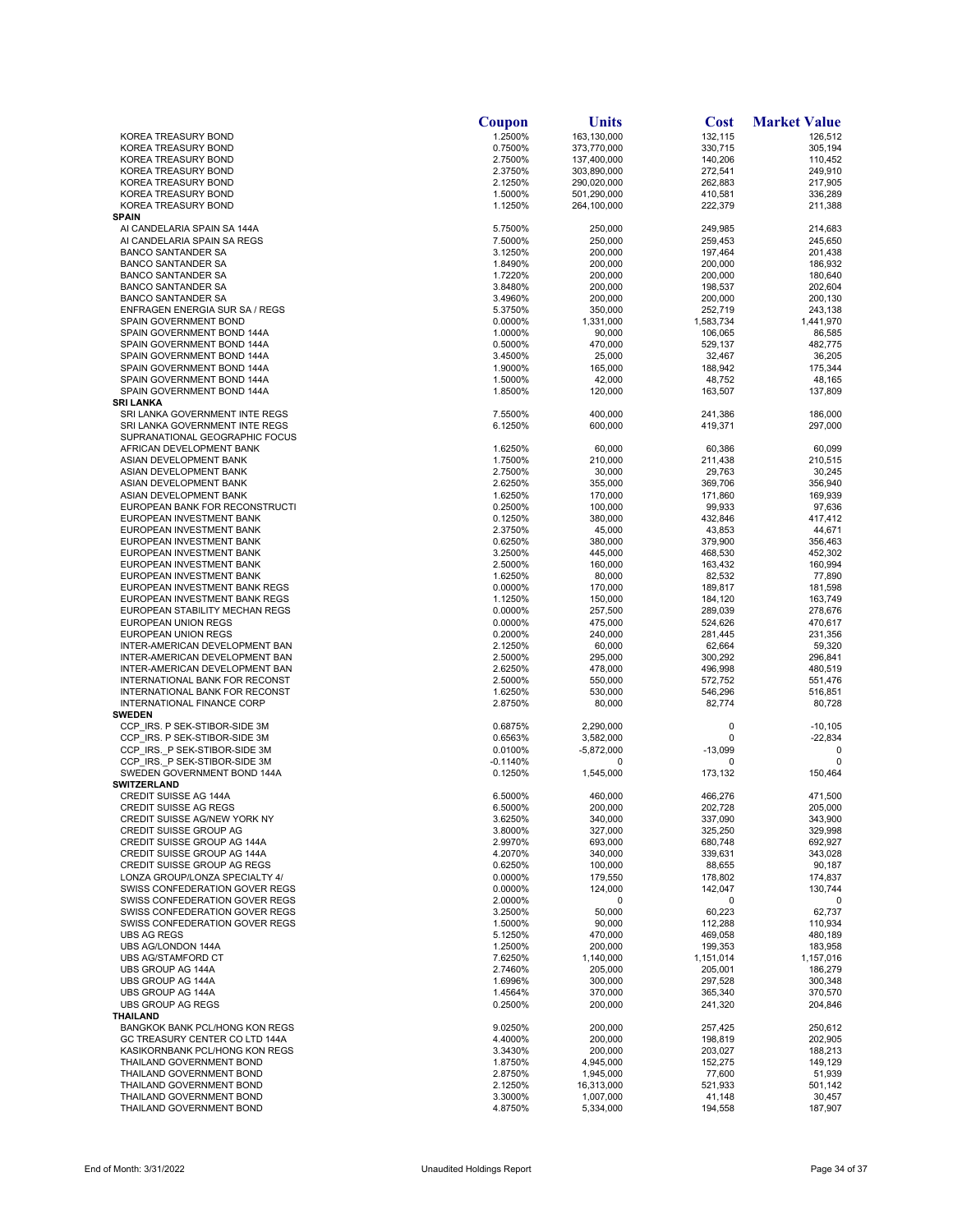| | Coupon | Units | Cost | Market Value |
|---|---|---|---|---|
| KOREA TREASURY BOND | 1.2500% | 163,130,000 | 132,115 | 126,512 |
| KOREA TREASURY BOND | 0.7500% | 373,770,000 | 330,715 | 305,194 |
| KOREA TREASURY BOND | 2.7500% | 137,400,000 | 140,206 | 110,452 |
| KOREA TREASURY BOND | 2.3750% | 303,890,000 | 272,541 | 249,910 |
| KOREA TREASURY BOND | 2.1250% | 290,020,000 | 262,883 | 217,905 |
| KOREA TREASURY BOND | 1.5000% | 501,290,000 | 410,581 | 336,289 |
| KOREA TREASURY BOND | 1.1250% | 264,100,000 | 222,379 | 211,388 |
| **SPAIN** | | | | |
| AI CANDELARIA SPAIN SA 144A | 5.7500% | 250,000 | 249,985 | 214,683 |
| AI CANDELARIA SPAIN SA REGS | 7.5000% | 250,000 | 259,453 | 245,650 |
| BANCO SANTANDER SA | 3.1250% | 200,000 | 197,464 | 201,438 |
| BANCO SANTANDER SA | 1.8490% | 200,000 | 200,000 | 186,932 |
| BANCO SANTANDER SA | 1.7220% | 200,000 | 200,000 | 180,640 |
| BANCO SANTANDER SA | 3.8480% | 200,000 | 198,537 | 202,604 |
| BANCO SANTANDER SA | 3.4960% | 200,000 | 200,000 | 200,130 |
| ENFRAGEN ENERGIA SUR SA / REGS | 5.3750% | 350,000 | 252,719 | 243,138 |
| SPAIN GOVERNMENT BOND | 0.0000% | 1,331,000 | 1,583,734 | 1,441,970 |
| SPAIN GOVERNMENT BOND 144A | 1.0000% | 90,000 | 106,065 | 86,585 |
| SPAIN GOVERNMENT BOND 144A | 0.5000% | 470,000 | 529,137 | 482,775 |
| SPAIN GOVERNMENT BOND 144A | 3.4500% | 25,000 | 32,467 | 36,205 |
| SPAIN GOVERNMENT BOND 144A | 1.9000% | 165,000 | 188,942 | 175,344 |
| SPAIN GOVERNMENT BOND 144A | 1.5000% | 42,000 | 48,752 | 48,165 |
| SPAIN GOVERNMENT BOND 144A | 1.8500% | 120,000 | 163,507 | 137,809 |
| **SRI LANKA** | | | | |
| SRI LANKA GOVERNMENT INTE REGS | 7.5500% | 400,000 | 241,386 | 186,000 |
| SRI LANKA GOVERNMENT INTE REGS | 6.1250% | 600,000 | 419,371 | 297,000 |
| SUPRANATIONAL GEOGRAPHIC FOCUS | | | | |
| AFRICAN DEVELOPMENT BANK | 1.6250% | 60,000 | 60,386 | 60,099 |
| ASIAN DEVELOPMENT BANK | 1.7500% | 210,000 | 211,438 | 210,515 |
| ASIAN DEVELOPMENT BANK | 2.7500% | 30,000 | 29,763 | 30,245 |
| ASIAN DEVELOPMENT BANK | 2.6250% | 355,000 | 369,706 | 356,940 |
| ASIAN DEVELOPMENT BANK | 1.6250% | 170,000 | 171,860 | 169,939 |
| EUROPEAN BANK FOR RECONSTRUCTI | 0.2500% | 100,000 | 99,933 | 97,636 |
| EUROPEAN INVESTMENT BANK | 0.1250% | 380,000 | 432,846 | 417,412 |
| EUROPEAN INVESTMENT BANK | 2.3750% | 45,000 | 43,853 | 44,671 |
| EUROPEAN INVESTMENT BANK | 0.6250% | 380,000 | 379,900 | 356,463 |
| EUROPEAN INVESTMENT BANK | 3.2500% | 445,000 | 468,530 | 452,302 |
| EUROPEAN INVESTMENT BANK | 2.5000% | 160,000 | 163,432 | 160,994 |
| EUROPEAN INVESTMENT BANK | 1.6250% | 80,000 | 82,532 | 77,890 |
| EUROPEAN INVESTMENT BANK REGS | 0.0000% | 170,000 | 189,817 | 181,598 |
| EUROPEAN INVESTMENT BANK REGS | 1.1250% | 150,000 | 184,120 | 163,749 |
| EUROPEAN STABILITY MECHAN REGS | 0.0000% | 257,500 | 289,039 | 278,676 |
| EUROPEAN UNION REGS | 0.0000% | 475,000 | 524,626 | 470,617 |
| EUROPEAN UNION REGS | 0.2000% | 240,000 | 281,445 | 231,356 |
| INTER-AMERICAN DEVELOPMENT BAN | 2.1250% | 60,000 | 62,664 | 59,320 |
| INTER-AMERICAN DEVELOPMENT BAN | 2.5000% | 295,000 | 300,292 | 296,841 |
| INTER-AMERICAN DEVELOPMENT BAN | 2.6250% | 478,000 | 496,998 | 480,519 |
| INTERNATIONAL BANK FOR RECONST | 2.5000% | 550,000 | 572,752 | 551,476 |
| INTERNATIONAL BANK FOR RECONST | 1.6250% | 530,000 | 546,296 | 516,851 |
| INTERNATIONAL FINANCE CORP | 2.8750% | 80,000 | 82,774 | 80,728 |
| **SWEDEN** | | | | |
| CCP_IRS. P SEK-STIBOR-SIDE 3M | 0.6875% | 2,290,000 | 0 | -10,105 |
| CCP_IRS. P SEK-STIBOR-SIDE 3M | 0.6563% | 3,582,000 | 0 | -22,834 |
| CCP_IRS._P SEK-STIBOR-SIDE 3M | 0.0100% | -5,872,000 | -13,099 | 0 |
| CCP_IRS._P SEK-STIBOR-SIDE 3M | -0.1140% | 0 | 0 | 0 |
| SWEDEN GOVERNMENT BOND 144A | 0.1250% | 1,545,000 | 173,132 | 150,464 |
| **SWITZERLAND** | | | | |
| CREDIT SUISSE AG 144A | 6.5000% | 460,000 | 466,276 | 471,500 |
| CREDIT SUISSE AG REGS | 6.5000% | 200,000 | 202,728 | 205,000 |
| CREDIT SUISSE AG/NEW YORK NY | 3.6250% | 340,000 | 337,090 | 343,900 |
| CREDIT SUISSE GROUP AG | 3.8000% | 327,000 | 325,250 | 329,998 |
| CREDIT SUISSE GROUP AG 144A | 2.9970% | 693,000 | 680,748 | 692,927 |
| CREDIT SUISSE GROUP AG 144A | 4.2070% | 340,000 | 339,631 | 343,028 |
| CREDIT SUISSE GROUP AG REGS | 0.6250% | 100,000 | 88,655 | 90,187 |
| LONZA GROUP/LONZA SPECIALTY 4/ | 0.0000% | 179,550 | 178,802 | 174,837 |
| SWISS CONFEDERATION GOVER REGS | 0.0000% | 124,000 | 142,047 | 130,744 |
| SWISS CONFEDERATION GOVER REGS | 2.0000% | 0 | 0 | 0 |
| SWISS CONFEDERATION GOVER REGS | 3.2500% | 50,000 | 60,223 | 62,737 |
| SWISS CONFEDERATION GOVER REGS | 1.5000% | 90,000 | 112,288 | 110,934 |
| UBS AG REGS | 5.1250% | 470,000 | 469,058 | 480,189 |
| UBS AG/LONDON 144A | 1.2500% | 200,000 | 199,353 | 183,958 |
| UBS AG/STAMFORD CT | 7.6250% | 1,140,000 | 1,151,014 | 1,157,016 |
| UBS GROUP AG 144A | 2.7460% | 205,000 | 205,001 | 186,279 |
| UBS GROUP AG 144A | 1.6996% | 300,000 | 297,528 | 300,348 |
| UBS GROUP AG 144A | 1.4564% | 370,000 | 365,340 | 370,570 |
| UBS GROUP AG REGS | 0.2500% | 200,000 | 241,320 | 204,846 |
| **THAILAND** | | | | |
| BANGKOK BANK PCL/HONG KON REGS | 9.0250% | 200,000 | 257,425 | 250,612 |
| GC TREASURY CENTER CO LTD 144A | 4.4000% | 200,000 | 198,819 | 202,905 |
| KASIKORNBANK PCL/HONG KON REGS | 3.3430% | 200,000 | 203,027 | 188,213 |
| THAILAND GOVERNMENT BOND | 1.8750% | 4,945,000 | 152,275 | 149,129 |
| THAILAND GOVERNMENT BOND | 2.8750% | 1,945,000 | 77,600 | 51,939 |
| THAILAND GOVERNMENT BOND | 2.1250% | 16,313,000 | 521,933 | 501,142 |
| THAILAND GOVERNMENT BOND | 3.3000% | 1,007,000 | 41,148 | 30,457 |
| THAILAND GOVERNMENT BOND | 4.8750% | 5,334,000 | 194,558 | 187,907 |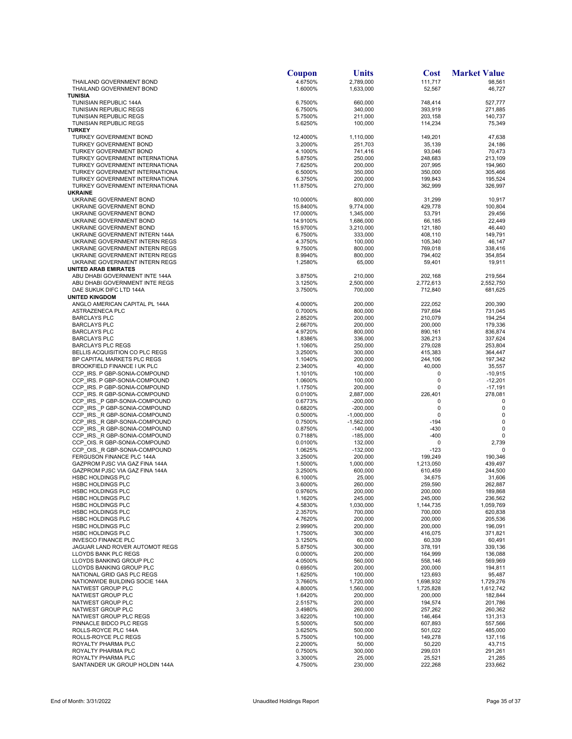| | Coupon | Units | Cost | Market Value |
|---|---|---|---|---|
| THAILAND GOVERNMENT BOND | 4.6750% | 2,789,000 | 111,717 | 98,561 |
| THAILAND GOVERNMENT BOND | 1.6000% | 1,633,000 | 52,567 | 46,727 |
| **TUNISIA** | | | | |
| TUNISIAN REPUBLIC 144A | 6.7500% | 660,000 | 748,414 | 527,777 |
| TUNISIAN REPUBLIC REGS | 6.7500% | 340,000 | 393,919 | 271,885 |
| TUNISIAN REPUBLIC REGS | 5.7500% | 211,000 | 203,158 | 140,737 |
| TUNISIAN REPUBLIC REGS | 5.6250% | 100,000 | 114,234 | 75,349 |
| **TURKEY** | | | | |
| TURKEY GOVERNMENT BOND | 12.4000% | 1,110,000 | 149,201 | 47,638 |
| TURKEY GOVERNMENT BOND | 3.2000% | 251,703 | 35,139 | 24,186 |
| TURKEY GOVERNMENT BOND | 4.1000% | 741,416 | 93,046 | 70,473 |
| TURKEY GOVERNMENT INTERNATIONA | 5.8750% | 250,000 | 248,683 | 213,109 |
| TURKEY GOVERNMENT INTERNATIONA | 7.6250% | 200,000 | 207,995 | 194,960 |
| TURKEY GOVERNMENT INTERNATIONA | 6.5000% | 350,000 | 350,000 | 305,466 |
| TURKEY GOVERNMENT INTERNATIONA | 6.3750% | 200,000 | 199,843 | 195,524 |
| TURKEY GOVERNMENT INTERNATIONA | 11.8750% | 270,000 | 362,999 | 326,997 |
| **UKRAINE** | | | | |
| UKRAINE GOVERNMENT BOND | 10.0000% | 800,000 | 31,299 | 10,917 |
| UKRAINE GOVERNMENT BOND | 15.8400% | 9,774,000 | 429,778 | 100,804 |
| UKRAINE GOVERNMENT BOND | 17.0000% | 1,345,000 | 53,791 | 29,456 |
| UKRAINE GOVERNMENT BOND | 14.9100% | 1,686,000 | 66,185 | 22,449 |
| UKRAINE GOVERNMENT BOND | 15.9700% | 3,210,000 | 121,180 | 46,440 |
| UKRAINE GOVERNMENT INTERN 144A | 6.7500% | 333,000 | 408,110 | 149,791 |
| UKRAINE GOVERNMENT INTERN REGS | 4.3750% | 100,000 | 105,340 | 46,147 |
| UKRAINE GOVERNMENT INTERN REGS | 9.7500% | 800,000 | 769,018 | 338,416 |
| UKRAINE GOVERNMENT INTERN REGS | 8.9940% | 800,000 | 794,402 | 354,854 |
| UKRAINE GOVERNMENT INTERN REGS | 1.2580% | 65,000 | 59,401 | 19,911 |
| **UNITED ARAB EMIRATES** | | | | |
| ABU DHABI GOVERNMENT INTE 144A | 3.8750% | 210,000 | 202,168 | 219,564 |
| ABU DHABI GOVERNMENT INTE REGS | 3.1250% | 2,500,000 | 2,772,613 | 2,552,750 |
| DAE SUKUK DIFC LTD 144A | 3.7500% | 700,000 | 712,840 | 681,625 |
| **UNITED KINGDOM** | | | | |
| ANGLO AMERICAN CAPITAL PL 144A | 4.0000% | 200,000 | 222,052 | 200,390 |
| ASTRAZENECA PLC | 0.7000% | 800,000 | 797,694 | 731,045 |
| BARCLAYS PLC | 2.8520% | 200,000 | 210,079 | 194,254 |
| BARCLAYS PLC | 2.6670% | 200,000 | 200,000 | 179,336 |
| BARCLAYS PLC | 4.9720% | 800,000 | 890,161 | 836,874 |
| BARCLAYS PLC | 1.8386% | 336,000 | 326,213 | 337,624 |
| BARCLAYS PLC REGS | 1.1060% | 250,000 | 279,028 | 253,804 |
| BELLIS ACQUISITION CO PLC REGS | 3.2500% | 300,000 | 415,383 | 364,447 |
| BP CAPITAL MARKETS PLC REGS | 1.1040% | 200,000 | 244,106 | 197,342 |
| BROOKFIELD FINANCE I UK PLC | 2.3400% | 40,000 | 40,000 | 35,557 |
| CCP_IRS. P GBP-SONIA-COMPOUND | 1.1010% | 100,000 | 0 | -10,915 |
| CCP_IRS. P GBP-SONIA-COMPOUND | 1.0600% | 100,000 | 0 | -12,201 |
| CCP_IRS. P GBP-SONIA-COMPOUND | 1.1750% | 200,000 | 0 | -17,191 |
| CCP_IRS. R GBP-SONIA-COMPOUND | 0.0100% | 2,887,000 | 226,401 | 278,081 |
| CCP_IRS._P GBP-SONIA-COMPOUND | 0.6773% | -200,000 | 0 | 0 |
| CCP_IRS._P GBP-SONIA-COMPOUND | 0.6820% | -200,000 | 0 | 0 |
| CCP_IRS._R GBP-SONIA-COMPOUND | 0.5000% | -1,000,000 | 0 | 0 |
| CCP_IRS._R GBP-SONIA-COMPOUND | 0.7500% | -1,562,000 | -194 | 0 |
| CCP_IRS._R GBP-SONIA-COMPOUND | 0.8750% | -140,000 | -430 | 0 |
| CCP_IRS._R GBP-SONIA-COMPOUND | 0.7188% | -185,000 | -400 | 0 |
| CCP_OIS. R GBP-SONIA-COMPOUND | 0.0100% | 132,000 | 0 | 2,739 |
| CCP_OIS._R GBP-SONIA-COMPOUND | 1.0625% | -132,000 | -123 | 0 |
| FERGUSON FINANCE PLC 144A | 3.2500% | 200,000 | 199,249 | 190,346 |
| GAZPROM PJSC VIA GAZ FINA 144A | 1.5000% | 1,000,000 | 1,213,050 | 439,497 |
| GAZPROM PJSC VIA GAZ FINA 144A | 3.2500% | 600,000 | 610,459 | 244,500 |
| HSBC HOLDINGS PLC | 6.1000% | 25,000 | 34,675 | 31,606 |
| HSBC HOLDINGS PLC | 3.6000% | 260,000 | 259,590 | 262,887 |
| HSBC HOLDINGS PLC | 0.9760% | 200,000 | 200,000 | 189,868 |
| HSBC HOLDINGS PLC | 1.1620% | 245,000 | 245,000 | 236,562 |
| HSBC HOLDINGS PLC | 4.5830% | 1,030,000 | 1,144,735 | 1,059,769 |
| HSBC HOLDINGS PLC | 2.3570% | 700,000 | 700,000 | 620,838 |
| HSBC HOLDINGS PLC | 4.7620% | 200,000 | 200,000 | 205,536 |
| HSBC HOLDINGS PLC | 2.9990% | 200,000 | 200,000 | 196,091 |
| HSBC HOLDINGS PLC | 1.7500% | 300,000 | 416,075 | 371,821 |
| INVESCO FINANCE PLC | 3.1250% | 60,000 | 60,339 | 60,491 |
| JAGUAR LAND ROVER AUTOMOT REGS | 5.8750% | 300,000 | 378,191 | 339,136 |
| LLOYDS BANK PLC REGS | 0.0000% | 200,000 | 164,999 | 136,088 |
| LLOYDS BANKING GROUP PLC | 4.0500% | 560,000 | 558,146 | 569,969 |
| LLOYDS BANKING GROUP PLC | 0.6950% | 200,000 | 200,000 | 194,811 |
| NATIONAL GRID GAS PLC REGS | 1.6250% | 100,000 | 123,693 | 95,487 |
| NATIONWIDE BUILDING SOCIE 144A | 3.7660% | 1,720,000 | 1,698,932 | 1,729,276 |
| NATWEST GROUP PLC | 4.8000% | 1,560,000 | 1,725,828 | 1,612,742 |
| NATWEST GROUP PLC | 1.6420% | 200,000 | 200,000 | 182,844 |
| NATWEST GROUP PLC | 2.5157% | 200,000 | 194,574 | 201,786 |
| NATWEST GROUP PLC | 3.4980% | 260,000 | 257,262 | 260,362 |
| NATWEST GROUP PLC REGS | 3.6220% | 100,000 | 146,464 | 131,313 |
| PINNACLE BIDCO PLC REGS | 5.5000% | 500,000 | 607,893 | 557,566 |
| ROLLS-ROYCE PLC 144A | 3.6250% | 500,000 | 501,022 | 485,000 |
| ROLLS-ROYCE PLC REGS | 5.7500% | 100,000 | 149,278 | 137,116 |
| ROYALTY PHARMA PLC | 2.2000% | 50,000 | 50,220 | 43,715 |
| ROYALTY PHARMA PLC | 0.7500% | 300,000 | 299,031 | 291,261 |
| ROYALTY PHARMA PLC | 3.3000% | 25,000 | 25,521 | 21,285 |
| SANTANDER UK GROUP HOLDIN 144A | 4.7500% | 230,000 | 222,268 | 233,662 |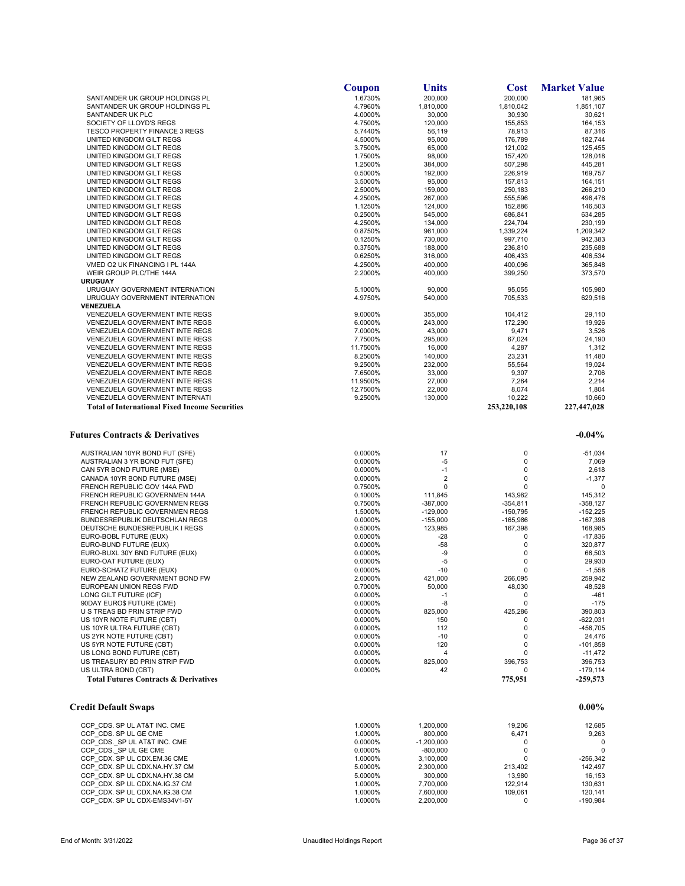| | Coupon | Units | Cost | Market Value |
|---|---|---|---|---|
| SANTANDER UK GROUP HOLDINGS PL | 1.6730% | 200,000 | 200,000 | 181,965 |
| SANTANDER UK GROUP HOLDINGS PL | 4.7960% | 1,810,000 | 1,810,042 | 1,851,107 |
| SANTANDER UK PLC | 4.0000% | 30,000 | 30,930 | 30,621 |
| SOCIETY OF LLOYD'S REGS | 4.7500% | 120,000 | 155,853 | 164,153 |
| TESCO PROPERTY FINANCE 3 REGS | 5.7440% | 56,119 | 78,913 | 87,316 |
| UNITED KINGDOM GILT REGS | 4.5000% | 95,000 | 176,789 | 182,744 |
| UNITED KINGDOM GILT REGS | 3.7500% | 65,000 | 121,002 | 125,455 |
| UNITED KINGDOM GILT REGS | 1.7500% | 98,000 | 157,420 | 128,018 |
| UNITED KINGDOM GILT REGS | 1.2500% | 384,000 | 507,298 | 445,281 |
| UNITED KINGDOM GILT REGS | 0.5000% | 192,000 | 226,919 | 169,757 |
| UNITED KINGDOM GILT REGS | 3.5000% | 95,000 | 157,813 | 164,151 |
| UNITED KINGDOM GILT REGS | 2.5000% | 159,000 | 250,183 | 266,210 |
| UNITED KINGDOM GILT REGS | 4.2500% | 267,000 | 555,596 | 496,476 |
| UNITED KINGDOM GILT REGS | 1.1250% | 124,000 | 152,886 | 146,503 |
| UNITED KINGDOM GILT REGS | 0.2500% | 545,000 | 686,841 | 634,285 |
| UNITED KINGDOM GILT REGS | 4.2500% | 134,000 | 224,704 | 230,199 |
| UNITED KINGDOM GILT REGS | 0.8750% | 961,000 | 1,339,224 | 1,209,342 |
| UNITED KINGDOM GILT REGS | 0.1250% | 730,000 | 997,710 | 942,383 |
| UNITED KINGDOM GILT REGS | 0.3750% | 188,000 | 236,810 | 235,688 |
| UNITED KINGDOM GILT REGS | 0.6250% | 316,000 | 406,433 | 406,534 |
| VMED O2 UK FINANCING I PL 144A | 4.2500% | 400,000 | 400,096 | 365,848 |
| WEIR GROUP PLC/THE 144A | 2.2000% | 400,000 | 399,250 | 373,570 |
| **URUGUAY** | | | | |
| URUGUAY GOVERNMENT INTERNATION | 5.1000% | 90,000 | 95,055 | 105,980 |
| URUGUAY GOVERNMENT INTERNATION | 4.9750% | 540,000 | 705,533 | 629,516 |
| **VENEZUELA** | | | | |
| VENEZUELA GOVERNMENT INTE REGS | 9.0000% | 355,000 | 104,412 | 29,110 |
| VENEZUELA GOVERNMENT INTE REGS | 6.0000% | 243,000 | 172,290 | 19,926 |
| VENEZUELA GOVERNMENT INTE REGS | 7.0000% | 43,000 | 9,471 | 3,526 |
| VENEZUELA GOVERNMENT INTE REGS | 7.7500% | 295,000 | 67,024 | 24,190 |
| VENEZUELA GOVERNMENT INTE REGS | 11.7500% | 16,000 | 4,287 | 1,312 |
| VENEZUELA GOVERNMENT INTE REGS | 8.2500% | 140,000 | 23,231 | 11,480 |
| VENEZUELA GOVERNMENT INTE REGS | 9.2500% | 232,000 | 55,564 | 19,024 |
| VENEZUELA GOVERNMENT INTE REGS | 7.6500% | 33,000 | 9,307 | 2,706 |
| VENEZUELA GOVERNMENT INTE REGS | 11.9500% | 27,000 | 7,264 | 2,214 |
| VENEZUELA GOVERNMENT INTE REGS | 12.7500% | 22,000 | 8,074 | 1,804 |
| VENEZUELA GOVERNMENT INTERNATI | 9.2500% | 130,000 | 10,222 | 10,660 |
| **Total of International Fixed Income Securities** | | | **253,220,108** | **227,447,028** |

## Futures Contracts & Derivatives — -0.04%

| | Coupon | Units | Cost | Market Value |
|---|---|---|---|---|
| AUSTRALIAN 10YR BOND FUT (SFE) | 0.0000% | 17 | 0 | -51,034 |
| AUSTRALIAN 3 YR BOND FUT (SFE) | 0.0000% | -5 | 0 | 7,069 |
| CAN 5YR BOND FUTURE (MSE) | 0.0000% | -1 | 0 | 2,618 |
| CANADA 10YR BOND FUTURE (MSE) | 0.0000% | 2 | 0 | -1,377 |
| FRENCH REPUBLIC GOV 144A FWD | 0.7500% | 0 | 0 | 0 |
| FRENCH REPUBLIC GOVERNMEN 144A | 0.1000% | 111,845 | 143,982 | 145,312 |
| FRENCH REPUBLIC GOVERNMEN REGS | 0.7500% | -387,000 | -354,811 | -358,127 |
| FRENCH REPUBLIC GOVERNMEN REGS | 1.5000% | -129,000 | -150,795 | -152,225 |
| BUNDESREPUBLIK DEUTSCHLAN REGS | 0.0000% | -155,000 | -165,986 | -167,396 |
| DEUTSCHE BUNDESREPUBLIK I REGS | 0.5000% | 123,985 | 167,398 | 168,985 |
| EURO-BOBL FUTURE (EUX) | 0.0000% | -28 | 0 | -17,836 |
| EURO-BUND FUTURE (EUX) | 0.0000% | -58 | 0 | 320,877 |
| EURO-BUXL 30Y BND FUTURE (EUX) | 0.0000% | -9 | 0 | 66,503 |
| EURO-OAT FUTURE (EUX) | 0.0000% | -5 | 0 | 29,930 |
| EURO-SCHATZ FUTURE (EUX) | 0.0000% | -10 | 0 | -1,558 |
| NEW ZEALAND GOVERNMENT BOND FW | 2.0000% | 421,000 | 266,095 | 259,942 |
| EUROPEAN UNION REGS FWD | 0.7000% | 50,000 | 48,030 | 48,528 |
| LONG GILT FUTURE (ICF) | 0.0000% | -1 | 0 | -461 |
| 90DAY EURO$ FUTURE (CME) | 0.0000% | -8 | 0 | -175 |
| U S TREAS BD PRIN STRIP FWD | 0.0000% | 825,000 | 425,286 | 390,803 |
| US 10YR NOTE FUTURE (CBT) | 0.0000% | 150 | 0 | -622,031 |
| US 10YR ULTRA FUTURE (CBT) | 0.0000% | 112 | 0 | -456,705 |
| US 2YR NOTE FUTURE (CBT) | 0.0000% | -10 | 0 | 24,476 |
| US 5YR NOTE FUTURE (CBT) | 0.0000% | 120 | 0 | -101,858 |
| US LONG BOND FUTURE (CBT) | 0.0000% | 4 | 0 | -11,472 |
| US TREASURY BD PRIN STRIP FWD | 0.0000% | 825,000 | 396,753 | 396,753 |
| US ULTRA BOND (CBT) | 0.0000% | 42 | 0 | -179,114 |
| **Total Futures Contracts & Derivatives** | | | **775,951** | **-259,573** |

## Credit Default Swaps — 0.00%

| | Coupon | Units | Cost | Market Value |
|---|---|---|---|---|
| CCP_CDS. SP UL AT&T INC. CME | 1.0000% | 1,200,000 | 19,206 | 12,685 |
| CCP_CDS. SP UL GE CME | 1.0000% | 800,000 | 6,471 | 9,263 |
| CCP_CDS._SP UL AT&T INC. CME | 0.0000% | -1,200,000 | 0 | 0 |
| CCP_CDS._SP UL GE CME | 0.0000% | -800,000 | 0 | 0 |
| CCP_CDX. SP UL CDX.EM.36 CME | 1.0000% | 3,100,000 | 0 | -256,342 |
| CCP_CDX. SP UL CDX.NA.HY.37 CM | 5.0000% | 2,300,000 | 213,402 | 142,497 |
| CCP_CDX. SP UL CDX.NA.HY.38 CM | 5.0000% | 300,000 | 13,980 | 16,153 |
| CCP_CDX. SP UL CDX.NA.IG.37 CM | 1.0000% | 7,700,000 | 122,914 | 130,631 |
| CCP_CDX. SP UL CDX.NA.IG.38 CM | 1.0000% | 7,600,000 | 109,061 | 120,141 |
| CCP_CDX. SP UL CDX-EMS34V1-5Y | 1.0000% | 2,200,000 | 0 | -190,984 |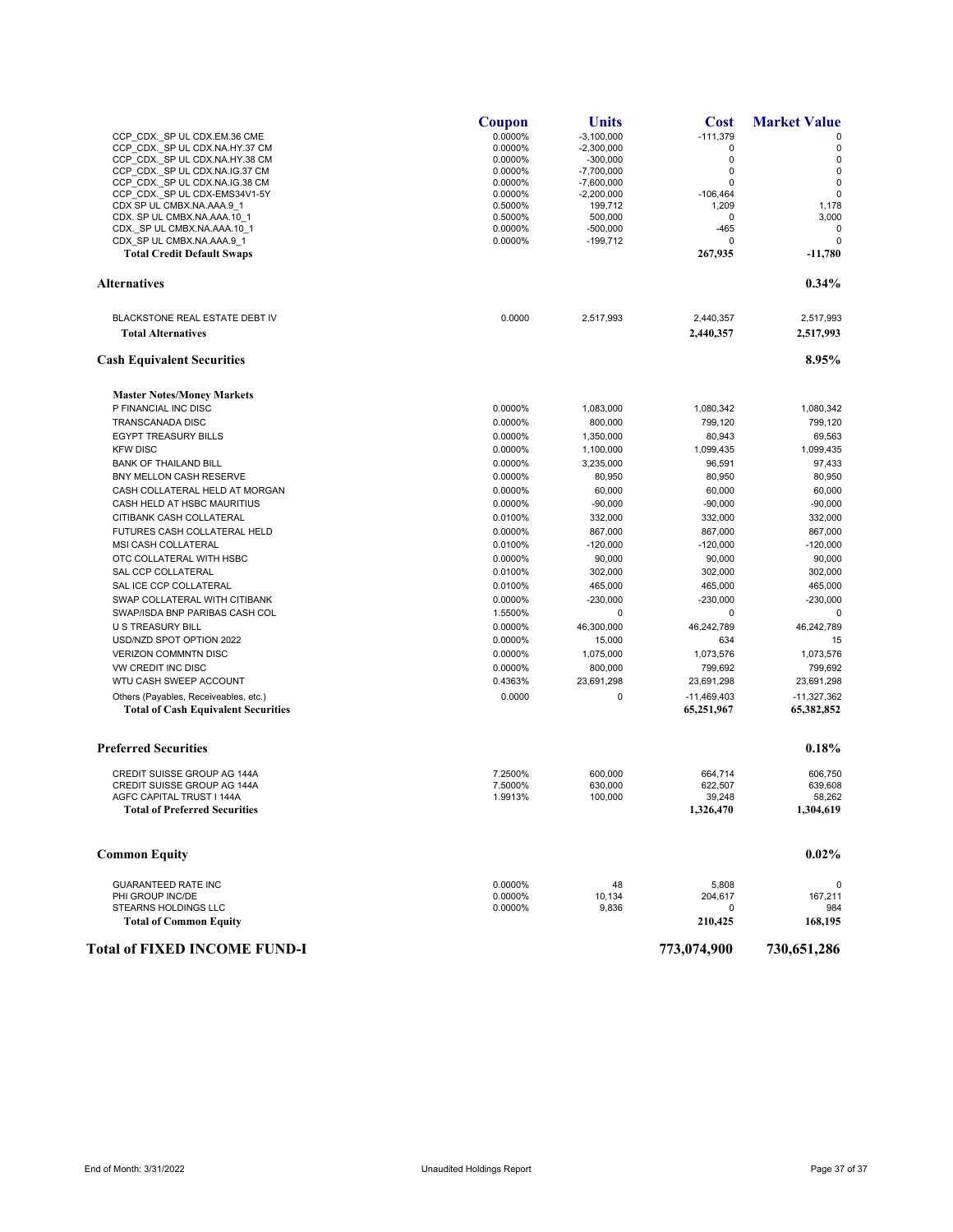| | Coupon | Units | Cost | Market Value |
|---|---|---|---|---|
| CCP_CDX._SP UL CDX.EM.36 CME | 0.0000% | -3,100,000 | -111,379 | 0 |
| CCP_CDX._SP UL CDX.NA.HY.37 CM | 0.0000% | -2,300,000 | 0 | 0 |
| CCP_CDX._SP UL CDX.NA.HY.38 CM | 0.0000% | -300,000 | 0 | 0 |
| CCP_CDX._SP UL CDX.NA.IG.37 CM | 0.0000% | -7,700,000 | 0 | 0 |
| CCP_CDX._SP UL CDX.NA.IG.38 CM | 0.0000% | -7,600,000 | 0 | 0 |
| CCP_CDX._SP UL CDX-EMS34V1-5Y | 0.0000% | -2,200,000 | -106,464 | 0 |
| CDX SP UL CMBX.NA.AAA.9_1 | 0.5000% | 199,712 | 1,209 | 1,178 |
| CDX. SP UL CMBX.NA.AAA.10_1 | 0.5000% | 500,000 | 0 | 3,000 |
| CDX._SP UL CMBX.NA.AAA.10_1 | 0.0000% | -500,000 | -465 | 0 |
| CDX_SP UL CMBX.NA.AAA.9_1 | 0.0000% | -199,712 | 0 | 0 |
| **Total Credit Default Swaps** | | | **267,935** | **-11,780** |
| **Alternatives** | | | | **0.34%** |
| BLACKSTONE REAL ESTATE DEBT IV | 0.0000 | 2,517,993 | 2,440,357 | 2,517,993 |
| **Total Alternatives** | | | **2,440,357** | **2,517,993** |
| **Cash Equivalent Securities** | | | | **8.95%** |
| **Master Notes/Money Markets** | | | | |
| P FINANCIAL INC DISC | 0.0000% | 1,083,000 | 1,080,342 | 1,080,342 |
| TRANSCANADA DISC | 0.0000% | 800,000 | 799,120 | 799,120 |
| EGYPT TREASURY BILLS | 0.0000% | 1,350,000 | 80,943 | 69,563 |
| KFW DISC | 0.0000% | 1,100,000 | 1,099,435 | 1,099,435 |
| BANK OF THAILAND BILL | 0.0000% | 3,235,000 | 96,591 | 97,433 |
| BNY MELLON CASH RESERVE | 0.0000% | 80,950 | 80,950 | 80,950 |
| CASH COLLATERAL HELD AT MORGAN | 0.0000% | 60,000 | 60,000 | 60,000 |
| CASH HELD AT HSBC MAURITIUS | 0.0000% | -90,000 | -90,000 | -90,000 |
| CITIBANK CASH COLLATERAL | 0.0100% | 332,000 | 332,000 | 332,000 |
| FUTURES CASH COLLATERAL HELD | 0.0000% | 867,000 | 867,000 | 867,000 |
| MSI CASH COLLATERAL | 0.0100% | -120,000 | -120,000 | -120,000 |
| OTC COLLATERAL WITH HSBC | 0.0000% | 90,000 | 90,000 | 90,000 |
| SAL CCP COLLATERAL | 0.0100% | 302,000 | 302,000 | 302,000 |
| SAL ICE CCP COLLATERAL | 0.0100% | 465,000 | 465,000 | 465,000 |
| SWAP COLLATERAL WITH CITIBANK | 0.0000% | -230,000 | -230,000 | -230,000 |
| SWAP/ISDA BNP PARIBAS CASH COL | 1.5500% | 0 | 0 | 0 |
| U S TREASURY BILL | 0.0000% | 46,300,000 | 46,242,789 | 46,242,789 |
| USD/NZD SPOT OPTION 2022 | 0.0000% | 15,000 | 634 | 15 |
| VERIZON COMMNTN DISC | 0.0000% | 1,075,000 | 1,073,576 | 1,073,576 |
| VW CREDIT INC DISC | 0.0000% | 800,000 | 799,692 | 799,692 |
| WTU CASH SWEEP ACCOUNT | 0.4363% | 23,691,298 | 23,691,298 | 23,691,298 |
| Others (Payables, Receiveables, etc.) | 0.0000 | 0 | -11,469,403 | -11,327,362 |
| **Total of Cash Equivalent Securities** | | | **65,251,967** | **65,382,852** |
| **Preferred Securities** | | | | **0.18%** |
| CREDIT SUISSE GROUP AG 144A | 7.2500% | 600,000 | 664,714 | 606,750 |
| CREDIT SUISSE GROUP AG 144A | 7.5000% | 630,000 | 622,507 | 639,608 |
| AGFC CAPITAL TRUST I 144A | 1.9913% | 100,000 | 39,248 | 58,262 |
| **Total of Preferred Securities** | | | **1,326,470** | **1,304,619** |
| **Common Equity** | | | | **0.02%** |
| GUARANTEED RATE INC | 0.0000% | 48 | 5,808 | 0 |
| PHI GROUP INC/DE | 0.0000% | 10,134 | 204,617 | 167,211 |
| STEARNS HOLDINGS LLC | 0.0000% | 9,836 | 0 | 984 |
| **Total of Common Equity** | | | **210,425** | **168,195** |
| **Total of FIXED INCOME FUND-I** | | | **773,074,900** | **730,651,286** |

End of Month: 3/31/2022 Unaudited Holdings Report